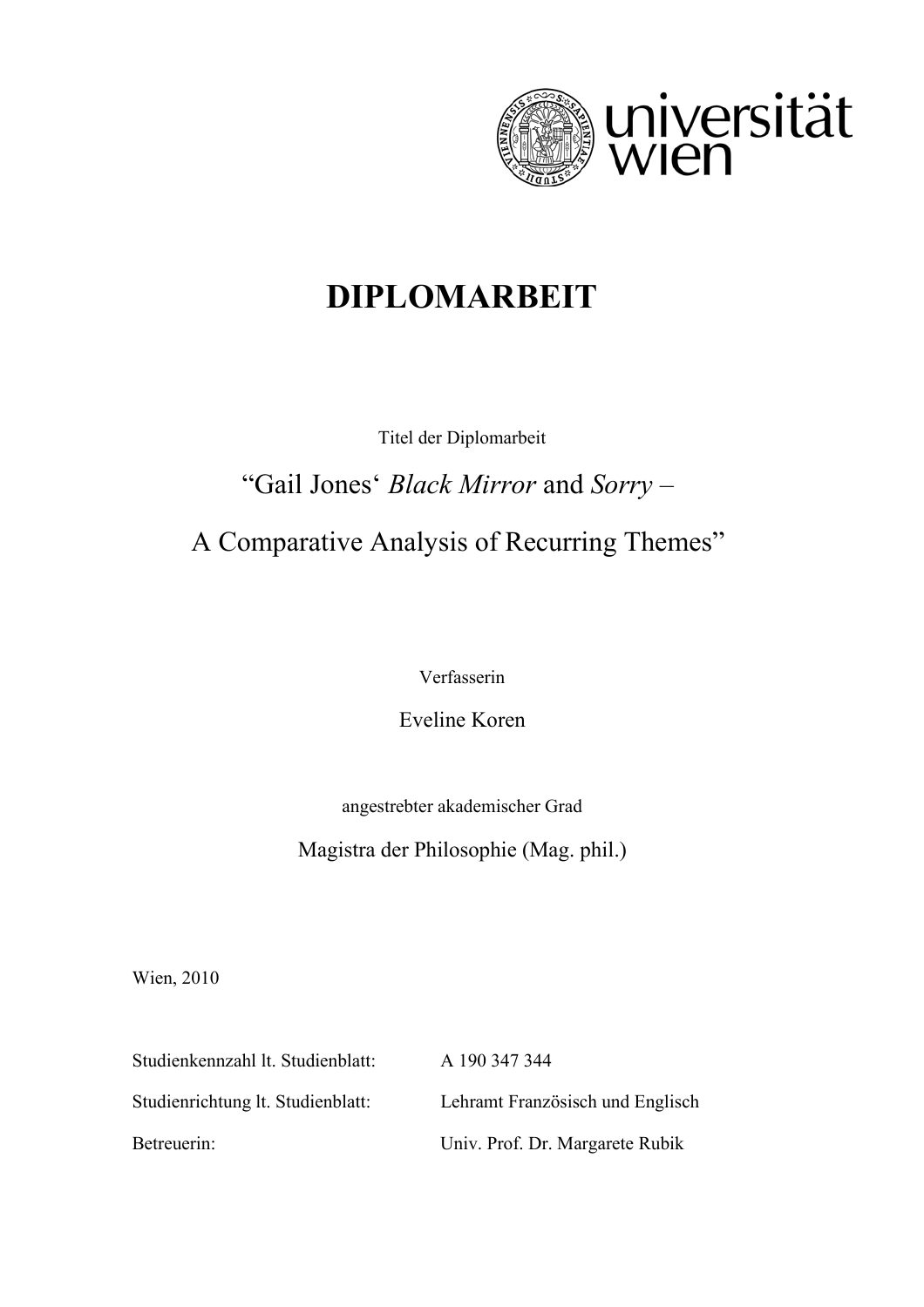universität wien

# DIPLOMARBEIT

Titel der Diplomarbeit

"Gail Jones' *Black Mirror* and *Sorry* –

A Comparative Analysis of Recurring Themes"

Verfasserin

Eveline Koren

angestrebter akademischer Grad

Magistra der Philosophie (Mag. phil.)

Wien, 2010

| | |
|---|---|
| Studienkennzahl lt. Studienblatt: | A 190 347 344 |
| Studienrichtung lt. Studienblatt: | Lehramt Französisch und Englisch |
| Betreuerin: | Univ. Prof. Dr. Margarete Rubik |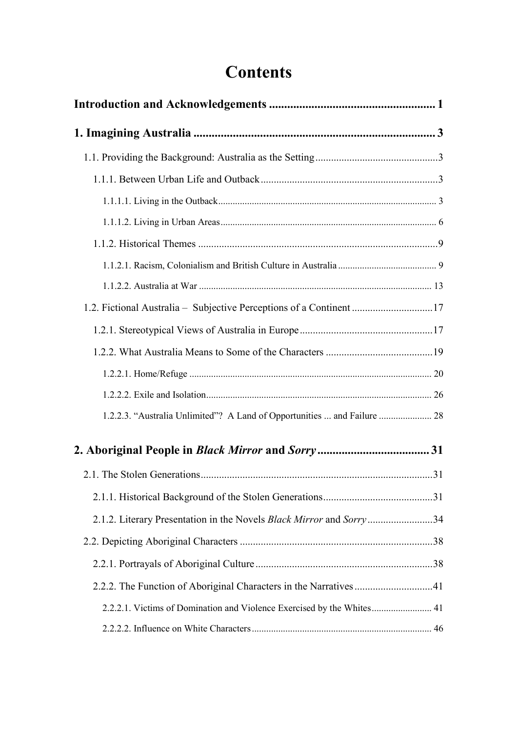# Contents

**Introduction and Acknowledgements ....................................................... 1**

**1. Imagining Australia ................................................................................. 3**

1.1. Providing the Background: Australia as the Setting...............................................3

1.1.1. Between Urban Life and Outback....................................................................3

1.1.1.1. Living in the Outback......................................................................................... 3

1.1.1.2. Living in Urban Areas......................................................................................... 6

1.1.2. Historical Themes ............................................................................................9

1.1.2.1. Racism, Colonialism and British Culture in Australia ......................................... 9

1.1.2.2. Australia at War ................................................................................................ 13

1.2. Fictional Australia – Subjective Perceptions of a Continent ...............................17

1.2.1. Stereotypical Views of Australia in Europe...................................................17

1.2.2. What Australia Means to Some of the Characters .........................................19

1.2.2.1. Home/Refuge .................................................................................................... 20

1.2.2.2. Exile and Isolation............................................................................................. 26

1.2.2.3. "Australia Unlimited"? A Land of Opportunities ... and Failure ...................... 28

**2. Aboriginal People in *Black Mirror* and *Sorry* .................................... 31**

2.1. The Stolen Generations........................................................................................31

2.1.1. Historical Background of the Stolen Generations..........................................31

2.1.2. Literary Presentation in the Novels *Black Mirror* and *Sorry* .........................34

2.2. Depicting Aboriginal Characters ..........................................................................38

2.2.1. Portrayals of Aboriginal Culture....................................................................38

2.2.2. The Function of Aboriginal Characters in the Narratives..............................41

2.2.2.1. Victims of Domination and Violence Exercised by the Whites......................... 41

2.2.2.2. Influence on White Characters.......................................................................... 46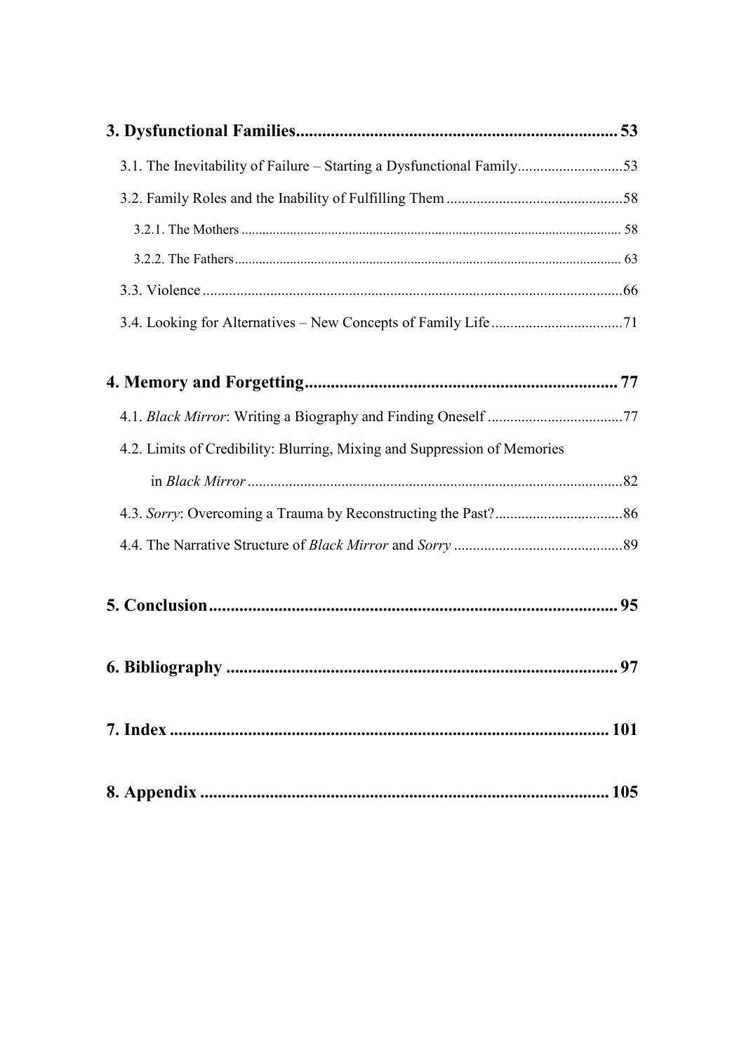**3. Dysfunctional Families ......................................................................... 53**

3.1. The Inevitability of Failure – Starting a Dysfunctional Family ............................ 53

3.2. Family Roles and the Inability of Fulfilling Them ............................................... 58

3.2.1. The Mothers ............................................................................................................ 58

3.2.2. The Fathers .............................................................................................................. 63

3.3. Violence ............................................................................................................... 66

3.4. Looking for Alternatives – New Concepts of Family Life ................................... 71

**4. Memory and Forgetting ....................................................................... 77**

4.1. *Black Mirror*: Writing a Biography and Finding Oneself .................................... 77

4.2. Limits of Credibility: Blurring, Mixing and Suppression of Memories in *Black Mirror* ................................................................................................... 82

4.3. *Sorry*: Overcoming a Trauma by Reconstructing the Past? .................................. 86

4.4. The Narrative Structure of *Black Mirror* and *Sorry* ............................................. 89

**5. Conclusion ............................................................................................. 95**

**6. Bibliography ......................................................................................... 97**

**7. Index .................................................................................................... 101**

**8. Appendix ............................................................................................. 105**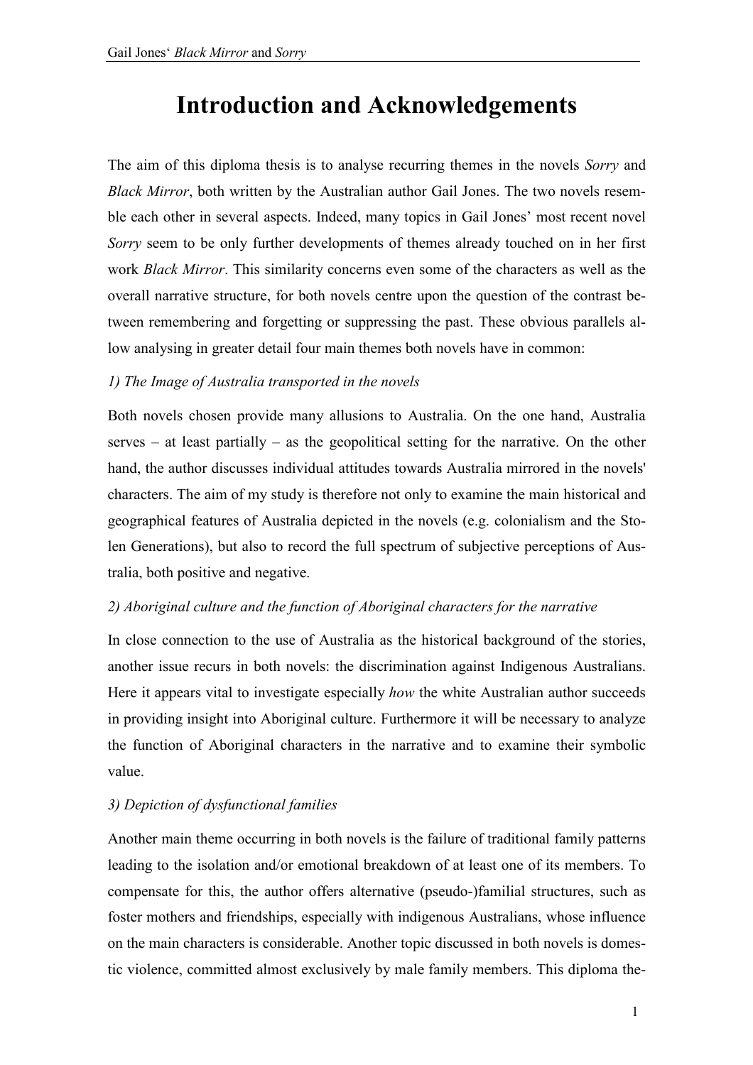# Introduction and Acknowledgements

The aim of this diploma thesis is to analyse recurring themes in the novels *Sorry* and *Black Mirror*, both written by the Australian author Gail Jones. The two novels resemble each other in several aspects. Indeed, many topics in Gail Jones' most recent novel *Sorry* seem to be only further developments of themes already touched on in her first work *Black Mirror*. This similarity concerns even some of the characters as well as the overall narrative structure, for both novels centre upon the question of the contrast between remembering and forgetting or suppressing the past. These obvious parallels allow analysing in greater detail four main themes both novels have in common:

*1) The Image of Australia transported in the novels*

Both novels chosen provide many allusions to Australia. On the one hand, Australia serves – at least partially – as the geopolitical setting for the narrative. On the other hand, the author discusses individual attitudes towards Australia mirrored in the novels' characters. The aim of my study is therefore not only to examine the main historical and geographical features of Australia depicted in the novels (e.g. colonialism and the Stolen Generations), but also to record the full spectrum of subjective perceptions of Australia, both positive and negative.

*2) Aboriginal culture and the function of Aboriginal characters for the narrative*

In close connection to the use of Australia as the historical background of the stories, another issue recurs in both novels: the discrimination against Indigenous Australians. Here it appears vital to investigate especially *how* the white Australian author succeeds in providing insight into Aboriginal culture. Furthermore it will be necessary to analyze the function of Aboriginal characters in the narrative and to examine their symbolic value.

*3) Depiction of dysfunctional families*

Another main theme occurring in both novels is the failure of traditional family patterns leading to the isolation and/or emotional breakdown of at least one of its members. To compensate for this, the author offers alternative (pseudo-)familial structures, such as foster mothers and friendships, especially with indigenous Australians, whose influence on the main characters is considerable. Another topic discussed in both novels is domestic violence, committed almost exclusively by male family members. This diploma the-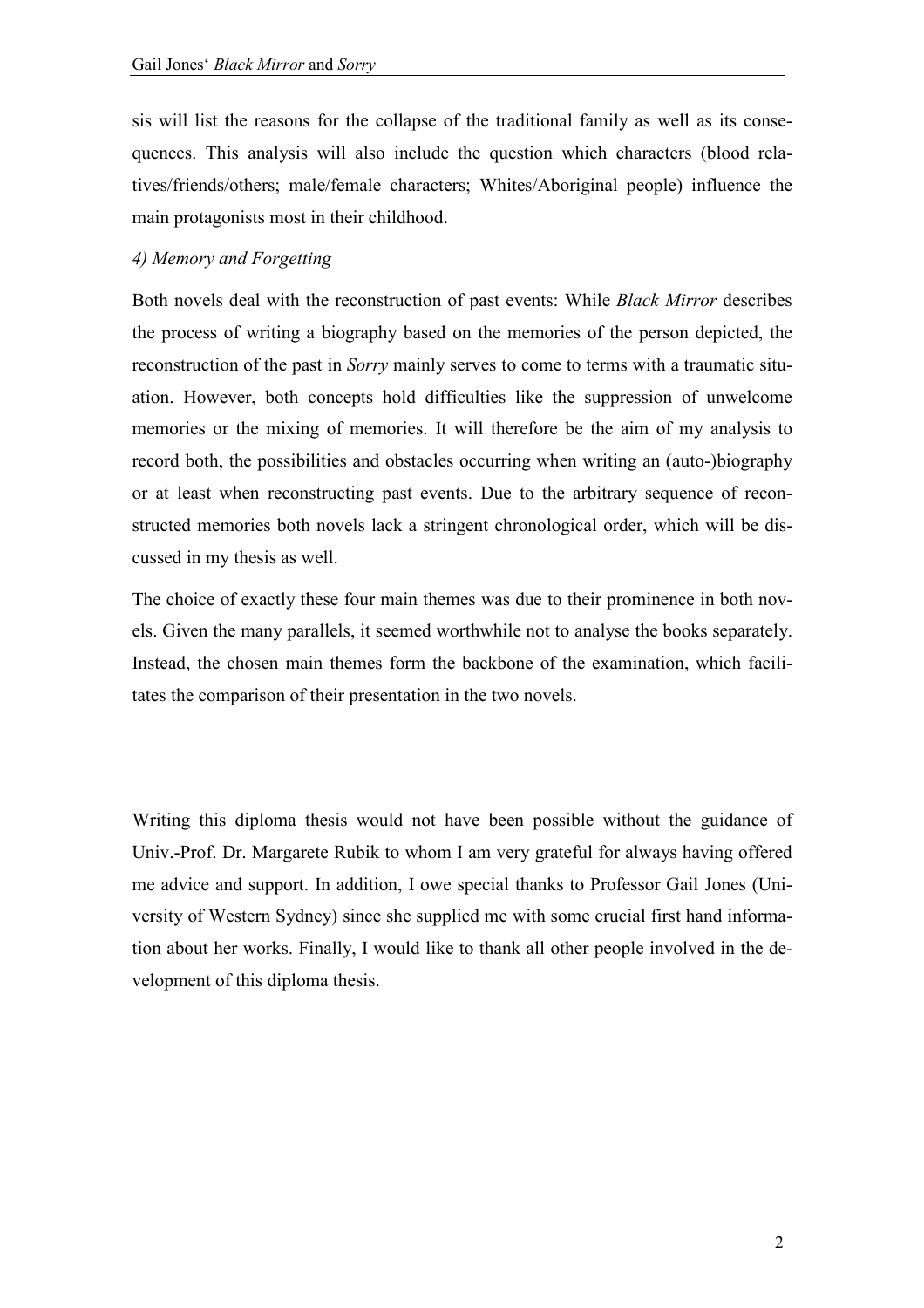sis will list the reasons for the collapse of the traditional family as well as its consequences. This analysis will also include the question which characters (blood relatives/friends/others; male/female characters; Whites/Aboriginal people) influence the main protagonists most in their childhood.

*4) Memory and Forgetting*

Both novels deal with the reconstruction of past events: While *Black Mirror* describes the process of writing a biography based on the memories of the person depicted, the reconstruction of the past in *Sorry* mainly serves to come to terms with a traumatic situation. However, both concepts hold difficulties like the suppression of unwelcome memories or the mixing of memories. It will therefore be the aim of my analysis to record both, the possibilities and obstacles occurring when writing an (auto-)biography or at least when reconstructing past events. Due to the arbitrary sequence of reconstructed memories both novels lack a stringent chronological order, which will be discussed in my thesis as well.

The choice of exactly these four main themes was due to their prominence in both novels. Given the many parallels, it seemed worthwhile not to analyse the books separately. Instead, the chosen main themes form the backbone of the examination, which facilitates the comparison of their presentation in the two novels.

Writing this diploma thesis would not have been possible without the guidance of Univ.-Prof. Dr. Margarete Rubik to whom I am very grateful for always having offered me advice and support. In addition, I owe special thanks to Professor Gail Jones (University of Western Sydney) since she supplied me with some crucial first hand information about her works. Finally, I would like to thank all other people involved in the development of this diploma thesis.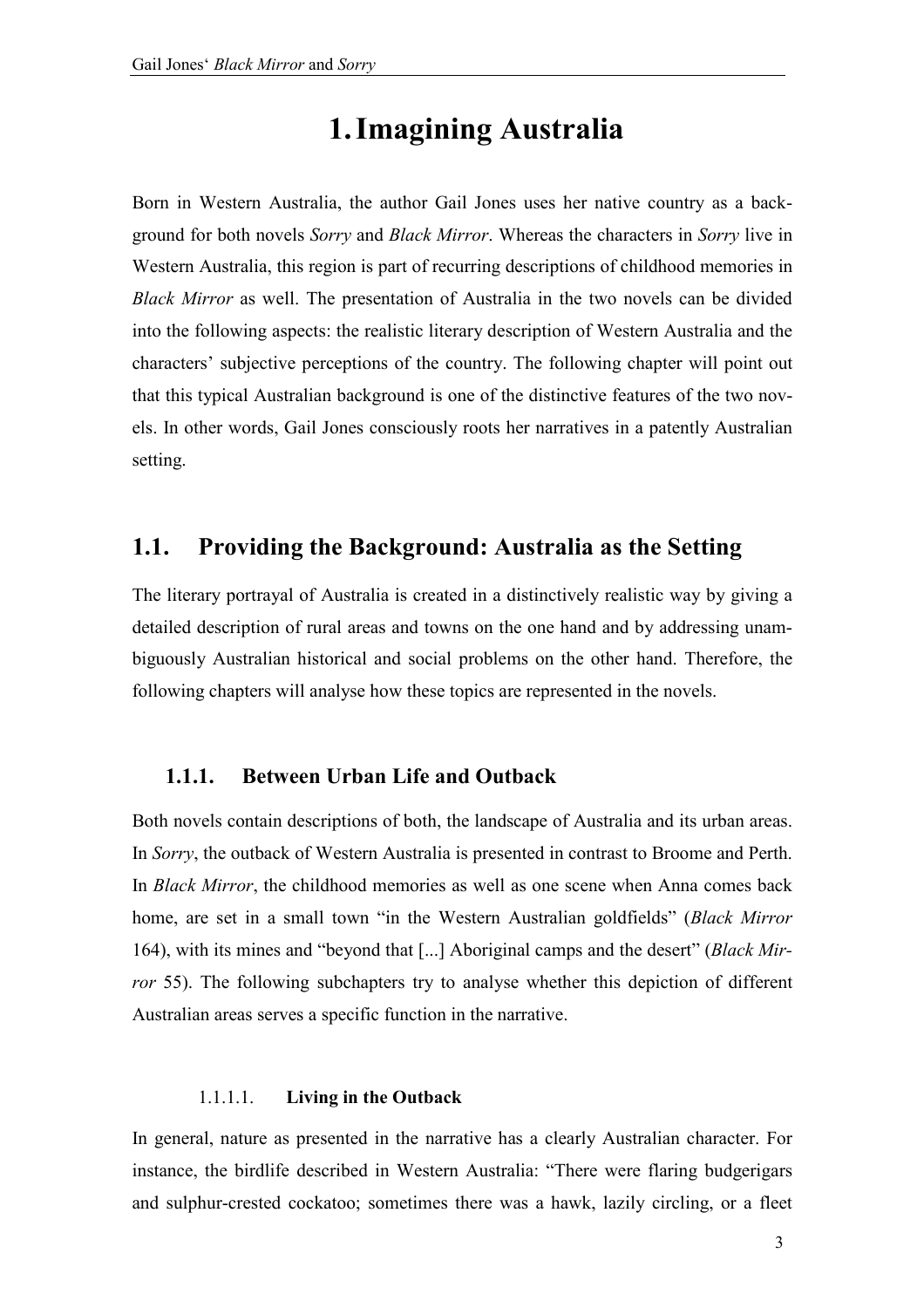# 1. Imagining Australia

Born in Western Australia, the author Gail Jones uses her native country as a background for both novels *Sorry* and *Black Mirror*. Whereas the characters in *Sorry* live in Western Australia, this region is part of recurring descriptions of childhood memories in *Black Mirror* as well. The presentation of Australia in the two novels can be divided into the following aspects: the realistic literary description of Western Australia and the characters' subjective perceptions of the country. The following chapter will point out that this typical Australian background is one of the distinctive features of the two novels. In other words, Gail Jones consciously roots her narratives in a patently Australian setting.

## 1.1. Providing the Background: Australia as the Setting

The literary portrayal of Australia is created in a distinctively realistic way by giving a detailed description of rural areas and towns on the one hand and by addressing unambiguously Australian historical and social problems on the other hand. Therefore, the following chapters will analyse how these topics are represented in the novels.

### 1.1.1. Between Urban Life and Outback

Both novels contain descriptions of both, the landscape of Australia and its urban areas. In *Sorry*, the outback of Western Australia is presented in contrast to Broome and Perth. In *Black Mirror*, the childhood memories as well as one scene when Anna comes back home, are set in a small town "in the Western Australian goldfields" (*Black Mirror* 164), with its mines and "beyond that [...] Aboriginal camps and the desert" (*Black Mirror* 55). The following subchapters try to analyse whether this depiction of different Australian areas serves a specific function in the narrative.

#### 1.1.1.1. Living in the Outback

In general, nature as presented in the narrative has a clearly Australian character. For instance, the birdlife described in Western Australia: "There were flaring budgerigars and sulphur-crested cockatoo; sometimes there was a hawk, lazily circling, or a fleet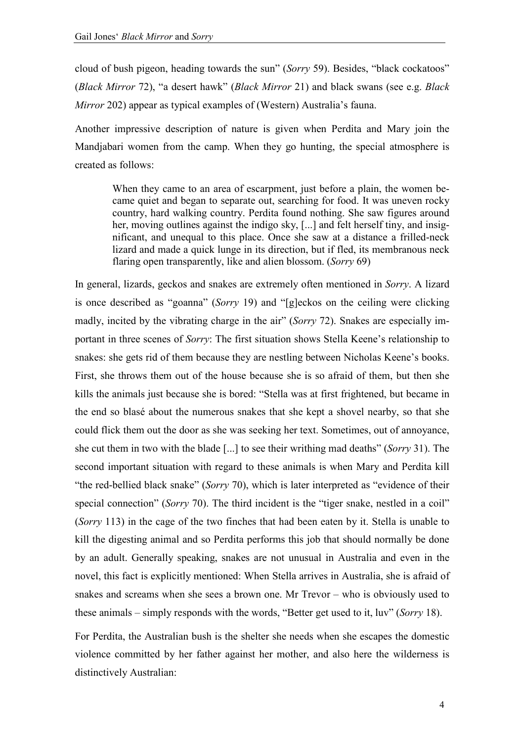cloud of bush pigeon, heading towards the sun" (*Sorry* 59). Besides, "black cockatoos" (*Black Mirror* 72), "a desert hawk" (*Black Mirror* 21) and black swans (see e.g. *Black Mirror* 202) appear as typical examples of (Western) Australia's fauna.

Another impressive description of nature is given when Perdita and Mary join the Mandjabari women from the camp. When they go hunting, the special atmosphere is created as follows:

> When they came to an area of escarpment, just before a plain, the women became quiet and began to separate out, searching for food. It was uneven rocky country, hard walking country. Perdita found nothing. She saw figures around her, moving outlines against the indigo sky, [...] and felt herself tiny, and insignificant, and unequal to this place. Once she saw at a distance a frilled-neck lizard and made a quick lunge in its direction, but if fled, its membranous neck flaring open transparently, like and alien blossom. (*Sorry* 69)

In general, lizards, geckos and snakes are extremely often mentioned in *Sorry*. A lizard is once described as "goanna" (*Sorry* 19) and "[g]eckos on the ceiling were clicking madly, incited by the vibrating charge in the air" (*Sorry* 72). Snakes are especially important in three scenes of *Sorry*: The first situation shows Stella Keene's relationship to snakes: she gets rid of them because they are nestling between Nicholas Keene's books. First, she throws them out of the house because she is so afraid of them, but then she kills the animals just because she is bored: "Stella was at first frightened, but became in the end so blasé about the numerous snakes that she kept a shovel nearby, so that she could flick them out the door as she was seeking her text. Sometimes, out of annoyance, she cut them in two with the blade [...] to see their writhing mad deaths" (*Sorry* 31). The second important situation with regard to these animals is when Mary and Perdita kill "the red-bellied black snake" (*Sorry* 70), which is later interpreted as "evidence of their special connection" (*Sorry* 70). The third incident is the "tiger snake, nestled in a coil" (*Sorry* 113) in the cage of the two finches that had been eaten by it. Stella is unable to kill the digesting animal and so Perdita performs this job that should normally be done by an adult. Generally speaking, snakes are not unusual in Australia and even in the novel, this fact is explicitly mentioned: When Stella arrives in Australia, she is afraid of snakes and screams when she sees a brown one. Mr Trevor – who is obviously used to these animals – simply responds with the words, "Better get used to it, luv" (*Sorry* 18).

For Perdita, the Australian bush is the shelter she needs when she escapes the domestic violence committed by her father against her mother, and also here the wilderness is distinctively Australian: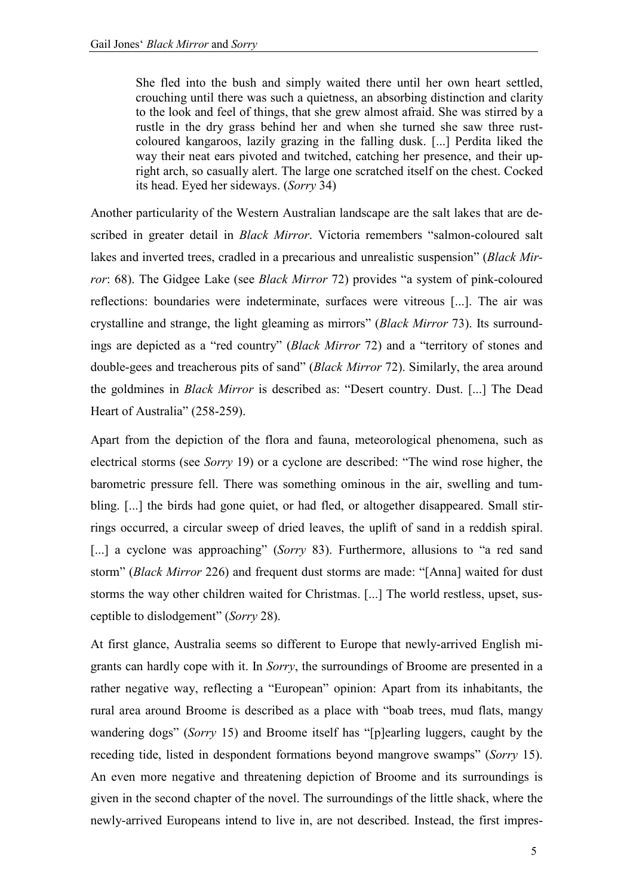> She fled into the bush and simply waited there until her own heart settled, crouching until there was such a quietness, an absorbing distinction and clarity to the look and feel of things, that she grew almost afraid. She was stirred by a rustle in the dry grass behind her and when she turned she saw three rust-coloured kangaroos, lazily grazing in the falling dusk. [...] Perdita liked the way their neat ears pivoted and twitched, catching her presence, and their upright arch, so casually alert. The large one scratched itself on the chest. Cocked its head. Eyed her sideways. (*Sorry* 34)

Another particularity of the Western Australian landscape are the salt lakes that are described in greater detail in *Black Mirror*. Victoria remembers "salmon-coloured salt lakes and inverted trees, cradled in a precarious and unrealistic suspension" (*Black Mirror*: 68). The Gidgee Lake (see *Black Mirror* 72) provides "a system of pink-coloured reflections: boundaries were indeterminate, surfaces were vitreous [...]. The air was crystalline and strange, the light gleaming as mirrors" (*Black Mirror* 73). Its surroundings are depicted as a "red country" (*Black Mirror* 72) and a "territory of stones and double-gees and treacherous pits of sand" (*Black Mirror* 72). Similarly, the area around the goldmines in *Black Mirror* is described as: "Desert country. Dust. [...] The Dead Heart of Australia" (258-259).

Apart from the depiction of the flora and fauna, meteorological phenomena, such as electrical storms (see *Sorry* 19) or a cyclone are described: "The wind rose higher, the barometric pressure fell. There was something ominous in the air, swelling and tumbling. [...] the birds had gone quiet, or had fled, or altogether disappeared. Small stirrings occurred, a circular sweep of dried leaves, the uplift of sand in a reddish spiral. [...] a cyclone was approaching" (*Sorry* 83). Furthermore, allusions to "a red sand storm" (*Black Mirror* 226) and frequent dust storms are made: "[Anna] waited for dust storms the way other children waited for Christmas. [...] The world restless, upset, susceptible to dislodgement" (*Sorry* 28).

At first glance, Australia seems so different to Europe that newly-arrived English migrants can hardly cope with it. In *Sorry*, the surroundings of Broome are presented in a rather negative way, reflecting a "European" opinion: Apart from its inhabitants, the rural area around Broome is described as a place with "boab trees, mud flats, mangy wandering dogs" (*Sorry* 15) and Broome itself has "[p]earling luggers, caught by the receding tide, listed in despondent formations beyond mangrove swamps" (*Sorry* 15). An even more negative and threatening depiction of Broome and its surroundings is given in the second chapter of the novel. The surroundings of the little shack, where the newly-arrived Europeans intend to live in, are not described. Instead, the first impres-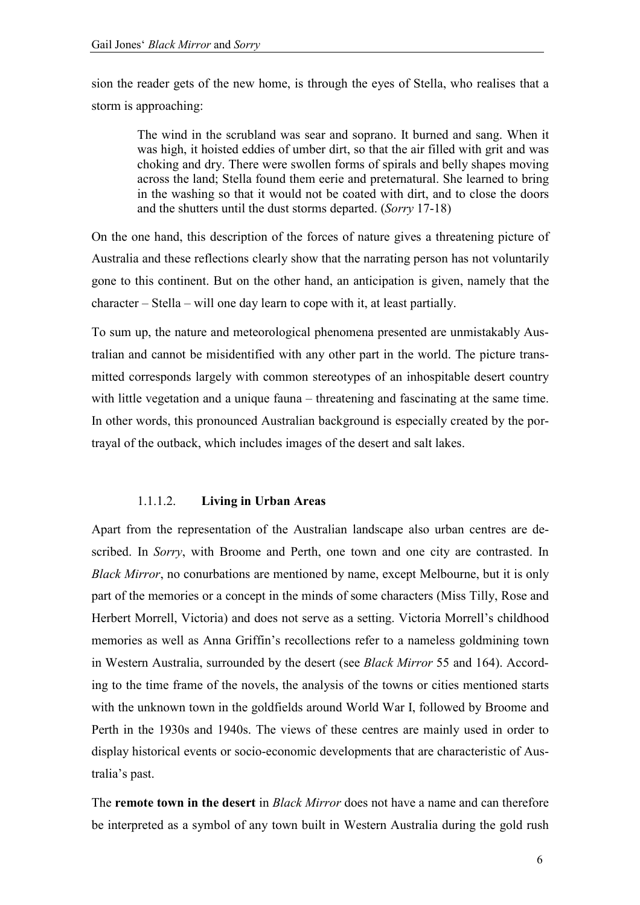sion the reader gets of the new home, is through the eyes of Stella, who realises that a storm is approaching:

> The wind in the scrubland was sear and soprano. It burned and sang. When it was high, it hoisted eddies of umber dirt, so that the air filled with grit and was choking and dry. There were swollen forms of spirals and belly shapes moving across the land; Stella found them eerie and preternatural. She learned to bring in the washing so that it would not be coated with dirt, and to close the doors and the shutters until the dust storms departed. (*Sorry* 17-18)

On the one hand, this description of the forces of nature gives a threatening picture of Australia and these reflections clearly show that the narrating person has not voluntarily gone to this continent. But on the other hand, an anticipation is given, namely that the character – Stella – will one day learn to cope with it, at least partially.

To sum up, the nature and meteorological phenomena presented are unmistakably Australian and cannot be misidentified with any other part in the world. The picture transmitted corresponds largely with common stereotypes of an inhospitable desert country with little vegetation and a unique fauna – threatening and fascinating at the same time. In other words, this pronounced Australian background is especially created by the portrayal of the outback, which includes images of the desert and salt lakes.

#### 1.1.1.2. **Living in Urban Areas**

Apart from the representation of the Australian landscape also urban centres are described. In *Sorry*, with Broome and Perth, one town and one city are contrasted. In *Black Mirror*, no conurbations are mentioned by name, except Melbourne, but it is only part of the memories or a concept in the minds of some characters (Miss Tilly, Rose and Herbert Morrell, Victoria) and does not serve as a setting. Victoria Morrell's childhood memories as well as Anna Griffin's recollections refer to a nameless goldmining town in Western Australia, surrounded by the desert (see *Black Mirror* 55 and 164). According to the time frame of the novels, the analysis of the towns or cities mentioned starts with the unknown town in the goldfields around World War I, followed by Broome and Perth in the 1930s and 1940s. The views of these centres are mainly used in order to display historical events or socio-economic developments that are characteristic of Australia's past.

The **remote town in the desert** in *Black Mirror* does not have a name and can therefore be interpreted as a symbol of any town built in Western Australia during the gold rush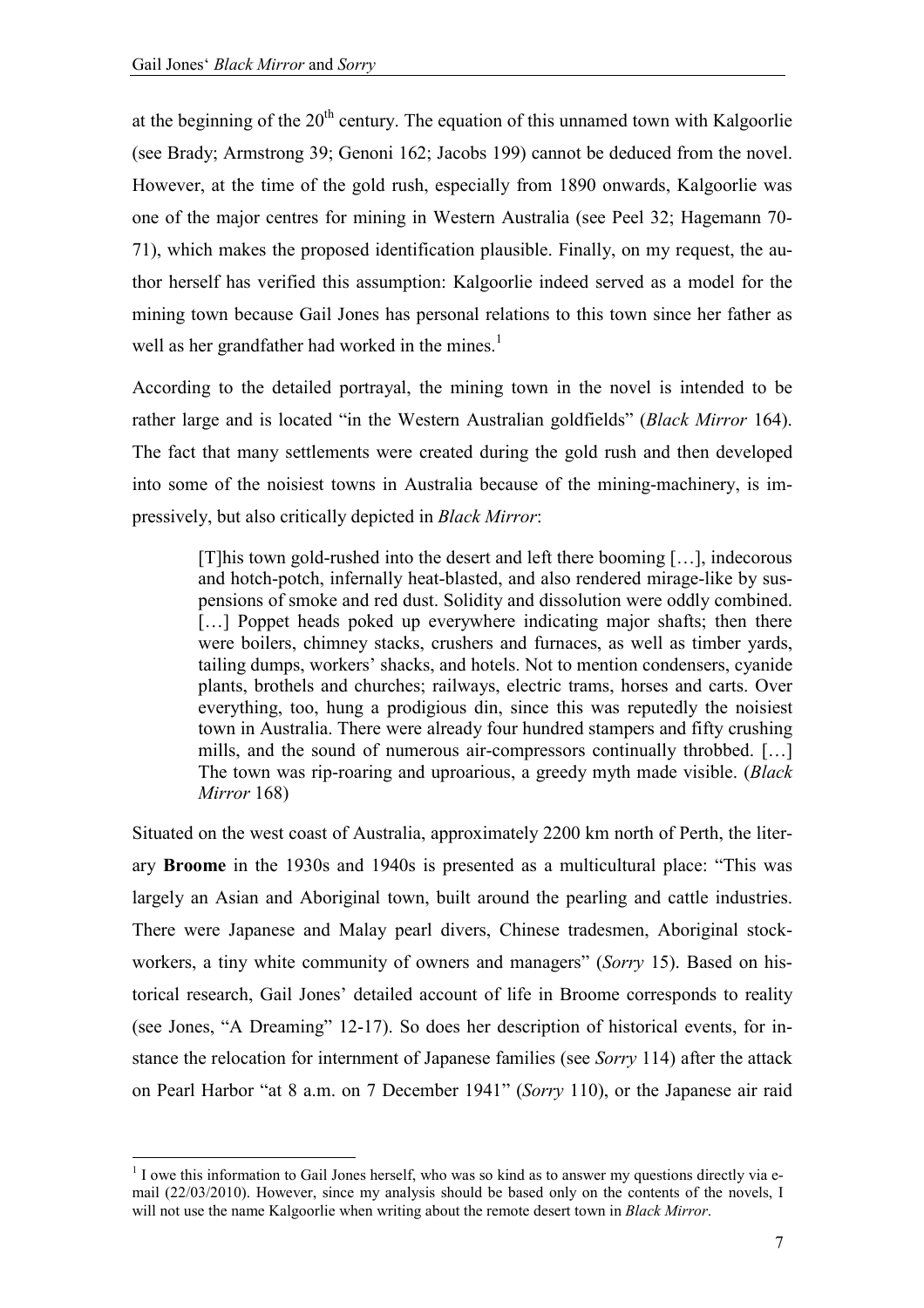at the beginning of the 20th century. The equation of this unnamed town with Kalgoorlie (see Brady; Armstrong 39; Genoni 162; Jacobs 199) cannot be deduced from the novel. However, at the time of the gold rush, especially from 1890 onwards, Kalgoorlie was one of the major centres for mining in Western Australia (see Peel 32; Hagemann 70-71), which makes the proposed identification plausible. Finally, on my request, the author herself has verified this assumption: Kalgoorlie indeed served as a model for the mining town because Gail Jones has personal relations to this town since her father as well as her grandfather had worked in the mines.[1]

According to the detailed portrayal, the mining town in the novel is intended to be rather large and is located "in the Western Australian goldfields" (*Black Mirror* 164). The fact that many settlements were created during the gold rush and then developed into some of the noisiest towns in Australia because of the mining-machinery, is impressively, but also critically depicted in *Black Mirror*:

> [T]his town gold-rushed into the desert and left there booming […], indecorous and hotch-potch, infernally heat-blasted, and also rendered mirage-like by suspensions of smoke and red dust. Solidity and dissolution were oddly combined. […] Poppet heads poked up everywhere indicating major shafts; then there were boilers, chimney stacks, crushers and furnaces, as well as timber yards, tailing dumps, workers' shacks, and hotels. Not to mention condensers, cyanide plants, brothels and churches; railways, electric trams, horses and carts. Over everything, too, hung a prodigious din, since this was reputedly the noisiest town in Australia. There were already four hundred stampers and fifty crushing mills, and the sound of numerous air-compressors continually throbbed. […] The town was rip-roaring and uproarious, a greedy myth made visible. (*Black Mirror* 168)

Situated on the west coast of Australia, approximately 2200 km north of Perth, the literary **Broome** in the 1930s and 1940s is presented as a multicultural place: "This was largely an Asian and Aboriginal town, built around the pearling and cattle industries. There were Japanese and Malay pearl divers, Chinese tradesmen, Aboriginal stock-workers, a tiny white community of owners and managers" (*Sorry* 15). Based on historical research, Gail Jones' detailed account of life in Broome corresponds to reality (see Jones, "A Dreaming" 12-17). So does her description of historical events, for instance the relocation for internment of Japanese families (see *Sorry* 114) after the attack on Pearl Harbor "at 8 a.m. on 7 December 1941" (*Sorry* 110), or the Japanese air raid

[1] I owe this information to Gail Jones herself, who was so kind as to answer my questions directly via e-mail (22/03/2010). However, since my analysis should be based only on the contents of the novels, I will not use the name Kalgoorlie when writing about the remote desert town in *Black Mirror*.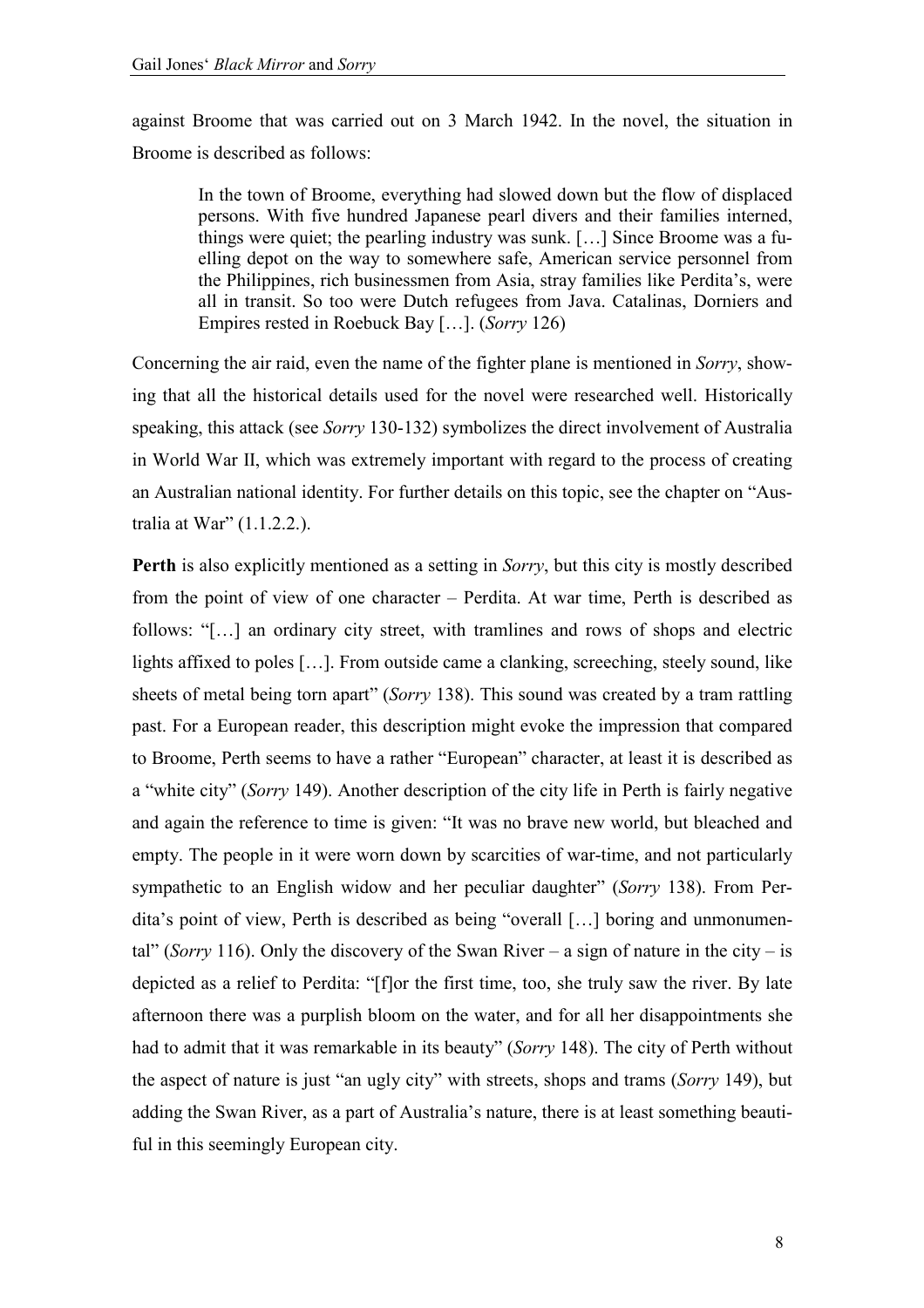against Broome that was carried out on 3 March 1942. In the novel, the situation in Broome is described as follows:

> In the town of Broome, everything had slowed down but the flow of displaced persons. With five hundred Japanese pearl divers and their families interned, things were quiet; the pearling industry was sunk. […] Since Broome was a fuelling depot on the way to somewhere safe, American service personnel from the Philippines, rich businessmen from Asia, stray families like Perdita's, were all in transit. So too were Dutch refugees from Java. Catalinas, Dorniers and Empires rested in Roebuck Bay […]. (*Sorry* 126)

Concerning the air raid, even the name of the fighter plane is mentioned in *Sorry*, showing that all the historical details used for the novel were researched well. Historically speaking, this attack (see *Sorry* 130-132) symbolizes the direct involvement of Australia in World War II, which was extremely important with regard to the process of creating an Australian national identity. For further details on this topic, see the chapter on "Australia at War" (1.1.2.2.).

**Perth** is also explicitly mentioned as a setting in *Sorry*, but this city is mostly described from the point of view of one character – Perdita. At war time, Perth is described as follows: "[…] an ordinary city street, with tramlines and rows of shops and electric lights affixed to poles […]. From outside came a clanking, screeching, steely sound, like sheets of metal being torn apart" (*Sorry* 138). This sound was created by a tram rattling past. For a European reader, this description might evoke the impression that compared to Broome, Perth seems to have a rather "European" character, at least it is described as a "white city" (*Sorry* 149). Another description of the city life in Perth is fairly negative and again the reference to time is given: "It was no brave new world, but bleached and empty. The people in it were worn down by scarcities of war-time, and not particularly sympathetic to an English widow and her peculiar daughter" (*Sorry* 138). From Perdita's point of view, Perth is described as being "overall […] boring and unmonumental" (*Sorry* 116). Only the discovery of the Swan River – a sign of nature in the city – is depicted as a relief to Perdita: "[f]or the first time, too, she truly saw the river. By late afternoon there was a purplish bloom on the water, and for all her disappointments she had to admit that it was remarkable in its beauty" (*Sorry* 148). The city of Perth without the aspect of nature is just "an ugly city" with streets, shops and trams (*Sorry* 149), but adding the Swan River, as a part of Australia's nature, there is at least something beautiful in this seemingly European city.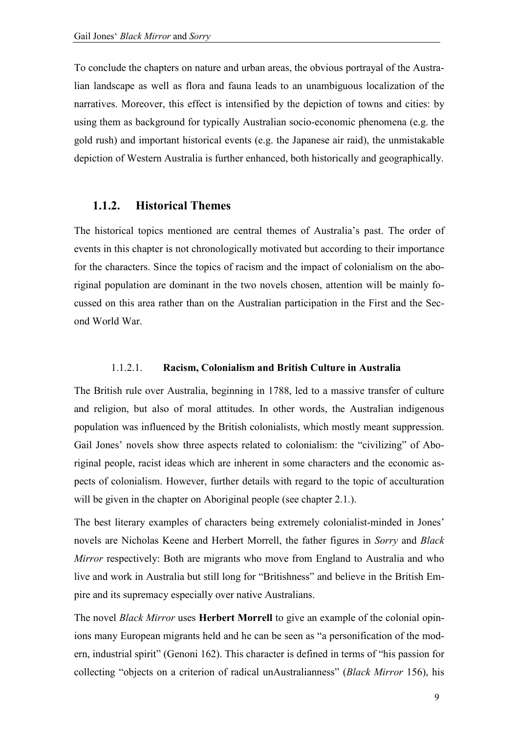To conclude the chapters on nature and urban areas, the obvious portrayal of the Australian landscape as well as flora and fauna leads to an unambiguous localization of the narratives. Moreover, this effect is intensified by the depiction of towns and cities: by using them as background for typically Australian socio-economic phenomena (e.g. the gold rush) and important historical events (e.g. the Japanese air raid), the unmistakable depiction of Western Australia is further enhanced, both historically and geographically.

### 1.1.2. Historical Themes

The historical topics mentioned are central themes of Australia's past. The order of events in this chapter is not chronologically motivated but according to their importance for the characters. Since the topics of racism and the impact of colonialism on the aboriginal population are dominant in the two novels chosen, attention will be mainly focussed on this area rather than on the Australian participation in the First and the Second World War.

#### 1.1.2.1. Racism, Colonialism and British Culture in Australia

The British rule over Australia, beginning in 1788, led to a massive transfer of culture and religion, but also of moral attitudes. In other words, the Australian indigenous population was influenced by the British colonialists, which mostly meant suppression. Gail Jones' novels show three aspects related to colonialism: the "civilizing" of Aboriginal people, racist ideas which are inherent in some characters and the economic aspects of colonialism. However, further details with regard to the topic of acculturation will be given in the chapter on Aboriginal people (see chapter 2.1.).

The best literary examples of characters being extremely colonialist-minded in Jones' novels are Nicholas Keene and Herbert Morrell, the father figures in *Sorry* and *Black Mirror* respectively: Both are migrants who move from England to Australia and who live and work in Australia but still long for "Britishness" and believe in the British Empire and its supremacy especially over native Australians.

The novel *Black Mirror* uses **Herbert Morrell** to give an example of the colonial opinions many European migrants held and he can be seen as "a personification of the modern, industrial spirit" (Genoni 162). This character is defined in terms of "his passion for collecting "objects on a criterion of radical unAustralianness" (*Black Mirror* 156), his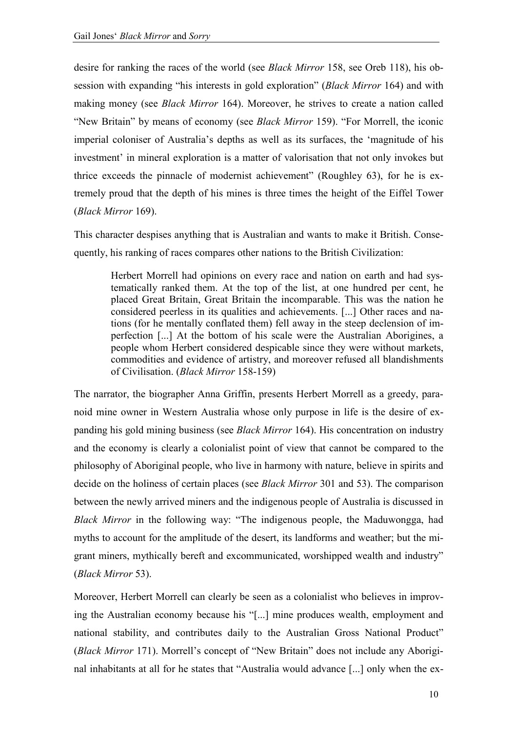desire for ranking the races of the world (see *Black Mirror* 158, see Oreb 118), his obsession with expanding "his interests in gold exploration" (*Black Mirror* 164) and with making money (see *Black Mirror* 164). Moreover, he strives to create a nation called "New Britain" by means of economy (see *Black Mirror* 159). "For Morrell, the iconic imperial coloniser of Australia's depths as well as its surfaces, the 'magnitude of his investment' in mineral exploration is a matter of valorisation that not only invokes but thrice exceeds the pinnacle of modernist achievement" (Roughley 63), for he is extremely proud that the depth of his mines is three times the height of the Eiffel Tower (*Black Mirror* 169).

This character despises anything that is Australian and wants to make it British. Consequently, his ranking of races compares other nations to the British Civilization:

> Herbert Morrell had opinions on every race and nation on earth and had systematically ranked them. At the top of the list, at one hundred per cent, he placed Great Britain, Great Britain the incomparable. This was the nation he considered peerless in its qualities and achievements. [...] Other races and nations (for he mentally conflated them) fell away in the steep declension of imperfection [...] At the bottom of his scale were the Australian Aborigines, a people whom Herbert considered despicable since they were without markets, commodities and evidence of artistry, and moreover refused all blandishments of Civilisation. (*Black Mirror* 158-159)

The narrator, the biographer Anna Griffin, presents Herbert Morrell as a greedy, paranoid mine owner in Western Australia whose only purpose in life is the desire of expanding his gold mining business (see *Black Mirror* 164). His concentration on industry and the economy is clearly a colonialist point of view that cannot be compared to the philosophy of Aboriginal people, who live in harmony with nature, believe in spirits and decide on the holiness of certain places (see *Black Mirror* 301 and 53). The comparison between the newly arrived miners and the indigenous people of Australia is discussed in *Black Mirror* in the following way: "The indigenous people, the Maduwongga, had myths to account for the amplitude of the desert, its landforms and weather; but the migrant miners, mythically bereft and excommunicated, worshipped wealth and industry" (*Black Mirror* 53).

Moreover, Herbert Morrell can clearly be seen as a colonialist who believes in improving the Australian economy because his "[...] mine produces wealth, employment and national stability, and contributes daily to the Australian Gross National Product" (*Black Mirror* 171). Morrell's concept of "New Britain" does not include any Aboriginal inhabitants at all for he states that "Australia would advance [...] only when the ex-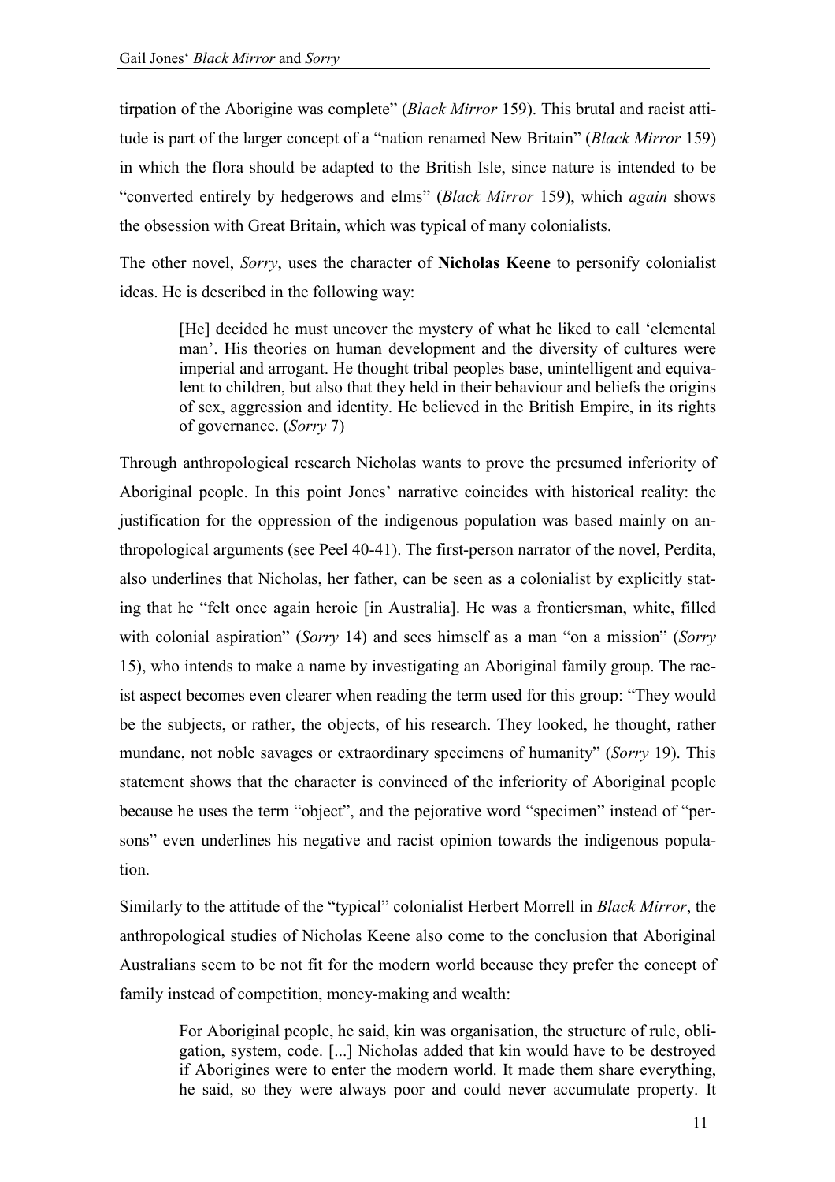tirpation of the Aborigine was complete" (*Black Mirror* 159). This brutal and racist attitude is part of the larger concept of a "nation renamed New Britain" (*Black Mirror* 159) in which the flora should be adapted to the British Isle, since nature is intended to be "converted entirely by hedgerows and elms" (*Black Mirror* 159), which *again* shows the obsession with Great Britain, which was typical of many colonialists.

The other novel, *Sorry*, uses the character of **Nicholas Keene** to personify colonialist ideas. He is described in the following way:

> [He] decided he must uncover the mystery of what he liked to call 'elemental man'. His theories on human development and the diversity of cultures were imperial and arrogant. He thought tribal peoples base, unintelligent and equivalent to children, but also that they held in their behaviour and beliefs the origins of sex, aggression and identity. He believed in the British Empire, in its rights of governance. (*Sorry* 7)

Through anthropological research Nicholas wants to prove the presumed inferiority of Aboriginal people. In this point Jones' narrative coincides with historical reality: the justification for the oppression of the indigenous population was based mainly on anthropological arguments (see Peel 40-41). The first-person narrator of the novel, Perdita, also underlines that Nicholas, her father, can be seen as a colonialist by explicitly stating that he "felt once again heroic [in Australia]. He was a frontiersman, white, filled with colonial aspiration" (*Sorry* 14) and sees himself as a man "on a mission" (*Sorry* 15), who intends to make a name by investigating an Aboriginal family group. The racist aspect becomes even clearer when reading the term used for this group: "They would be the subjects, or rather, the objects, of his research. They looked, he thought, rather mundane, not noble savages or extraordinary specimens of humanity" (*Sorry* 19). This statement shows that the character is convinced of the inferiority of Aboriginal people because he uses the term "object", and the pejorative word "specimen" instead of "persons" even underlines his negative and racist opinion towards the indigenous population.

Similarly to the attitude of the "typical" colonialist Herbert Morrell in *Black Mirror*, the anthropological studies of Nicholas Keene also come to the conclusion that Aboriginal Australians seem to be not fit for the modern world because they prefer the concept of family instead of competition, money-making and wealth:

> For Aboriginal people, he said, kin was organisation, the structure of rule, obligation, system, code. [...] Nicholas added that kin would have to be destroyed if Aborigines were to enter the modern world. It made them share everything, he said, so they were always poor and could never accumulate property. It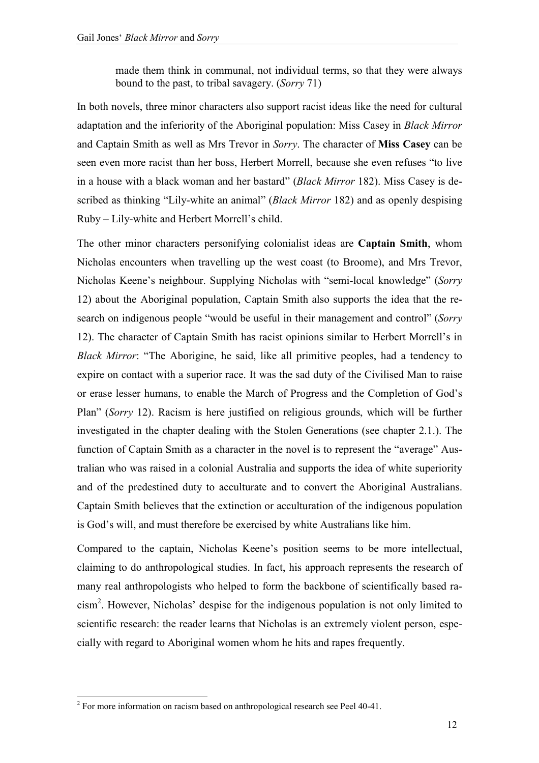> made them think in communal, not individual terms, so that they were always bound to the past, to tribal savagery. (*Sorry* 71)

In both novels, three minor characters also support racist ideas like the need for cultural adaptation and the inferiority of the Aboriginal population: Miss Casey in *Black Mirror* and Captain Smith as well as Mrs Trevor in *Sorry*. The character of **Miss Casey** can be seen even more racist than her boss, Herbert Morrell, because she even refuses "to live in a house with a black woman and her bastard" (*Black Mirror* 182). Miss Casey is described as thinking "Lily-white an animal" (*Black Mirror* 182) and as openly despising Ruby – Lily-white and Herbert Morrell's child.

The other minor characters personifying colonialist ideas are **Captain Smith**, whom Nicholas encounters when travelling up the west coast (to Broome), and Mrs Trevor, Nicholas Keene's neighbour. Supplying Nicholas with "semi-local knowledge" (*Sorry* 12) about the Aboriginal population, Captain Smith also supports the idea that the research on indigenous people "would be useful in their management and control" (*Sorry* 12). The character of Captain Smith has racist opinions similar to Herbert Morrell's in *Black Mirror*: "The Aborigine, he said, like all primitive peoples, had a tendency to expire on contact with a superior race. It was the sad duty of the Civilised Man to raise or erase lesser humans, to enable the March of Progress and the Completion of God's Plan" (*Sorry* 12). Racism is here justified on religious grounds, which will be further investigated in the chapter dealing with the Stolen Generations (see chapter 2.1.). The function of Captain Smith as a character in the novel is to represent the "average" Australian who was raised in a colonial Australia and supports the idea of white superiority and of the predestined duty to acculturate and to convert the Aboriginal Australians. Captain Smith believes that the extinction or acculturation of the indigenous population is God's will, and must therefore be exercised by white Australians like him.

Compared to the captain, Nicholas Keene's position seems to be more intellectual, claiming to do anthropological studies. In fact, his approach represents the research of many real anthropologists who helped to form the backbone of scientifically based racism[2]. However, Nicholas' despise for the indigenous population is not only limited to scientific research: the reader learns that Nicholas is an extremely violent person, especially with regard to Aboriginal women whom he hits and rapes frequently.

[2] For more information on racism based on anthropological research see Peel 40-41.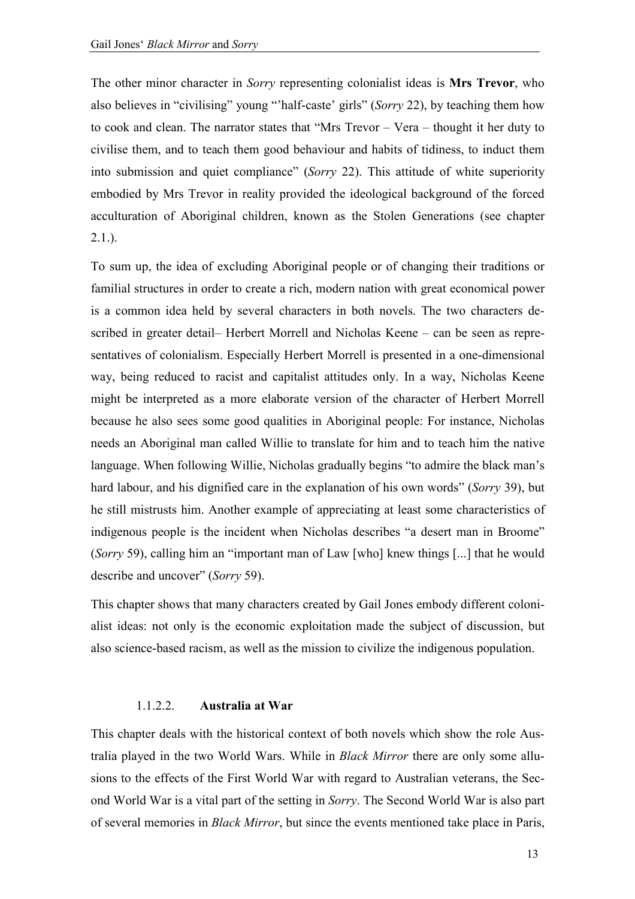The other minor character in *Sorry* representing colonialist ideas is **Mrs Trevor**, who also believes in "civilising" young "'half-caste' girls" (*Sorry* 22), by teaching them how to cook and clean. The narrator states that "Mrs Trevor – Vera – thought it her duty to civilise them, and to teach them good behaviour and habits of tidiness, to induct them into submission and quiet compliance" (*Sorry* 22). This attitude of white superiority embodied by Mrs Trevor in reality provided the ideological background of the forced acculturation of Aboriginal children, known as the Stolen Generations (see chapter 2.1.).

To sum up, the idea of excluding Aboriginal people or of changing their traditions or familial structures in order to create a rich, modern nation with great economical power is a common idea held by several characters in both novels. The two characters described in greater detail– Herbert Morrell and Nicholas Keene – can be seen as representatives of colonialism. Especially Herbert Morrell is presented in a one-dimensional way, being reduced to racist and capitalist attitudes only. In a way, Nicholas Keene might be interpreted as a more elaborate version of the character of Herbert Morrell because he also sees some good qualities in Aboriginal people: For instance, Nicholas needs an Aboriginal man called Willie to translate for him and to teach him the native language. When following Willie, Nicholas gradually begins "to admire the black man's hard labour, and his dignified care in the explanation of his own words" (*Sorry* 39), but he still mistrusts him. Another example of appreciating at least some characteristics of indigenous people is the incident when Nicholas describes "a desert man in Broome" (*Sorry* 59), calling him an "important man of Law [who] knew things [...] that he would describe and uncover" (*Sorry* 59).

This chapter shows that many characters created by Gail Jones embody different colonialist ideas: not only is the economic exploitation made the subject of discussion, but also science-based racism, as well as the mission to civilize the indigenous population.

#### 1.1.2.2. **Australia at War**

This chapter deals with the historical context of both novels which show the role Australia played in the two World Wars. While in *Black Mirror* there are only some allusions to the effects of the First World War with regard to Australian veterans, the Second World War is a vital part of the setting in *Sorry*. The Second World War is also part of several memories in *Black Mirror*, but since the events mentioned take place in Paris,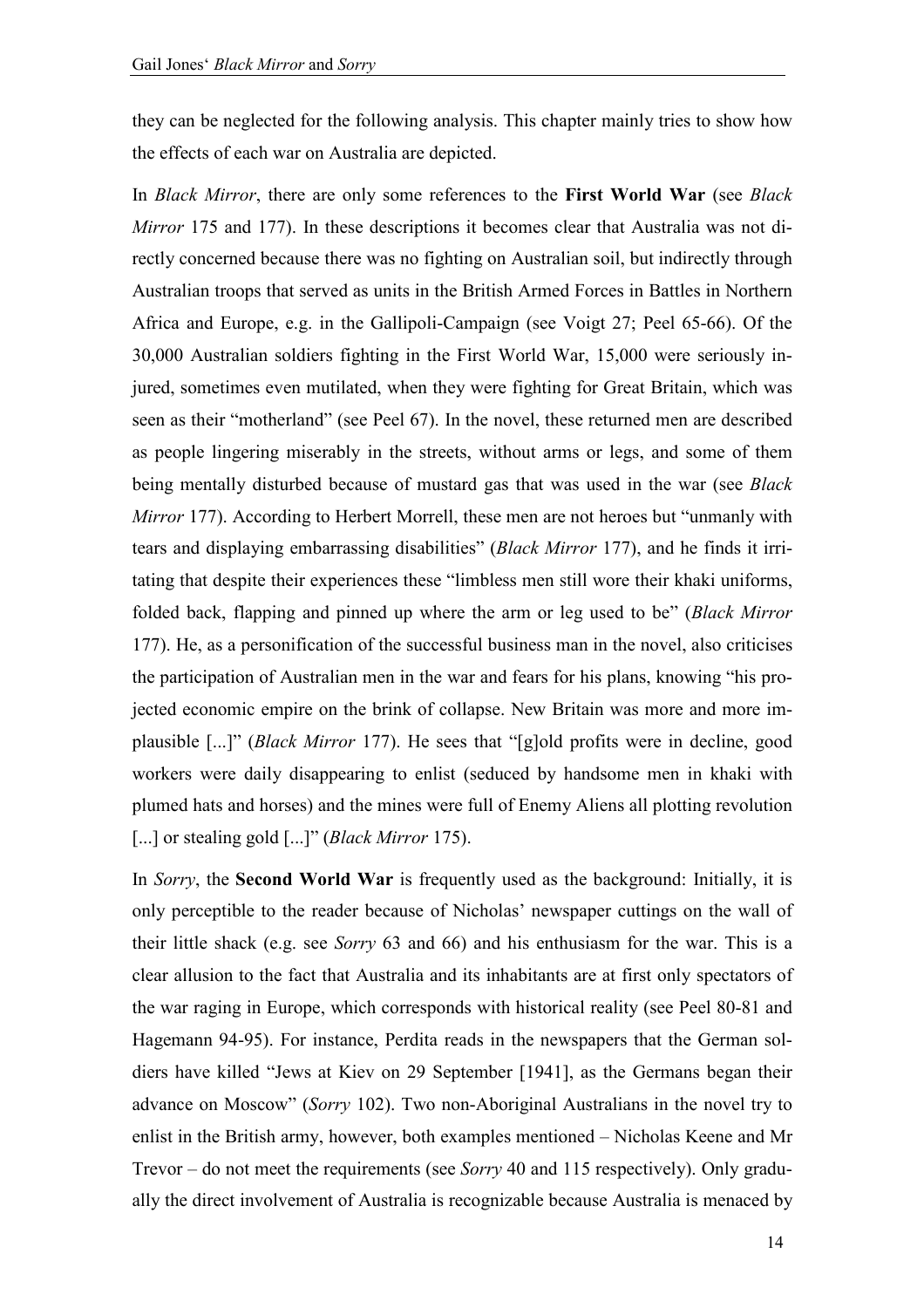they can be neglected for the following analysis. This chapter mainly tries to show how the effects of each war on Australia are depicted.

In *Black Mirror*, there are only some references to the **First World War** (see *Black Mirror* 175 and 177). In these descriptions it becomes clear that Australia was not directly concerned because there was no fighting on Australian soil, but indirectly through Australian troops that served as units in the British Armed Forces in Battles in Northern Africa and Europe, e.g. in the Gallipoli-Campaign (see Voigt 27; Peel 65-66). Of the 30,000 Australian soldiers fighting in the First World War, 15,000 were seriously injured, sometimes even mutilated, when they were fighting for Great Britain, which was seen as their "motherland" (see Peel 67). In the novel, these returned men are described as people lingering miserably in the streets, without arms or legs, and some of them being mentally disturbed because of mustard gas that was used in the war (see *Black Mirror* 177). According to Herbert Morrell, these men are not heroes but "unmanly with tears and displaying embarrassing disabilities" (*Black Mirror* 177), and he finds it irritating that despite their experiences these "limbless men still wore their khaki uniforms, folded back, flapping and pinned up where the arm or leg used to be" (*Black Mirror* 177). He, as a personification of the successful business man in the novel, also criticises the participation of Australian men in the war and fears for his plans, knowing "his projected economic empire on the brink of collapse. New Britain was more and more implausible [...]" (*Black Mirror* 177). He sees that "[g]old profits were in decline, good workers were daily disappearing to enlist (seduced by handsome men in khaki with plumed hats and horses) and the mines were full of Enemy Aliens all plotting revolution [...] or stealing gold [...]" (*Black Mirror* 175).

In *Sorry*, the **Second World War** is frequently used as the background: Initially, it is only perceptible to the reader because of Nicholas' newspaper cuttings on the wall of their little shack (e.g. see *Sorry* 63 and 66) and his enthusiasm for the war. This is a clear allusion to the fact that Australia and its inhabitants are at first only spectators of the war raging in Europe, which corresponds with historical reality (see Peel 80-81 and Hagemann 94-95). For instance, Perdita reads in the newspapers that the German soldiers have killed "Jews at Kiev on 29 September [1941], as the Germans began their advance on Moscow" (*Sorry* 102). Two non-Aboriginal Australians in the novel try to enlist in the British army, however, both examples mentioned – Nicholas Keene and Mr Trevor – do not meet the requirements (see *Sorry* 40 and 115 respectively). Only gradually the direct involvement of Australia is recognizable because Australia is menaced by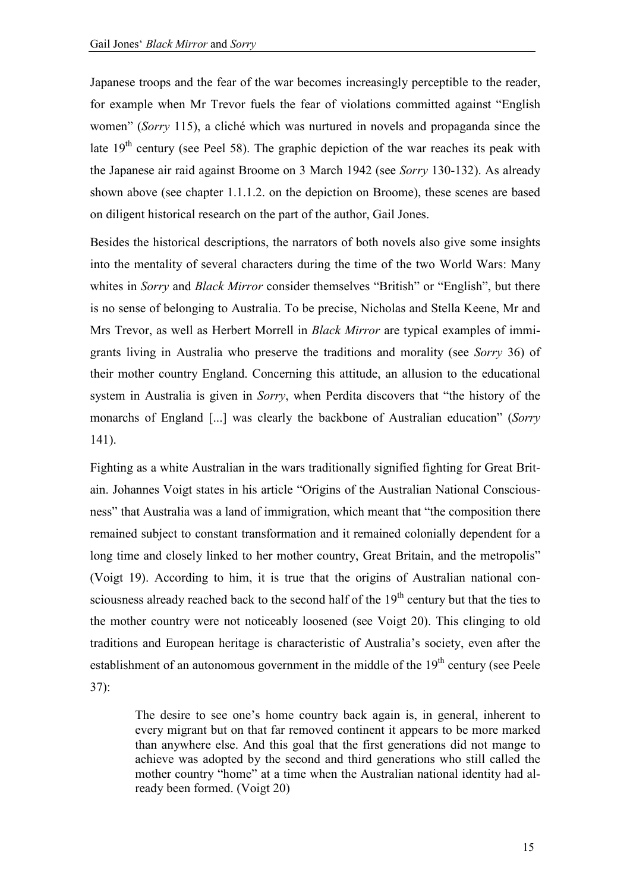Japanese troops and the fear of the war becomes increasingly perceptible to the reader, for example when Mr Trevor fuels the fear of violations committed against "English women" (*Sorry* 115), a cliché which was nurtured in novels and propaganda since the late 19th century (see Peel 58). The graphic depiction of the war reaches its peak with the Japanese air raid against Broome on 3 March 1942 (see *Sorry* 130-132). As already shown above (see chapter 1.1.1.2. on the depiction on Broome), these scenes are based on diligent historical research on the part of the author, Gail Jones.

Besides the historical descriptions, the narrators of both novels also give some insights into the mentality of several characters during the time of the two World Wars: Many whites in *Sorry* and *Black Mirror* consider themselves "British" or "English", but there is no sense of belonging to Australia. To be precise, Nicholas and Stella Keene, Mr and Mrs Trevor, as well as Herbert Morrell in *Black Mirror* are typical examples of immigrants living in Australia who preserve the traditions and morality (see *Sorry* 36) of their mother country England. Concerning this attitude, an allusion to the educational system in Australia is given in *Sorry*, when Perdita discovers that "the history of the monarchs of England [...] was clearly the backbone of Australian education" (*Sorry* 141).

Fighting as a white Australian in the wars traditionally signified fighting for Great Britain. Johannes Voigt states in his article "Origins of the Australian National Consciousness" that Australia was a land of immigration, which meant that "the composition there remained subject to constant transformation and it remained colonially dependent for a long time and closely linked to her mother country, Great Britain, and the metropolis" (Voigt 19). According to him, it is true that the origins of Australian national consciousness already reached back to the second half of the 19th century but that the ties to the mother country were not noticeably loosened (see Voigt 20). This clinging to old traditions and European heritage is characteristic of Australia's society, even after the establishment of an autonomous government in the middle of the 19th century (see Peele 37):

> The desire to see one's home country back again is, in general, inherent to every migrant but on that far removed continent it appears to be more marked than anywhere else. And this goal that the first generations did not mange to achieve was adopted by the second and third generations who still called the mother country "home" at a time when the Australian national identity had already been formed. (Voigt 20)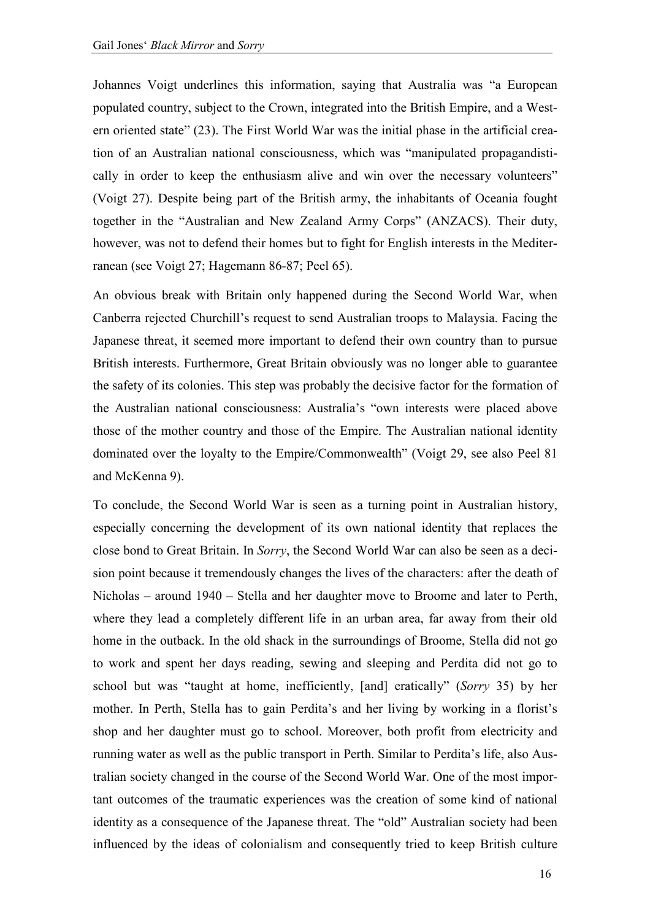Johannes Voigt underlines this information, saying that Australia was "a European populated country, subject to the Crown, integrated into the British Empire, and a Western oriented state" (23). The First World War was the initial phase in the artificial creation of an Australian national consciousness, which was "manipulated propagandistically in order to keep the enthusiasm alive and win over the necessary volunteers" (Voigt 27). Despite being part of the British army, the inhabitants of Oceania fought together in the "Australian and New Zealand Army Corps" (ANZACS). Their duty, however, was not to defend their homes but to fight for English interests in the Mediterranean (see Voigt 27; Hagemann 86-87; Peel 65).

An obvious break with Britain only happened during the Second World War, when Canberra rejected Churchill's request to send Australian troops to Malaysia. Facing the Japanese threat, it seemed more important to defend their own country than to pursue British interests. Furthermore, Great Britain obviously was no longer able to guarantee the safety of its colonies. This step was probably the decisive factor for the formation of the Australian national consciousness: Australia's "own interests were placed above those of the mother country and those of the Empire. The Australian national identity dominated over the loyalty to the Empire/Commonwealth" (Voigt 29, see also Peel 81 and McKenna 9).

To conclude, the Second World War is seen as a turning point in Australian history, especially concerning the development of its own national identity that replaces the close bond to Great Britain. In *Sorry*, the Second World War can also be seen as a decision point because it tremendously changes the lives of the characters: after the death of Nicholas – around 1940 – Stella and her daughter move to Broome and later to Perth, where they lead a completely different life in an urban area, far away from their old home in the outback. In the old shack in the surroundings of Broome, Stella did not go to work and spent her days reading, sewing and sleeping and Perdita did not go to school but was "taught at home, inefficiently, [and] eratically" (*Sorry* 35) by her mother. In Perth, Stella has to gain Perdita's and her living by working in a florist's shop and her daughter must go to school. Moreover, both profit from electricity and running water as well as the public transport in Perth. Similar to Perdita's life, also Australian society changed in the course of the Second World War. One of the most important outcomes of the traumatic experiences was the creation of some kind of national identity as a consequence of the Japanese threat. The "old" Australian society had been influenced by the ideas of colonialism and consequently tried to keep British culture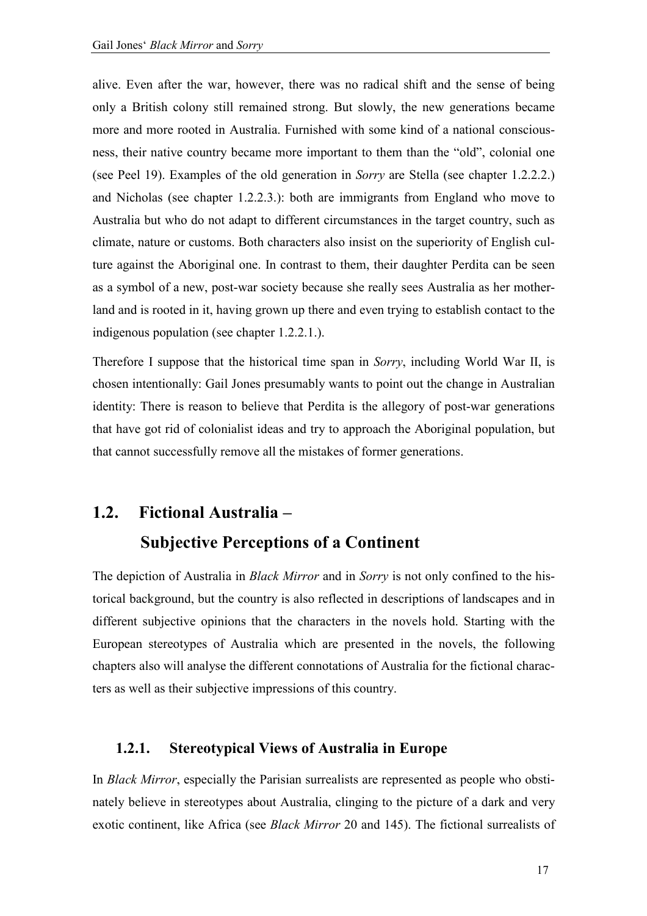alive. Even after the war, however, there was no radical shift and the sense of being only a British colony still remained strong. But slowly, the new generations became more and more rooted in Australia. Furnished with some kind of a national consciousness, their native country became more important to them than the "old", colonial one (see Peel 19). Examples of the old generation in *Sorry* are Stella (see chapter 1.2.2.2.) and Nicholas (see chapter 1.2.2.3.): both are immigrants from England who move to Australia but who do not adapt to different circumstances in the target country, such as climate, nature or customs. Both characters also insist on the superiority of English culture against the Aboriginal one. In contrast to them, their daughter Perdita can be seen as a symbol of a new, post-war society because she really sees Australia as her motherland and is rooted in it, having grown up there and even trying to establish contact to the indigenous population (see chapter 1.2.2.1.).

Therefore I suppose that the historical time span in *Sorry*, including World War II, is chosen intentionally: Gail Jones presumably wants to point out the change in Australian identity: There is reason to believe that Perdita is the allegory of post-war generations that have got rid of colonialist ideas and try to approach the Aboriginal population, but that cannot successfully remove all the mistakes of former generations.

## 1.2. Fictional Australia – Subjective Perceptions of a Continent

The depiction of Australia in *Black Mirror* and in *Sorry* is not only confined to the historical background, but the country is also reflected in descriptions of landscapes and in different subjective opinions that the characters in the novels hold. Starting with the European stereotypes of Australia which are presented in the novels, the following chapters also will analyse the different connotations of Australia for the fictional characters as well as their subjective impressions of this country.

### 1.2.1. Stereotypical Views of Australia in Europe

In *Black Mirror*, especially the Parisian surrealists are represented as people who obstinately believe in stereotypes about Australia, clinging to the picture of a dark and very exotic continent, like Africa (see *Black Mirror* 20 and 145). The fictional surrealists of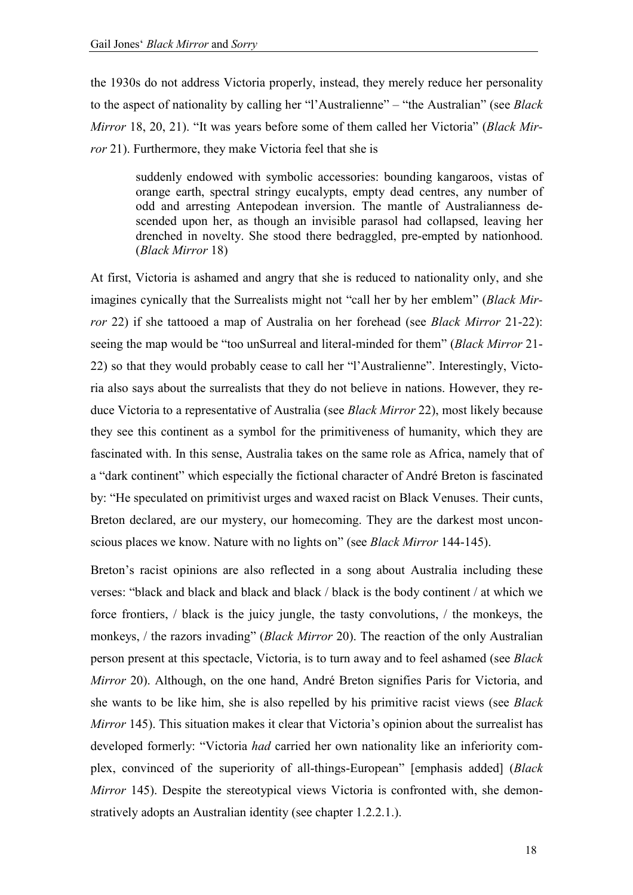the 1930s do not address Victoria properly, instead, they merely reduce her personality to the aspect of nationality by calling her "l'Australienne" – "the Australian" (see *Black Mirror* 18, 20, 21). "It was years before some of them called her Victoria" (*Black Mirror* 21). Furthermore, they make Victoria feel that she is

> suddenly endowed with symbolic accessories: bounding kangaroos, vistas of orange earth, spectral stringy eucalypts, empty dead centres, any number of odd and arresting Antepodean inversion. The mantle of Australianness descended upon her, as though an invisible parasol had collapsed, leaving her drenched in novelty. She stood there bedraggled, pre-empted by nationhood. (*Black Mirror* 18)

At first, Victoria is ashamed and angry that she is reduced to nationality only, and she imagines cynically that the Surrealists might not "call her by her emblem" (*Black Mirror* 22) if she tattooed a map of Australia on her forehead (see *Black Mirror* 21-22): seeing the map would be "too unSurreal and literal-minded for them" (*Black Mirror* 21-22) so that they would probably cease to call her "l'Australienne". Interestingly, Victoria also says about the surrealists that they do not believe in nations. However, they reduce Victoria to a representative of Australia (see *Black Mirror* 22), most likely because they see this continent as a symbol for the primitiveness of humanity, which they are fascinated with. In this sense, Australia takes on the same role as Africa, namely that of a "dark continent" which especially the fictional character of André Breton is fascinated by: "He speculated on primitivist urges and waxed racist on Black Venuses. Their cunts, Breton declared, are our mystery, our homecoming. They are the darkest most unconscious places we know. Nature with no lights on" (see *Black Mirror* 144-145).

Breton's racist opinions are also reflected in a song about Australia including these verses: "black and black and black and black / black is the body continent / at which we force frontiers, / black is the juicy jungle, the tasty convolutions, / the monkeys, the monkeys, / the razors invading" (*Black Mirror* 20). The reaction of the only Australian person present at this spectacle, Victoria, is to turn away and to feel ashamed (see *Black Mirror* 20). Although, on the one hand, André Breton signifies Paris for Victoria, and she wants to be like him, she is also repelled by his primitive racist views (see *Black Mirror* 145). This situation makes it clear that Victoria's opinion about the surrealist has developed formerly: "Victoria *had* carried her own nationality like an inferiority complex, convinced of the superiority of all-things-European" [emphasis added] (*Black Mirror* 145). Despite the stereotypical views Victoria is confronted with, she demonstratively adopts an Australian identity (see chapter 1.2.2.1.).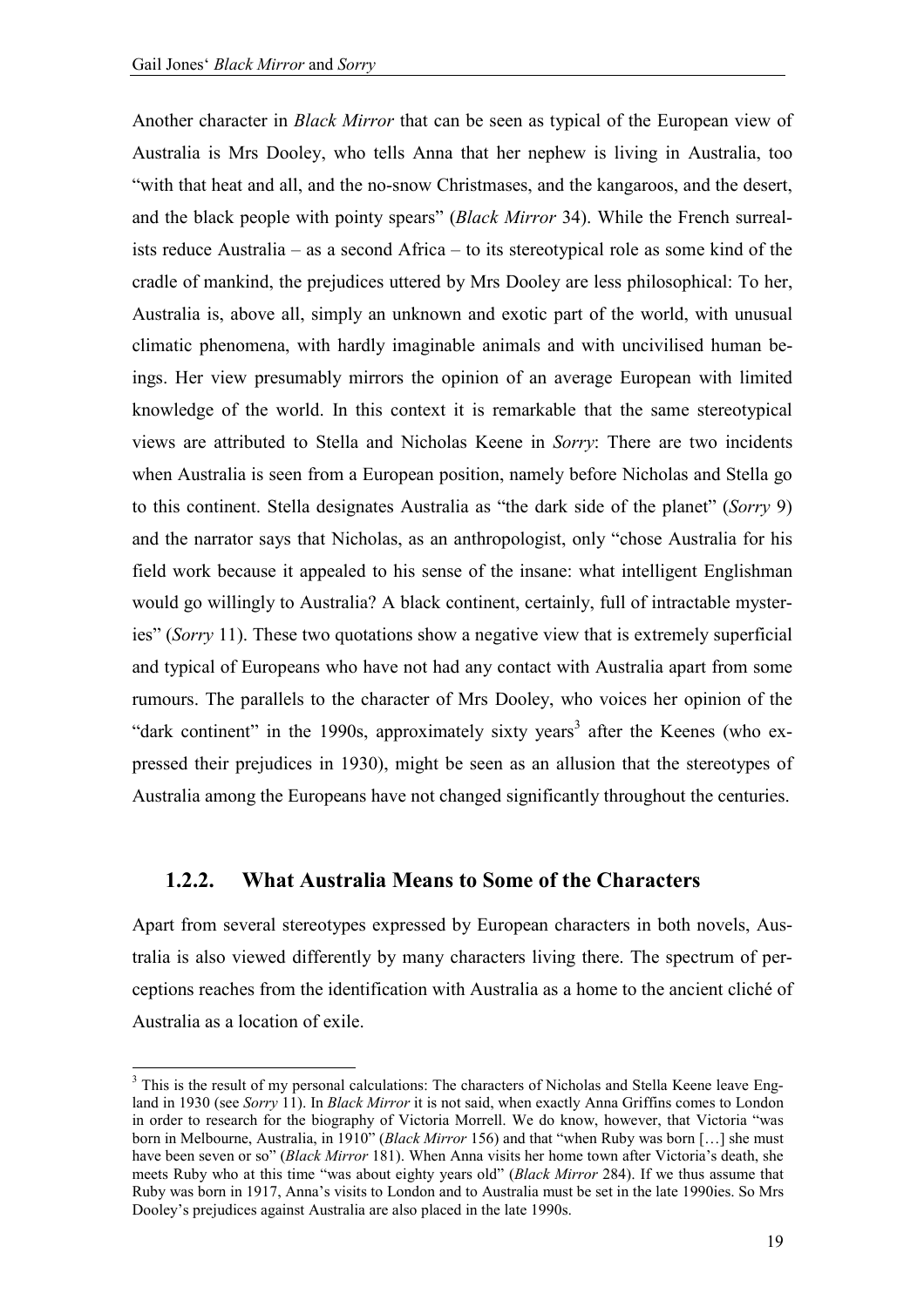Another character in *Black Mirror* that can be seen as typical of the European view of Australia is Mrs Dooley, who tells Anna that her nephew is living in Australia, too "with that heat and all, and the no-snow Christmases, and the kangaroos, and the desert, and the black people with pointy spears" (*Black Mirror* 34). While the French surrealists reduce Australia – as a second Africa – to its stereotypical role as some kind of the cradle of mankind, the prejudices uttered by Mrs Dooley are less philosophical: To her, Australia is, above all, simply an unknown and exotic part of the world, with unusual climatic phenomena, with hardly imaginable animals and with uncivilised human beings. Her view presumably mirrors the opinion of an average European with limited knowledge of the world. In this context it is remarkable that the same stereotypical views are attributed to Stella and Nicholas Keene in *Sorry*: There are two incidents when Australia is seen from a European position, namely before Nicholas and Stella go to this continent. Stella designates Australia as "the dark side of the planet" (*Sorry* 9) and the narrator says that Nicholas, as an anthropologist, only "chose Australia for his field work because it appealed to his sense of the insane: what intelligent Englishman would go willingly to Australia? A black continent, certainly, full of intractable mysteries" (*Sorry* 11). These two quotations show a negative view that is extremely superficial and typical of Europeans who have not had any contact with Australia apart from some rumours. The parallels to the character of Mrs Dooley, who voices her opinion of the "dark continent" in the 1990s, approximately sixty years[3] after the Keenes (who expressed their prejudices in 1930), might be seen as an allusion that the stereotypes of Australia among the Europeans have not changed significantly throughout the centuries.

### 1.2.2. What Australia Means to Some of the Characters

Apart from several stereotypes expressed by European characters in both novels, Australia is also viewed differently by many characters living there. The spectrum of perceptions reaches from the identification with Australia as a home to the ancient cliché of Australia as a location of exile.

---

[3] This is the result of my personal calculations: The characters of Nicholas and Stella Keene leave England in 1930 (see *Sorry* 11). In *Black Mirror* it is not said, when exactly Anna Griffins comes to London in order to research for the biography of Victoria Morrell. We do know, however, that Victoria "was born in Melbourne, Australia, in 1910" (*Black Mirror* 156) and that "when Ruby was born […] she must have been seven or so" (*Black Mirror* 181). When Anna visits her home town after Victoria's death, she meets Ruby who at this time "was about eighty years old" (*Black Mirror* 284). If we thus assume that Ruby was born in 1917, Anna's visits to London and to Australia must be set in the late 1990ies. So Mrs Dooley's prejudices against Australia are also placed in the late 1990s.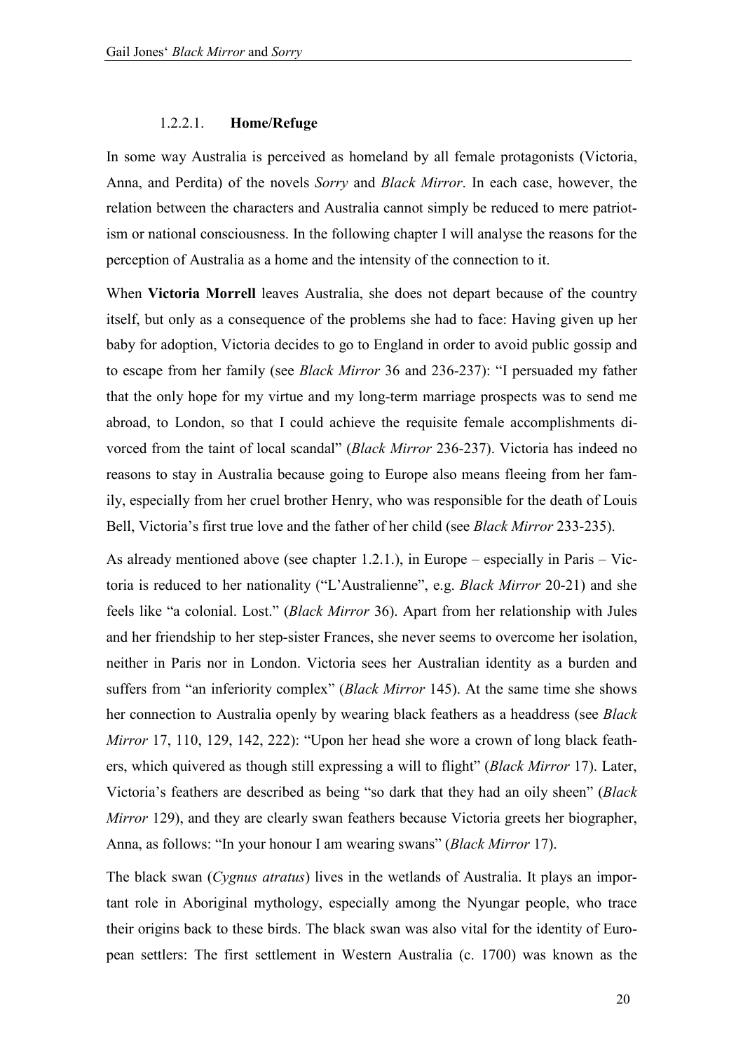#### 1.2.2.1. **Home/Refuge**

In some way Australia is perceived as homeland by all female protagonists (Victoria, Anna, and Perdita) of the novels *Sorry* and *Black Mirror*. In each case, however, the relation between the characters and Australia cannot simply be reduced to mere patriotism or national consciousness. In the following chapter I will analyse the reasons for the perception of Australia as a home and the intensity of the connection to it.

When **Victoria Morrell** leaves Australia, she does not depart because of the country itself, but only as a consequence of the problems she had to face: Having given up her baby for adoption, Victoria decides to go to England in order to avoid public gossip and to escape from her family (see *Black Mirror* 36 and 236-237): "I persuaded my father that the only hope for my virtue and my long-term marriage prospects was to send me abroad, to London, so that I could achieve the requisite female accomplishments divorced from the taint of local scandal" (*Black Mirror* 236-237). Victoria has indeed no reasons to stay in Australia because going to Europe also means fleeing from her family, especially from her cruel brother Henry, who was responsible for the death of Louis Bell, Victoria's first true love and the father of her child (see *Black Mirror* 233-235).

As already mentioned above (see chapter 1.2.1.), in Europe – especially in Paris – Victoria is reduced to her nationality ("L'Australienne", e.g. *Black Mirror* 20-21) and she feels like "a colonial. Lost." (*Black Mirror* 36). Apart from her relationship with Jules and her friendship to her step-sister Frances, she never seems to overcome her isolation, neither in Paris nor in London. Victoria sees her Australian identity as a burden and suffers from "an inferiority complex" (*Black Mirror* 145). At the same time she shows her connection to Australia openly by wearing black feathers as a headdress (see *Black Mirror* 17, 110, 129, 142, 222): "Upon her head she wore a crown of long black feathers, which quivered as though still expressing a will to flight" (*Black Mirror* 17). Later, Victoria's feathers are described as being "so dark that they had an oily sheen" (*Black Mirror* 129), and they are clearly swan feathers because Victoria greets her biographer, Anna, as follows: "In your honour I am wearing swans" (*Black Mirror* 17).

The black swan (*Cygnus atratus*) lives in the wetlands of Australia. It plays an important role in Aboriginal mythology, especially among the Nyungar people, who trace their origins back to these birds. The black swan was also vital for the identity of European settlers: The first settlement in Western Australia (c. 1700) was known as the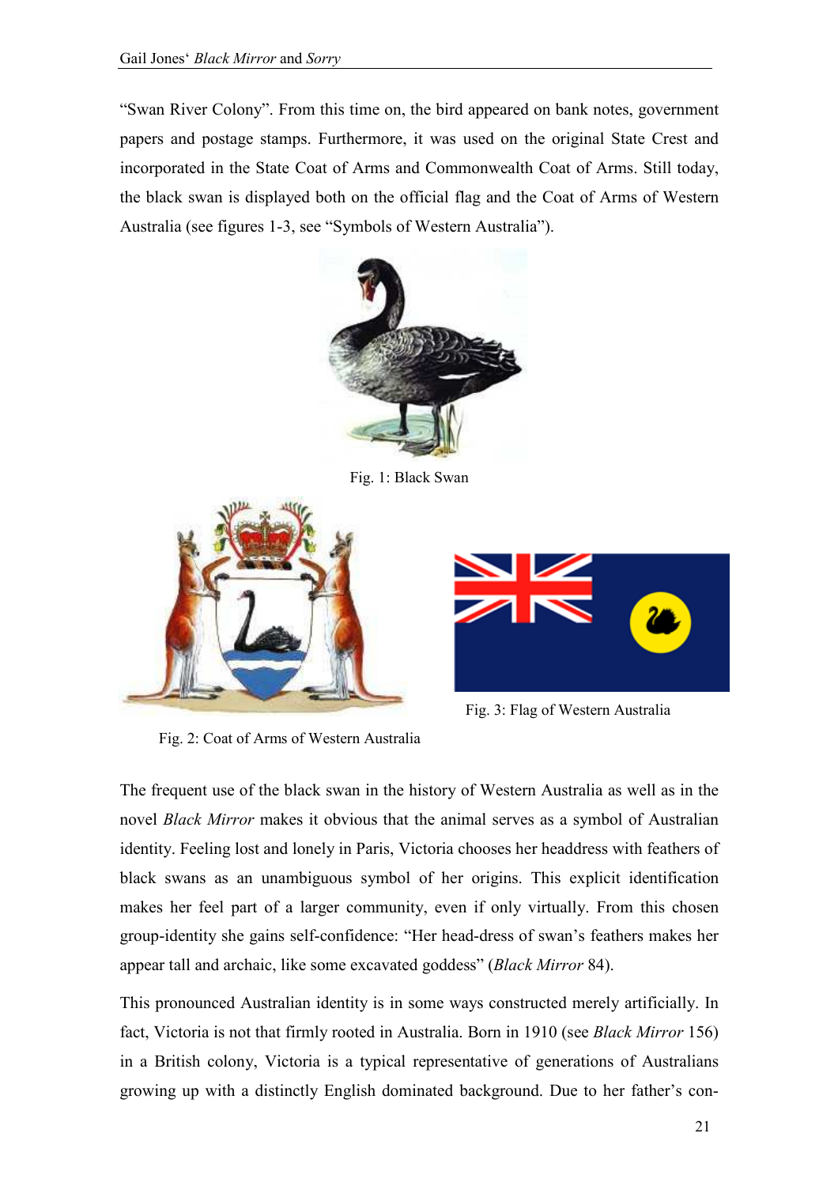"Swan River Colony". From this time on, the bird appeared on bank notes, government papers and postage stamps. Furthermore, it was used on the original State Crest and incorporated in the State Coat of Arms and Commonwealth Coat of Arms. Still today, the black swan is displayed both on the official flag and the Coat of Arms of Western Australia (see figures 1-3, see "Symbols of Western Australia").

Fig. 1: Black Swan

Fig. 2: Coat of Arms of Western Australia

Fig. 3: Flag of Western Australia

The frequent use of the black swan in the history of Western Australia as well as in the novel *Black Mirror* makes it obvious that the animal serves as a symbol of Australian identity. Feeling lost and lonely in Paris, Victoria chooses her headdress with feathers of black swans as an unambiguous symbol of her origins. This explicit identification makes her feel part of a larger community, even if only virtually. From this chosen group-identity she gains self-confidence: "Her head-dress of swan's feathers makes her appear tall and archaic, like some excavated goddess" (*Black Mirror* 84).

This pronounced Australian identity is in some ways constructed merely artificially. In fact, Victoria is not that firmly rooted in Australia. Born in 1910 (see *Black Mirror* 156) in a British colony, Victoria is a typical representative of generations of Australians growing up with a distinctly English dominated background. Due to her father's con-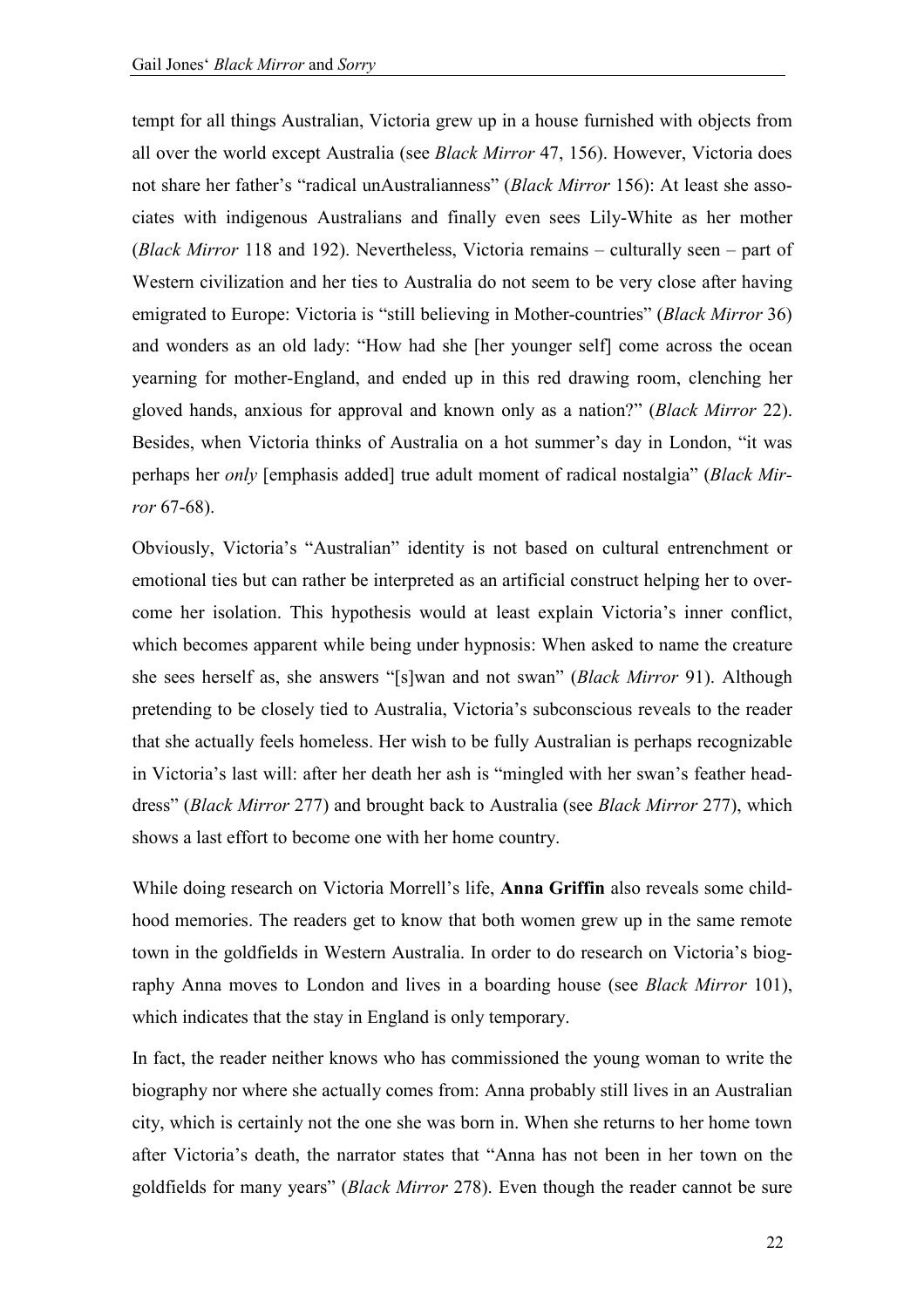tempt for all things Australian, Victoria grew up in a house furnished with objects from all over the world except Australia (see *Black Mirror* 47, 156). However, Victoria does not share her father's "radical unAustralianness" (*Black Mirror* 156): At least she associates with indigenous Australians and finally even sees Lily-White as her mother (*Black Mirror* 118 and 192). Nevertheless, Victoria remains – culturally seen – part of Western civilization and her ties to Australia do not seem to be very close after having emigrated to Europe: Victoria is "still believing in Mother-countries" (*Black Mirror* 36) and wonders as an old lady: "How had she [her younger self] come across the ocean yearning for mother-England, and ended up in this red drawing room, clenching her gloved hands, anxious for approval and known only as a nation?" (*Black Mirror* 22). Besides, when Victoria thinks of Australia on a hot summer's day in London, "it was perhaps her *only* [emphasis added] true adult moment of radical nostalgia" (*Black Mirror* 67-68).

Obviously, Victoria's "Australian" identity is not based on cultural entrenchment or emotional ties but can rather be interpreted as an artificial construct helping her to overcome her isolation. This hypothesis would at least explain Victoria's inner conflict, which becomes apparent while being under hypnosis: When asked to name the creature she sees herself as, she answers "[s]wan and not swan" (*Black Mirror* 91). Although pretending to be closely tied to Australia, Victoria's subconscious reveals to the reader that she actually feels homeless. Her wish to be fully Australian is perhaps recognizable in Victoria's last will: after her death her ash is "mingled with her swan's feather headdress" (*Black Mirror* 277) and brought back to Australia (see *Black Mirror* 277), which shows a last effort to become one with her home country.

While doing research on Victoria Morrell's life, **Anna Griffin** also reveals some childhood memories. The readers get to know that both women grew up in the same remote town in the goldfields in Western Australia. In order to do research on Victoria's biography Anna moves to London and lives in a boarding house (see *Black Mirror* 101), which indicates that the stay in England is only temporary.

In fact, the reader neither knows who has commissioned the young woman to write the biography nor where she actually comes from: Anna probably still lives in an Australian city, which is certainly not the one she was born in. When she returns to her home town after Victoria's death, the narrator states that "Anna has not been in her town on the goldfields for many years" (*Black Mirror* 278). Even though the reader cannot be sure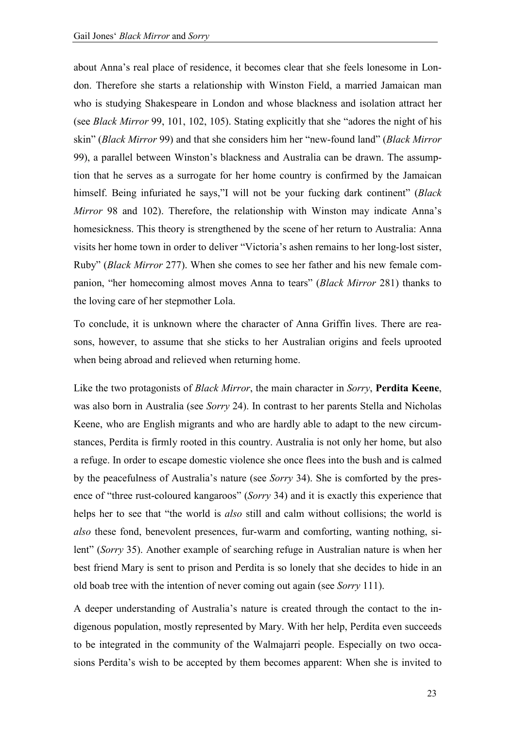about Anna's real place of residence, it becomes clear that she feels lonesome in London. Therefore she starts a relationship with Winston Field, a married Jamaican man who is studying Shakespeare in London and whose blackness and isolation attract her (see *Black Mirror* 99, 101, 102, 105). Stating explicitly that she "adores the night of his skin" (*Black Mirror* 99) and that she considers him her "new-found land" (*Black Mirror* 99), a parallel between Winston's blackness and Australia can be drawn. The assumption that he serves as a surrogate for her home country is confirmed by the Jamaican himself. Being infuriated he says,"I will not be your fucking dark continent" (*Black Mirror* 98 and 102). Therefore, the relationship with Winston may indicate Anna's homesickness. This theory is strengthened by the scene of her return to Australia: Anna visits her home town in order to deliver "Victoria's ashen remains to her long-lost sister, Ruby" (*Black Mirror* 277). When she comes to see her father and his new female companion, "her homecoming almost moves Anna to tears" (*Black Mirror* 281) thanks to the loving care of her stepmother Lola.

To conclude, it is unknown where the character of Anna Griffin lives. There are reasons, however, to assume that she sticks to her Australian origins and feels uprooted when being abroad and relieved when returning home.

Like the two protagonists of *Black Mirror*, the main character in *Sorry*, **Perdita Keene**, was also born in Australia (see *Sorry* 24). In contrast to her parents Stella and Nicholas Keene, who are English migrants and who are hardly able to adapt to the new circumstances, Perdita is firmly rooted in this country. Australia is not only her home, but also a refuge. In order to escape domestic violence she once flees into the bush and is calmed by the peacefulness of Australia's nature (see *Sorry* 34). She is comforted by the presence of "three rust-coloured kangaroos" (*Sorry* 34) and it is exactly this experience that helps her to see that "the world is *also* still and calm without collisions; the world is *also* these fond, benevolent presences, fur-warm and comforting, wanting nothing, silent" (*Sorry* 35). Another example of searching refuge in Australian nature is when her best friend Mary is sent to prison and Perdita is so lonely that she decides to hide in an old boab tree with the intention of never coming out again (see *Sorry* 111).

A deeper understanding of Australia's nature is created through the contact to the indigenous population, mostly represented by Mary. With her help, Perdita even succeeds to be integrated in the community of the Walmajarri people. Especially on two occasions Perdita's wish to be accepted by them becomes apparent: When she is invited to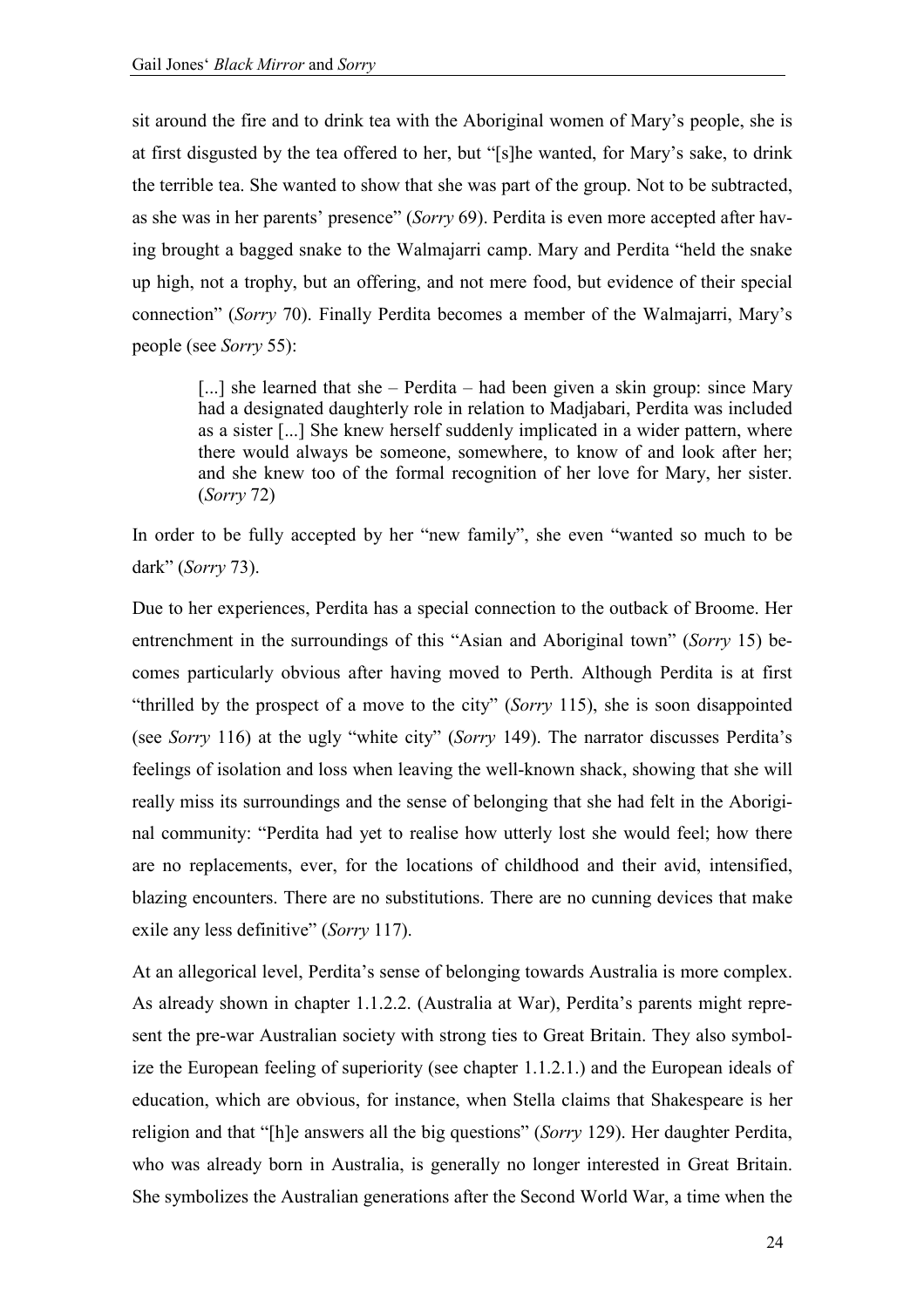sit around the fire and to drink tea with the Aboriginal women of Mary's people, she is at first disgusted by the tea offered to her, but "[s]he wanted, for Mary's sake, to drink the terrible tea. She wanted to show that she was part of the group. Not to be subtracted, as she was in her parents' presence" (*Sorry* 69). Perdita is even more accepted after having brought a bagged snake to the Walmajarri camp. Mary and Perdita "held the snake up high, not a trophy, but an offering, and not mere food, but evidence of their special connection" (*Sorry* 70). Finally Perdita becomes a member of the Walmajarri, Mary's people (see *Sorry* 55):

> [...] she learned that she – Perdita – had been given a skin group: since Mary had a designated daughterly role in relation to Madjabari, Perdita was included as a sister [...] She knew herself suddenly implicated in a wider pattern, where there would always be someone, somewhere, to know of and look after her; and she knew too of the formal recognition of her love for Mary, her sister. (*Sorry* 72)

In order to be fully accepted by her "new family", she even "wanted so much to be dark" (*Sorry* 73).

Due to her experiences, Perdita has a special connection to the outback of Broome. Her entrenchment in the surroundings of this "Asian and Aboriginal town" (*Sorry* 15) becomes particularly obvious after having moved to Perth. Although Perdita is at first "thrilled by the prospect of a move to the city" (*Sorry* 115), she is soon disappointed (see *Sorry* 116) at the ugly "white city" (*Sorry* 149). The narrator discusses Perdita's feelings of isolation and loss when leaving the well-known shack, showing that she will really miss its surroundings and the sense of belonging that she had felt in the Aboriginal community: "Perdita had yet to realise how utterly lost she would feel; how there are no replacements, ever, for the locations of childhood and their avid, intensified, blazing encounters. There are no substitutions. There are no cunning devices that make exile any less definitive" (*Sorry* 117).

At an allegorical level, Perdita's sense of belonging towards Australia is more complex. As already shown in chapter 1.1.2.2. (Australia at War), Perdita's parents might represent the pre-war Australian society with strong ties to Great Britain. They also symbolize the European feeling of superiority (see chapter 1.1.2.1.) and the European ideals of education, which are obvious, for instance, when Stella claims that Shakespeare is her religion and that "[h]e answers all the big questions" (*Sorry* 129). Her daughter Perdita, who was already born in Australia, is generally no longer interested in Great Britain. She symbolizes the Australian generations after the Second World War, a time when the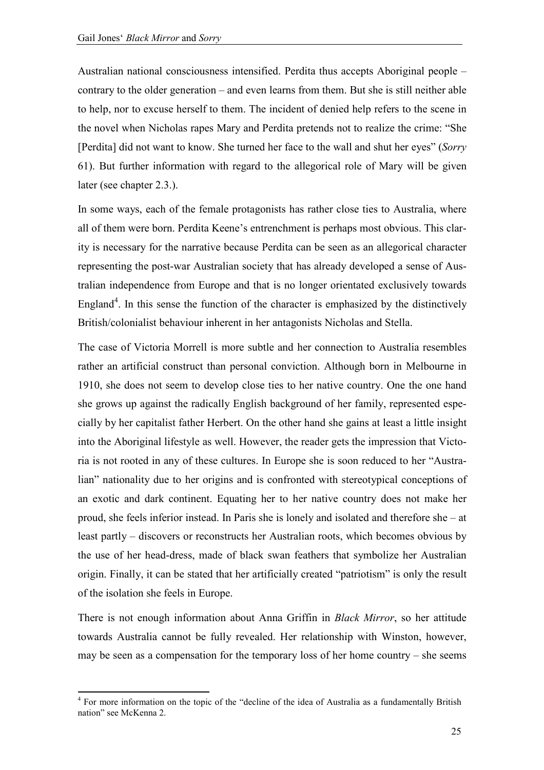Australian national consciousness intensified. Perdita thus accepts Aboriginal people – contrary to the older generation – and even learns from them. But she is still neither able to help, nor to excuse herself to them. The incident of denied help refers to the scene in the novel when Nicholas rapes Mary and Perdita pretends not to realize the crime: "She [Perdita] did not want to know. She turned her face to the wall and shut her eyes" (*Sorry* 61). But further information with regard to the allegorical role of Mary will be given later (see chapter 2.3.).

In some ways, each of the female protagonists has rather close ties to Australia, where all of them were born. Perdita Keene's entrenchment is perhaps most obvious. This clarity is necessary for the narrative because Perdita can be seen as an allegorical character representing the post-war Australian society that has already developed a sense of Australian independence from Europe and that is no longer orientated exclusively towards England[4]. In this sense the function of the character is emphasized by the distinctively British/colonialist behaviour inherent in her antagonists Nicholas and Stella.

The case of Victoria Morrell is more subtle and her connection to Australia resembles rather an artificial construct than personal conviction. Although born in Melbourne in 1910, she does not seem to develop close ties to her native country. One the one hand she grows up against the radically English background of her family, represented especially by her capitalist father Herbert. On the other hand she gains at least a little insight into the Aboriginal lifestyle as well. However, the reader gets the impression that Victoria is not rooted in any of these cultures. In Europe she is soon reduced to her "Australian" nationality due to her origins and is confronted with stereotypical conceptions of an exotic and dark continent. Equating her to her native country does not make her proud, she feels inferior instead. In Paris she is lonely and isolated and therefore she – at least partly – discovers or reconstructs her Australian roots, which becomes obvious by the use of her head-dress, made of black swan feathers that symbolize her Australian origin. Finally, it can be stated that her artificially created "patriotism" is only the result of the isolation she feels in Europe.

There is not enough information about Anna Griffin in *Black Mirror*, so her attitude towards Australia cannot be fully revealed. Her relationship with Winston, however, may be seen as a compensation for the temporary loss of her home country – she seems

---

[4] For more information on the topic of the "decline of the idea of Australia as a fundamentally British nation" see McKenna 2.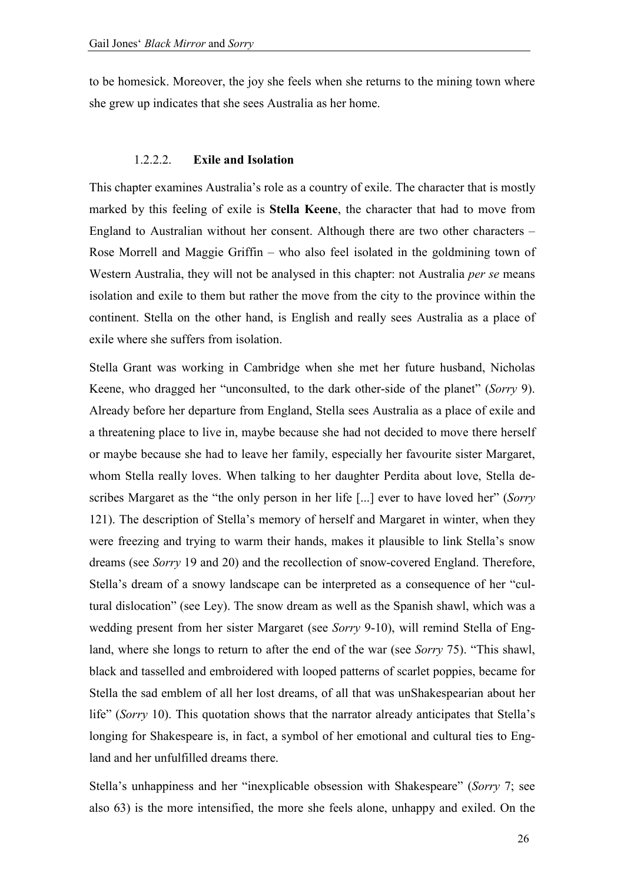to be homesick. Moreover, the joy she feels when she returns to the mining town where she grew up indicates that she sees Australia as her home.

#### 1.2.2.2. Exile and Isolation

This chapter examines Australia's role as a country of exile. The character that is mostly marked by this feeling of exile is **Stella Keene**, the character that had to move from England to Australian without her consent. Although there are two other characters – Rose Morrell and Maggie Griffin – who also feel isolated in the goldmining town of Western Australia, they will not be analysed in this chapter: not Australia *per se* means isolation and exile to them but rather the move from the city to the province within the continent. Stella on the other hand, is English and really sees Australia as a place of exile where she suffers from isolation.

Stella Grant was working in Cambridge when she met her future husband, Nicholas Keene, who dragged her "unconsulted, to the dark other-side of the planet" (*Sorry* 9). Already before her departure from England, Stella sees Australia as a place of exile and a threatening place to live in, maybe because she had not decided to move there herself or maybe because she had to leave her family, especially her favourite sister Margaret, whom Stella really loves. When talking to her daughter Perdita about love, Stella describes Margaret as the "the only person in her life [...] ever to have loved her" (*Sorry* 121). The description of Stella's memory of herself and Margaret in winter, when they were freezing and trying to warm their hands, makes it plausible to link Stella's snow dreams (see *Sorry* 19 and 20) and the recollection of snow-covered England. Therefore, Stella's dream of a snowy landscape can be interpreted as a consequence of her "cultural dislocation" (see Ley). The snow dream as well as the Spanish shawl, which was a wedding present from her sister Margaret (see *Sorry* 9-10), will remind Stella of England, where she longs to return to after the end of the war (see *Sorry* 75). "This shawl, black and tasselled and embroidered with looped patterns of scarlet poppies, became for Stella the sad emblem of all her lost dreams, of all that was unShakespearian about her life" (*Sorry* 10). This quotation shows that the narrator already anticipates that Stella's longing for Shakespeare is, in fact, a symbol of her emotional and cultural ties to England and her unfulfilled dreams there.

Stella's unhappiness and her "inexplicable obsession with Shakespeare" (*Sorry* 7; see also 63) is the more intensified, the more she feels alone, unhappy and exiled. On the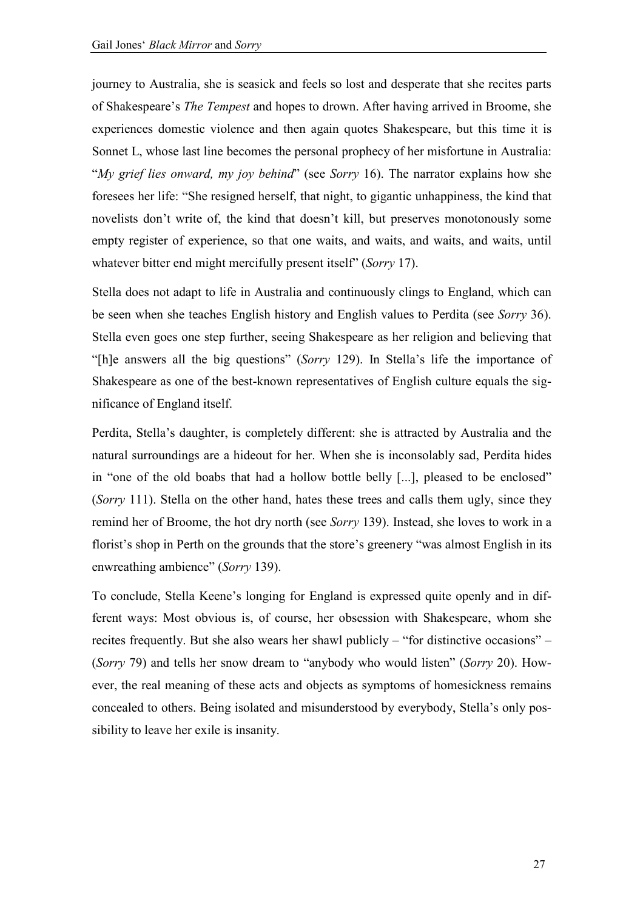journey to Australia, she is seasick and feels so lost and desperate that she recites parts of Shakespeare's *The Tempest* and hopes to drown. After having arrived in Broome, she experiences domestic violence and then again quotes Shakespeare, but this time it is Sonnet L, whose last line becomes the personal prophecy of her misfortune in Australia: "*My grief lies onward, my joy behind*" (see *Sorry* 16). The narrator explains how she foresees her life: "She resigned herself, that night, to gigantic unhappiness, the kind that novelists don't write of, the kind that doesn't kill, but preserves monotonously some empty register of experience, so that one waits, and waits, and waits, and waits, until whatever bitter end might mercifully present itself" (*Sorry* 17).

Stella does not adapt to life in Australia and continuously clings to England, which can be seen when she teaches English history and English values to Perdita (see *Sorry* 36). Stella even goes one step further, seeing Shakespeare as her religion and believing that "[h]e answers all the big questions" (*Sorry* 129). In Stella's life the importance of Shakespeare as one of the best-known representatives of English culture equals the significance of England itself.

Perdita, Stella's daughter, is completely different: she is attracted by Australia and the natural surroundings are a hideout for her. When she is inconsolably sad, Perdita hides in "one of the old boabs that had a hollow bottle belly [...], pleased to be enclosed" (*Sorry* 111). Stella on the other hand, hates these trees and calls them ugly, since they remind her of Broome, the hot dry north (see *Sorry* 139). Instead, she loves to work in a florist's shop in Perth on the grounds that the store's greenery "was almost English in its enwreathing ambience" (*Sorry* 139).

To conclude, Stella Keene's longing for England is expressed quite openly and in different ways: Most obvious is, of course, her obsession with Shakespeare, whom she recites frequently. But she also wears her shawl publicly – "for distinctive occasions" – (*Sorry* 79) and tells her snow dream to "anybody who would listen" (*Sorry* 20). However, the real meaning of these acts and objects as symptoms of homesickness remains concealed to others. Being isolated and misunderstood by everybody, Stella's only possibility to leave her exile is insanity.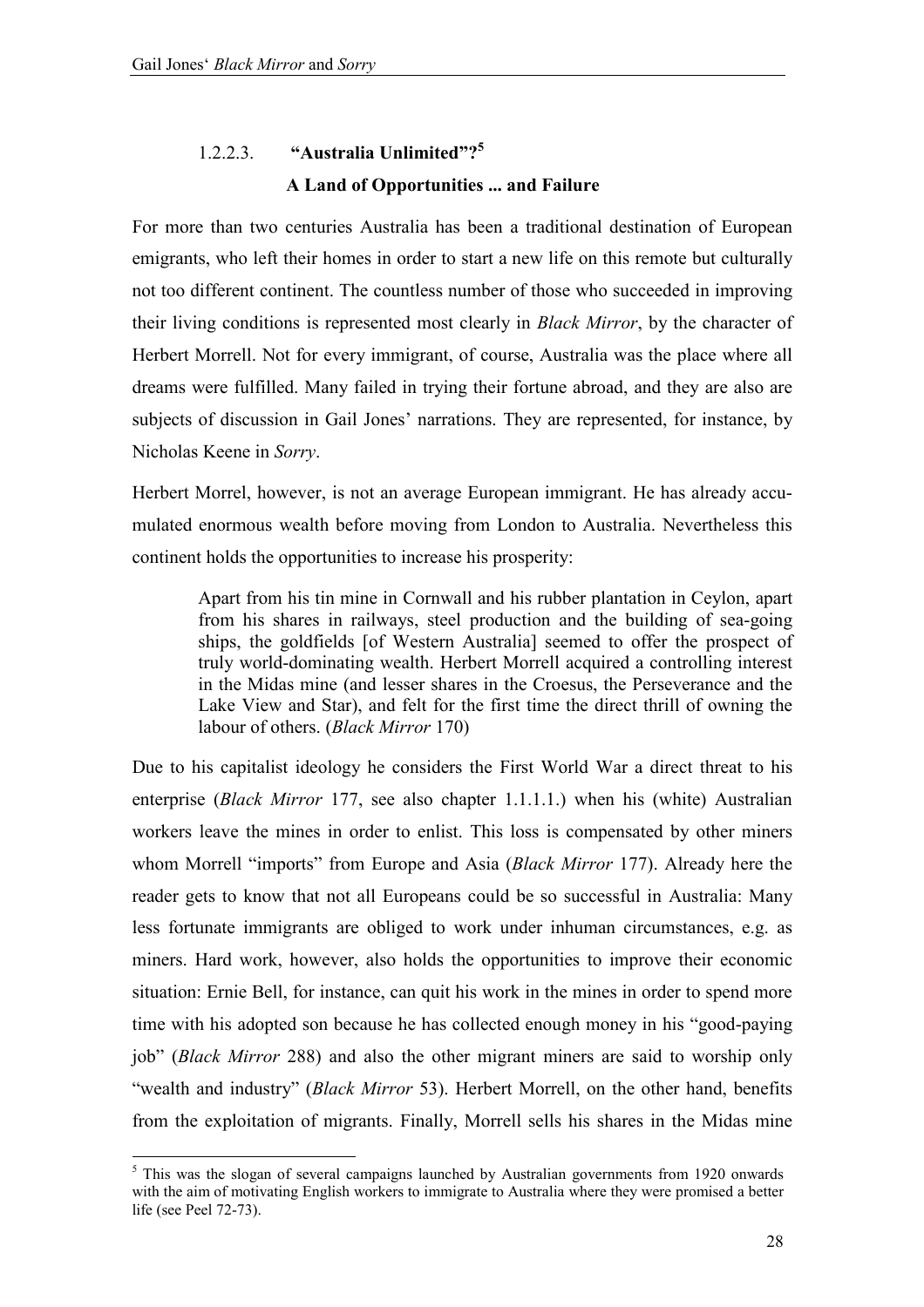#### 1.2.2.3. "Australia Unlimited"?[5] A Land of Opportunities ... and Failure

For more than two centuries Australia has been a traditional destination of European emigrants, who left their homes in order to start a new life on this remote but culturally not too different continent. The countless number of those who succeeded in improving their living conditions is represented most clearly in *Black Mirror*, by the character of Herbert Morrell. Not for every immigrant, of course, Australia was the place where all dreams were fulfilled. Many failed in trying their fortune abroad, and they are also are subjects of discussion in Gail Jones' narrations. They are represented, for instance, by Nicholas Keene in *Sorry*.

Herbert Morrel, however, is not an average European immigrant. He has already accumulated enormous wealth before moving from London to Australia. Nevertheless this continent holds the opportunities to increase his prosperity:

> Apart from his tin mine in Cornwall and his rubber plantation in Ceylon, apart from his shares in railways, steel production and the building of sea-going ships, the goldfields [of Western Australia] seemed to offer the prospect of truly world-dominating wealth. Herbert Morrell acquired a controlling interest in the Midas mine (and lesser shares in the Croesus, the Perseverance and the Lake View and Star), and felt for the first time the direct thrill of owning the labour of others. (*Black Mirror* 170)

Due to his capitalist ideology he considers the First World War a direct threat to his enterprise (*Black Mirror* 177, see also chapter 1.1.1.1.) when his (white) Australian workers leave the mines in order to enlist. This loss is compensated by other miners whom Morrell "imports" from Europe and Asia (*Black Mirror* 177). Already here the reader gets to know that not all Europeans could be so successful in Australia: Many less fortunate immigrants are obliged to work under inhuman circumstances, e.g. as miners. Hard work, however, also holds the opportunities to improve their economic situation: Ernie Bell, for instance, can quit his work in the mines in order to spend more time with his adopted son because he has collected enough money in his "good-paying job" (*Black Mirror* 288) and also the other migrant miners are said to worship only "wealth and industry" (*Black Mirror* 53). Herbert Morrell, on the other hand, benefits from the exploitation of migrants. Finally, Morrell sells his shares in the Midas mine

---

[5] This was the slogan of several campaigns launched by Australian governments from 1920 onwards with the aim of motivating English workers to immigrate to Australia where they were promised a better life (see Peel 72-73).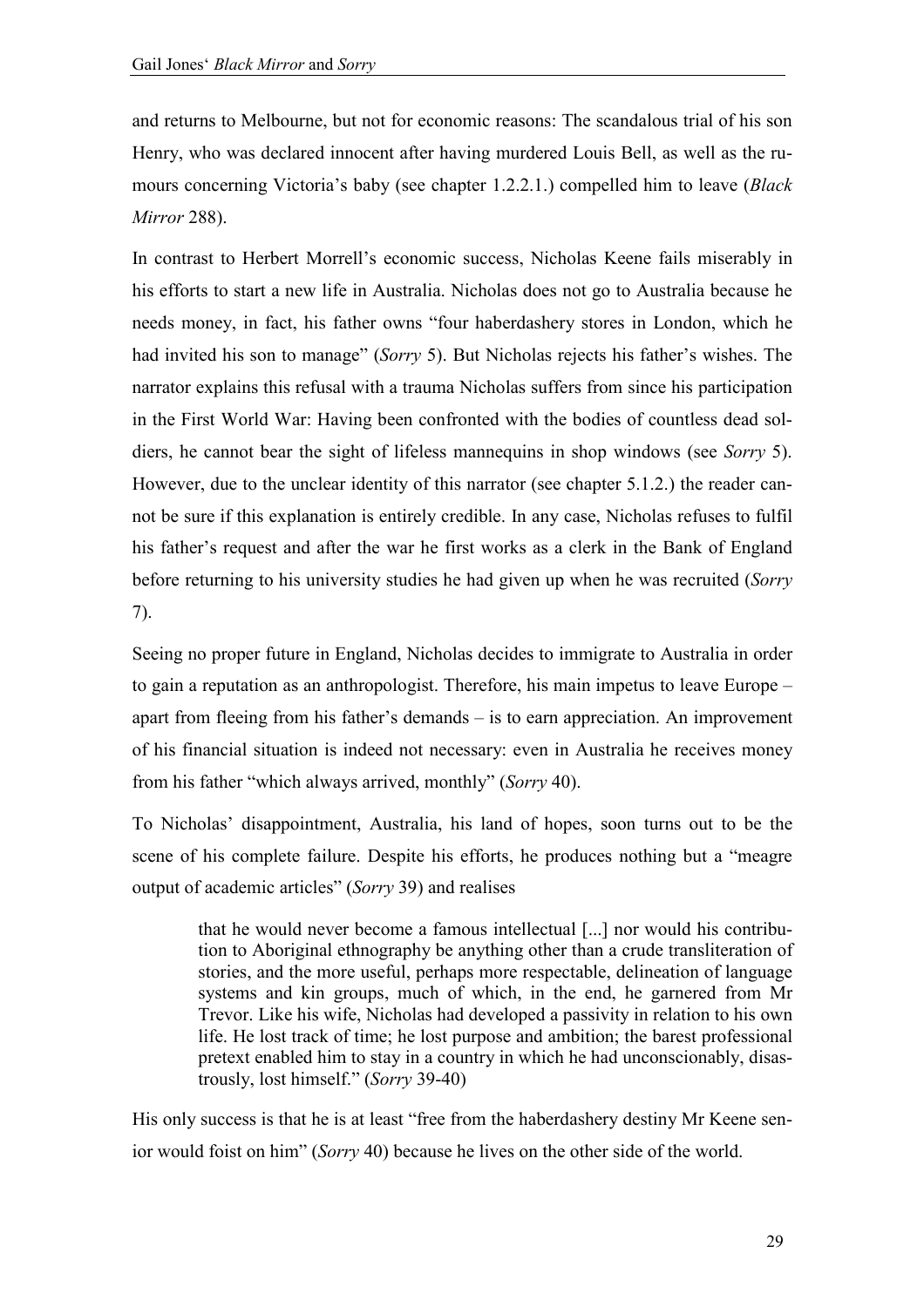and returns to Melbourne, but not for economic reasons: The scandalous trial of his son Henry, who was declared innocent after having murdered Louis Bell, as well as the rumours concerning Victoria's baby (see chapter 1.2.2.1.) compelled him to leave (*Black Mirror* 288).

In contrast to Herbert Morrell's economic success, Nicholas Keene fails miserably in his efforts to start a new life in Australia. Nicholas does not go to Australia because he needs money, in fact, his father owns "four haberdashery stores in London, which he had invited his son to manage" (*Sorry* 5). But Nicholas rejects his father's wishes. The narrator explains this refusal with a trauma Nicholas suffers from since his participation in the First World War: Having been confronted with the bodies of countless dead soldiers, he cannot bear the sight of lifeless mannequins in shop windows (see *Sorry* 5). However, due to the unclear identity of this narrator (see chapter 5.1.2.) the reader cannot be sure if this explanation is entirely credible. In any case, Nicholas refuses to fulfil his father's request and after the war he first works as a clerk in the Bank of England before returning to his university studies he had given up when he was recruited (*Sorry* 7).

Seeing no proper future in England, Nicholas decides to immigrate to Australia in order to gain a reputation as an anthropologist. Therefore, his main impetus to leave Europe – apart from fleeing from his father's demands – is to earn appreciation. An improvement of his financial situation is indeed not necessary: even in Australia he receives money from his father "which always arrived, monthly" (*Sorry* 40).

To Nicholas' disappointment, Australia, his land of hopes, soon turns out to be the scene of his complete failure. Despite his efforts, he produces nothing but a "meagre output of academic articles" (*Sorry* 39) and realises

> that he would never become a famous intellectual [...] nor would his contribution to Aboriginal ethnography be anything other than a crude transliteration of stories, and the more useful, perhaps more respectable, delineation of language systems and kin groups, much of which, in the end, he garnered from Mr Trevor. Like his wife, Nicholas had developed a passivity in relation to his own life. He lost track of time; he lost purpose and ambition; the barest professional pretext enabled him to stay in a country in which he had unconscionably, disastrously, lost himself." (*Sorry* 39-40)

His only success is that he is at least "free from the haberdashery destiny Mr Keene senior would foist on him" (*Sorry* 40) because he lives on the other side of the world.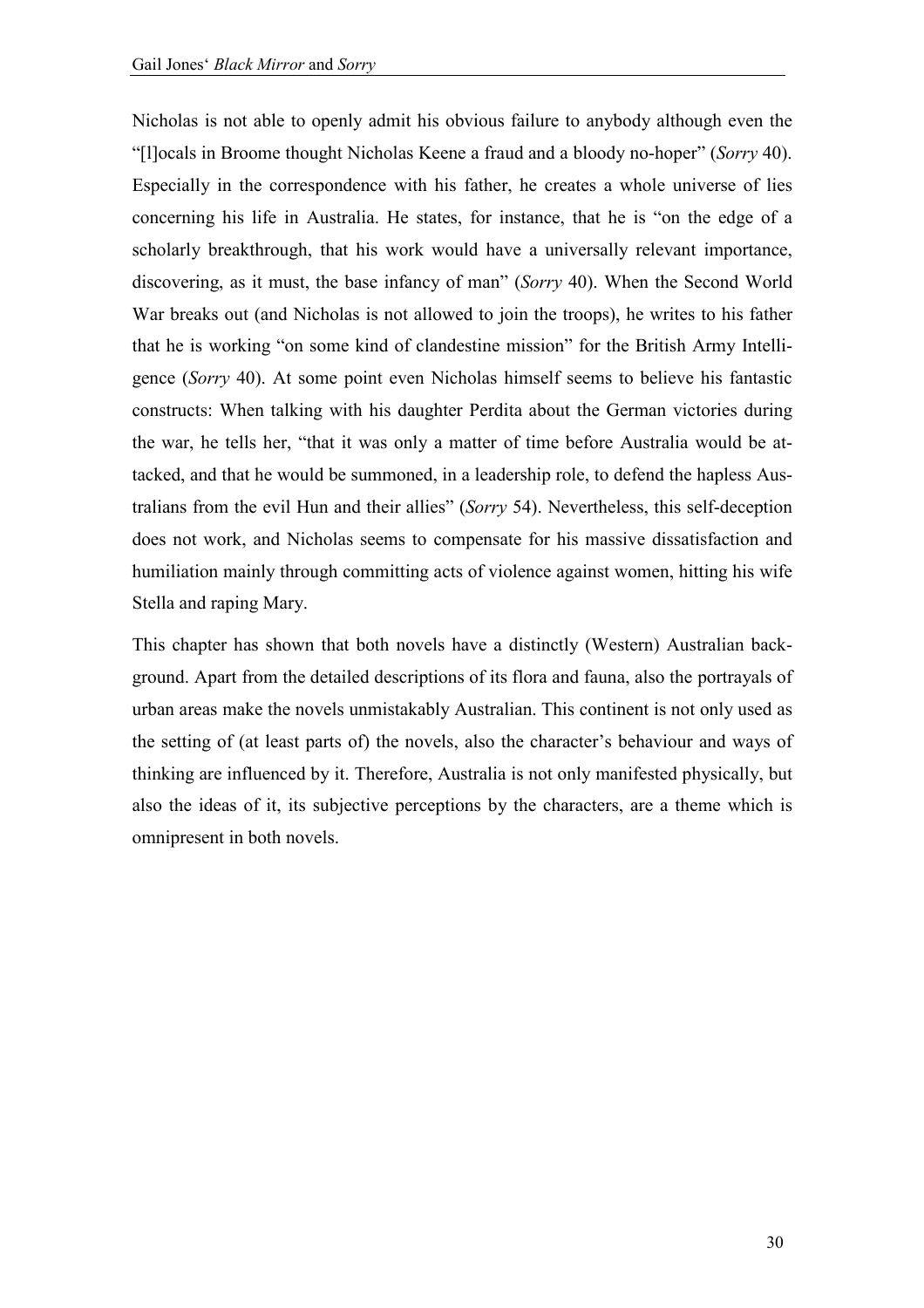Nicholas is not able to openly admit his obvious failure to anybody although even the "[l]ocals in Broome thought Nicholas Keene a fraud and a bloody no-hoper" (*Sorry* 40). Especially in the correspondence with his father, he creates a whole universe of lies concerning his life in Australia. He states, for instance, that he is "on the edge of a scholarly breakthrough, that his work would have a universally relevant importance, discovering, as it must, the base infancy of man" (*Sorry* 40). When the Second World War breaks out (and Nicholas is not allowed to join the troops), he writes to his father that he is working "on some kind of clandestine mission" for the British Army Intelligence (*Sorry* 40). At some point even Nicholas himself seems to believe his fantastic constructs: When talking with his daughter Perdita about the German victories during the war, he tells her, "that it was only a matter of time before Australia would be attacked, and that he would be summoned, in a leadership role, to defend the hapless Australians from the evil Hun and their allies" (*Sorry* 54). Nevertheless, this self-deception does not work, and Nicholas seems to compensate for his massive dissatisfaction and humiliation mainly through committing acts of violence against women, hitting his wife Stella and raping Mary.

This chapter has shown that both novels have a distinctly (Western) Australian background. Apart from the detailed descriptions of its flora and fauna, also the portrayals of urban areas make the novels unmistakably Australian. This continent is not only used as the setting of (at least parts of) the novels, also the character's behaviour and ways of thinking are influenced by it. Therefore, Australia is not only manifested physically, but also the ideas of it, its subjective perceptions by the characters, are a theme which is omnipresent in both novels.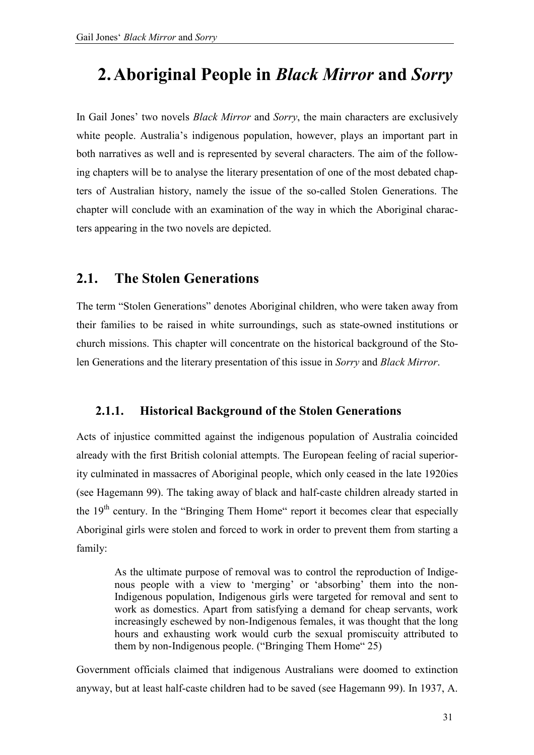# 2. Aboriginal People in *Black Mirror* and *Sorry*

In Gail Jones' two novels *Black Mirror* and *Sorry*, the main characters are exclusively white people. Australia's indigenous population, however, plays an important part in both narratives as well and is represented by several characters. The aim of the following chapters will be to analyse the literary presentation of one of the most debated chapters of Australian history, namely the issue of the so-called Stolen Generations. The chapter will conclude with an examination of the way in which the Aboriginal characters appearing in the two novels are depicted.

## 2.1. The Stolen Generations

The term "Stolen Generations" denotes Aboriginal children, who were taken away from their families to be raised in white surroundings, such as state-owned institutions or church missions. This chapter will concentrate on the historical background of the Stolen Generations and the literary presentation of this issue in *Sorry* and *Black Mirror*.

### 2.1.1. Historical Background of the Stolen Generations

Acts of injustice committed against the indigenous population of Australia coincided already with the first British colonial attempts. The European feeling of racial superiority culminated in massacres of Aboriginal people, which only ceased in the late 1920ies (see Hagemann 99). The taking away of black and half-caste children already started in the 19th century. In the "Bringing Them Home" report it becomes clear that especially Aboriginal girls were stolen and forced to work in order to prevent them from starting a family:

> As the ultimate purpose of removal was to control the reproduction of Indigenous people with a view to 'merging' or 'absorbing' them into the non-Indigenous population, Indigenous girls were targeted for removal and sent to work as domestics. Apart from satisfying a demand for cheap servants, work increasingly eschewed by non-Indigenous females, it was thought that the long hours and exhausting work would curb the sexual promiscuity attributed to them by non-Indigenous people. ("Bringing Them Home" 25)

Government officials claimed that indigenous Australians were doomed to extinction anyway, but at least half-caste children had to be saved (see Hagemann 99). In 1937, A.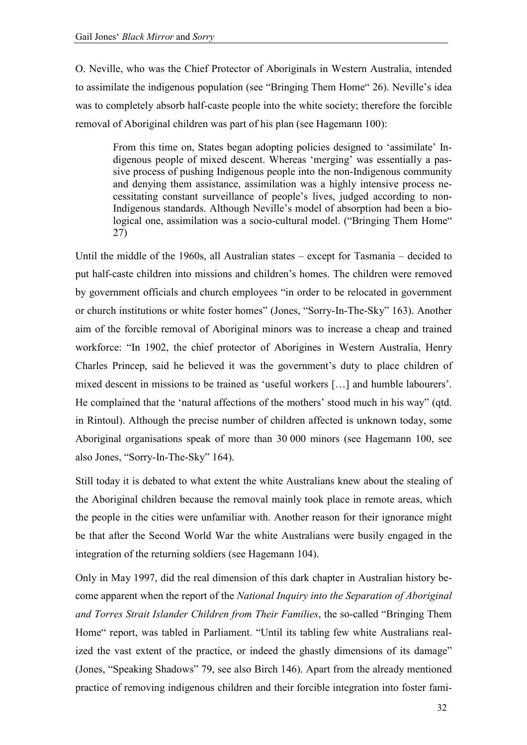O. Neville, who was the Chief Protector of Aboriginals in Western Australia, intended to assimilate the indigenous population (see "Bringing Them Home" 26). Neville's idea was to completely absorb half-caste people into the white society; therefore the forcible removal of Aboriginal children was part of his plan (see Hagemann 100):

> From this time on, States began adopting policies designed to 'assimilate' Indigenous people of mixed descent. Whereas 'merging' was essentially a passive process of pushing Indigenous people into the non-Indigenous community and denying them assistance, assimilation was a highly intensive process necessitating constant surveillance of people's lives, judged according to non-Indigenous standards. Although Neville's model of absorption had been a biological one, assimilation was a socio-cultural model. ("Bringing Them Home" 27)

Until the middle of the 1960s, all Australian states – except for Tasmania – decided to put half-caste children into missions and children's homes. The children were removed by government officials and church employees "in order to be relocated in government or church institutions or white foster homes" (Jones, "Sorry-In-The-Sky" 163). Another aim of the forcible removal of Aboriginal minors was to increase a cheap and trained workforce: "In 1902, the chief protector of Aborigines in Western Australia, Henry Charles Princep, said he believed it was the government's duty to place children of mixed descent in missions to be trained as 'useful workers […] and humble labourers'. He complained that the 'natural affections of the mothers' stood much in his way" (qtd. in Rintoul). Although the precise number of children affected is unknown today, some Aboriginal organisations speak of more than 30 000 minors (see Hagemann 100, see also Jones, "Sorry-In-The-Sky" 164).

Still today it is debated to what extent the white Australians knew about the stealing of the Aboriginal children because the removal mainly took place in remote areas, which the people in the cities were unfamiliar with. Another reason for their ignorance might be that after the Second World War the white Australians were busily engaged in the integration of the returning soldiers (see Hagemann 104).

Only in May 1997, did the real dimension of this dark chapter in Australian history become apparent when the report of the *National Inquiry into the Separation of Aboriginal and Torres Strait Islander Children from Their Families*, the so-called "Bringing Them Home" report, was tabled in Parliament. "Until its tabling few white Australians realized the vast extent of the practice, or indeed the ghastly dimensions of its damage" (Jones, "Speaking Shadows" 79, see also Birch 146). Apart from the already mentioned practice of removing indigenous children and their forcible integration into foster fami-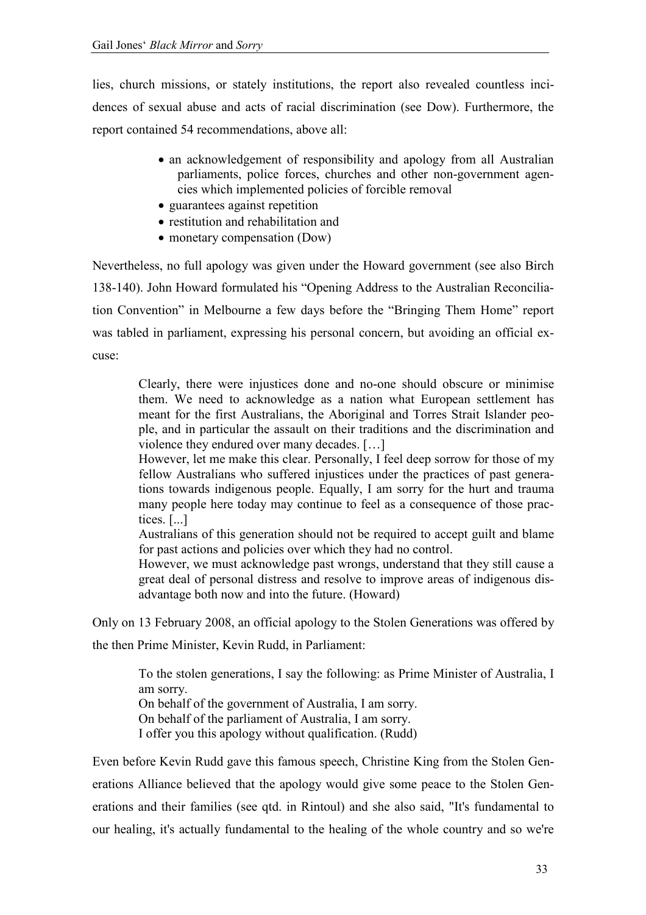lies, church missions, or stately institutions, the report also revealed countless incidences of sexual abuse and acts of racial discrimination (see Dow). Furthermore, the report contained 54 recommendations, above all:

- an acknowledgement of responsibility and apology from all Australian parliaments, police forces, churches and other non-government agencies which implemented policies of forcible removal
- guarantees against repetition
- restitution and rehabilitation and
- monetary compensation (Dow)

Nevertheless, no full apology was given under the Howard government (see also Birch 138-140). John Howard formulated his "Opening Address to the Australian Reconciliation Convention" in Melbourne a few days before the "Bringing Them Home" report was tabled in parliament, expressing his personal concern, but avoiding an official excuse:

> Clearly, there were injustices done and no-one should obscure or minimise them. We need to acknowledge as a nation what European settlement has meant for the first Australians, the Aboriginal and Torres Strait Islander people, and in particular the assault on their traditions and the discrimination and violence they endured over many decades. […]
> However, let me make this clear. Personally, I feel deep sorrow for those of my fellow Australians who suffered injustices under the practices of past generations towards indigenous people. Equally, I am sorry for the hurt and trauma many people here today may continue to feel as a consequence of those practices. [...]
> Australians of this generation should not be required to accept guilt and blame for past actions and policies over which they had no control.
> However, we must acknowledge past wrongs, understand that they still cause a great deal of personal distress and resolve to improve areas of indigenous disadvantage both now and into the future. (Howard)

Only on 13 February 2008, an official apology to the Stolen Generations was offered by the then Prime Minister, Kevin Rudd, in Parliament:

> To the stolen generations, I say the following: as Prime Minister of Australia, I am sorry.
> On behalf of the government of Australia, I am sorry.
> On behalf of the parliament of Australia, I am sorry.
> I offer you this apology without qualification. (Rudd)

Even before Kevin Rudd gave this famous speech, Christine King from the Stolen Generations Alliance believed that the apology would give some peace to the Stolen Generations and their families (see qtd. in Rintoul) and she also said, "It's fundamental to our healing, it's actually fundamental to the healing of the whole country and so we're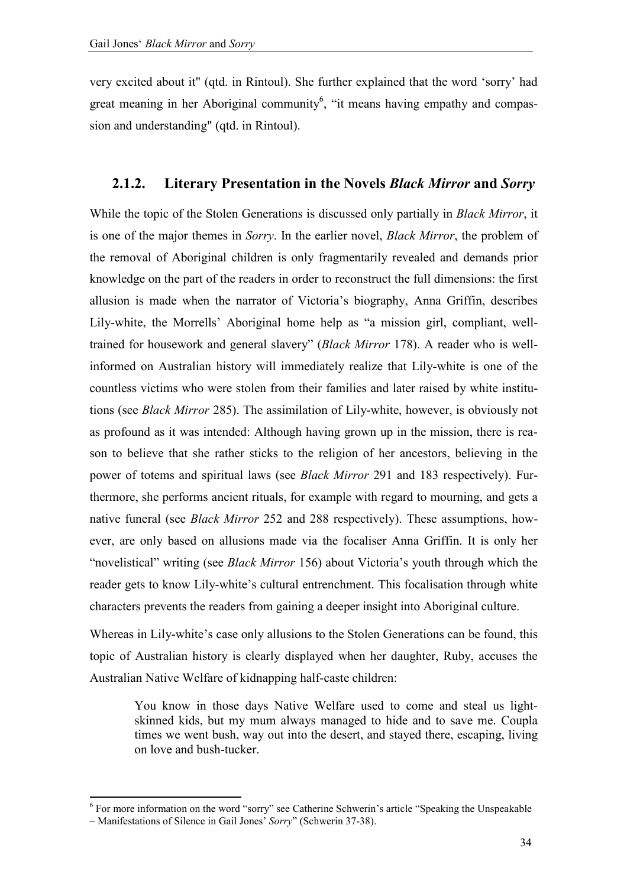very excited about it" (qtd. in Rintoul). She further explained that the word 'sorry' had great meaning in her Aboriginal community[6], "it means having empathy and compassion and understanding" (qtd. in Rintoul).

### 2.1.2. Literary Presentation in the Novels *Black Mirror* and *Sorry*

While the topic of the Stolen Generations is discussed only partially in *Black Mirror*, it is one of the major themes in *Sorry*. In the earlier novel, *Black Mirror*, the problem of the removal of Aboriginal children is only fragmentarily revealed and demands prior knowledge on the part of the readers in order to reconstruct the full dimensions: the first allusion is made when the narrator of Victoria's biography, Anna Griffin, describes Lily-white, the Morrells' Aboriginal home help as "a mission girl, compliant, well-trained for housework and general slavery" (*Black Mirror* 178). A reader who is well-informed on Australian history will immediately realize that Lily-white is one of the countless victims who were stolen from their families and later raised by white institutions (see *Black Mirror* 285). The assimilation of Lily-white, however, is obviously not as profound as it was intended: Although having grown up in the mission, there is reason to believe that she rather sticks to the religion of her ancestors, believing in the power of totems and spiritual laws (see *Black Mirror* 291 and 183 respectively). Furthermore, she performs ancient rituals, for example with regard to mourning, and gets a native funeral (see *Black Mirror* 252 and 288 respectively). These assumptions, however, are only based on allusions made via the focaliser Anna Griffin. It is only her "novelistical" writing (see *Black Mirror* 156) about Victoria's youth through which the reader gets to know Lily-white's cultural entrenchment. This focalisation through white characters prevents the readers from gaining a deeper insight into Aboriginal culture.

Whereas in Lily-white's case only allusions to the Stolen Generations can be found, this topic of Australian history is clearly displayed when her daughter, Ruby, accuses the Australian Native Welfare of kidnapping half-caste children:

> You know in those days Native Welfare used to come and steal us light-skinned kids, but my mum always managed to hide and to save me. Coupla times we went bush, way out into the desert, and stayed there, escaping, living on love and bush-tucker.

---

[6] For more information on the word "sorry" see Catherine Schwerin's article "Speaking the Unspeakable – Manifestations of Silence in Gail Jones' *Sorry*" (Schwerin 37-38).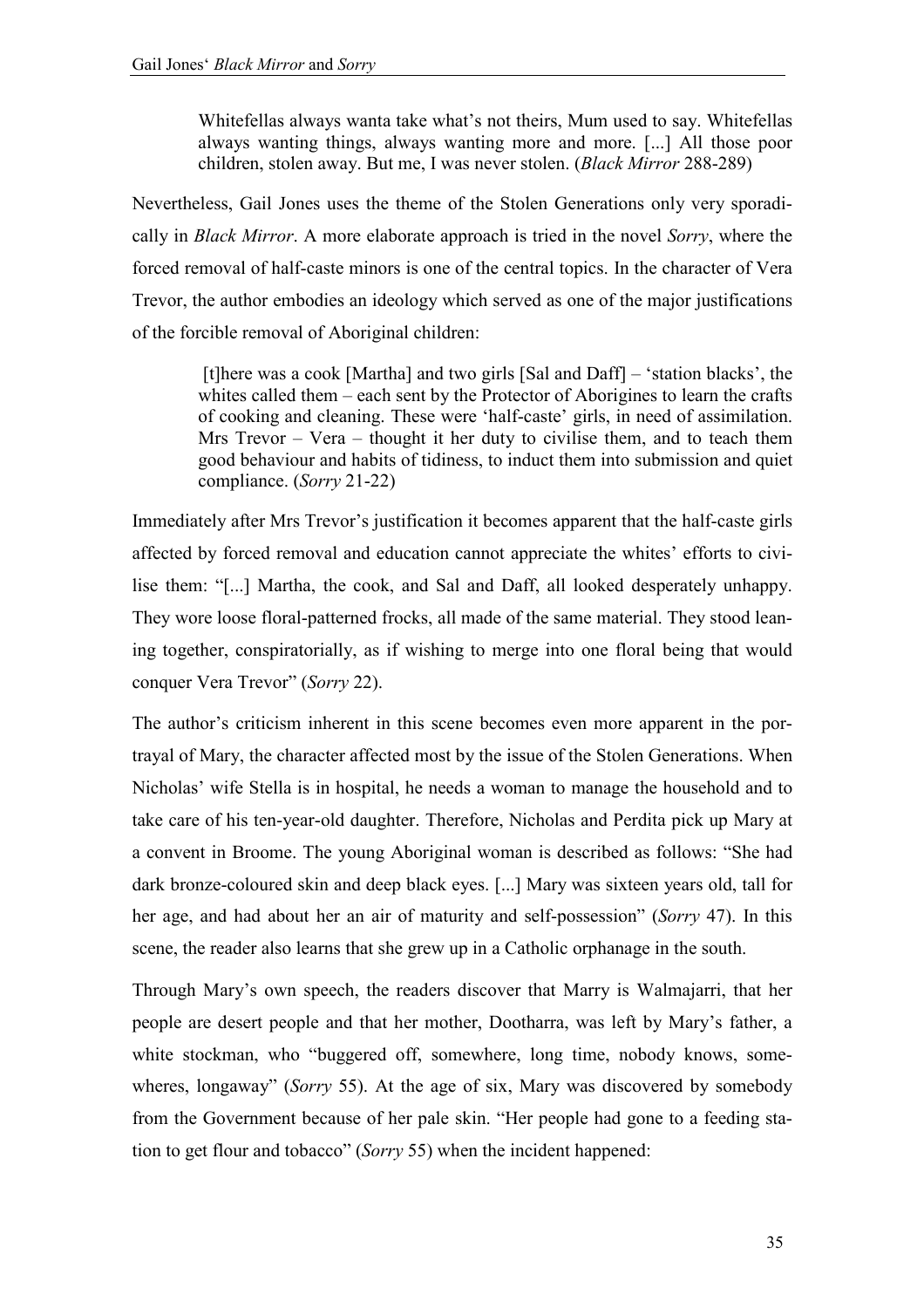> Whitefellas always wanta take what's not theirs, Mum used to say. Whitefellas always wanting things, always wanting more and more. [...] All those poor children, stolen away. But me, I was never stolen. (*Black Mirror* 288-289)

Nevertheless, Gail Jones uses the theme of the Stolen Generations only very sporadically in *Black Mirror*. A more elaborate approach is tried in the novel *Sorry*, where the forced removal of half-caste minors is one of the central topics. In the character of Vera Trevor, the author embodies an ideology which served as one of the major justifications of the forcible removal of Aboriginal children:

> [t]here was a cook [Martha] and two girls [Sal and Daff] – 'station blacks', the whites called them – each sent by the Protector of Aborigines to learn the crafts of cooking and cleaning. These were 'half-caste' girls, in need of assimilation. Mrs Trevor – Vera – thought it her duty to civilise them, and to teach them good behaviour and habits of tidiness, to induct them into submission and quiet compliance. (*Sorry* 21-22)

Immediately after Mrs Trevor's justification it becomes apparent that the half-caste girls affected by forced removal and education cannot appreciate the whites' efforts to civilise them: "[...] Martha, the cook, and Sal and Daff, all looked desperately unhappy. They wore loose floral-patterned frocks, all made of the same material. They stood leaning together, conspiratorially, as if wishing to merge into one floral being that would conquer Vera Trevor" (*Sorry* 22).

The author's criticism inherent in this scene becomes even more apparent in the portrayal of Mary, the character affected most by the issue of the Stolen Generations. When Nicholas' wife Stella is in hospital, he needs a woman to manage the household and to take care of his ten-year-old daughter. Therefore, Nicholas and Perdita pick up Mary at a convent in Broome. The young Aboriginal woman is described as follows: "She had dark bronze-coloured skin and deep black eyes. [...] Mary was sixteen years old, tall for her age, and had about her an air of maturity and self-possession" (*Sorry* 47). In this scene, the reader also learns that she grew up in a Catholic orphanage in the south.

Through Mary's own speech, the readers discover that Marry is Walmajarri, that her people are desert people and that her mother, Dootharra, was left by Mary's father, a white stockman, who "buggered off, somewhere, long time, nobody knows, somewheres, longaway" (*Sorry* 55). At the age of six, Mary was discovered by somebody from the Government because of her pale skin. "Her people had gone to a feeding station to get flour and tobacco" (*Sorry* 55) when the incident happened: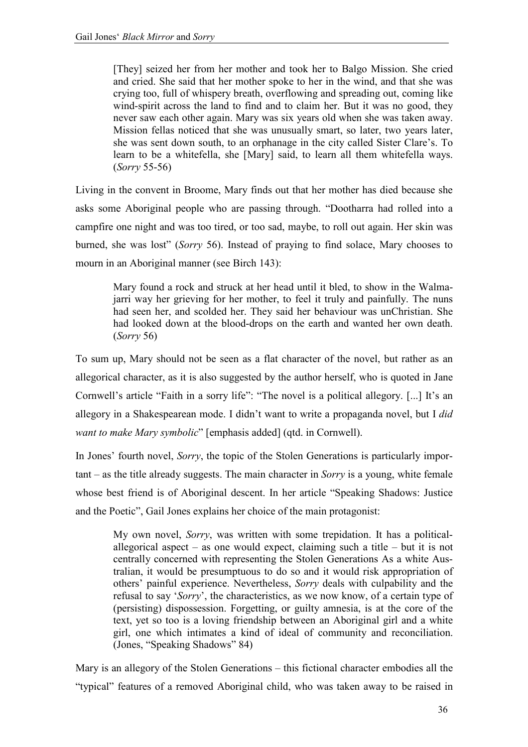> [They] seized her from her mother and took her to Balgo Mission. She cried and cried. She said that her mother spoke to her in the wind, and that she was crying too, full of whispery breath, overflowing and spreading out, coming like wind-spirit across the land to find and to claim her. But it was no good, they never saw each other again. Mary was six years old when she was taken away. Mission fellas noticed that she was unusually smart, so later, two years later, she was sent down south, to an orphanage in the city called Sister Clare's. To learn to be a whitefella, she [Mary] said, to learn all them whitefella ways. (*Sorry* 55-56)

Living in the convent in Broome, Mary finds out that her mother has died because she asks some Aboriginal people who are passing through. "Dootharra had rolled into a campfire one night and was too tired, or too sad, maybe, to roll out again. Her skin was burned, she was lost" (*Sorry* 56). Instead of praying to find solace, Mary chooses to mourn in an Aboriginal manner (see Birch 143):

> Mary found a rock and struck at her head until it bled, to show in the Walmajarri way her grieving for her mother, to feel it truly and painfully. The nuns had seen her, and scolded her. They said her behaviour was unChristian. She had looked down at the blood-drops on the earth and wanted her own death. (*Sorry* 56)

To sum up, Mary should not be seen as a flat character of the novel, but rather as an allegorical character, as it is also suggested by the author herself, who is quoted in Jane Cornwell's article "Faith in a sorry life": "The novel is a political allegory. [...] It's an allegory in a Shakespearean mode. I didn't want to write a propaganda novel, but I *did want to make Mary symbolic*" [emphasis added] (qtd. in Cornwell).

In Jones' fourth novel, *Sorry*, the topic of the Stolen Generations is particularly important – as the title already suggests. The main character in *Sorry* is a young, white female whose best friend is of Aboriginal descent. In her article "Speaking Shadows: Justice and the Poetic", Gail Jones explains her choice of the main protagonist:

> My own novel, *Sorry*, was written with some trepidation. It has a political-allegorical aspect – as one would expect, claiming such a title – but it is not centrally concerned with representing the Stolen Generations As a white Australian, it would be presumptuous to do so and it would risk appropriation of others' painful experience. Nevertheless, *Sorry* deals with culpability and the refusal to say '*Sorry*', the characteristics, as we now know, of a certain type of (persisting) dispossession. Forgetting, or guilty amnesia, is at the core of the text, yet so too is a loving friendship between an Aboriginal girl and a white girl, one which intimates a kind of ideal of community and reconciliation. (Jones, "Speaking Shadows" 84)

Mary is an allegory of the Stolen Generations – this fictional character embodies all the "typical" features of a removed Aboriginal child, who was taken away to be raised in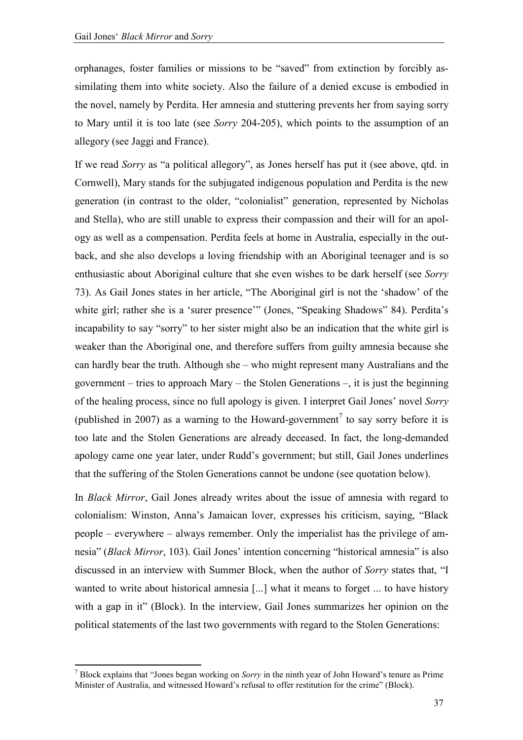orphanages, foster families or missions to be "saved" from extinction by forcibly assimilating them into white society. Also the failure of a denied excuse is embodied in the novel, namely by Perdita. Her amnesia and stuttering prevents her from saying sorry to Mary until it is too late (see *Sorry* 204-205), which points to the assumption of an allegory (see Jaggi and France).

If we read *Sorry* as "a political allegory", as Jones herself has put it (see above, qtd. in Cornwell), Mary stands for the subjugated indigenous population and Perdita is the new generation (in contrast to the older, "colonialist" generation, represented by Nicholas and Stella), who are still unable to express their compassion and their will for an apology as well as a compensation. Perdita feels at home in Australia, especially in the outback, and she also develops a loving friendship with an Aboriginal teenager and is so enthusiastic about Aboriginal culture that she even wishes to be dark herself (see *Sorry* 73). As Gail Jones states in her article, "The Aboriginal girl is not the 'shadow' of the white girl; rather she is a 'surer presence'" (Jones, "Speaking Shadows" 84). Perdita's incapability to say "sorry" to her sister might also be an indication that the white girl is weaker than the Aboriginal one, and therefore suffers from guilty amnesia because she can hardly bear the truth. Although she – who might represent many Australians and the government – tries to approach Mary – the Stolen Generations –, it is just the beginning of the healing process, since no full apology is given. I interpret Gail Jones' novel *Sorry* (published in 2007) as a warning to the Howard-government[7] to say sorry before it is too late and the Stolen Generations are already deceased. In fact, the long-demanded apology came one year later, under Rudd's government; but still, Gail Jones underlines that the suffering of the Stolen Generations cannot be undone (see quotation below).

In *Black Mirror*, Gail Jones already writes about the issue of amnesia with regard to colonialism: Winston, Anna's Jamaican lover, expresses his criticism, saying, "Black people – everywhere – always remember. Only the imperialist has the privilege of amnesia" (*Black Mirror*, 103). Gail Jones' intention concerning "historical amnesia" is also discussed in an interview with Summer Block, when the author of *Sorry* states that, "I wanted to write about historical amnesia [...] what it means to forget ... to have history with a gap in it" (Block). In the interview, Gail Jones summarizes her opinion on the political statements of the last two governments with regard to the Stolen Generations:

[7] Block explains that "Jones began working on *Sorry* in the ninth year of John Howard's tenure as Prime Minister of Australia, and witnessed Howard's refusal to offer restitution for the crime" (Block).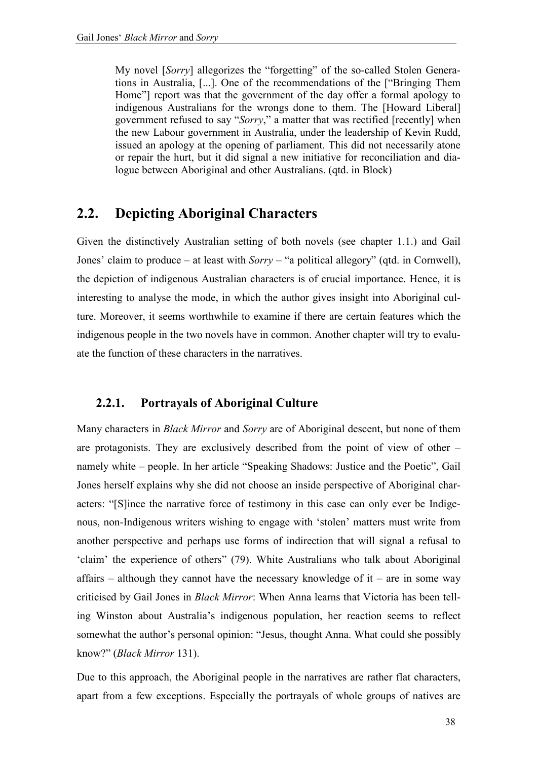> My novel [*Sorry*] allegorizes the "forgetting" of the so-called Stolen Generations in Australia, [...]. One of the recommendations of the ["Bringing Them Home"] report was that the government of the day offer a formal apology to indigenous Australians for the wrongs done to them. The [Howard Liberal] government refused to say "*Sorry*," a matter that was rectified [recently] when the new Labour government in Australia, under the leadership of Kevin Rudd, issued an apology at the opening of parliament. This did not necessarily atone or repair the hurt, but it did signal a new initiative for reconciliation and dialogue between Aboriginal and other Australians. (qtd. in Block)

## 2.2. Depicting Aboriginal Characters

Given the distinctively Australian setting of both novels (see chapter 1.1.) and Gail Jones' claim to produce – at least with *Sorry* – "a political allegory" (qtd. in Cornwell), the depiction of indigenous Australian characters is of crucial importance. Hence, it is interesting to analyse the mode, in which the author gives insight into Aboriginal culture. Moreover, it seems worthwhile to examine if there are certain features which the indigenous people in the two novels have in common. Another chapter will try to evaluate the function of these characters in the narratives.

### 2.2.1. Portrayals of Aboriginal Culture

Many characters in *Black Mirror* and *Sorry* are of Aboriginal descent, but none of them are protagonists. They are exclusively described from the point of view of other – namely white – people. In her article "Speaking Shadows: Justice and the Poetic", Gail Jones herself explains why she did not choose an inside perspective of Aboriginal characters: "[S]ince the narrative force of testimony in this case can only ever be Indigenous, non-Indigenous writers wishing to engage with 'stolen' matters must write from another perspective and perhaps use forms of indirection that will signal a refusal to 'claim' the experience of others" (79). White Australians who talk about Aboriginal affairs – although they cannot have the necessary knowledge of it – are in some way criticised by Gail Jones in *Black Mirror*: When Anna learns that Victoria has been telling Winston about Australia's indigenous population, her reaction seems to reflect somewhat the author's personal opinion: "Jesus, thought Anna. What could she possibly know?" (*Black Mirror* 131).

Due to this approach, the Aboriginal people in the narratives are rather flat characters, apart from a few exceptions. Especially the portrayals of whole groups of natives are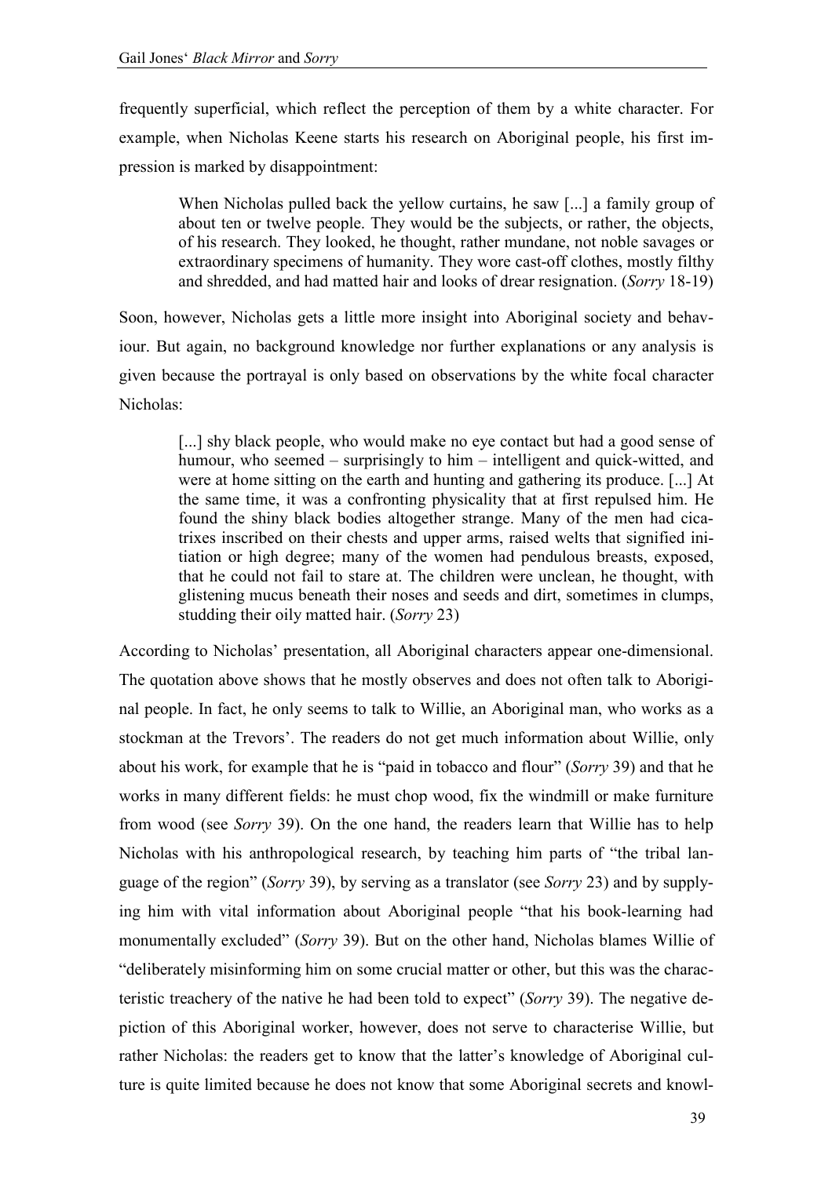frequently superficial, which reflect the perception of them by a white character. For example, when Nicholas Keene starts his research on Aboriginal people, his first impression is marked by disappointment:

> When Nicholas pulled back the yellow curtains, he saw [...] a family group of about ten or twelve people. They would be the subjects, or rather, the objects, of his research. They looked, he thought, rather mundane, not noble savages or extraordinary specimens of humanity. They wore cast-off clothes, mostly filthy and shredded, and had matted hair and looks of drear resignation. (*Sorry* 18-19)

Soon, however, Nicholas gets a little more insight into Aboriginal society and behaviour. But again, no background knowledge nor further explanations or any analysis is given because the portrayal is only based on observations by the white focal character Nicholas:

> [...] shy black people, who would make no eye contact but had a good sense of humour, who seemed – surprisingly to him – intelligent and quick-witted, and were at home sitting on the earth and hunting and gathering its produce. [...] At the same time, it was a confronting physicality that at first repulsed him. He found the shiny black bodies altogether strange. Many of the men had cicatrixes inscribed on their chests and upper arms, raised welts that signified initiation or high degree; many of the women had pendulous breasts, exposed, that he could not fail to stare at. The children were unclean, he thought, with glistening mucus beneath their noses and seeds and dirt, sometimes in clumps, studding their oily matted hair. (*Sorry* 23)

According to Nicholas' presentation, all Aboriginal characters appear one-dimensional. The quotation above shows that he mostly observes and does not often talk to Aboriginal people. In fact, he only seems to talk to Willie, an Aboriginal man, who works as a stockman at the Trevors'. The readers do not get much information about Willie, only about his work, for example that he is "paid in tobacco and flour" (*Sorry* 39) and that he works in many different fields: he must chop wood, fix the windmill or make furniture from wood (see *Sorry* 39). On the one hand, the readers learn that Willie has to help Nicholas with his anthropological research, by teaching him parts of "the tribal language of the region" (*Sorry* 39), by serving as a translator (see *Sorry* 23) and by supplying him with vital information about Aboriginal people "that his book-learning had monumentally excluded" (*Sorry* 39). But on the other hand, Nicholas blames Willie of "deliberately misinforming him on some crucial matter or other, but this was the characteristic treachery of the native he had been told to expect" (*Sorry* 39). The negative depiction of this Aboriginal worker, however, does not serve to characterise Willie, but rather Nicholas: the readers get to know that the latter's knowledge of Aboriginal culture is quite limited because he does not know that some Aboriginal secrets and knowl-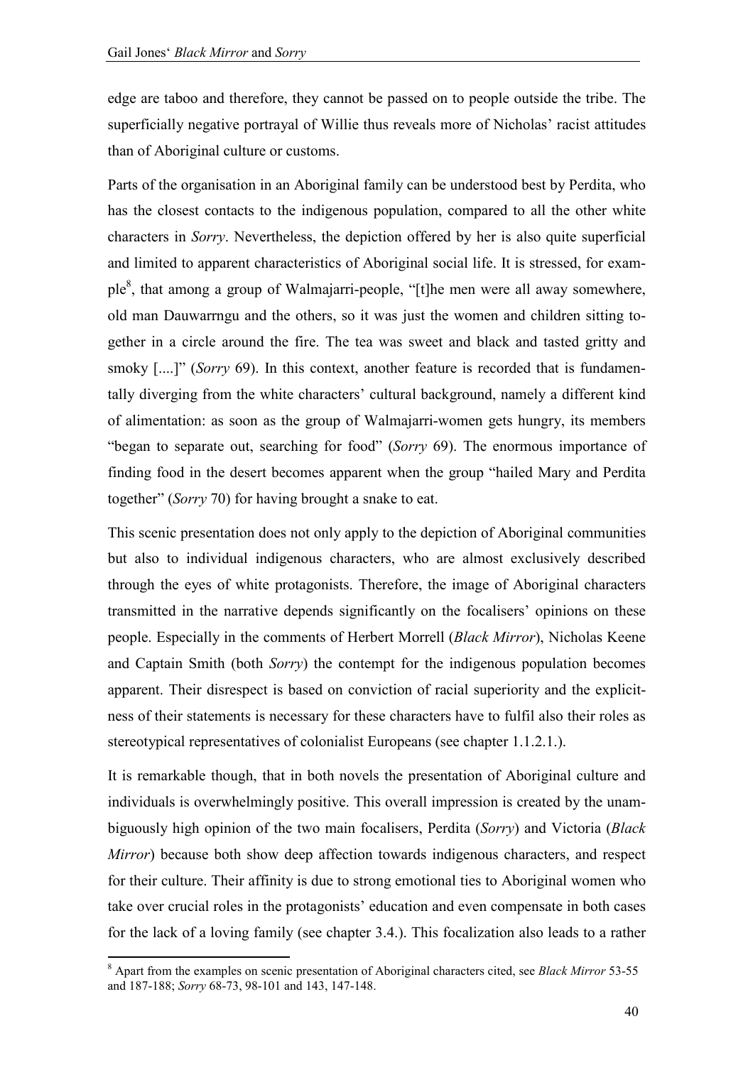edge are taboo and therefore, they cannot be passed on to people outside the tribe. The superficially negative portrayal of Willie thus reveals more of Nicholas' racist attitudes than of Aboriginal culture or customs.

Parts of the organisation in an Aboriginal family can be understood best by Perdita, who has the closest contacts to the indigenous population, compared to all the other white characters in *Sorry*. Nevertheless, the depiction offered by her is also quite superficial and limited to apparent characteristics of Aboriginal social life. It is stressed, for example[8], that among a group of Walmajarri-people, "[t]he men were all away somewhere, old man Dauwarrngu and the others, so it was just the women and children sitting together in a circle around the fire. The tea was sweet and black and tasted gritty and smoky [....]" (*Sorry* 69). In this context, another feature is recorded that is fundamentally diverging from the white characters' cultural background, namely a different kind of alimentation: as soon as the group of Walmajarri-women gets hungry, its members "began to separate out, searching for food" (*Sorry* 69). The enormous importance of finding food in the desert becomes apparent when the group "hailed Mary and Perdita together" (*Sorry* 70) for having brought a snake to eat.

This scenic presentation does not only apply to the depiction of Aboriginal communities but also to individual indigenous characters, who are almost exclusively described through the eyes of white protagonists. Therefore, the image of Aboriginal characters transmitted in the narrative depends significantly on the focalisers' opinions on these people. Especially in the comments of Herbert Morrell (*Black Mirror*), Nicholas Keene and Captain Smith (both *Sorry*) the contempt for the indigenous population becomes apparent. Their disrespect is based on conviction of racial superiority and the explicitness of their statements is necessary for these characters have to fulfil also their roles as stereotypical representatives of colonialist Europeans (see chapter 1.1.2.1.).

It is remarkable though, that in both novels the presentation of Aboriginal culture and individuals is overwhelmingly positive. This overall impression is created by the unambiguously high opinion of the two main focalisers, Perdita (*Sorry*) and Victoria (*Black Mirror*) because both show deep affection towards indigenous characters, and respect for their culture. Their affinity is due to strong emotional ties to Aboriginal women who take over crucial roles in the protagonists' education and even compensate in both cases for the lack of a loving family (see chapter 3.4.). This focalization also leads to a rather

[8] Apart from the examples on scenic presentation of Aboriginal characters cited, see *Black Mirror* 53-55 and 187-188; *Sorry* 68-73, 98-101 and 143, 147-148.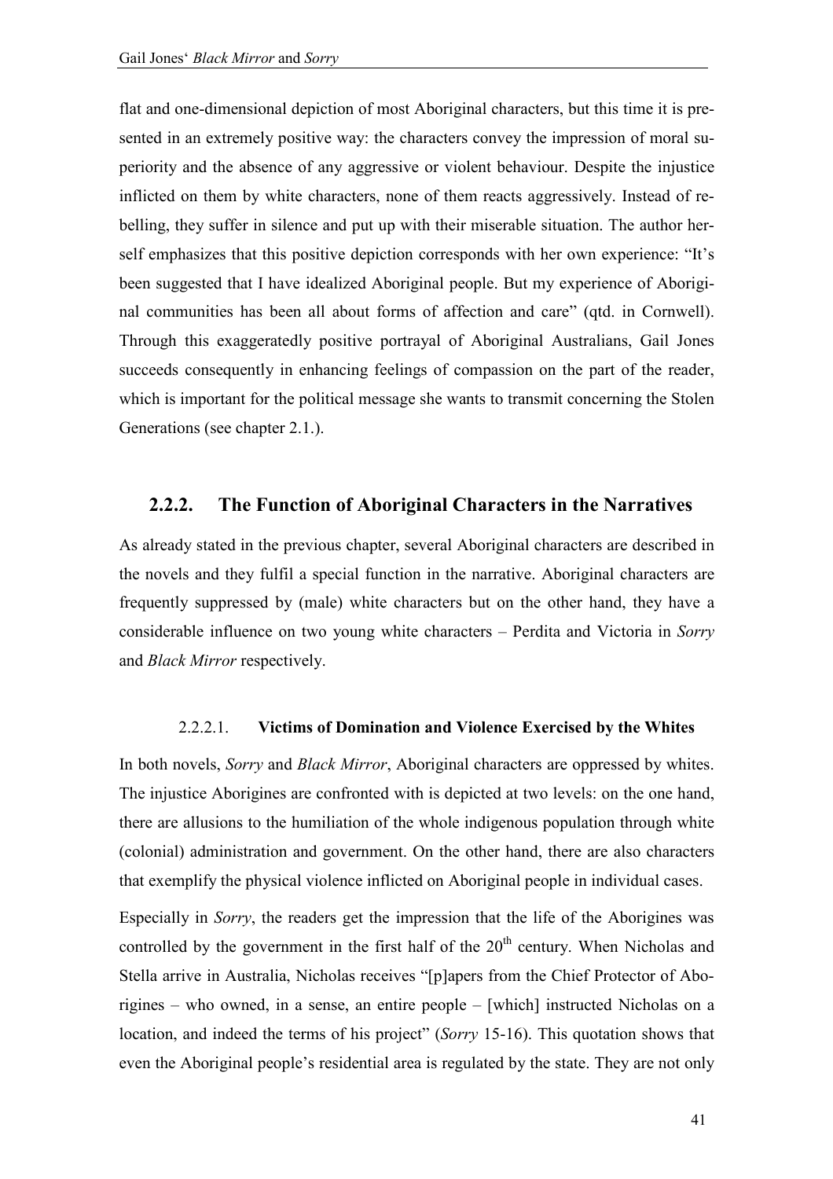flat and one-dimensional depiction of most Aboriginal characters, but this time it is presented in an extremely positive way: the characters convey the impression of moral superiority and the absence of any aggressive or violent behaviour. Despite the injustice inflicted on them by white characters, none of them reacts aggressively. Instead of rebelling, they suffer in silence and put up with their miserable situation. The author herself emphasizes that this positive depiction corresponds with her own experience: "It's been suggested that I have idealized Aboriginal people. But my experience of Aboriginal communities has been all about forms of affection and care" (qtd. in Cornwell). Through this exaggeratedly positive portrayal of Aboriginal Australians, Gail Jones succeeds consequently in enhancing feelings of compassion on the part of the reader, which is important for the political message she wants to transmit concerning the Stolen Generations (see chapter 2.1.).

## 2.2.2. The Function of Aboriginal Characters in the Narratives

As already stated in the previous chapter, several Aboriginal characters are described in the novels and they fulfil a special function in the narrative. Aboriginal characters are frequently suppressed by (male) white characters but on the other hand, they have a considerable influence on two young white characters – Perdita and Victoria in *Sorry* and *Black Mirror* respectively.

### 2.2.2.1. Victims of Domination and Violence Exercised by the Whites

In both novels, *Sorry* and *Black Mirror*, Aboriginal characters are oppressed by whites. The injustice Aborigines are confronted with is depicted at two levels: on the one hand, there are allusions to the humiliation of the whole indigenous population through white (colonial) administration and government. On the other hand, there are also characters that exemplify the physical violence inflicted on Aboriginal people in individual cases.

Especially in *Sorry*, the readers get the impression that the life of the Aborigines was controlled by the government in the first half of the 20th century. When Nicholas and Stella arrive in Australia, Nicholas receives "[p]apers from the Chief Protector of Aborigines – who owned, in a sense, an entire people – [which] instructed Nicholas on a location, and indeed the terms of his project" (*Sorry* 15-16). This quotation shows that even the Aboriginal people's residential area is regulated by the state. They are not only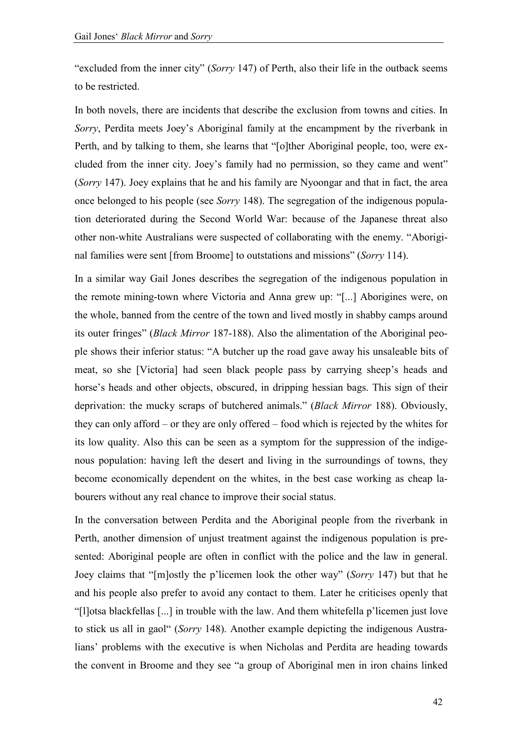"excluded from the inner city" (*Sorry* 147) of Perth, also their life in the outback seems to be restricted.

In both novels, there are incidents that describe the exclusion from towns and cities. In *Sorry*, Perdita meets Joey's Aboriginal family at the encampment by the riverbank in Perth, and by talking to them, she learns that "[o]ther Aboriginal people, too, were excluded from the inner city. Joey's family had no permission, so they came and went" (*Sorry* 147). Joey explains that he and his family are Nyoongar and that in fact, the area once belonged to his people (see *Sorry* 148). The segregation of the indigenous population deteriorated during the Second World War: because of the Japanese threat also other non-white Australians were suspected of collaborating with the enemy. "Aboriginal families were sent [from Broome] to outstations and missions" (*Sorry* 114).

In a similar way Gail Jones describes the segregation of the indigenous population in the remote mining-town where Victoria and Anna grew up: "[...] Aborigines were, on the whole, banned from the centre of the town and lived mostly in shabby camps around its outer fringes" (*Black Mirror* 187-188). Also the alimentation of the Aboriginal people shows their inferior status: "A butcher up the road gave away his unsaleable bits of meat, so she [Victoria] had seen black people pass by carrying sheep's heads and horse's heads and other objects, obscured, in dripping hessian bags. This sign of their deprivation: the mucky scraps of butchered animals." (*Black Mirror* 188). Obviously, they can only afford – or they are only offered – food which is rejected by the whites for its low quality. Also this can be seen as a symptom for the suppression of the indigenous population: having left the desert and living in the surroundings of towns, they become economically dependent on the whites, in the best case working as cheap labourers without any real chance to improve their social status.

In the conversation between Perdita and the Aboriginal people from the riverbank in Perth, another dimension of unjust treatment against the indigenous population is presented: Aboriginal people are often in conflict with the police and the law in general. Joey claims that "[m]ostly the p'licemen look the other way" (*Sorry* 147) but that he and his people also prefer to avoid any contact to them. Later he criticises openly that "[l]otsa blackfellas [...] in trouble with the law. And them whitefella p'licemen just love to stick us all in gaol" (*Sorry* 148). Another example depicting the indigenous Australians' problems with the executive is when Nicholas and Perdita are heading towards the convent in Broome and they see "a group of Aboriginal men in iron chains linked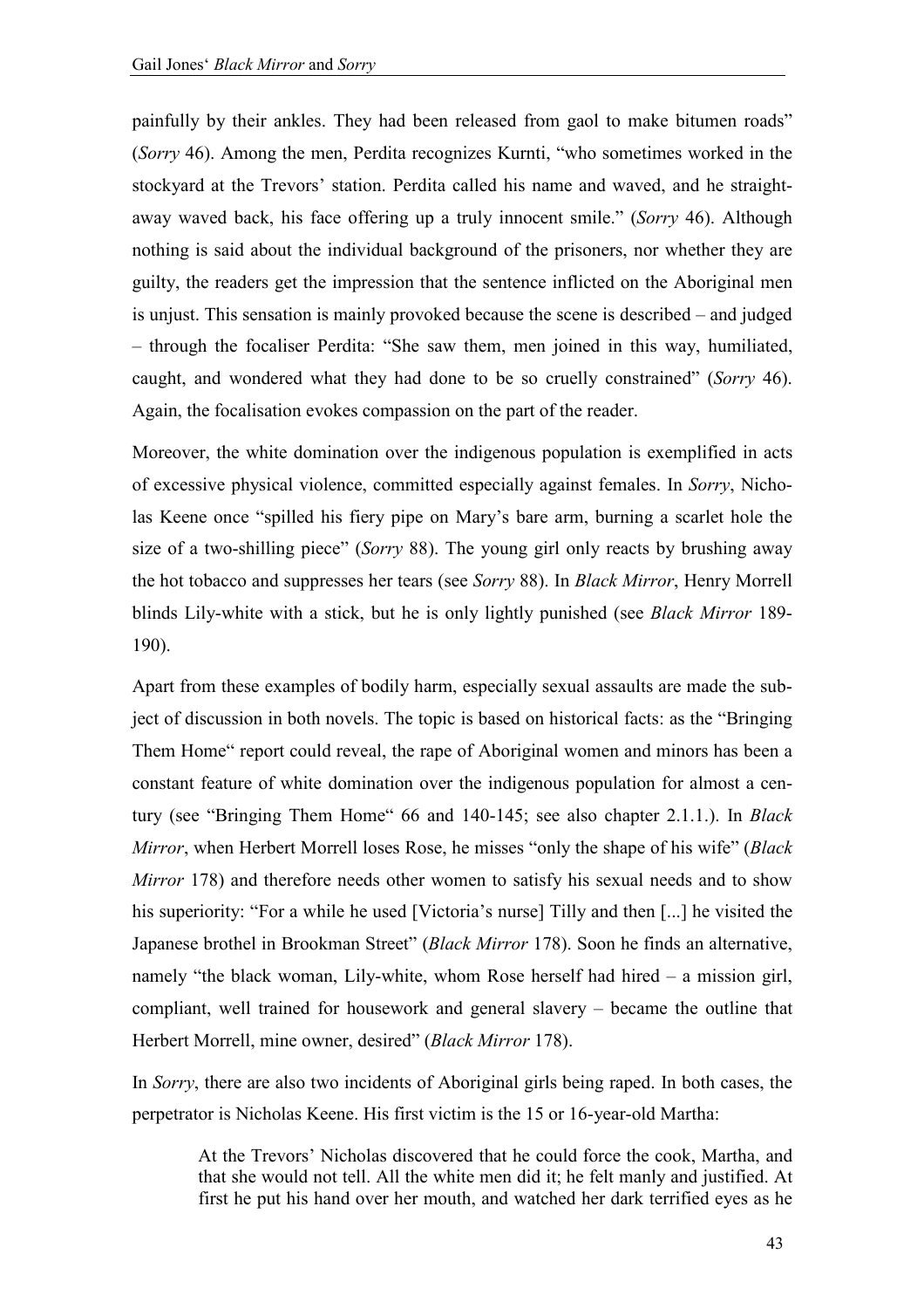painfully by their ankles. They had been released from gaol to make bitumen roads" (*Sorry* 46). Among the men, Perdita recognizes Kurnti, "who sometimes worked in the stockyard at the Trevors' station. Perdita called his name and waved, and he straight-away waved back, his face offering up a truly innocent smile." (*Sorry* 46). Although nothing is said about the individual background of the prisoners, nor whether they are guilty, the readers get the impression that the sentence inflicted on the Aboriginal men is unjust. This sensation is mainly provoked because the scene is described – and judged – through the focaliser Perdita: "She saw them, men joined in this way, humiliated, caught, and wondered what they had done to be so cruelly constrained" (*Sorry* 46). Again, the focalisation evokes compassion on the part of the reader.

Moreover, the white domination over the indigenous population is exemplified in acts of excessive physical violence, committed especially against females. In *Sorry*, Nicholas Keene once "spilled his fiery pipe on Mary's bare arm, burning a scarlet hole the size of a two-shilling piece" (*Sorry* 88). The young girl only reacts by brushing away the hot tobacco and suppresses her tears (see *Sorry* 88). In *Black Mirror*, Henry Morrell blinds Lily-white with a stick, but he is only lightly punished (see *Black Mirror* 189-190).

Apart from these examples of bodily harm, especially sexual assaults are made the subject of discussion in both novels. The topic is based on historical facts: as the "Bringing Them Home" report could reveal, the rape of Aboriginal women and minors has been a constant feature of white domination over the indigenous population for almost a century (see "Bringing Them Home" 66 and 140-145; see also chapter 2.1.1.). In *Black Mirror*, when Herbert Morrell loses Rose, he misses "only the shape of his wife" (*Black Mirror* 178) and therefore needs other women to satisfy his sexual needs and to show his superiority: "For a while he used [Victoria's nurse] Tilly and then [...] he visited the Japanese brothel in Brookman Street" (*Black Mirror* 178). Soon he finds an alternative, namely "the black woman, Lily-white, whom Rose herself had hired – a mission girl, compliant, well trained for housework and general slavery – became the outline that Herbert Morrell, mine owner, desired" (*Black Mirror* 178).

In *Sorry*, there are also two incidents of Aboriginal girls being raped. In both cases, the perpetrator is Nicholas Keene. His first victim is the 15 or 16-year-old Martha:

> At the Trevors' Nicholas discovered that he could force the cook, Martha, and that she would not tell. All the white men did it; he felt manly and justified. At first he put his hand over her mouth, and watched her dark terrified eyes as he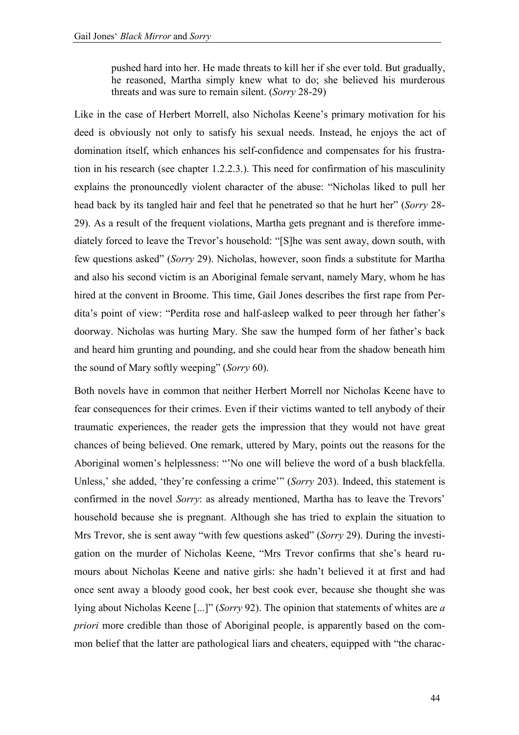> pushed hard into her. He made threats to kill her if she ever told. But gradually, he reasoned, Martha simply knew what to do; she believed his murderous threats and was sure to remain silent. (*Sorry* 28-29)

Like in the case of Herbert Morrell, also Nicholas Keene's primary motivation for his deed is obviously not only to satisfy his sexual needs. Instead, he enjoys the act of domination itself, which enhances his self-confidence and compensates for his frustration in his research (see chapter 1.2.2.3.). This need for confirmation of his masculinity explains the pronouncedly violent character of the abuse: "Nicholas liked to pull her head back by its tangled hair and feel that he penetrated so that he hurt her" (*Sorry* 28-29). As a result of the frequent violations, Martha gets pregnant and is therefore immediately forced to leave the Trevor's household: "[S]he was sent away, down south, with few questions asked" (*Sorry* 29). Nicholas, however, soon finds a substitute for Martha and also his second victim is an Aboriginal female servant, namely Mary, whom he has hired at the convent in Broome. This time, Gail Jones describes the first rape from Perdita's point of view: "Perdita rose and half-asleep walked to peer through her father's doorway. Nicholas was hurting Mary. She saw the humped form of her father's back and heard him grunting and pounding, and she could hear from the shadow beneath him the sound of Mary softly weeping" (*Sorry* 60).

Both novels have in common that neither Herbert Morrell nor Nicholas Keene have to fear consequences for their crimes. Even if their victims wanted to tell anybody of their traumatic experiences, the reader gets the impression that they would not have great chances of being believed. One remark, uttered by Mary, points out the reasons for the Aboriginal women's helplessness: "'No one will believe the word of a bush blackfella. Unless,' she added, 'they're confessing a crime'" (*Sorry* 203). Indeed, this statement is confirmed in the novel *Sorry*: as already mentioned, Martha has to leave the Trevors' household because she is pregnant. Although she has tried to explain the situation to Mrs Trevor, she is sent away "with few questions asked" (*Sorry* 29). During the investigation on the murder of Nicholas Keene, "Mrs Trevor confirms that she's heard rumours about Nicholas Keene and native girls: she hadn't believed it at first and had once sent away a bloody good cook, her best cook ever, because she thought she was lying about Nicholas Keene [...]" (*Sorry* 92). The opinion that statements of whites are *a priori* more credible than those of Aboriginal people, is apparently based on the common belief that the latter are pathological liars and cheaters, equipped with "the charac-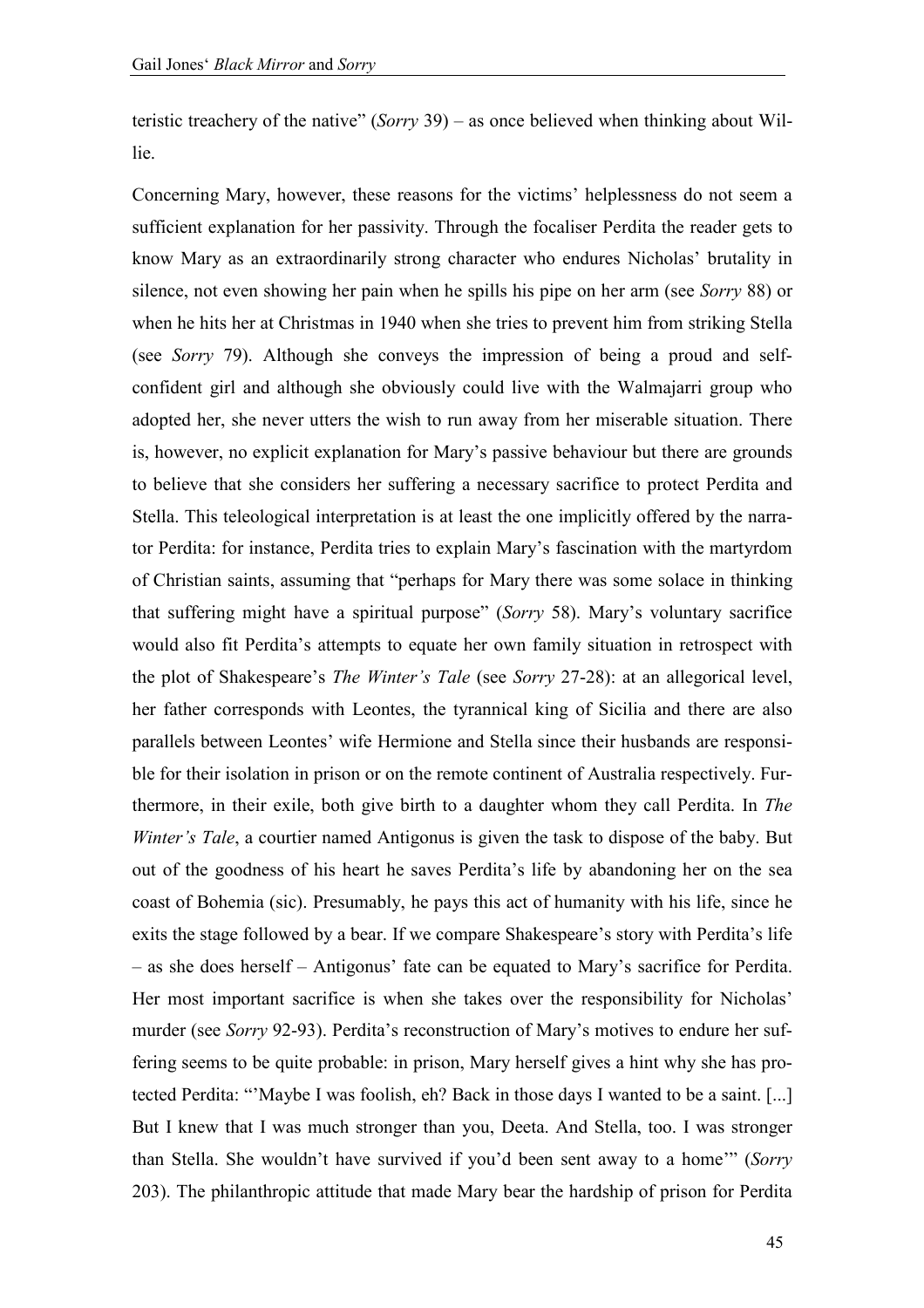teristic treachery of the native" (*Sorry* 39) – as once believed when thinking about Willie.

Concerning Mary, however, these reasons for the victims' helplessness do not seem a sufficient explanation for her passivity. Through the focaliser Perdita the reader gets to know Mary as an extraordinarily strong character who endures Nicholas' brutality in silence, not even showing her pain when he spills his pipe on her arm (see *Sorry* 88) or when he hits her at Christmas in 1940 when she tries to prevent him from striking Stella (see *Sorry* 79). Although she conveys the impression of being a proud and self-confident girl and although she obviously could live with the Walmajarri group who adopted her, she never utters the wish to run away from her miserable situation. There is, however, no explicit explanation for Mary's passive behaviour but there are grounds to believe that she considers her suffering a necessary sacrifice to protect Perdita and Stella. This teleological interpretation is at least the one implicitly offered by the narrator Perdita: for instance, Perdita tries to explain Mary's fascination with the martyrdom of Christian saints, assuming that "perhaps for Mary there was some solace in thinking that suffering might have a spiritual purpose" (*Sorry* 58). Mary's voluntary sacrifice would also fit Perdita's attempts to equate her own family situation in retrospect with the plot of Shakespeare's *The Winter's Tale* (see *Sorry* 27-28): at an allegorical level, her father corresponds with Leontes, the tyrannical king of Sicilia and there are also parallels between Leontes' wife Hermione and Stella since their husbands are responsible for their isolation in prison or on the remote continent of Australia respectively. Furthermore, in their exile, both give birth to a daughter whom they call Perdita. In *The Winter's Tale*, a courtier named Antigonus is given the task to dispose of the baby. But out of the goodness of his heart he saves Perdita's life by abandoning her on the sea coast of Bohemia (sic). Presumably, he pays this act of humanity with his life, since he exits the stage followed by a bear. If we compare Shakespeare's story with Perdita's life – as she does herself – Antigonus' fate can be equated to Mary's sacrifice for Perdita. Her most important sacrifice is when she takes over the responsibility for Nicholas' murder (see *Sorry* 92-93). Perdita's reconstruction of Mary's motives to endure her suffering seems to be quite probable: in prison, Mary herself gives a hint why she has protected Perdita: "'Maybe I was foolish, eh? Back in those days I wanted to be a saint. [...] But I knew that I was much stronger than you, Deeta. And Stella, too. I was stronger than Stella. She wouldn't have survived if you'd been sent away to a home'" (*Sorry* 203). The philanthropic attitude that made Mary bear the hardship of prison for Perdita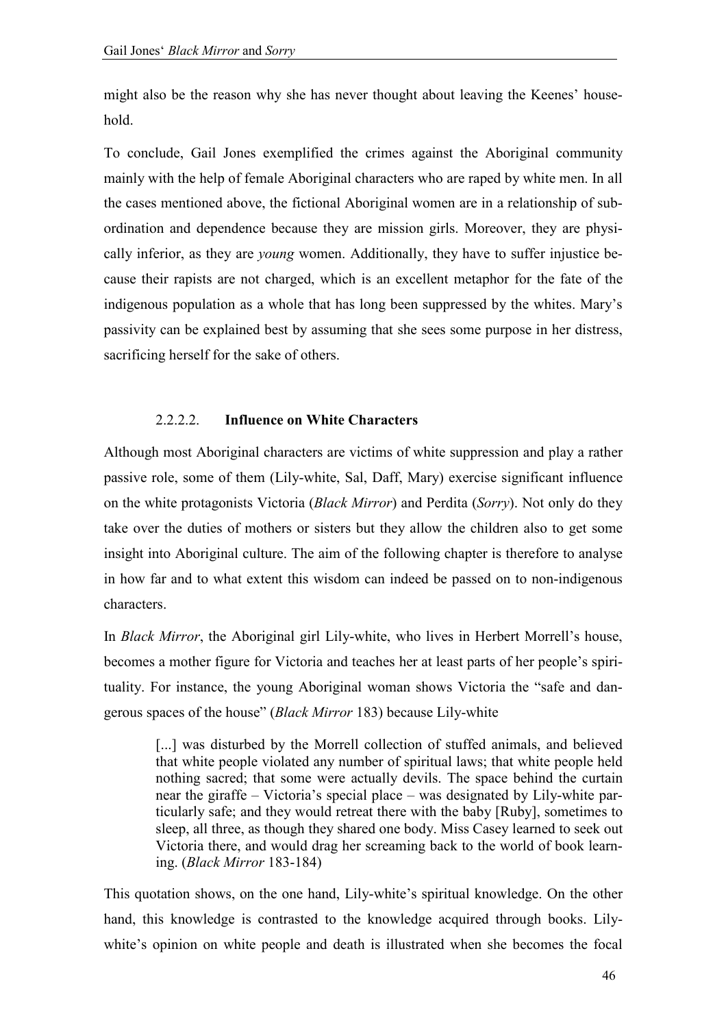might also be the reason why she has never thought about leaving the Keenes' household.

To conclude, Gail Jones exemplified the crimes against the Aboriginal community mainly with the help of female Aboriginal characters who are raped by white men. In all the cases mentioned above, the fictional Aboriginal women are in a relationship of subordination and dependence because they are mission girls. Moreover, they are physically inferior, as they are *young* women. Additionally, they have to suffer injustice because their rapists are not charged, which is an excellent metaphor for the fate of the indigenous population as a whole that has long been suppressed by the whites. Mary's passivity can be explained best by assuming that she sees some purpose in her distress, sacrificing herself for the sake of others.

#### 2.2.2.2. **Influence on White Characters**

Although most Aboriginal characters are victims of white suppression and play a rather passive role, some of them (Lily-white, Sal, Daff, Mary) exercise significant influence on the white protagonists Victoria (*Black Mirror*) and Perdita (*Sorry*). Not only do they take over the duties of mothers or sisters but they allow the children also to get some insight into Aboriginal culture. The aim of the following chapter is therefore to analyse in how far and to what extent this wisdom can indeed be passed on to non-indigenous characters.

In *Black Mirror*, the Aboriginal girl Lily-white, who lives in Herbert Morrell's house, becomes a mother figure for Victoria and teaches her at least parts of her people's spirituality. For instance, the young Aboriginal woman shows Victoria the "safe and dangerous spaces of the house" (*Black Mirror* 183) because Lily-white

> [...] was disturbed by the Morrell collection of stuffed animals, and believed that white people violated any number of spiritual laws; that white people held nothing sacred; that some were actually devils. The space behind the curtain near the giraffe – Victoria's special place – was designated by Lily-white particularly safe; and they would retreat there with the baby [Ruby], sometimes to sleep, all three, as though they shared one body. Miss Casey learned to seek out Victoria there, and would drag her screaming back to the world of book learning. (*Black Mirror* 183-184)

This quotation shows, on the one hand, Lily-white's spiritual knowledge. On the other hand, this knowledge is contrasted to the knowledge acquired through books. Lily-white's opinion on white people and death is illustrated when she becomes the focal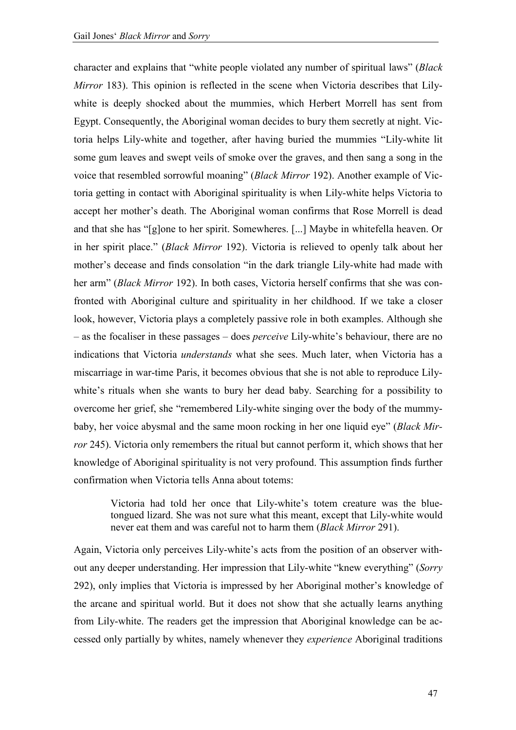character and explains that "white people violated any number of spiritual laws" (*Black Mirror* 183). This opinion is reflected in the scene when Victoria describes that Lily-white is deeply shocked about the mummies, which Herbert Morrell has sent from Egypt. Consequently, the Aboriginal woman decides to bury them secretly at night. Victoria helps Lily-white and together, after having buried the mummies "Lily-white lit some gum leaves and swept veils of smoke over the graves, and then sang a song in the voice that resembled sorrowful moaning" (*Black Mirror* 192). Another example of Victoria getting in contact with Aboriginal spirituality is when Lily-white helps Victoria to accept her mother's death. The Aboriginal woman confirms that Rose Morrell is dead and that she has "[g]one to her spirit. Somewheres. [...] Maybe in whitefella heaven. Or in her spirit place." (*Black Mirror* 192). Victoria is relieved to openly talk about her mother's decease and finds consolation "in the dark triangle Lily-white had made with her arm" (*Black Mirror* 192). In both cases, Victoria herself confirms that she was confronted with Aboriginal culture and spirituality in her childhood. If we take a closer look, however, Victoria plays a completely passive role in both examples. Although she – as the focaliser in these passages – does *perceive* Lily-white's behaviour, there are no indications that Victoria *understands* what she sees. Much later, when Victoria has a miscarriage in war-time Paris, it becomes obvious that she is not able to reproduce Lily-white's rituals when she wants to bury her dead baby. Searching for a possibility to overcome her grief, she "remembered Lily-white singing over the body of the mummy-baby, her voice abysmal and the same moon rocking in her one liquid eye" (*Black Mirror* 245). Victoria only remembers the ritual but cannot perform it, which shows that her knowledge of Aboriginal spirituality is not very profound. This assumption finds further confirmation when Victoria tells Anna about totems:

> Victoria had told her once that Lily-white's totem creature was the blue-tongued lizard. She was not sure what this meant, except that Lily-white would never eat them and was careful not to harm them (*Black Mirror* 291).

Again, Victoria only perceives Lily-white's acts from the position of an observer without any deeper understanding. Her impression that Lily-white "knew everything" (*Sorry* 292), only implies that Victoria is impressed by her Aboriginal mother's knowledge of the arcane and spiritual world. But it does not show that she actually learns anything from Lily-white. The readers get the impression that Aboriginal knowledge can be accessed only partially by whites, namely whenever they *experience* Aboriginal traditions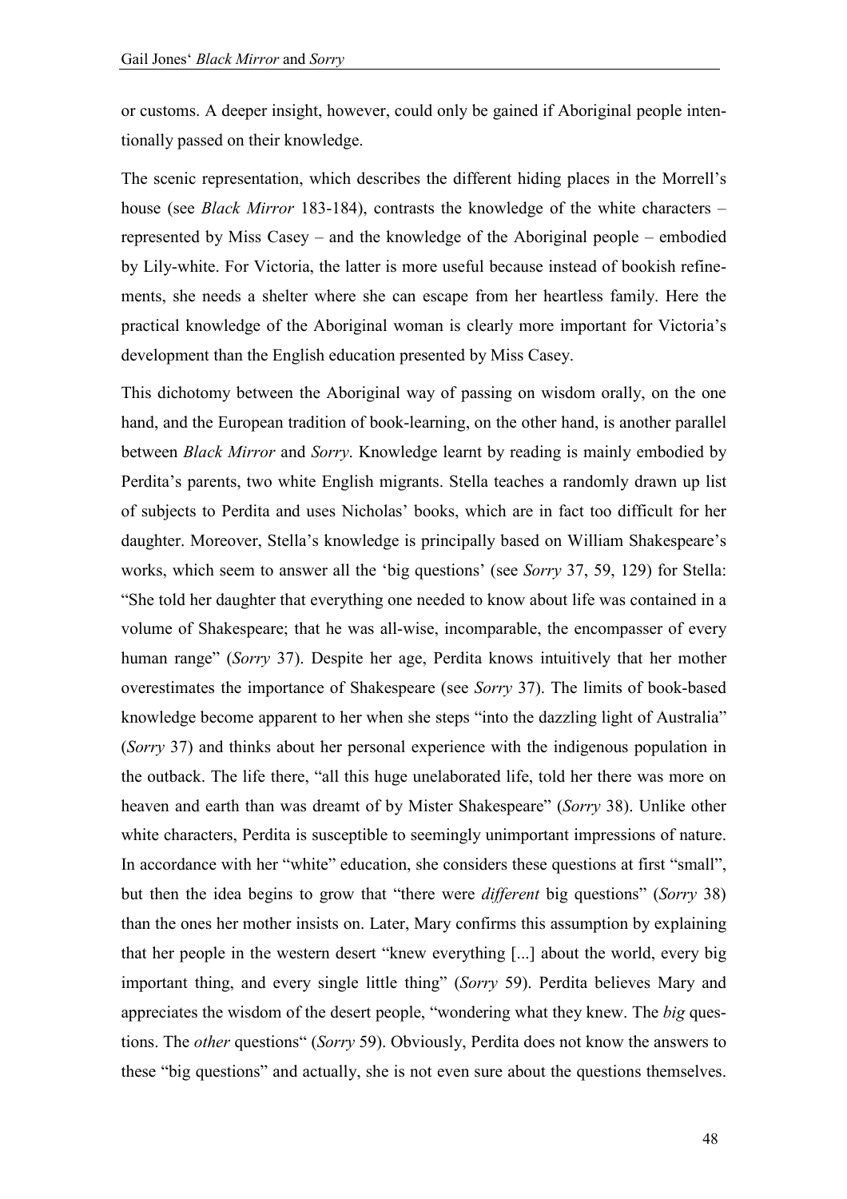or customs. A deeper insight, however, could only be gained if Aboriginal people intentionally passed on their knowledge.

The scenic representation, which describes the different hiding places in the Morrell's house (see *Black Mirror* 183-184), contrasts the knowledge of the white characters – represented by Miss Casey – and the knowledge of the Aboriginal people – embodied by Lily-white. For Victoria, the latter is more useful because instead of bookish refinements, she needs a shelter where she can escape from her heartless family. Here the practical knowledge of the Aboriginal woman is clearly more important for Victoria's development than the English education presented by Miss Casey.

This dichotomy between the Aboriginal way of passing on wisdom orally, on the one hand, and the European tradition of book-learning, on the other hand, is another parallel between *Black Mirror* and *Sorry*. Knowledge learnt by reading is mainly embodied by Perdita's parents, two white English migrants. Stella teaches a randomly drawn up list of subjects to Perdita and uses Nicholas' books, which are in fact too difficult for her daughter. Moreover, Stella's knowledge is principally based on William Shakespeare's works, which seem to answer all the 'big questions' (see *Sorry* 37, 59, 129) for Stella: "She told her daughter that everything one needed to know about life was contained in a volume of Shakespeare; that he was all-wise, incomparable, the encompasser of every human range" (*Sorry* 37). Despite her age, Perdita knows intuitively that her mother overestimates the importance of Shakespeare (see *Sorry* 37). The limits of book-based knowledge become apparent to her when she steps "into the dazzling light of Australia" (*Sorry* 37) and thinks about her personal experience with the indigenous population in the outback. The life there, "all this huge unelaborated life, told her there was more on heaven and earth than was dreamt of by Mister Shakespeare" (*Sorry* 38). Unlike other white characters, Perdita is susceptible to seemingly unimportant impressions of nature. In accordance with her "white" education, she considers these questions at first "small", but then the idea begins to grow that "there were *different* big questions" (*Sorry* 38) than the ones her mother insists on. Later, Mary confirms this assumption by explaining that her people in the western desert "knew everything [...] about the world, every big important thing, and every single little thing" (*Sorry* 59). Perdita believes Mary and appreciates the wisdom of the desert people, "wondering what they knew. The *big* questions. The *other* questions" (*Sorry* 59). Obviously, Perdita does not know the answers to these "big questions" and actually, she is not even sure about the questions themselves.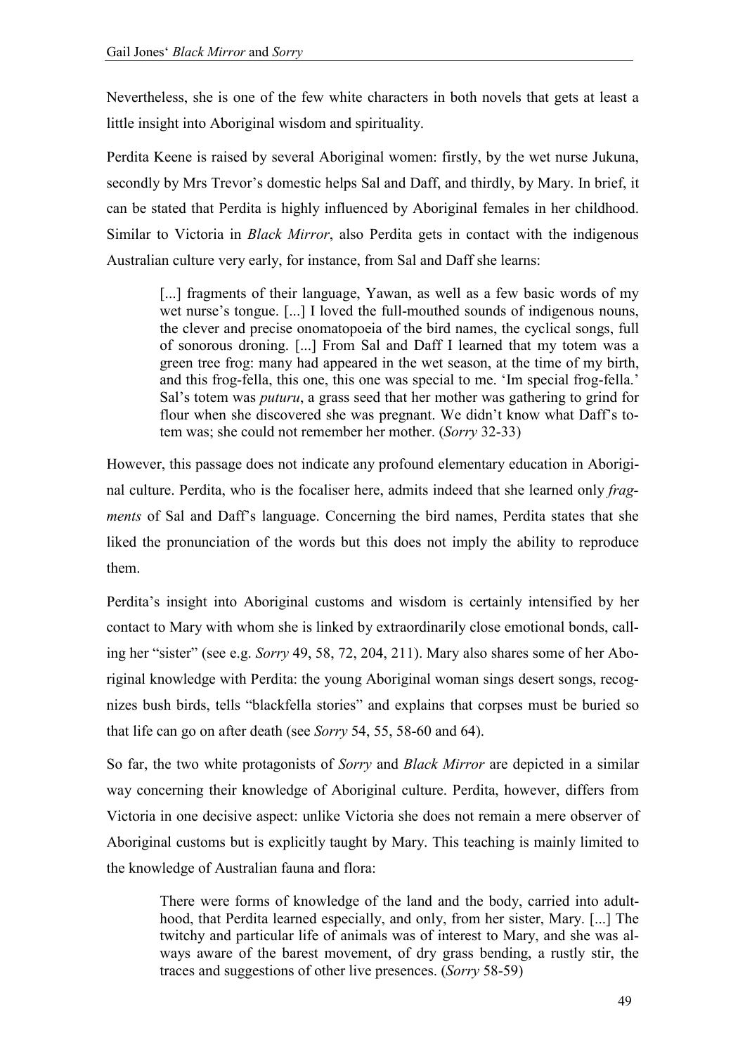Nevertheless, she is one of the few white characters in both novels that gets at least a little insight into Aboriginal wisdom and spirituality.

Perdita Keene is raised by several Aboriginal women: firstly, by the wet nurse Jukuna, secondly by Mrs Trevor's domestic helps Sal and Daff, and thirdly, by Mary. In brief, it can be stated that Perdita is highly influenced by Aboriginal females in her childhood. Similar to Victoria in *Black Mirror*, also Perdita gets in contact with the indigenous Australian culture very early, for instance, from Sal and Daff she learns:

> [...] fragments of their language, Yawan, as well as a few basic words of my wet nurse's tongue. [...] I loved the full-mouthed sounds of indigenous nouns, the clever and precise onomatopoeia of the bird names, the cyclical songs, full of sonorous droning. [...] From Sal and Daff I learned that my totem was a green tree frog: many had appeared in the wet season, at the time of my birth, and this frog-fella, this one, this one was special to me. 'Im special frog-fella.' Sal's totem was *puturu*, a grass seed that her mother was gathering to grind for flour when she discovered she was pregnant. We didn't know what Daff's totem was; she could not remember her mother. (*Sorry* 32-33)

However, this passage does not indicate any profound elementary education in Aboriginal culture. Perdita, who is the focaliser here, admits indeed that she learned only *fragments* of Sal and Daff's language. Concerning the bird names, Perdita states that she liked the pronunciation of the words but this does not imply the ability to reproduce them.

Perdita's insight into Aboriginal customs and wisdom is certainly intensified by her contact to Mary with whom she is linked by extraordinarily close emotional bonds, calling her "sister" (see e.g. *Sorry* 49, 58, 72, 204, 211). Mary also shares some of her Aboriginal knowledge with Perdita: the young Aboriginal woman sings desert songs, recognizes bush birds, tells "blackfella stories" and explains that corpses must be buried so that life can go on after death (see *Sorry* 54, 55, 58-60 and 64).

So far, the two white protagonists of *Sorry* and *Black Mirror* are depicted in a similar way concerning their knowledge of Aboriginal culture. Perdita, however, differs from Victoria in one decisive aspect: unlike Victoria she does not remain a mere observer of Aboriginal customs but is explicitly taught by Mary. This teaching is mainly limited to the knowledge of Australian fauna and flora:

> There were forms of knowledge of the land and the body, carried into adulthood, that Perdita learned especially, and only, from her sister, Mary. [...] The twitchy and particular life of animals was of interest to Mary, and she was always aware of the barest movement, of dry grass bending, a rustly stir, the traces and suggestions of other live presences. (*Sorry* 58-59)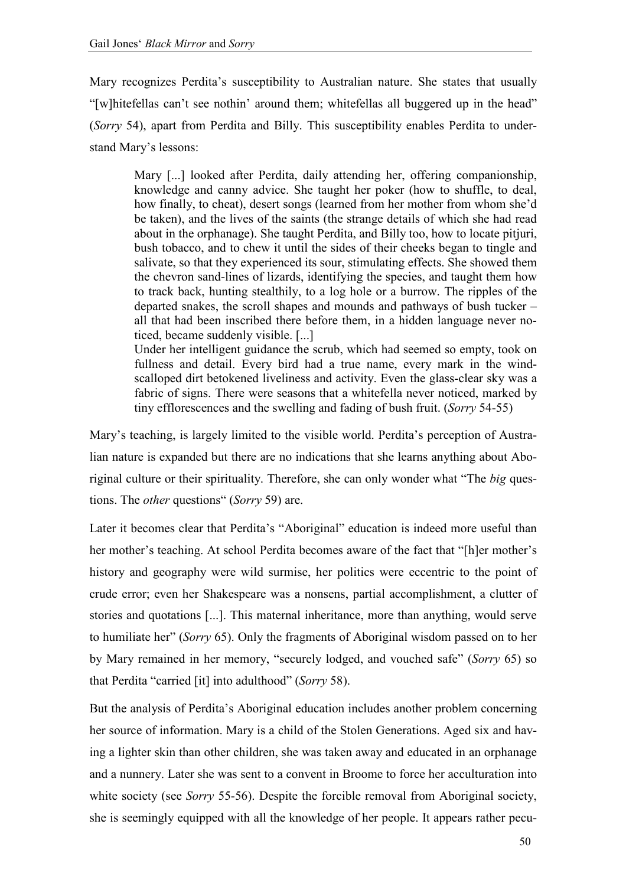Mary recognizes Perdita's susceptibility to Australian nature. She states that usually "[w]hitefellas can't see nothin' around them; whitefellas all buggered up in the head" (*Sorry* 54), apart from Perdita and Billy. This susceptibility enables Perdita to understand Mary's lessons:

> Mary [...] looked after Perdita, daily attending her, offering companionship, knowledge and canny advice. She taught her poker (how to shuffle, to deal, how finally, to cheat), desert songs (learned from her mother from whom she'd be taken), and the lives of the saints (the strange details of which she had read about in the orphanage). She taught Perdita, and Billy too, how to locate pitjuri, bush tobacco, and to chew it until the sides of their cheeks began to tingle and salivate, so that they experienced its sour, stimulating effects. She showed them the chevron sand-lines of lizards, identifying the species, and taught them how to track back, hunting stealthily, to a log hole or a burrow. The ripples of the departed snakes, the scroll shapes and mounds and pathways of bush tucker – all that had been inscribed there before them, in a hidden language never noticed, became suddenly visible. [...]
> Under her intelligent guidance the scrub, which had seemed so empty, took on fullness and detail. Every bird had a true name, every mark in the wind-scalloped dirt betokened liveliness and activity. Even the glass-clear sky was a fabric of signs. There were seasons that a whitefella never noticed, marked by tiny efflorescences and the swelling and fading of bush fruit. (*Sorry* 54-55)

Mary's teaching, is largely limited to the visible world. Perdita's perception of Australian nature is expanded but there are no indications that she learns anything about Aboriginal culture or their spirituality. Therefore, she can only wonder what "The *big* questions. The *other* questions" (*Sorry* 59) are.

Later it becomes clear that Perdita's "Aboriginal" education is indeed more useful than her mother's teaching. At school Perdita becomes aware of the fact that "[h]er mother's history and geography were wild surmise, her politics were eccentric to the point of crude error; even her Shakespeare was a nonsens, partial accomplishment, a clutter of stories and quotations [...]. This maternal inheritance, more than anything, would serve to humiliate her" (*Sorry* 65). Only the fragments of Aboriginal wisdom passed on to her by Mary remained in her memory, "securely lodged, and vouched safe" (*Sorry* 65) so that Perdita "carried [it] into adulthood" (*Sorry* 58).

But the analysis of Perdita's Aboriginal education includes another problem concerning her source of information. Mary is a child of the Stolen Generations. Aged six and having a lighter skin than other children, she was taken away and educated in an orphanage and a nunnery. Later she was sent to a convent in Broome to force her acculturation into white society (see *Sorry* 55-56). Despite the forcible removal from Aboriginal society, she is seemingly equipped with all the knowledge of her people. It appears rather pecu-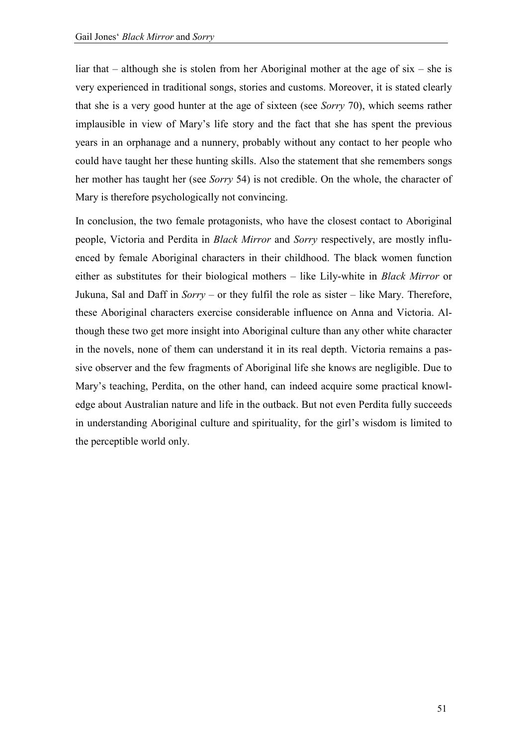liar that – although she is stolen from her Aboriginal mother at the age of six – she is very experienced in traditional songs, stories and customs. Moreover, it is stated clearly that she is a very good hunter at the age of sixteen (see *Sorry* 70), which seems rather implausible in view of Mary's life story and the fact that she has spent the previous years in an orphanage and a nunnery, probably without any contact to her people who could have taught her these hunting skills. Also the statement that she remembers songs her mother has taught her (see *Sorry* 54) is not credible. On the whole, the character of Mary is therefore psychologically not convincing.

In conclusion, the two female protagonists, who have the closest contact to Aboriginal people, Victoria and Perdita in *Black Mirror* and *Sorry* respectively, are mostly influenced by female Aboriginal characters in their childhood. The black women function either as substitutes for their biological mothers – like Lily-white in *Black Mirror* or Jukuna, Sal and Daff in *Sorry* – or they fulfil the role as sister – like Mary. Therefore, these Aboriginal characters exercise considerable influence on Anna and Victoria. Although these two get more insight into Aboriginal culture than any other white character in the novels, none of them can understand it in its real depth. Victoria remains a passive observer and the few fragments of Aboriginal life she knows are negligible. Due to Mary's teaching, Perdita, on the other hand, can indeed acquire some practical knowledge about Australian nature and life in the outback. But not even Perdita fully succeeds in understanding Aboriginal culture and spirituality, for the girl's wisdom is limited to the perceptible world only.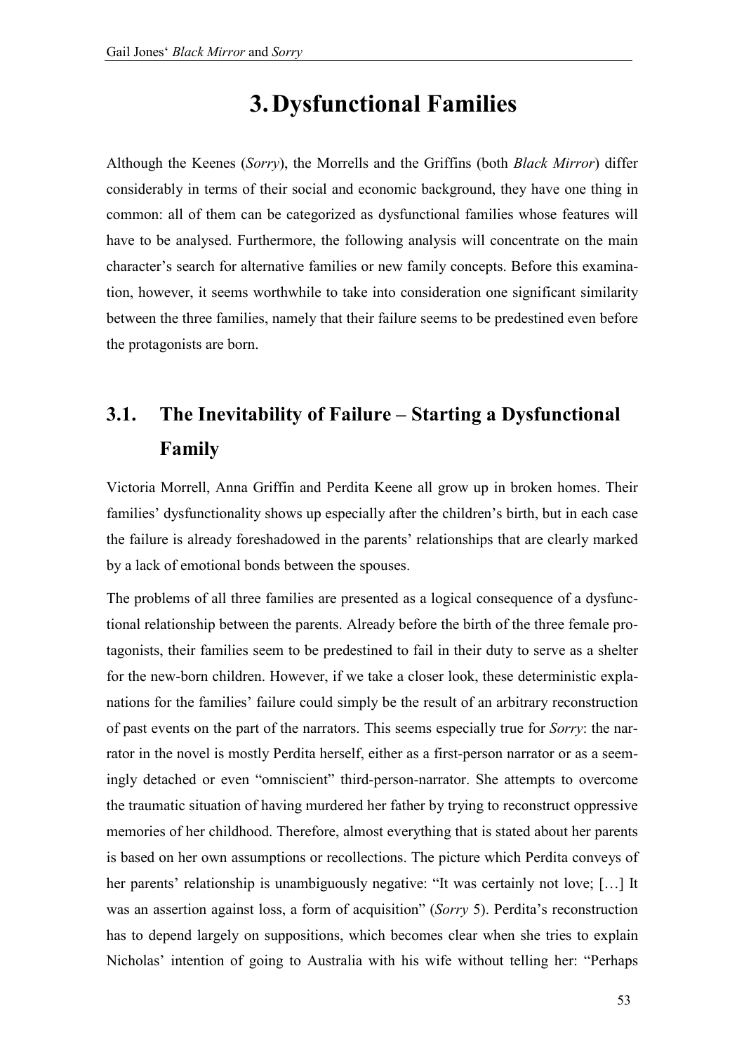# 3. Dysfunctional Families

Although the Keenes (*Sorry*), the Morrells and the Griffins (both *Black Mirror*) differ considerably in terms of their social and economic background, they have one thing in common: all of them can be categorized as dysfunctional families whose features will have to be analysed. Furthermore, the following analysis will concentrate on the main character's search for alternative families or new family concepts. Before this examination, however, it seems worthwhile to take into consideration one significant similarity between the three families, namely that their failure seems to be predestined even before the protagonists are born.

## 3.1. The Inevitability of Failure – Starting a Dysfunctional Family

Victoria Morrell, Anna Griffin and Perdita Keene all grow up in broken homes. Their families' dysfunctionality shows up especially after the children's birth, but in each case the failure is already foreshadowed in the parents' relationships that are clearly marked by a lack of emotional bonds between the spouses.

The problems of all three families are presented as a logical consequence of a dysfunctional relationship between the parents. Already before the birth of the three female protagonists, their families seem to be predestined to fail in their duty to serve as a shelter for the new-born children. However, if we take a closer look, these deterministic explanations for the families' failure could simply be the result of an arbitrary reconstruction of past events on the part of the narrators. This seems especially true for *Sorry*: the narrator in the novel is mostly Perdita herself, either as a first-person narrator or as a seemingly detached or even "omniscient" third-person-narrator. She attempts to overcome the traumatic situation of having murdered her father by trying to reconstruct oppressive memories of her childhood. Therefore, almost everything that is stated about her parents is based on her own assumptions or recollections. The picture which Perdita conveys of her parents' relationship is unambiguously negative: "It was certainly not love; […] It was an assertion against loss, a form of acquisition" (*Sorry* 5). Perdita's reconstruction has to depend largely on suppositions, which becomes clear when she tries to explain Nicholas' intention of going to Australia with his wife without telling her: "Perhaps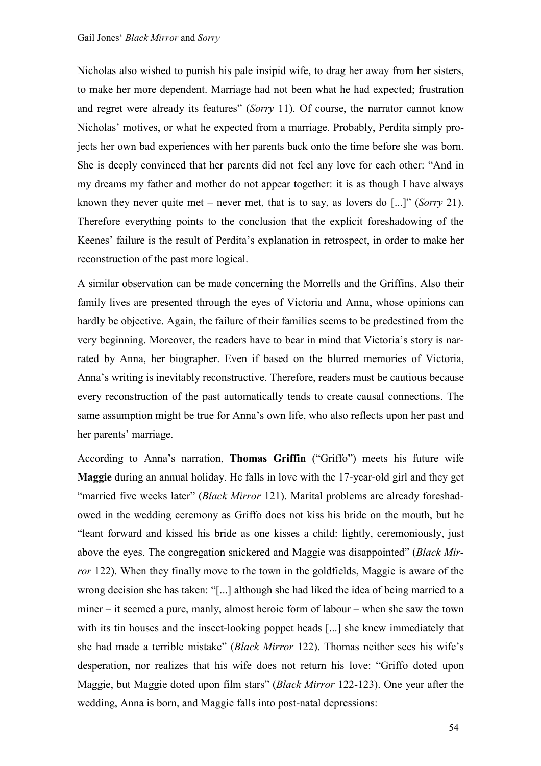Nicholas also wished to punish his pale insipid wife, to drag her away from her sisters, to make her more dependent. Marriage had not been what he had expected; frustration and regret were already its features" (*Sorry* 11). Of course, the narrator cannot know Nicholas' motives, or what he expected from a marriage. Probably, Perdita simply projects her own bad experiences with her parents back onto the time before she was born. She is deeply convinced that her parents did not feel any love for each other: "And in my dreams my father and mother do not appear together: it is as though I have always known they never quite met – never met, that is to say, as lovers do [...]" (*Sorry* 21). Therefore everything points to the conclusion that the explicit foreshadowing of the Keenes' failure is the result of Perdita's explanation in retrospect, in order to make her reconstruction of the past more logical.

A similar observation can be made concerning the Morrells and the Griffins. Also their family lives are presented through the eyes of Victoria and Anna, whose opinions can hardly be objective. Again, the failure of their families seems to be predestined from the very beginning. Moreover, the readers have to bear in mind that Victoria's story is narrated by Anna, her biographer. Even if based on the blurred memories of Victoria, Anna's writing is inevitably reconstructive. Therefore, readers must be cautious because every reconstruction of the past automatically tends to create causal connections. The same assumption might be true for Anna's own life, who also reflects upon her past and her parents' marriage.

According to Anna's narration, **Thomas Griffin** ("Griffo") meets his future wife **Maggie** during an annual holiday. He falls in love with the 17-year-old girl and they get "married five weeks later" (*Black Mirror* 121). Marital problems are already foreshadowed in the wedding ceremony as Griffo does not kiss his bride on the mouth, but he "leant forward and kissed his bride as one kisses a child: lightly, ceremoniously, just above the eyes. The congregation snickered and Maggie was disappointed" (*Black Mirror* 122). When they finally move to the town in the goldfields, Maggie is aware of the wrong decision she has taken: "[...] although she had liked the idea of being married to a miner – it seemed a pure, manly, almost heroic form of labour – when she saw the town with its tin houses and the insect-looking poppet heads [...] she knew immediately that she had made a terrible mistake" (*Black Mirror* 122). Thomas neither sees his wife's desperation, nor realizes that his wife does not return his love: "Griffo doted upon Maggie, but Maggie doted upon film stars" (*Black Mirror* 122-123). One year after the wedding, Anna is born, and Maggie falls into post-natal depressions: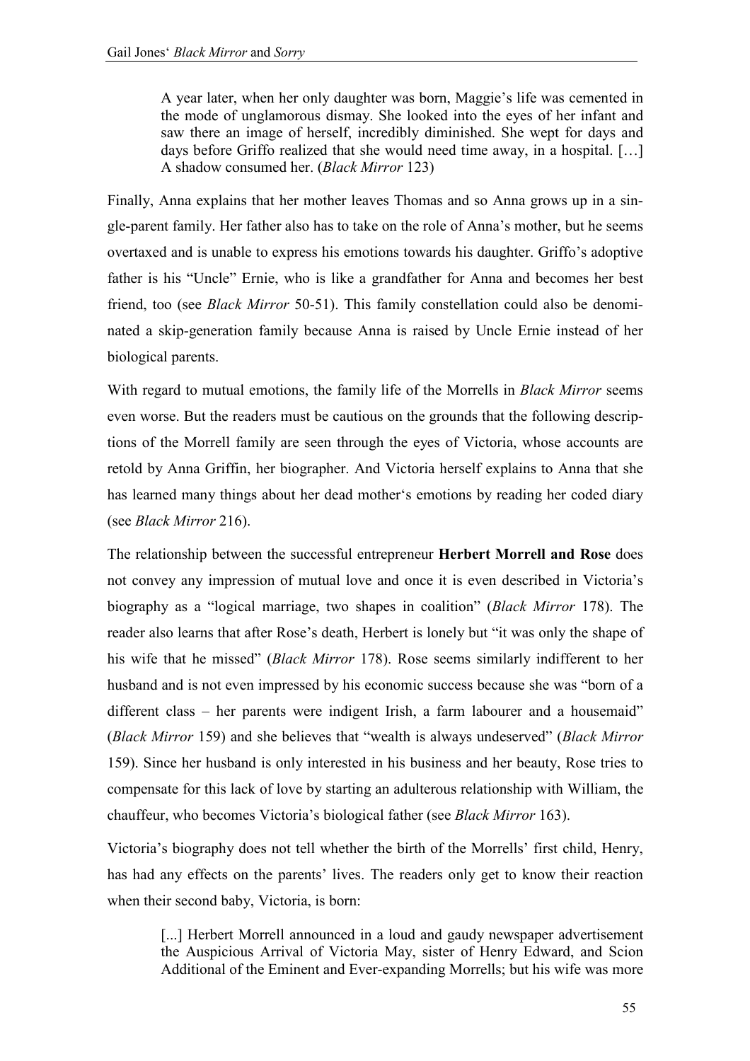> A year later, when her only daughter was born, Maggie's life was cemented in the mode of unglamorous dismay. She looked into the eyes of her infant and saw there an image of herself, incredibly diminished. She wept for days and days before Griffo realized that she would need time away, in a hospital. […] A shadow consumed her. (*Black Mirror* 123)

Finally, Anna explains that her mother leaves Thomas and so Anna grows up in a single-parent family. Her father also has to take on the role of Anna's mother, but he seems overtaxed and is unable to express his emotions towards his daughter. Griffo's adoptive father is his "Uncle" Ernie, who is like a grandfather for Anna and becomes her best friend, too (see *Black Mirror* 50-51). This family constellation could also be denominated a skip-generation family because Anna is raised by Uncle Ernie instead of her biological parents.

With regard to mutual emotions, the family life of the Morrells in *Black Mirror* seems even worse. But the readers must be cautious on the grounds that the following descriptions of the Morrell family are seen through the eyes of Victoria, whose accounts are retold by Anna Griffin, her biographer. And Victoria herself explains to Anna that she has learned many things about her dead mother's emotions by reading her coded diary (see *Black Mirror* 216).

The relationship between the successful entrepreneur **Herbert Morrell and Rose** does not convey any impression of mutual love and once it is even described in Victoria's biography as a "logical marriage, two shapes in coalition" (*Black Mirror* 178). The reader also learns that after Rose's death, Herbert is lonely but "it was only the shape of his wife that he missed" (*Black Mirror* 178). Rose seems similarly indifferent to her husband and is not even impressed by his economic success because she was "born of a different class – her parents were indigent Irish, a farm labourer and a housemaid" (*Black Mirror* 159) and she believes that "wealth is always undeserved" (*Black Mirror* 159). Since her husband is only interested in his business and her beauty, Rose tries to compensate for this lack of love by starting an adulterous relationship with William, the chauffeur, who becomes Victoria's biological father (see *Black Mirror* 163).

Victoria's biography does not tell whether the birth of the Morrells' first child, Henry, has had any effects on the parents' lives. The readers only get to know their reaction when their second baby, Victoria, is born:

> [...] Herbert Morrell announced in a loud and gaudy newspaper advertisement the Auspicious Arrival of Victoria May, sister of Henry Edward, and Scion Additional of the Eminent and Ever-expanding Morrells; but his wife was more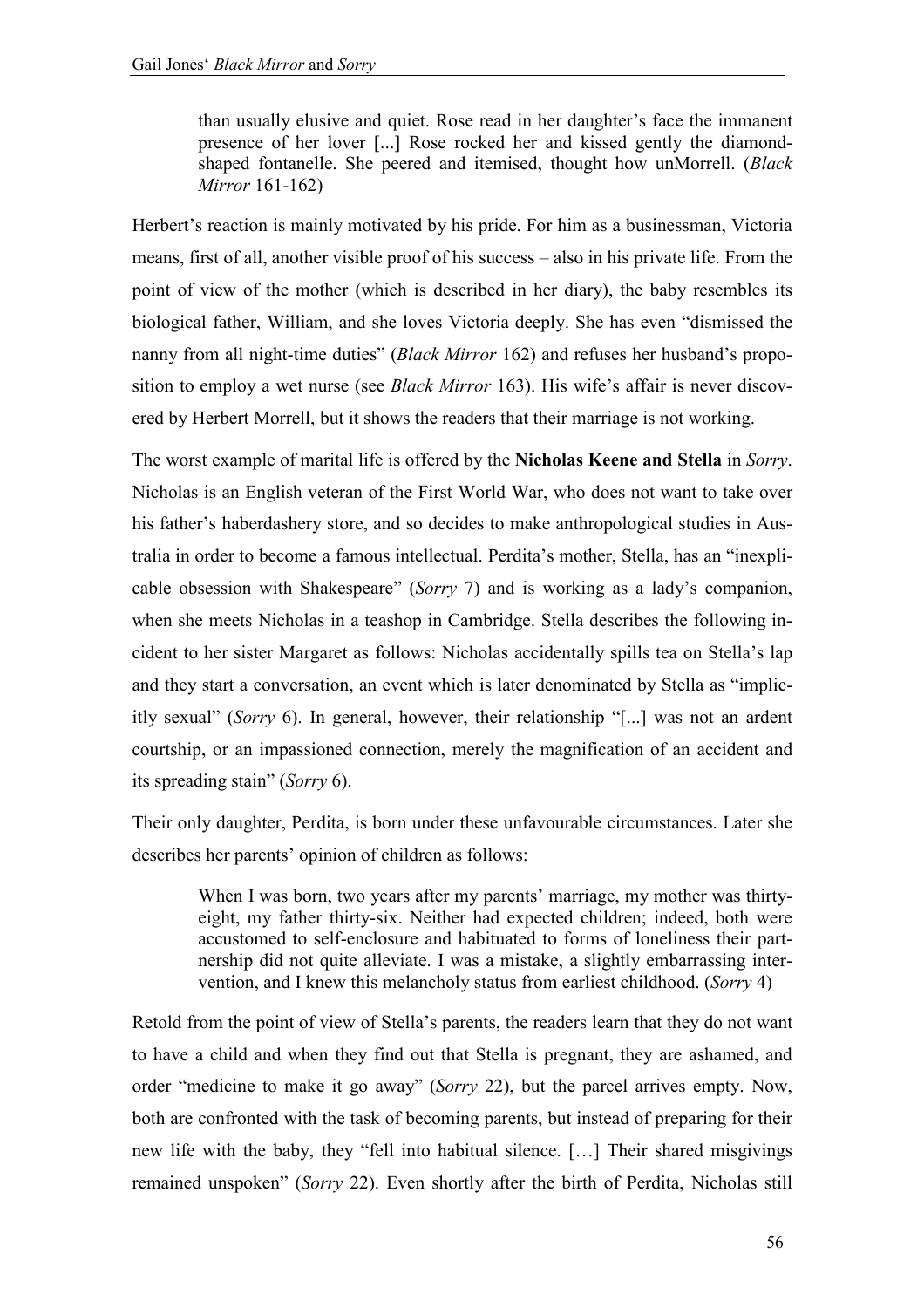> than usually elusive and quiet. Rose read in her daughter's face the immanent presence of her lover [...] Rose rocked her and kissed gently the diamond-shaped fontanelle. She peered and itemised, thought how unMorrell. (*Black Mirror* 161-162)

Herbert's reaction is mainly motivated by his pride. For him as a businessman, Victoria means, first of all, another visible proof of his success – also in his private life. From the point of view of the mother (which is described in her diary), the baby resembles its biological father, William, and she loves Victoria deeply. She has even "dismissed the nanny from all night-time duties" (*Black Mirror* 162) and refuses her husband's proposition to employ a wet nurse (see *Black Mirror* 163). His wife's affair is never discovered by Herbert Morrell, but it shows the readers that their marriage is not working.

The worst example of marital life is offered by the **Nicholas Keene and Stella** in *Sorry*. Nicholas is an English veteran of the First World War, who does not want to take over his father's haberdashery store, and so decides to make anthropological studies in Australia in order to become a famous intellectual. Perdita's mother, Stella, has an "inexplicable obsession with Shakespeare" (*Sorry* 7) and is working as a lady's companion, when she meets Nicholas in a teashop in Cambridge. Stella describes the following incident to her sister Margaret as follows: Nicholas accidentally spills tea on Stella's lap and they start a conversation, an event which is later denominated by Stella as "implicitly sexual" (*Sorry* 6). In general, however, their relationship "[...] was not an ardent courtship, or an impassioned connection, merely the magnification of an accident and its spreading stain" (*Sorry* 6).

Their only daughter, Perdita, is born under these unfavourable circumstances. Later she describes her parents' opinion of children as follows:

> When I was born, two years after my parents' marriage, my mother was thirty-eight, my father thirty-six. Neither had expected children; indeed, both were accustomed to self-enclosure and habituated to forms of loneliness their partnership did not quite alleviate. I was a mistake, a slightly embarrassing intervention, and I knew this melancholy status from earliest childhood. (*Sorry* 4)

Retold from the point of view of Stella's parents, the readers learn that they do not want to have a child and when they find out that Stella is pregnant, they are ashamed, and order "medicine to make it go away" (*Sorry* 22), but the parcel arrives empty. Now, both are confronted with the task of becoming parents, but instead of preparing for their new life with the baby, they "fell into habitual silence. […] Their shared misgivings remained unspoken" (*Sorry* 22). Even shortly after the birth of Perdita, Nicholas still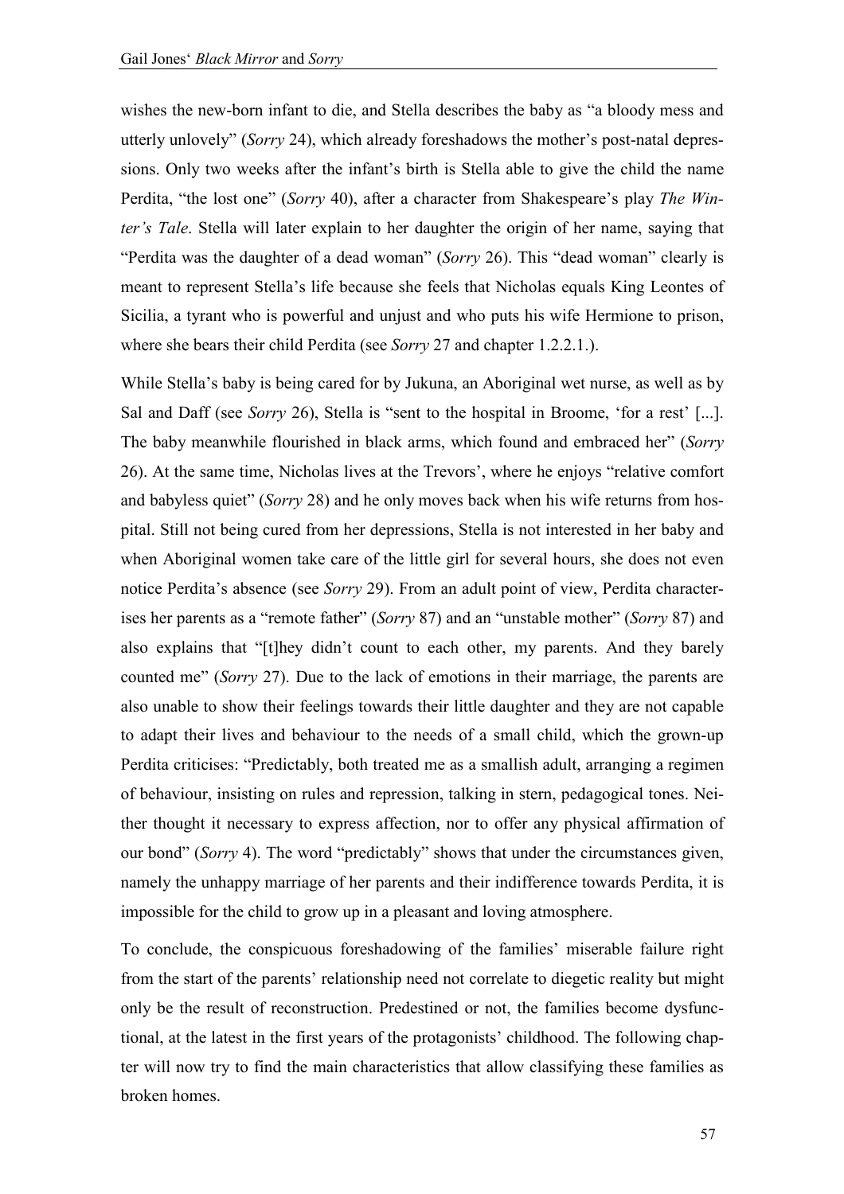wishes the new-born infant to die, and Stella describes the baby as "a bloody mess and utterly unlovely" (*Sorry* 24), which already foreshadows the mother's post-natal depressions. Only two weeks after the infant's birth is Stella able to give the child the name Perdita, "the lost one" (*Sorry* 40), after a character from Shakespeare's play *The Winter's Tale*. Stella will later explain to her daughter the origin of her name, saying that "Perdita was the daughter of a dead woman" (*Sorry* 26). This "dead woman" clearly is meant to represent Stella's life because she feels that Nicholas equals King Leontes of Sicilia, a tyrant who is powerful and unjust and who puts his wife Hermione to prison, where she bears their child Perdita (see *Sorry* 27 and chapter 1.2.2.1.).

While Stella's baby is being cared for by Jukuna, an Aboriginal wet nurse, as well as by Sal and Daff (see *Sorry* 26), Stella is "sent to the hospital in Broome, 'for a rest' [...]. The baby meanwhile flourished in black arms, which found and embraced her" (*Sorry* 26). At the same time, Nicholas lives at the Trevors', where he enjoys "relative comfort and babyless quiet" (*Sorry* 28) and he only moves back when his wife returns from hospital. Still not being cured from her depressions, Stella is not interested in her baby and when Aboriginal women take care of the little girl for several hours, she does not even notice Perdita's absence (see *Sorry* 29). From an adult point of view, Perdita characterises her parents as a "remote father" (*Sorry* 87) and an "unstable mother" (*Sorry* 87) and also explains that "[t]hey didn't count to each other, my parents. And they barely counted me" (*Sorry* 27). Due to the lack of emotions in their marriage, the parents are also unable to show their feelings towards their little daughter and they are not capable to adapt their lives and behaviour to the needs of a small child, which the grown-up Perdita criticises: "Predictably, both treated me as a smallish adult, arranging a regimen of behaviour, insisting on rules and repression, talking in stern, pedagogical tones. Neither thought it necessary to express affection, nor to offer any physical affirmation of our bond" (*Sorry* 4). The word "predictably" shows that under the circumstances given, namely the unhappy marriage of her parents and their indifference towards Perdita, it is impossible for the child to grow up in a pleasant and loving atmosphere.

To conclude, the conspicuous foreshadowing of the families' miserable failure right from the start of the parents' relationship need not correlate to diegetic reality but might only be the result of reconstruction. Predestined or not, the families become dysfunctional, at the latest in the first years of the protagonists' childhood. The following chapter will now try to find the main characteristics that allow classifying these families as broken homes.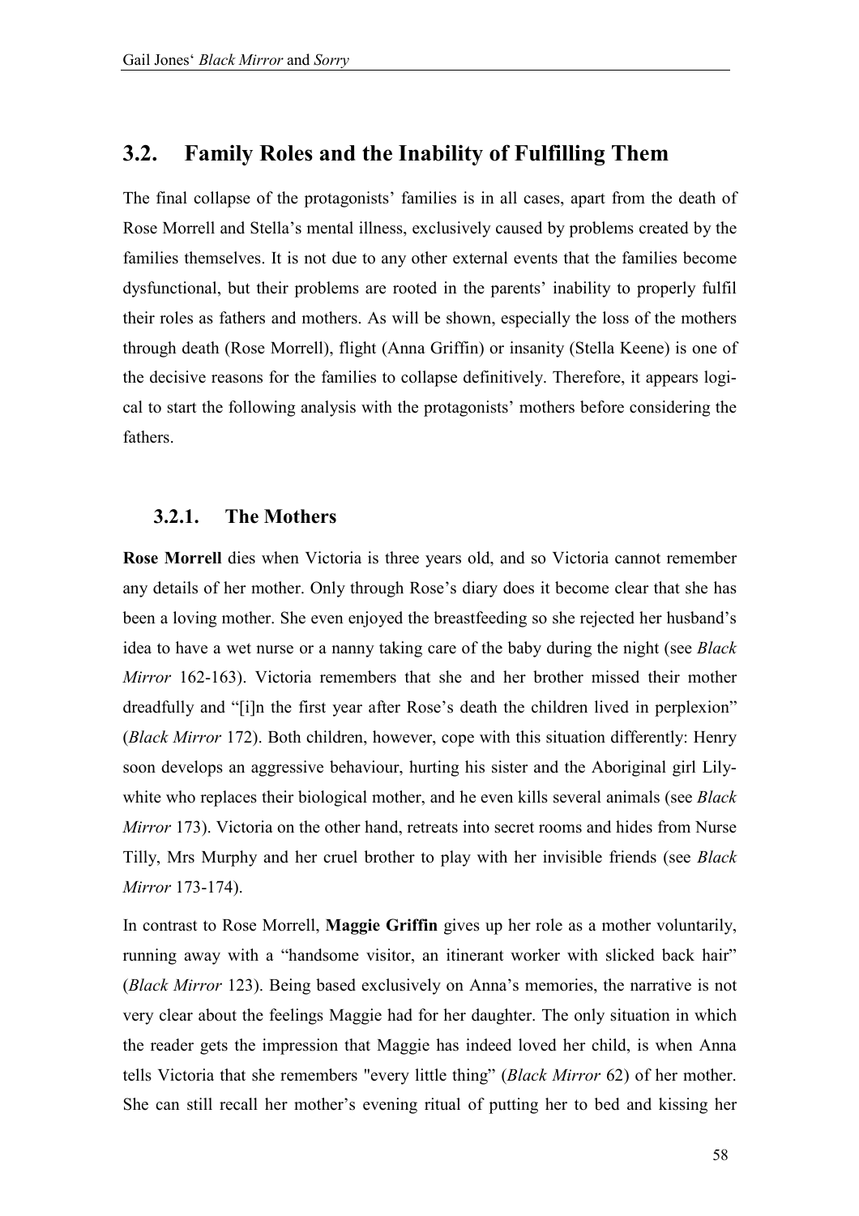## 3.2. Family Roles and the Inability of Fulfilling Them

The final collapse of the protagonists' families is in all cases, apart from the death of Rose Morrell and Stella's mental illness, exclusively caused by problems created by the families themselves. It is not due to any other external events that the families become dysfunctional, but their problems are rooted in the parents' inability to properly fulfil their roles as fathers and mothers. As will be shown, especially the loss of the mothers through death (Rose Morrell), flight (Anna Griffin) or insanity (Stella Keene) is one of the decisive reasons for the families to collapse definitively. Therefore, it appears logical to start the following analysis with the protagonists' mothers before considering the fathers.

### 3.2.1. The Mothers

**Rose Morrell** dies when Victoria is three years old, and so Victoria cannot remember any details of her mother. Only through Rose's diary does it become clear that she has been a loving mother. She even enjoyed the breastfeeding so she rejected her husband's idea to have a wet nurse or a nanny taking care of the baby during the night (see *Black Mirror* 162-163). Victoria remembers that she and her brother missed their mother dreadfully and "[i]n the first year after Rose's death the children lived in perplexion" (*Black Mirror* 172). Both children, however, cope with this situation differently: Henry soon develops an aggressive behaviour, hurting his sister and the Aboriginal girl Lilywhite who replaces their biological mother, and he even kills several animals (see *Black Mirror* 173). Victoria on the other hand, retreats into secret rooms and hides from Nurse Tilly, Mrs Murphy and her cruel brother to play with her invisible friends (see *Black Mirror* 173-174).

In contrast to Rose Morrell, **Maggie Griffin** gives up her role as a mother voluntarily, running away with a "handsome visitor, an itinerant worker with slicked back hair" (*Black Mirror* 123). Being based exclusively on Anna's memories, the narrative is not very clear about the feelings Maggie had for her daughter. The only situation in which the reader gets the impression that Maggie has indeed loved her child, is when Anna tells Victoria that she remembers "every little thing" (*Black Mirror* 62) of her mother. She can still recall her mother's evening ritual of putting her to bed and kissing her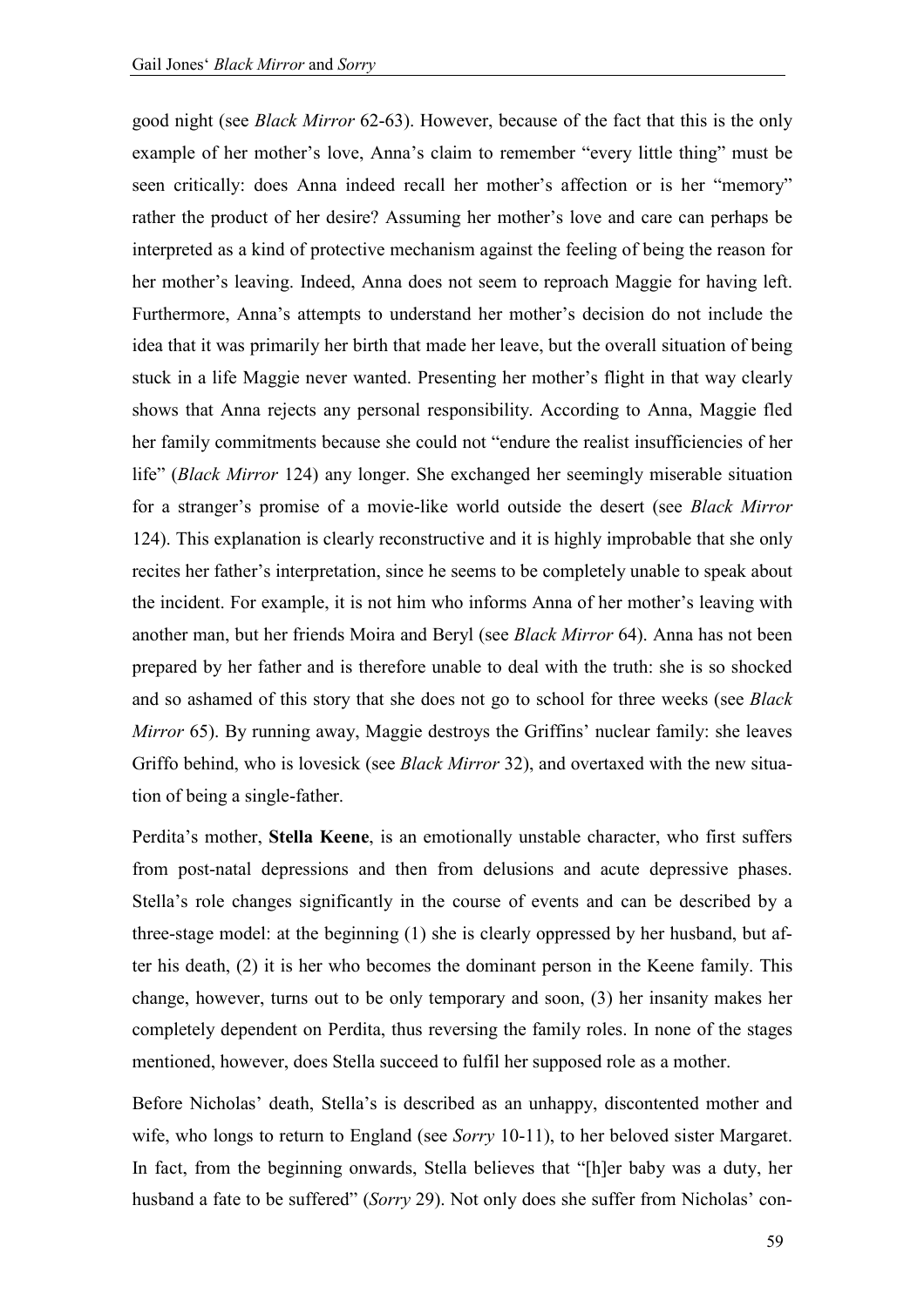good night (see *Black Mirror* 62-63). However, because of the fact that this is the only example of her mother's love, Anna's claim to remember "every little thing" must be seen critically: does Anna indeed recall her mother's affection or is her "memory" rather the product of her desire? Assuming her mother's love and care can perhaps be interpreted as a kind of protective mechanism against the feeling of being the reason for her mother's leaving. Indeed, Anna does not seem to reproach Maggie for having left. Furthermore, Anna's attempts to understand her mother's decision do not include the idea that it was primarily her birth that made her leave, but the overall situation of being stuck in a life Maggie never wanted. Presenting her mother's flight in that way clearly shows that Anna rejects any personal responsibility. According to Anna, Maggie fled her family commitments because she could not "endure the realist insufficiencies of her life" (*Black Mirror* 124) any longer. She exchanged her seemingly miserable situation for a stranger's promise of a movie-like world outside the desert (see *Black Mirror* 124). This explanation is clearly reconstructive and it is highly improbable that she only recites her father's interpretation, since he seems to be completely unable to speak about the incident. For example, it is not him who informs Anna of her mother's leaving with another man, but her friends Moira and Beryl (see *Black Mirror* 64). Anna has not been prepared by her father and is therefore unable to deal with the truth: she is so shocked and so ashamed of this story that she does not go to school for three weeks (see *Black Mirror* 65). By running away, Maggie destroys the Griffins' nuclear family: she leaves Griffo behind, who is lovesick (see *Black Mirror* 32), and overtaxed with the new situation of being a single-father.

Perdita's mother, **Stella Keene**, is an emotionally unstable character, who first suffers from post-natal depressions and then from delusions and acute depressive phases. Stella's role changes significantly in the course of events and can be described by a three-stage model: at the beginning (1) she is clearly oppressed by her husband, but after his death, (2) it is her who becomes the dominant person in the Keene family. This change, however, turns out to be only temporary and soon, (3) her insanity makes her completely dependent on Perdita, thus reversing the family roles. In none of the stages mentioned, however, does Stella succeed to fulfil her supposed role as a mother.

Before Nicholas' death, Stella's is described as an unhappy, discontented mother and wife, who longs to return to England (see *Sorry* 10-11), to her beloved sister Margaret. In fact, from the beginning onwards, Stella believes that "[h]er baby was a duty, her husband a fate to be suffered" (*Sorry* 29). Not only does she suffer from Nicholas' con-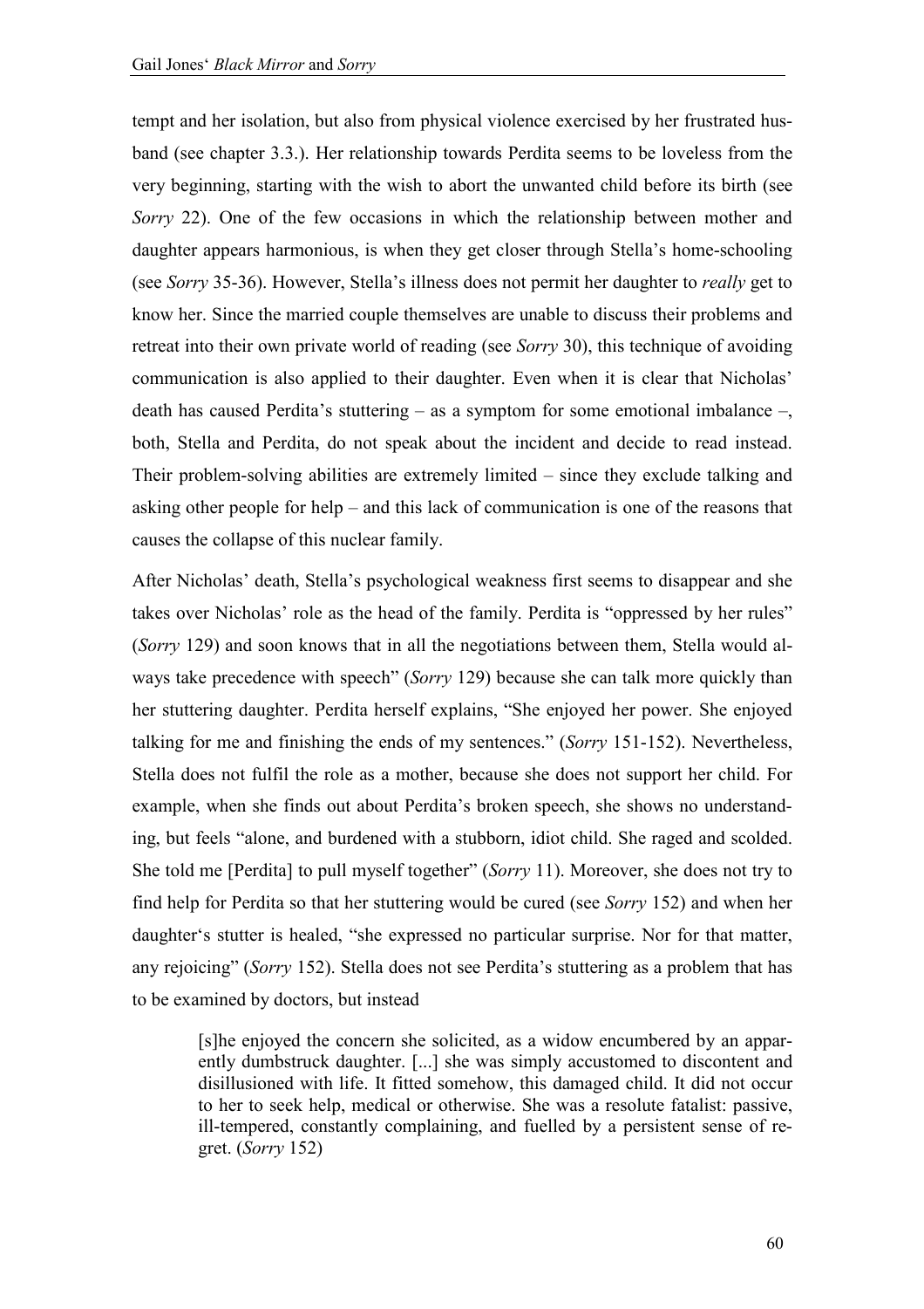tempt and her isolation, but also from physical violence exercised by her frustrated husband (see chapter 3.3.). Her relationship towards Perdita seems to be loveless from the very beginning, starting with the wish to abort the unwanted child before its birth (see *Sorry* 22). One of the few occasions in which the relationship between mother and daughter appears harmonious, is when they get closer through Stella's home-schooling (see *Sorry* 35-36). However, Stella's illness does not permit her daughter to *really* get to know her. Since the married couple themselves are unable to discuss their problems and retreat into their own private world of reading (see *Sorry* 30), this technique of avoiding communication is also applied to their daughter. Even when it is clear that Nicholas' death has caused Perdita's stuttering – as a symptom for some emotional imbalance –, both, Stella and Perdita, do not speak about the incident and decide to read instead. Their problem-solving abilities are extremely limited – since they exclude talking and asking other people for help – and this lack of communication is one of the reasons that causes the collapse of this nuclear family.

After Nicholas' death, Stella's psychological weakness first seems to disappear and she takes over Nicholas' role as the head of the family. Perdita is "oppressed by her rules" (*Sorry* 129) and soon knows that in all the negotiations between them, Stella would always take precedence with speech" (*Sorry* 129) because she can talk more quickly than her stuttering daughter. Perdita herself explains, "She enjoyed her power. She enjoyed talking for me and finishing the ends of my sentences." (*Sorry* 151-152). Nevertheless, Stella does not fulfil the role as a mother, because she does not support her child. For example, when she finds out about Perdita's broken speech, she shows no understanding, but feels "alone, and burdened with a stubborn, idiot child. She raged and scolded. She told me [Perdita] to pull myself together" (*Sorry* 11). Moreover, she does not try to find help for Perdita so that her stuttering would be cured (see *Sorry* 152) and when her daughter's stutter is healed, "she expressed no particular surprise. Nor for that matter, any rejoicing" (*Sorry* 152). Stella does not see Perdita's stuttering as a problem that has to be examined by doctors, but instead

> [s]he enjoyed the concern she solicited, as a widow encumbered by an apparently dumbstruck daughter. [...] she was simply accustomed to discontent and disillusioned with life. It fitted somehow, this damaged child. It did not occur to her to seek help, medical or otherwise. She was a resolute fatalist: passive, ill-tempered, constantly complaining, and fuelled by a persistent sense of regret. (*Sorry* 152)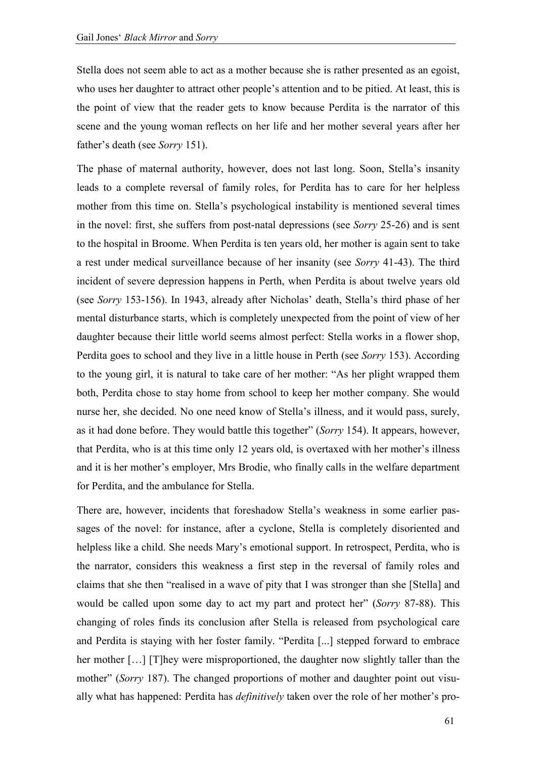Stella does not seem able to act as a mother because she is rather presented as an egoist, who uses her daughter to attract other people's attention and to be pitied. At least, this is the point of view that the reader gets to know because Perdita is the narrator of this scene and the young woman reflects on her life and her mother several years after her father's death (see *Sorry* 151).

The phase of maternal authority, however, does not last long. Soon, Stella's insanity leads to a complete reversal of family roles, for Perdita has to care for her helpless mother from this time on. Stella's psychological instability is mentioned several times in the novel: first, she suffers from post-natal depressions (see *Sorry* 25-26) and is sent to the hospital in Broome. When Perdita is ten years old, her mother is again sent to take a rest under medical surveillance because of her insanity (see *Sorry* 41-43). The third incident of severe depression happens in Perth, when Perdita is about twelve years old (see *Sorry* 153-156). In 1943, already after Nicholas' death, Stella's third phase of her mental disturbance starts, which is completely unexpected from the point of view of her daughter because their little world seems almost perfect: Stella works in a flower shop, Perdita goes to school and they live in a little house in Perth (see *Sorry* 153). According to the young girl, it is natural to take care of her mother: "As her plight wrapped them both, Perdita chose to stay home from school to keep her mother company. She would nurse her, she decided. No one need know of Stella's illness, and it would pass, surely, as it had done before. They would battle this together" (*Sorry* 154). It appears, however, that Perdita, who is at this time only 12 years old, is overtaxed with her mother's illness and it is her mother's employer, Mrs Brodie, who finally calls in the welfare department for Perdita, and the ambulance for Stella.

There are, however, incidents that foreshadow Stella's weakness in some earlier passages of the novel: for instance, after a cyclone, Stella is completely disoriented and helpless like a child. She needs Mary's emotional support. In retrospect, Perdita, who is the narrator, considers this weakness a first step in the reversal of family roles and claims that she then "realised in a wave of pity that I was stronger than she [Stella] and would be called upon some day to act my part and protect her" (*Sorry* 87-88). This changing of roles finds its conclusion after Stella is released from psychological care and Perdita is staying with her foster family. "Perdita [...] stepped forward to embrace her mother […] [T]hey were misproportioned, the daughter now slightly taller than the mother" (*Sorry* 187). The changed proportions of mother and daughter point out visually what has happened: Perdita has *definitively* taken over the role of her mother's pro-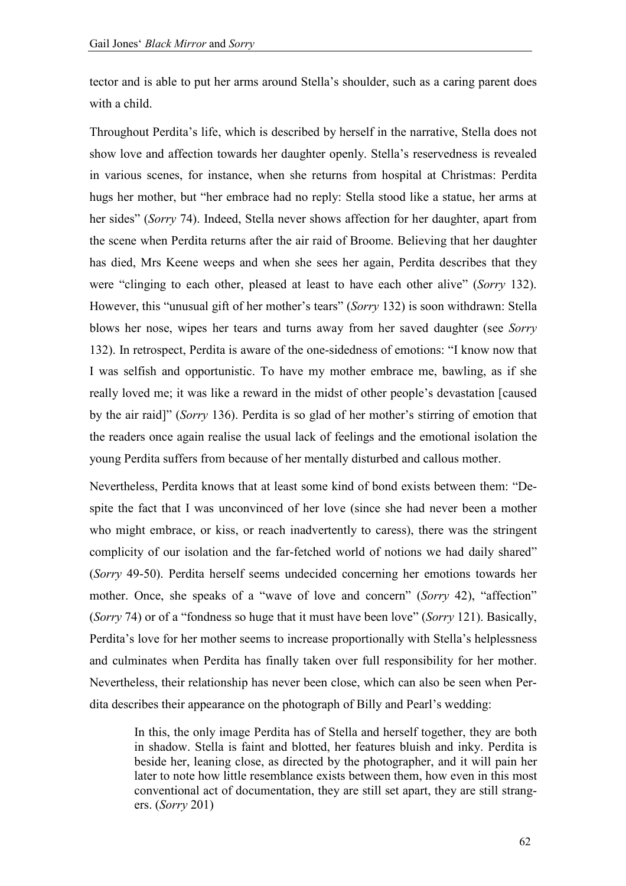tector and is able to put her arms around Stella's shoulder, such as a caring parent does with a child.

Throughout Perdita's life, which is described by herself in the narrative, Stella does not show love and affection towards her daughter openly. Stella's reservedness is revealed in various scenes, for instance, when she returns from hospital at Christmas: Perdita hugs her mother, but "her embrace had no reply: Stella stood like a statue, her arms at her sides" (*Sorry* 74). Indeed, Stella never shows affection for her daughter, apart from the scene when Perdita returns after the air raid of Broome. Believing that her daughter has died, Mrs Keene weeps and when she sees her again, Perdita describes that they were "clinging to each other, pleased at least to have each other alive" (*Sorry* 132). However, this "unusual gift of her mother's tears" (*Sorry* 132) is soon withdrawn: Stella blows her nose, wipes her tears and turns away from her saved daughter (see *Sorry* 132). In retrospect, Perdita is aware of the one-sidedness of emotions: "I know now that I was selfish and opportunistic. To have my mother embrace me, bawling, as if she really loved me; it was like a reward in the midst of other people's devastation [caused by the air raid]" (*Sorry* 136). Perdita is so glad of her mother's stirring of emotion that the readers once again realise the usual lack of feelings and the emotional isolation the young Perdita suffers from because of her mentally disturbed and callous mother.

Nevertheless, Perdita knows that at least some kind of bond exists between them: "Despite the fact that I was unconvinced of her love (since she had never been a mother who might embrace, or kiss, or reach inadvertently to caress), there was the stringent complicity of our isolation and the far-fetched world of notions we had daily shared" (*Sorry* 49-50). Perdita herself seems undecided concerning her emotions towards her mother. Once, she speaks of a "wave of love and concern" (*Sorry* 42), "affection" (*Sorry* 74) or of a "fondness so huge that it must have been love" (*Sorry* 121). Basically, Perdita's love for her mother seems to increase proportionally with Stella's helplessness and culminates when Perdita has finally taken over full responsibility for her mother. Nevertheless, their relationship has never been close, which can also be seen when Perdita describes their appearance on the photograph of Billy and Pearl's wedding:

> In this, the only image Perdita has of Stella and herself together, they are both in shadow. Stella is faint and blotted, her features bluish and inky. Perdita is beside her, leaning close, as directed by the photographer, and it will pain her later to note how little resemblance exists between them, how even in this most conventional act of documentation, they are still set apart, they are still strangers. (*Sorry* 201)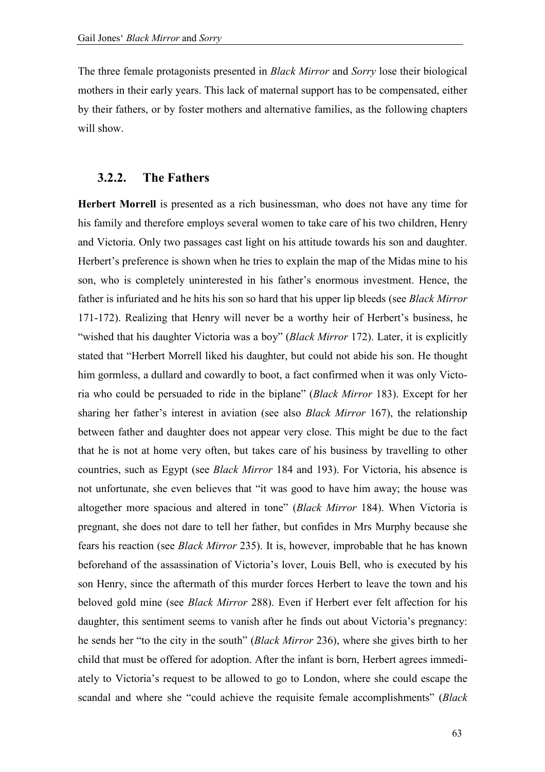The three female protagonists presented in *Black Mirror* and *Sorry* lose their biological mothers in their early years. This lack of maternal support has to be compensated, either by their fathers, or by foster mothers and alternative families, as the following chapters will show.

### 3.2.2. The Fathers

**Herbert Morrell** is presented as a rich businessman, who does not have any time for his family and therefore employs several women to take care of his two children, Henry and Victoria. Only two passages cast light on his attitude towards his son and daughter. Herbert's preference is shown when he tries to explain the map of the Midas mine to his son, who is completely uninterested in his father's enormous investment. Hence, the father is infuriated and he hits his son so hard that his upper lip bleeds (see *Black Mirror* 171-172). Realizing that Henry will never be a worthy heir of Herbert's business, he "wished that his daughter Victoria was a boy" (*Black Mirror* 172). Later, it is explicitly stated that "Herbert Morrell liked his daughter, but could not abide his son. He thought him gormless, a dullard and cowardly to boot, a fact confirmed when it was only Victoria who could be persuaded to ride in the biplane" (*Black Mirror* 183). Except for her sharing her father's interest in aviation (see also *Black Mirror* 167), the relationship between father and daughter does not appear very close. This might be due to the fact that he is not at home very often, but takes care of his business by travelling to other countries, such as Egypt (see *Black Mirror* 184 and 193). For Victoria, his absence is not unfortunate, she even believes that "it was good to have him away; the house was altogether more spacious and altered in tone" (*Black Mirror* 184). When Victoria is pregnant, she does not dare to tell her father, but confides in Mrs Murphy because she fears his reaction (see *Black Mirror* 235). It is, however, improbable that he has known beforehand of the assassination of Victoria's lover, Louis Bell, who is executed by his son Henry, since the aftermath of this murder forces Herbert to leave the town and his beloved gold mine (see *Black Mirror* 288). Even if Herbert ever felt affection for his daughter, this sentiment seems to vanish after he finds out about Victoria's pregnancy: he sends her "to the city in the south" (*Black Mirror* 236), where she gives birth to her child that must be offered for adoption. After the infant is born, Herbert agrees immediately to Victoria's request to be allowed to go to London, where she could escape the scandal and where she "could achieve the requisite female accomplishments" (*Black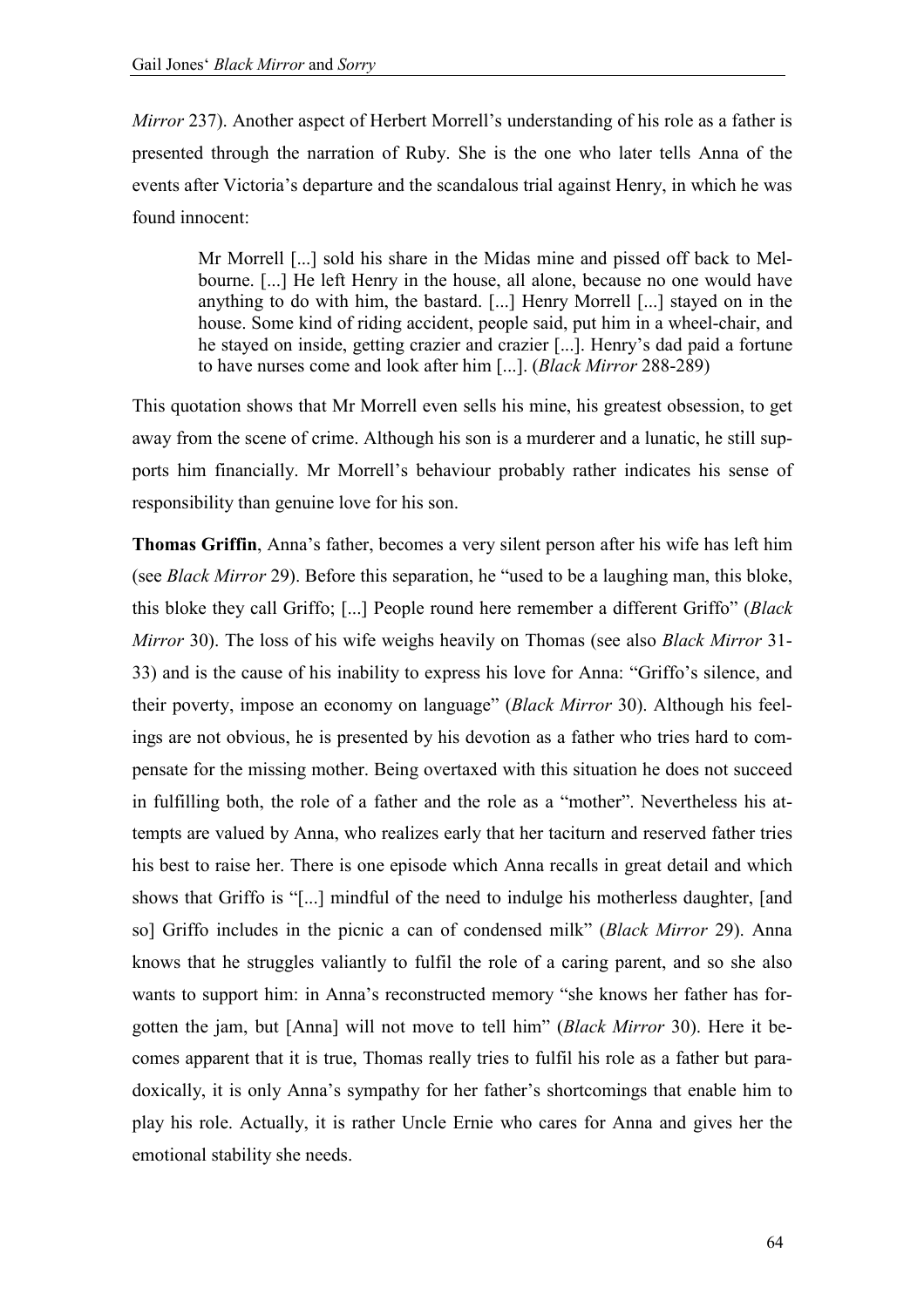*Mirror* 237). Another aspect of Herbert Morrell's understanding of his role as a father is presented through the narration of Ruby. She is the one who later tells Anna of the events after Victoria's departure and the scandalous trial against Henry, in which he was found innocent:

> Mr Morrell [...] sold his share in the Midas mine and pissed off back to Melbourne. [...] He left Henry in the house, all alone, because no one would have anything to do with him, the bastard. [...] Henry Morrell [...] stayed on in the house. Some kind of riding accident, people said, put him in a wheel-chair, and he stayed on inside, getting crazier and crazier [...]. Henry's dad paid a fortune to have nurses come and look after him [...]. (*Black Mirror* 288-289)

This quotation shows that Mr Morrell even sells his mine, his greatest obsession, to get away from the scene of crime. Although his son is a murderer and a lunatic, he still supports him financially. Mr Morrell's behaviour probably rather indicates his sense of responsibility than genuine love for his son.

**Thomas Griffin**, Anna's father, becomes a very silent person after his wife has left him (see *Black Mirror* 29). Before this separation, he "used to be a laughing man, this bloke, this bloke they call Griffo; [...] People round here remember a different Griffo" (*Black Mirror* 30). The loss of his wife weighs heavily on Thomas (see also *Black Mirror* 31-33) and is the cause of his inability to express his love for Anna: "Griffo's silence, and their poverty, impose an economy on language" (*Black Mirror* 30). Although his feelings are not obvious, he is presented by his devotion as a father who tries hard to compensate for the missing mother. Being overtaxed with this situation he does not succeed in fulfilling both, the role of a father and the role as a "mother". Nevertheless his attempts are valued by Anna, who realizes early that her taciturn and reserved father tries his best to raise her. There is one episode which Anna recalls in great detail and which shows that Griffo is "[...] mindful of the need to indulge his motherless daughter, [and so] Griffo includes in the picnic a can of condensed milk" (*Black Mirror* 29). Anna knows that he struggles valiantly to fulfil the role of a caring parent, and so she also wants to support him: in Anna's reconstructed memory "she knows her father has forgotten the jam, but [Anna] will not move to tell him" (*Black Mirror* 30). Here it becomes apparent that it is true, Thomas really tries to fulfil his role as a father but paradoxically, it is only Anna's sympathy for her father's shortcomings that enable him to play his role. Actually, it is rather Uncle Ernie who cares for Anna and gives her the emotional stability she needs.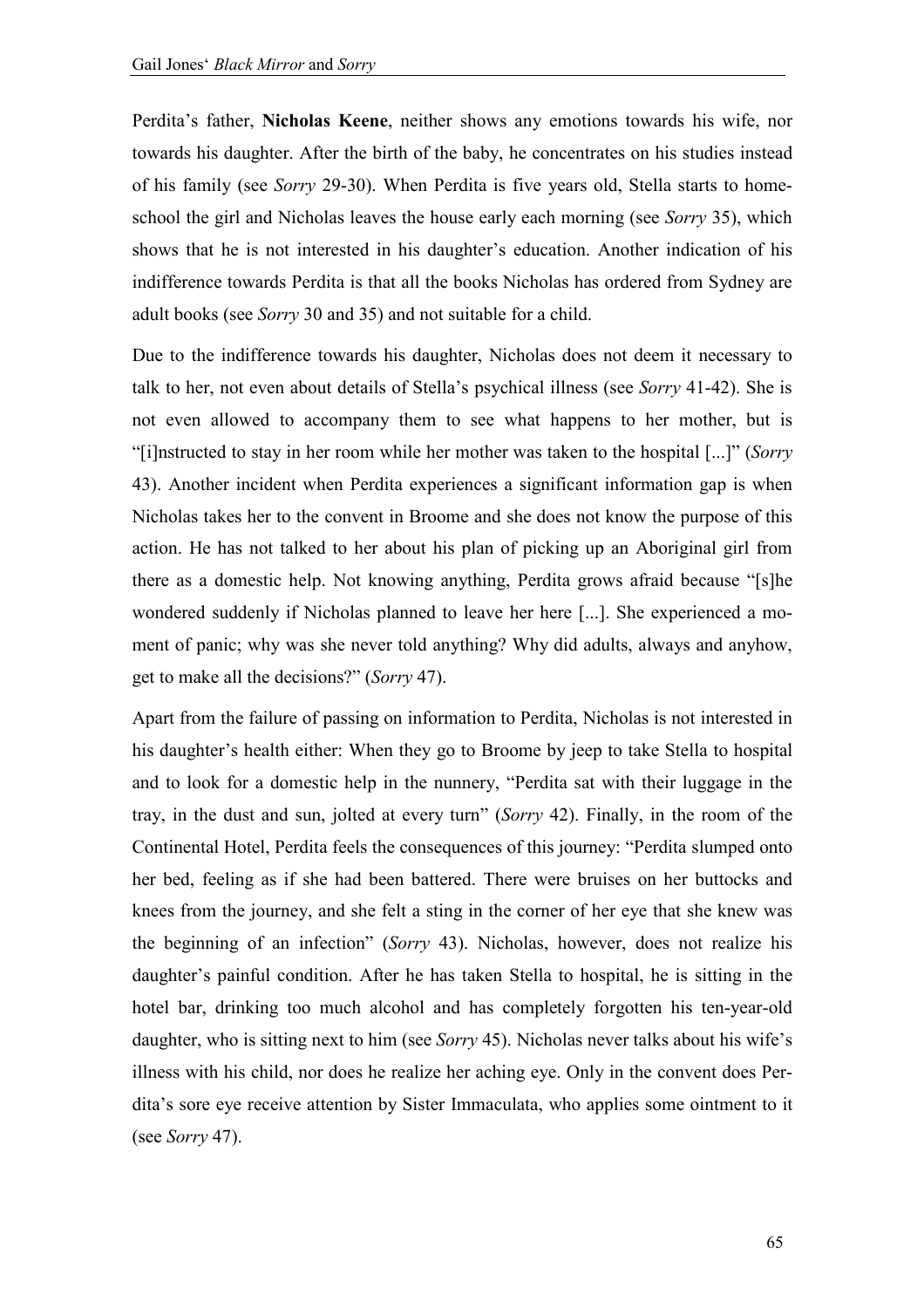Perdita's father, **Nicholas Keene**, neither shows any emotions towards his wife, nor towards his daughter. After the birth of the baby, he concentrates on his studies instead of his family (see *Sorry* 29-30). When Perdita is five years old, Stella starts to home-school the girl and Nicholas leaves the house early each morning (see *Sorry* 35), which shows that he is not interested in his daughter's education. Another indication of his indifference towards Perdita is that all the books Nicholas has ordered from Sydney are adult books (see *Sorry* 30 and 35) and not suitable for a child.

Due to the indifference towards his daughter, Nicholas does not deem it necessary to talk to her, not even about details of Stella's psychical illness (see *Sorry* 41-42). She is not even allowed to accompany them to see what happens to her mother, but is "[i]nstructed to stay in her room while her mother was taken to the hospital [...]" (*Sorry* 43). Another incident when Perdita experiences a significant information gap is when Nicholas takes her to the convent in Broome and she does not know the purpose of this action. He has not talked to her about his plan of picking up an Aboriginal girl from there as a domestic help. Not knowing anything, Perdita grows afraid because "[s]he wondered suddenly if Nicholas planned to leave her here [...]. She experienced a moment of panic; why was she never told anything? Why did adults, always and anyhow, get to make all the decisions?" (*Sorry* 47).

Apart from the failure of passing on information to Perdita, Nicholas is not interested in his daughter's health either: When they go to Broome by jeep to take Stella to hospital and to look for a domestic help in the nunnery, "Perdita sat with their luggage in the tray, in the dust and sun, jolted at every turn" (*Sorry* 42). Finally, in the room of the Continental Hotel, Perdita feels the consequences of this journey: "Perdita slumped onto her bed, feeling as if she had been battered. There were bruises on her buttocks and knees from the journey, and she felt a sting in the corner of her eye that she knew was the beginning of an infection" (*Sorry* 43). Nicholas, however, does not realize his daughter's painful condition. After he has taken Stella to hospital, he is sitting in the hotel bar, drinking too much alcohol and has completely forgotten his ten-year-old daughter, who is sitting next to him (see *Sorry* 45). Nicholas never talks about his wife's illness with his child, nor does he realize her aching eye. Only in the convent does Perdita's sore eye receive attention by Sister Immaculata, who applies some ointment to it (see *Sorry* 47).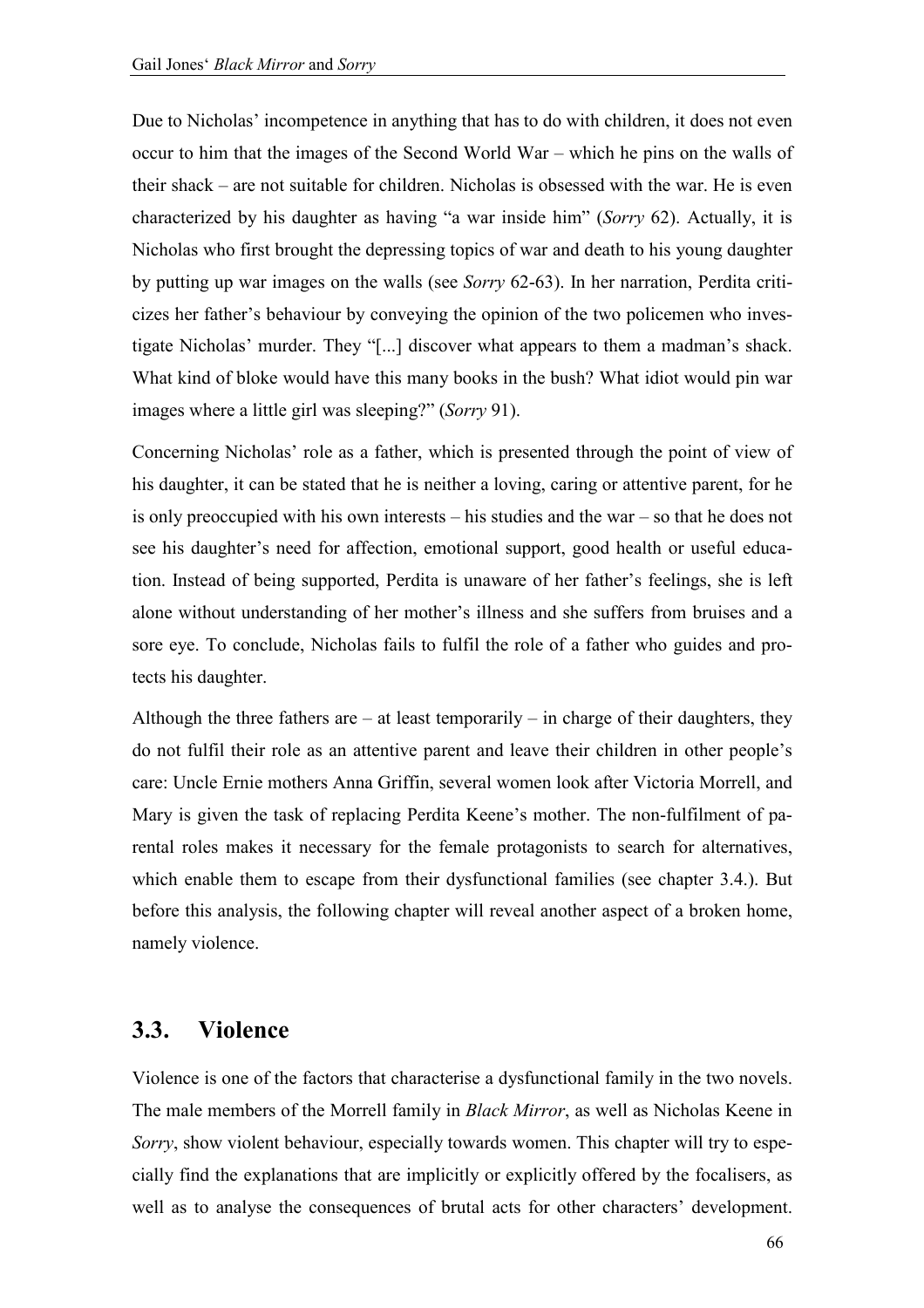Due to Nicholas' incompetence in anything that has to do with children, it does not even occur to him that the images of the Second World War – which he pins on the walls of their shack – are not suitable for children. Nicholas is obsessed with the war. He is even characterized by his daughter as having "a war inside him" (*Sorry* 62). Actually, it is Nicholas who first brought the depressing topics of war and death to his young daughter by putting up war images on the walls (see *Sorry* 62-63). In her narration, Perdita criticizes her father's behaviour by conveying the opinion of the two policemen who investigate Nicholas' murder. They "[...] discover what appears to them a madman's shack. What kind of bloke would have this many books in the bush? What idiot would pin war images where a little girl was sleeping?" (*Sorry* 91).

Concerning Nicholas' role as a father, which is presented through the point of view of his daughter, it can be stated that he is neither a loving, caring or attentive parent, for he is only preoccupied with his own interests – his studies and the war – so that he does not see his daughter's need for affection, emotional support, good health or useful education. Instead of being supported, Perdita is unaware of her father's feelings, she is left alone without understanding of her mother's illness and she suffers from bruises and a sore eye. To conclude, Nicholas fails to fulfil the role of a father who guides and protects his daughter.

Although the three fathers are – at least temporarily – in charge of their daughters, they do not fulfil their role as an attentive parent and leave their children in other people's care: Uncle Ernie mothers Anna Griffin, several women look after Victoria Morrell, and Mary is given the task of replacing Perdita Keene's mother. The non-fulfilment of parental roles makes it necessary for the female protagonists to search for alternatives, which enable them to escape from their dysfunctional families (see chapter 3.4.). But before this analysis, the following chapter will reveal another aspect of a broken home, namely violence.

## 3.3. Violence

Violence is one of the factors that characterise a dysfunctional family in the two novels. The male members of the Morrell family in *Black Mirror*, as well as Nicholas Keene in *Sorry*, show violent behaviour, especially towards women. This chapter will try to especially find the explanations that are implicitly or explicitly offered by the focalisers, as well as to analyse the consequences of brutal acts for other characters' development.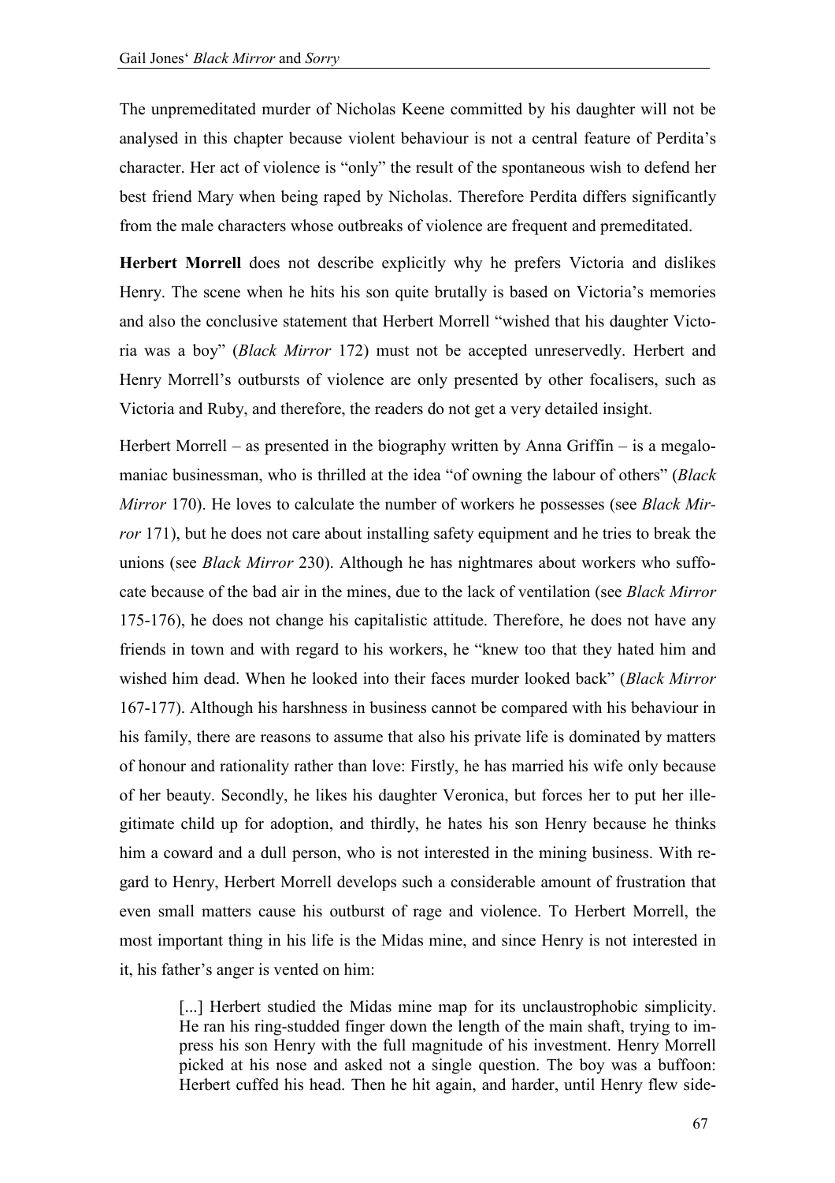The unpremeditated murder of Nicholas Keene committed by his daughter will not be analysed in this chapter because violent behaviour is not a central feature of Perdita's character. Her act of violence is "only" the result of the spontaneous wish to defend her best friend Mary when being raped by Nicholas. Therefore Perdita differs significantly from the male characters whose outbreaks of violence are frequent and premeditated.

**Herbert Morrell** does not describe explicitly why he prefers Victoria and dislikes Henry. The scene when he hits his son quite brutally is based on Victoria's memories and also the conclusive statement that Herbert Morrell "wished that his daughter Victoria was a boy" (*Black Mirror* 172) must not be accepted unreservedly. Herbert and Henry Morrell's outbursts of violence are only presented by other focalisers, such as Victoria and Ruby, and therefore, the readers do not get a very detailed insight.

Herbert Morrell – as presented in the biography written by Anna Griffin – is a megalomaniac businessman, who is thrilled at the idea "of owning the labour of others" (*Black Mirror* 170). He loves to calculate the number of workers he possesses (see *Black Mirror* 171), but he does not care about installing safety equipment and he tries to break the unions (see *Black Mirror* 230). Although he has nightmares about workers who suffocate because of the bad air in the mines, due to the lack of ventilation (see *Black Mirror* 175-176), he does not change his capitalistic attitude. Therefore, he does not have any friends in town and with regard to his workers, he "knew too that they hated him and wished him dead. When he looked into their faces murder looked back" (*Black Mirror* 167-177). Although his harshness in business cannot be compared with his behaviour in his family, there are reasons to assume that also his private life is dominated by matters of honour and rationality rather than love: Firstly, he has married his wife only because of her beauty. Secondly, he likes his daughter Veronica, but forces her to put her illegitimate child up for adoption, and thirdly, he hates his son Henry because he thinks him a coward and a dull person, who is not interested in the mining business. With regard to Henry, Herbert Morrell develops such a considerable amount of frustration that even small matters cause his outburst of rage and violence. To Herbert Morrell, the most important thing in his life is the Midas mine, and since Henry is not interested in it, his father's anger is vented on him:

> [...] Herbert studied the Midas mine map for its unclaustrophobic simplicity. He ran his ring-studded finger down the length of the main shaft, trying to impress his son Henry with the full magnitude of his investment. Henry Morrell picked at his nose and asked not a single question. The boy was a buffoon: Herbert cuffed his head. Then he hit again, and harder, until Henry flew side-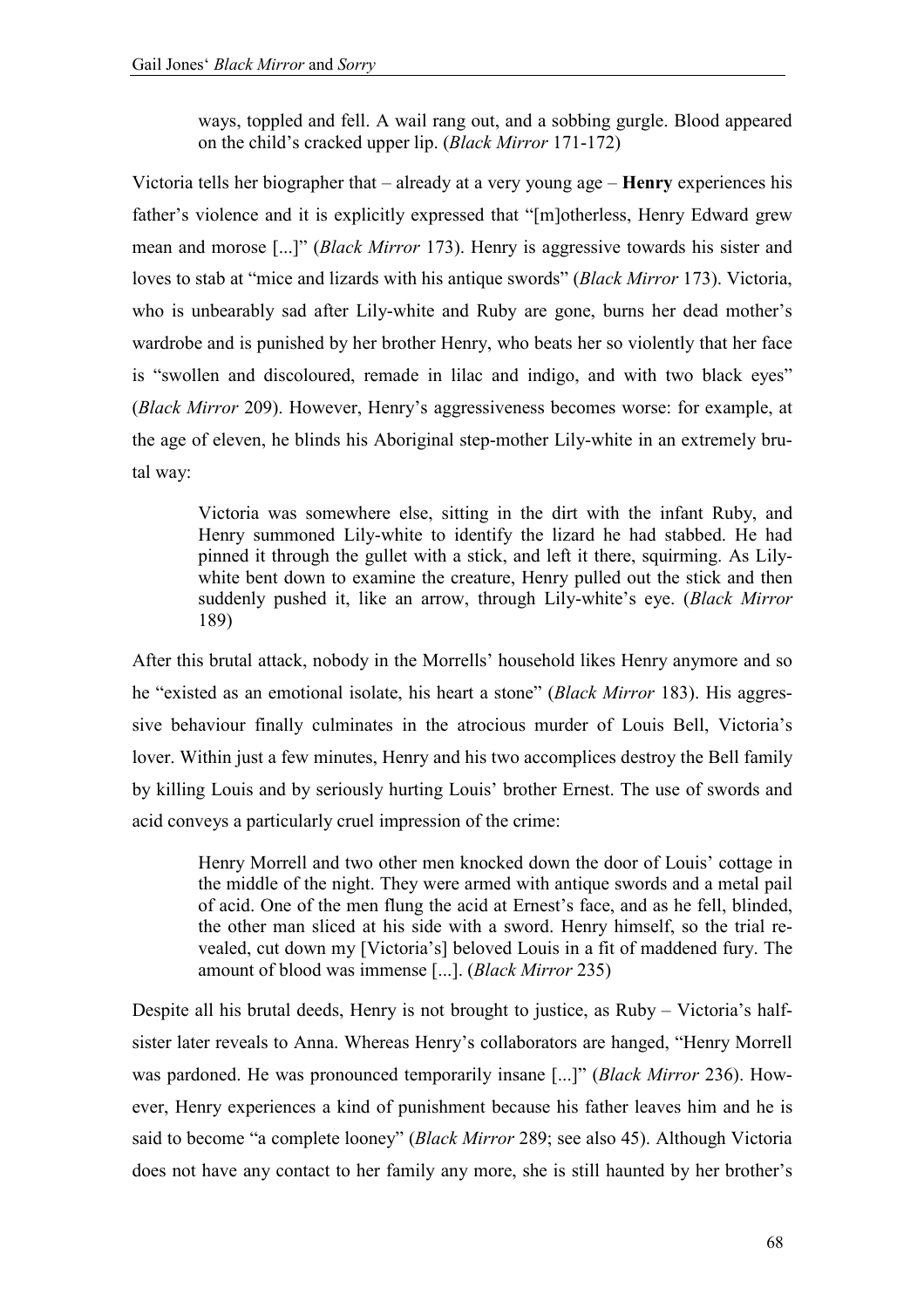> ways, toppled and fell. A wail rang out, and a sobbing gurgle. Blood appeared on the child's cracked upper lip. (*Black Mirror* 171-172)

Victoria tells her biographer that – already at a very young age – **Henry** experiences his father's violence and it is explicitly expressed that "[m]otherless, Henry Edward grew mean and morose [...]" (*Black Mirror* 173). Henry is aggressive towards his sister and loves to stab at "mice and lizards with his antique swords" (*Black Mirror* 173). Victoria, who is unbearably sad after Lily-white and Ruby are gone, burns her dead mother's wardrobe and is punished by her brother Henry, who beats her so violently that her face is "swollen and discoloured, remade in lilac and indigo, and with two black eyes" (*Black Mirror* 209). However, Henry's aggressiveness becomes worse: for example, at the age of eleven, he blinds his Aboriginal step-mother Lily-white in an extremely brutal way:

> Victoria was somewhere else, sitting in the dirt with the infant Ruby, and Henry summoned Lily-white to identify the lizard he had stabbed. He had pinned it through the gullet with a stick, and left it there, squirming. As Lily-white bent down to examine the creature, Henry pulled out the stick and then suddenly pushed it, like an arrow, through Lily-white's eye. (*Black Mirror* 189)

After this brutal attack, nobody in the Morrells' household likes Henry anymore and so he "existed as an emotional isolate, his heart a stone" (*Black Mirror* 183). His aggressive behaviour finally culminates in the atrocious murder of Louis Bell, Victoria's lover. Within just a few minutes, Henry and his two accomplices destroy the Bell family by killing Louis and by seriously hurting Louis' brother Ernest. The use of swords and acid conveys a particularly cruel impression of the crime:

> Henry Morrell and two other men knocked down the door of Louis' cottage in the middle of the night. They were armed with antique swords and a metal pail of acid. One of the men flung the acid at Ernest's face, and as he fell, blinded, the other man sliced at his side with a sword. Henry himself, so the trial revealed, cut down my [Victoria's] beloved Louis in a fit of maddened fury. The amount of blood was immense [...]. (*Black Mirror* 235)

Despite all his brutal deeds, Henry is not brought to justice, as Ruby – Victoria's half-sister later reveals to Anna. Whereas Henry's collaborators are hanged, "Henry Morrell was pardoned. He was pronounced temporarily insane [...]" (*Black Mirror* 236). However, Henry experiences a kind of punishment because his father leaves him and he is said to become "a complete looney" (*Black Mirror* 289; see also 45). Although Victoria does not have any contact to her family any more, she is still haunted by her brother's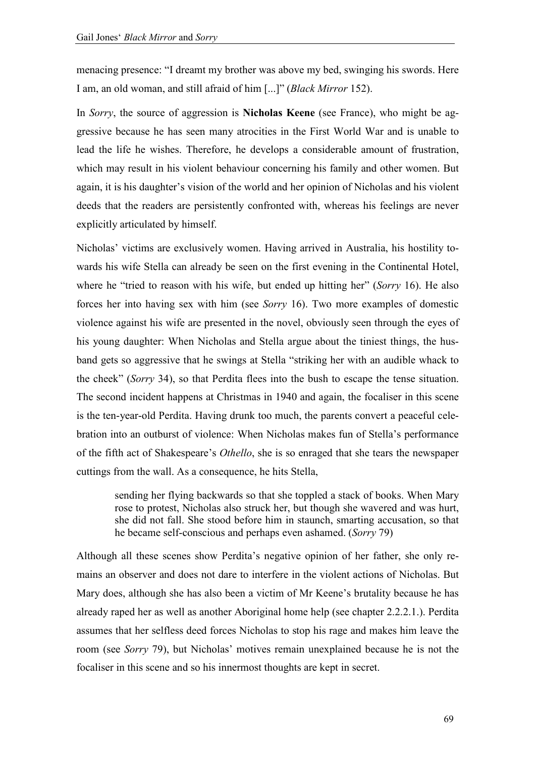menacing presence: "I dreamt my brother was above my bed, swinging his swords. Here I am, an old woman, and still afraid of him [...]" (*Black Mirror* 152).

In *Sorry*, the source of aggression is **Nicholas Keene** (see France), who might be aggressive because he has seen many atrocities in the First World War and is unable to lead the life he wishes. Therefore, he develops a considerable amount of frustration, which may result in his violent behaviour concerning his family and other women. But again, it is his daughter's vision of the world and her opinion of Nicholas and his violent deeds that the readers are persistently confronted with, whereas his feelings are never explicitly articulated by himself.

Nicholas' victims are exclusively women. Having arrived in Australia, his hostility towards his wife Stella can already be seen on the first evening in the Continental Hotel, where he "tried to reason with his wife, but ended up hitting her" (*Sorry* 16). He also forces her into having sex with him (see *Sorry* 16). Two more examples of domestic violence against his wife are presented in the novel, obviously seen through the eyes of his young daughter: When Nicholas and Stella argue about the tiniest things, the husband gets so aggressive that he swings at Stella "striking her with an audible whack to the cheek" (*Sorry* 34), so that Perdita flees into the bush to escape the tense situation. The second incident happens at Christmas in 1940 and again, the focaliser in this scene is the ten-year-old Perdita. Having drunk too much, the parents convert a peaceful celebration into an outburst of violence: When Nicholas makes fun of Stella's performance of the fifth act of Shakespeare's *Othello*, she is so enraged that she tears the newspaper cuttings from the wall. As a consequence, he hits Stella,

> sending her flying backwards so that she toppled a stack of books. When Mary rose to protest, Nicholas also struck her, but though she wavered and was hurt, she did not fall. She stood before him in staunch, smarting accusation, so that he became self-conscious and perhaps even ashamed. (*Sorry* 79)

Although all these scenes show Perdita's negative opinion of her father, she only remains an observer and does not dare to interfere in the violent actions of Nicholas. But Mary does, although she has also been a victim of Mr Keene's brutality because he has already raped her as well as another Aboriginal home help (see chapter 2.2.2.1.). Perdita assumes that her selfless deed forces Nicholas to stop his rage and makes him leave the room (see *Sorry* 79), but Nicholas' motives remain unexplained because he is not the focaliser in this scene and so his innermost thoughts are kept in secret.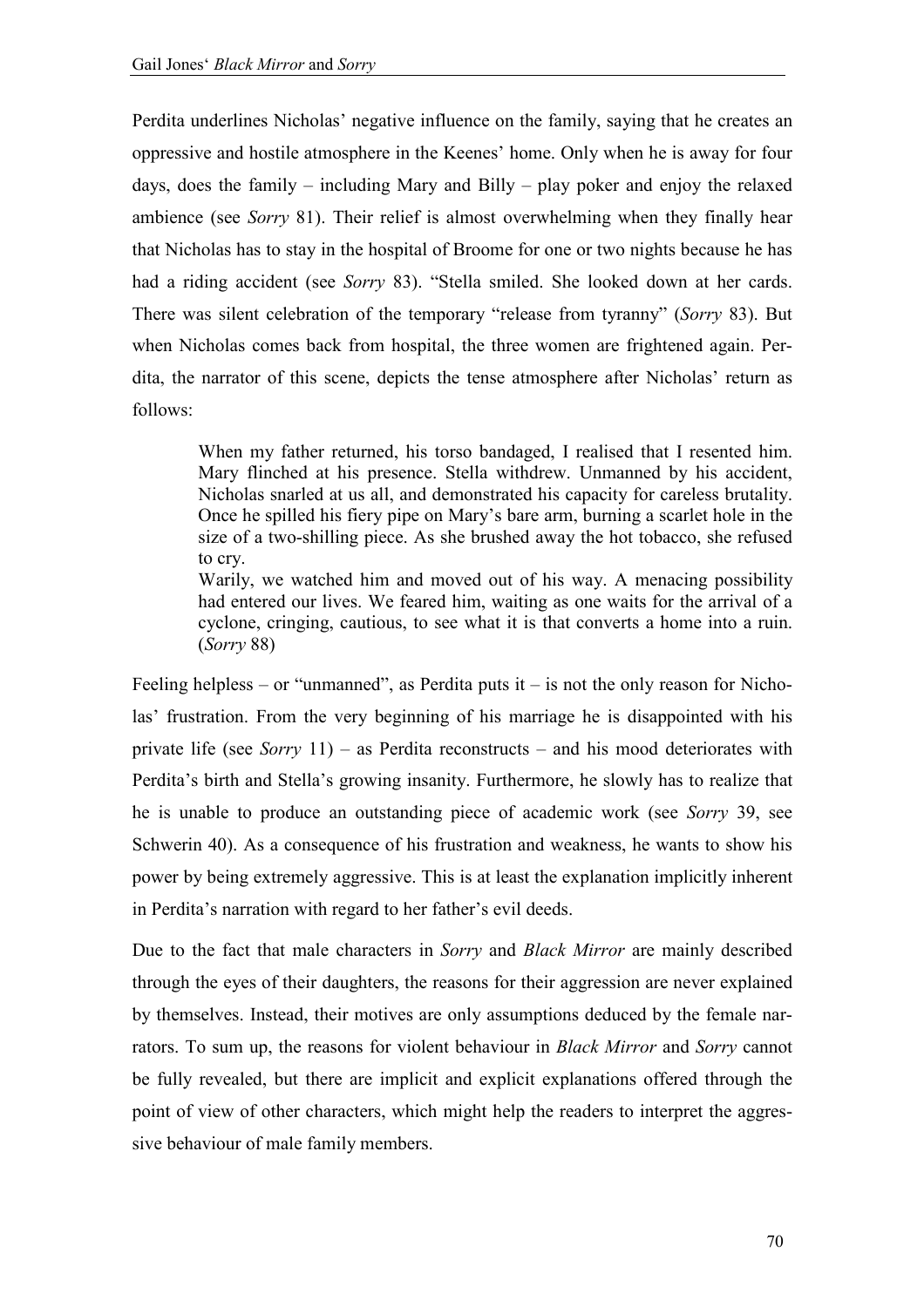Perdita underlines Nicholas' negative influence on the family, saying that he creates an oppressive and hostile atmosphere in the Keenes' home. Only when he is away for four days, does the family – including Mary and Billy – play poker and enjoy the relaxed ambience (see *Sorry* 81). Their relief is almost overwhelming when they finally hear that Nicholas has to stay in the hospital of Broome for one or two nights because he has had a riding accident (see *Sorry* 83). "Stella smiled. She looked down at her cards. There was silent celebration of the temporary "release from tyranny" (*Sorry* 83). But when Nicholas comes back from hospital, the three women are frightened again. Perdita, the narrator of this scene, depicts the tense atmosphere after Nicholas' return as follows:

> When my father returned, his torso bandaged, I realised that I resented him. Mary flinched at his presence. Stella withdrew. Unmanned by his accident, Nicholas snarled at us all, and demonstrated his capacity for careless brutality. Once he spilled his fiery pipe on Mary's bare arm, burning a scarlet hole in the size of a two-shilling piece. As she brushed away the hot tobacco, she refused to cry.
>
> Warily, we watched him and moved out of his way. A menacing possibility had entered our lives. We feared him, waiting as one waits for the arrival of a cyclone, cringing, cautious, to see what it is that converts a home into a ruin. (*Sorry* 88)

Feeling helpless – or "unmanned", as Perdita puts it – is not the only reason for Nicholas' frustration. From the very beginning of his marriage he is disappointed with his private life (see *Sorry* 11) – as Perdita reconstructs – and his mood deteriorates with Perdita's birth and Stella's growing insanity. Furthermore, he slowly has to realize that he is unable to produce an outstanding piece of academic work (see *Sorry* 39, see Schwerin 40). As a consequence of his frustration and weakness, he wants to show his power by being extremely aggressive. This is at least the explanation implicitly inherent in Perdita's narration with regard to her father's evil deeds.

Due to the fact that male characters in *Sorry* and *Black Mirror* are mainly described through the eyes of their daughters, the reasons for their aggression are never explained by themselves. Instead, their motives are only assumptions deduced by the female narrators. To sum up, the reasons for violent behaviour in *Black Mirror* and *Sorry* cannot be fully revealed, but there are implicit and explicit explanations offered through the point of view of other characters, which might help the readers to interpret the aggressive behaviour of male family members.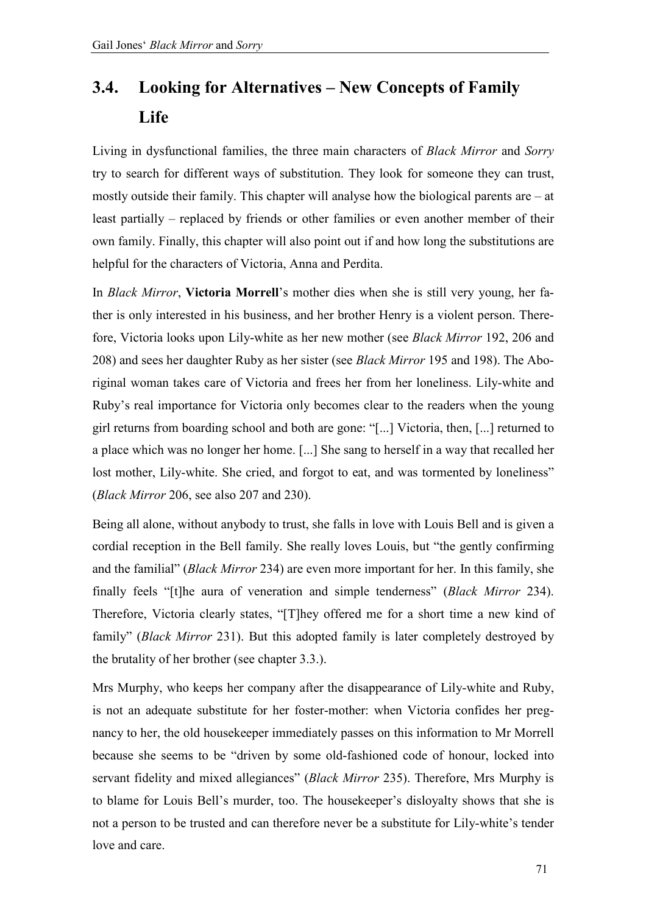## 3.4. Looking for Alternatives – New Concepts of Family Life

Living in dysfunctional families, the three main characters of *Black Mirror* and *Sorry* try to search for different ways of substitution. They look for someone they can trust, mostly outside their family. This chapter will analyse how the biological parents are – at least partially – replaced by friends or other families or even another member of their own family. Finally, this chapter will also point out if and how long the substitutions are helpful for the characters of Victoria, Anna and Perdita.

In *Black Mirror*, **Victoria Morrell**'s mother dies when she is still very young, her father is only interested in his business, and her brother Henry is a violent person. Therefore, Victoria looks upon Lily-white as her new mother (see *Black Mirror* 192, 206 and 208) and sees her daughter Ruby as her sister (see *Black Mirror* 195 and 198). The Aboriginal woman takes care of Victoria and frees her from her loneliness. Lily-white and Ruby's real importance for Victoria only becomes clear to the readers when the young girl returns from boarding school and both are gone: "[...] Victoria, then, [...] returned to a place which was no longer her home. [...] She sang to herself in a way that recalled her lost mother, Lily-white. She cried, and forgot to eat, and was tormented by loneliness" (*Black Mirror* 206, see also 207 and 230).

Being all alone, without anybody to trust, she falls in love with Louis Bell and is given a cordial reception in the Bell family. She really loves Louis, but "the gently confirming and the familial" (*Black Mirror* 234) are even more important for her. In this family, she finally feels "[t]he aura of veneration and simple tenderness" (*Black Mirror* 234). Therefore, Victoria clearly states, "[T]hey offered me for a short time a new kind of family" (*Black Mirror* 231). But this adopted family is later completely destroyed by the brutality of her brother (see chapter 3.3.).

Mrs Murphy, who keeps her company after the disappearance of Lily-white and Ruby, is not an adequate substitute for her foster-mother: when Victoria confides her pregnancy to her, the old housekeeper immediately passes on this information to Mr Morrell because she seems to be "driven by some old-fashioned code of honour, locked into servant fidelity and mixed allegiances" (*Black Mirror* 235). Therefore, Mrs Murphy is to blame for Louis Bell's murder, too. The housekeeper's disloyalty shows that she is not a person to be trusted and can therefore never be a substitute for Lily-white's tender love and care.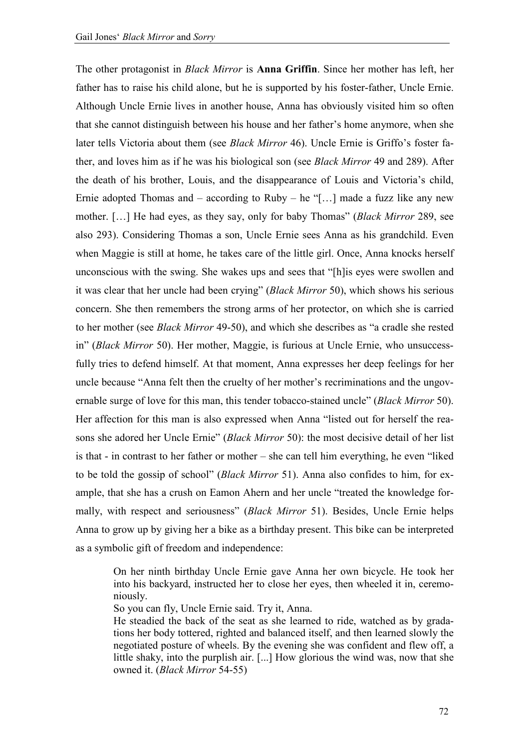The other protagonist in *Black Mirror* is **Anna Griffin**. Since her mother has left, her father has to raise his child alone, but he is supported by his foster-father, Uncle Ernie. Although Uncle Ernie lives in another house, Anna has obviously visited him so often that she cannot distinguish between his house and her father's home anymore, when she later tells Victoria about them (see *Black Mirror* 46). Uncle Ernie is Griffo's foster father, and loves him as if he was his biological son (see *Black Mirror* 49 and 289). After the death of his brother, Louis, and the disappearance of Louis and Victoria's child, Ernie adopted Thomas and – according to Ruby – he "[…] made a fuzz like any new mother. […] He had eyes, as they say, only for baby Thomas" (*Black Mirror* 289, see also 293). Considering Thomas a son, Uncle Ernie sees Anna as his grandchild. Even when Maggie is still at home, he takes care of the little girl. Once, Anna knocks herself unconscious with the swing. She wakes ups and sees that "[h]is eyes were swollen and it was clear that her uncle had been crying" (*Black Mirror* 50), which shows his serious concern. She then remembers the strong arms of her protector, on which she is carried to her mother (see *Black Mirror* 49-50), and which she describes as "a cradle she rested in" (*Black Mirror* 50). Her mother, Maggie, is furious at Uncle Ernie, who unsuccessfully tries to defend himself. At that moment, Anna expresses her deep feelings for her uncle because "Anna felt then the cruelty of her mother's recriminations and the ungovernable surge of love for this man, this tender tobacco-stained uncle" (*Black Mirror* 50). Her affection for this man is also expressed when Anna "listed out for herself the reasons she adored her Uncle Ernie" (*Black Mirror* 50): the most decisive detail of her list is that - in contrast to her father or mother – she can tell him everything, he even "liked to be told the gossip of school" (*Black Mirror* 51). Anna also confides to him, for example, that she has a crush on Eamon Ahern and her uncle "treated the knowledge formally, with respect and seriousness" (*Black Mirror* 51). Besides, Uncle Ernie helps Anna to grow up by giving her a bike as a birthday present. This bike can be interpreted as a symbolic gift of freedom and independence:

> On her ninth birthday Uncle Ernie gave Anna her own bicycle. He took her into his backyard, instructed her to close her eyes, then wheeled it in, ceremoniously.
>
> So you can fly, Uncle Ernie said. Try it, Anna.
>
> He steadied the back of the seat as she learned to ride, watched as by gradations her body tottered, righted and balanced itself, and then learned slowly the negotiated posture of wheels. By the evening she was confident and flew off, a little shaky, into the purplish air. [...] How glorious the wind was, now that she owned it. (*Black Mirror* 54-55)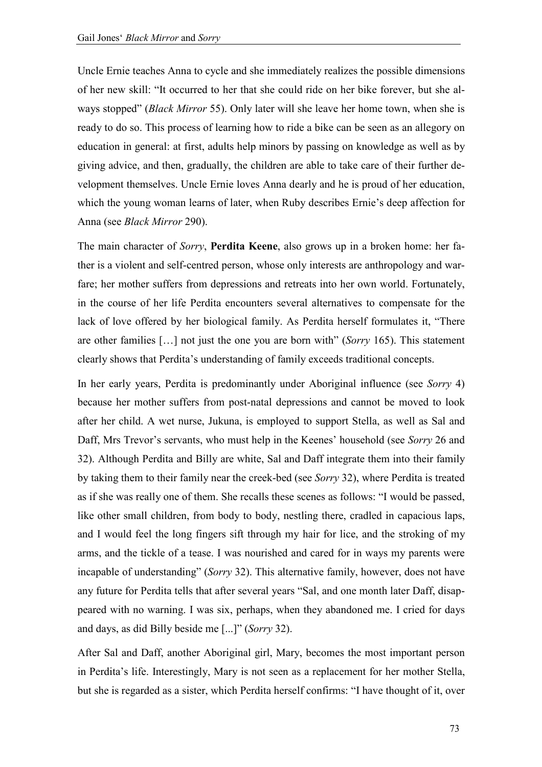Uncle Ernie teaches Anna to cycle and she immediately realizes the possible dimensions of her new skill: “It occurred to her that she could ride on her bike forever, but she always stopped” (*Black Mirror* 55). Only later will she leave her home town, when she is ready to do so. This process of learning how to ride a bike can be seen as an allegory on education in general: at first, adults help minors by passing on knowledge as well as by giving advice, and then, gradually, the children are able to take care of their further development themselves. Uncle Ernie loves Anna dearly and he is proud of her education, which the young woman learns of later, when Ruby describes Ernie’s deep affection for Anna (see *Black Mirror* 290).

The main character of *Sorry*, **Perdita Keene**, also grows up in a broken home: her father is a violent and self-centred person, whose only interests are anthropology and warfare; her mother suffers from depressions and retreats into her own world. Fortunately, in the course of her life Perdita encounters several alternatives to compensate for the lack of love offered by her biological family. As Perdita herself formulates it, “There are other families […] not just the one you are born with” (*Sorry* 165). This statement clearly shows that Perdita’s understanding of family exceeds traditional concepts.

In her early years, Perdita is predominantly under Aboriginal influence (see *Sorry* 4) because her mother suffers from post-natal depressions and cannot be moved to look after her child. A wet nurse, Jukuna, is employed to support Stella, as well as Sal and Daff, Mrs Trevor’s servants, who must help in the Keenes’ household (see *Sorry* 26 and 32). Although Perdita and Billy are white, Sal and Daff integrate them into their family by taking them to their family near the creek-bed (see *Sorry* 32), where Perdita is treated as if she was really one of them. She recalls these scenes as follows: “I would be passed, like other small children, from body to body, nestling there, cradled in capacious laps, and I would feel the long fingers sift through my hair for lice, and the stroking of my arms, and the tickle of a tease. I was nourished and cared for in ways my parents were incapable of understanding” (*Sorry* 32). This alternative family, however, does not have any future for Perdita tells that after several years “Sal, and one month later Daff, disappeared with no warning. I was six, perhaps, when they abandoned me. I cried for days and days, as did Billy beside me [...]” (*Sorry* 32).

After Sal and Daff, another Aboriginal girl, Mary, becomes the most important person in Perdita’s life. Interestingly, Mary is not seen as a replacement for her mother Stella, but she is regarded as a sister, which Perdita herself confirms: “I have thought of it, over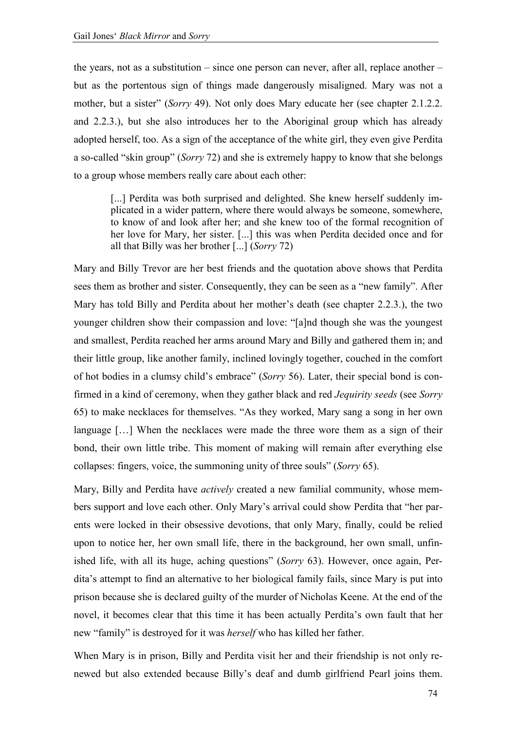the years, not as a substitution – since one person can never, after all, replace another – but as the portentous sign of things made dangerously misaligned. Mary was not a mother, but a sister" (*Sorry* 49). Not only does Mary educate her (see chapter 2.1.2.2. and 2.2.3.), but she also introduces her to the Aboriginal group which has already adopted herself, too. As a sign of the acceptance of the white girl, they even give Perdita a so-called "skin group" (*Sorry* 72) and she is extremely happy to know that she belongs to a group whose members really care about each other:

> [...] Perdita was both surprised and delighted. She knew herself suddenly implicated in a wider pattern, where there would always be someone, somewhere, to know of and look after her; and she knew too of the formal recognition of her love for Mary, her sister. [...] this was when Perdita decided once and for all that Billy was her brother [...] (*Sorry* 72)

Mary and Billy Trevor are her best friends and the quotation above shows that Perdita sees them as brother and sister. Consequently, they can be seen as a "new family". After Mary has told Billy and Perdita about her mother's death (see chapter 2.2.3.), the two younger children show their compassion and love: "[a]nd though she was the youngest and smallest, Perdita reached her arms around Mary and Billy and gathered them in; and their little group, like another family, inclined lovingly together, couched in the comfort of hot bodies in a clumsy child's embrace" (*Sorry* 56). Later, their special bond is confirmed in a kind of ceremony, when they gather black and red *Jequirity seeds* (see *Sorry* 65) to make necklaces for themselves. "As they worked, Mary sang a song in her own language […] When the necklaces were made the three wore them as a sign of their bond, their own little tribe. This moment of making will remain after everything else collapses: fingers, voice, the summoning unity of three souls" (*Sorry* 65).

Mary, Billy and Perdita have *actively* created a new familial community, whose members support and love each other. Only Mary's arrival could show Perdita that "her parents were locked in their obsessive devotions, that only Mary, finally, could be relied upon to notice her, her own small life, there in the background, her own small, unfinished life, with all its huge, aching questions" (*Sorry* 63). However, once again, Perdita's attempt to find an alternative to her biological family fails, since Mary is put into prison because she is declared guilty of the murder of Nicholas Keene. At the end of the novel, it becomes clear that this time it has been actually Perdita's own fault that her new "family" is destroyed for it was *herself* who has killed her father.

When Mary is in prison, Billy and Perdita visit her and their friendship is not only renewed but also extended because Billy's deaf and dumb girlfriend Pearl joins them.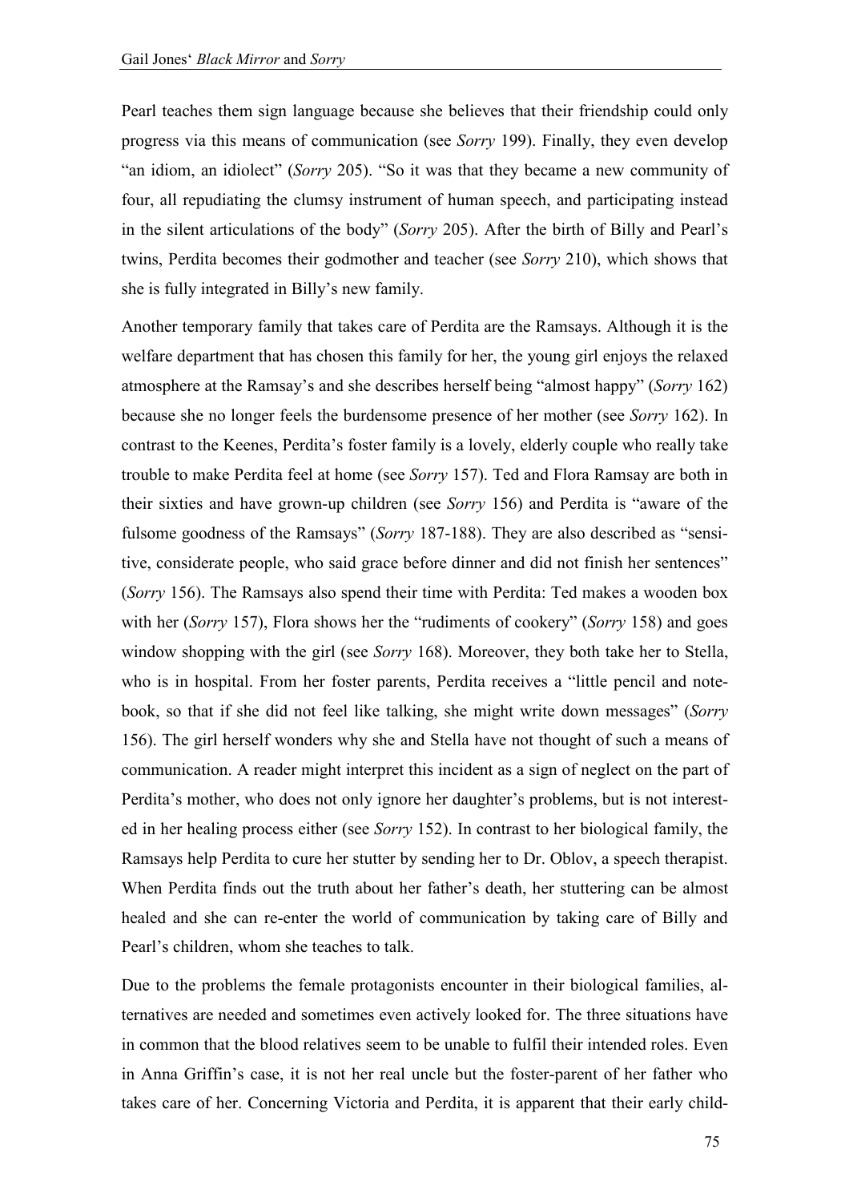Pearl teaches them sign language because she believes that their friendship could only progress via this means of communication (see *Sorry* 199). Finally, they even develop "an idiom, an idiolect" (*Sorry* 205). "So it was that they became a new community of four, all repudiating the clumsy instrument of human speech, and participating instead in the silent articulations of the body" (*Sorry* 205). After the birth of Billy and Pearl's twins, Perdita becomes their godmother and teacher (see *Sorry* 210), which shows that she is fully integrated in Billy's new family.

Another temporary family that takes care of Perdita are the Ramsays. Although it is the welfare department that has chosen this family for her, the young girl enjoys the relaxed atmosphere at the Ramsay's and she describes herself being "almost happy" (*Sorry* 162) because she no longer feels the burdensome presence of her mother (see *Sorry* 162). In contrast to the Keenes, Perdita's foster family is a lovely, elderly couple who really take trouble to make Perdita feel at home (see *Sorry* 157). Ted and Flora Ramsay are both in their sixties and have grown-up children (see *Sorry* 156) and Perdita is "aware of the fulsome goodness of the Ramsays" (*Sorry* 187-188). They are also described as "sensitive, considerate people, who said grace before dinner and did not finish her sentences" (*Sorry* 156). The Ramsays also spend their time with Perdita: Ted makes a wooden box with her (*Sorry* 157), Flora shows her the "rudiments of cookery" (*Sorry* 158) and goes window shopping with the girl (see *Sorry* 168). Moreover, they both take her to Stella, who is in hospital. From her foster parents, Perdita receives a "little pencil and notebook, so that if she did not feel like talking, she might write down messages" (*Sorry* 156). The girl herself wonders why she and Stella have not thought of such a means of communication. A reader might interpret this incident as a sign of neglect on the part of Perdita's mother, who does not only ignore her daughter's problems, but is not interested in her healing process either (see *Sorry* 152). In contrast to her biological family, the Ramsays help Perdita to cure her stutter by sending her to Dr. Oblov, a speech therapist. When Perdita finds out the truth about her father's death, her stuttering can be almost healed and she can re-enter the world of communication by taking care of Billy and Pearl's children, whom she teaches to talk.

Due to the problems the female protagonists encounter in their biological families, alternatives are needed and sometimes even actively looked for. The three situations have in common that the blood relatives seem to be unable to fulfil their intended roles. Even in Anna Griffin's case, it is not her real uncle but the foster-parent of her father who takes care of her. Concerning Victoria and Perdita, it is apparent that their early child-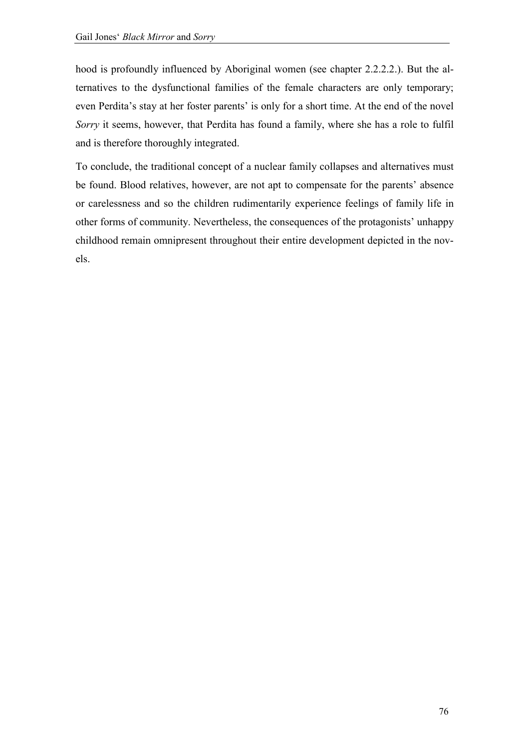hood is profoundly influenced by Aboriginal women (see chapter 2.2.2.2.). But the alternatives to the dysfunctional families of the female characters are only temporary; even Perdita's stay at her foster parents' is only for a short time. At the end of the novel *Sorry* it seems, however, that Perdita has found a family, where she has a role to fulfil and is therefore thoroughly integrated.

To conclude, the traditional concept of a nuclear family collapses and alternatives must be found. Blood relatives, however, are not apt to compensate for the parents' absence or carelessness and so the children rudimentarily experience feelings of family life in other forms of community. Nevertheless, the consequences of the protagonists' unhappy childhood remain omnipresent throughout their entire development depicted in the novels.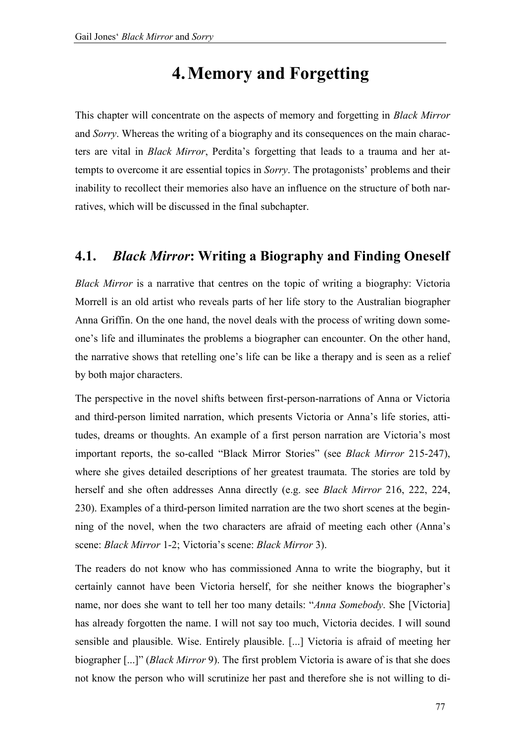# 4. Memory and Forgetting

This chapter will concentrate on the aspects of memory and forgetting in *Black Mirror* and *Sorry*. Whereas the writing of a biography and its consequences on the main characters are vital in *Black Mirror*, Perdita's forgetting that leads to a trauma and her attempts to overcome it are essential topics in *Sorry*. The protagonists' problems and their inability to recollect their memories also have an influence on the structure of both narratives, which will be discussed in the final subchapter.

## 4.1. *Black Mirror*: Writing a Biography and Finding Oneself

*Black Mirror* is a narrative that centres on the topic of writing a biography: Victoria Morrell is an old artist who reveals parts of her life story to the Australian biographer Anna Griffin. On the one hand, the novel deals with the process of writing down someone's life and illuminates the problems a biographer can encounter. On the other hand, the narrative shows that retelling one's life can be like a therapy and is seen as a relief by both major characters.

The perspective in the novel shifts between first-person-narrations of Anna or Victoria and third-person limited narration, which presents Victoria or Anna's life stories, attitudes, dreams or thoughts. An example of a first person narration are Victoria's most important reports, the so-called "Black Mirror Stories" (see *Black Mirror* 215-247), where she gives detailed descriptions of her greatest traumata. The stories are told by herself and she often addresses Anna directly (e.g. see *Black Mirror* 216, 222, 224, 230). Examples of a third-person limited narration are the two short scenes at the beginning of the novel, when the two characters are afraid of meeting each other (Anna's scene: *Black Mirror* 1-2; Victoria's scene: *Black Mirror* 3).

The readers do not know who has commissioned Anna to write the biography, but it certainly cannot have been Victoria herself, for she neither knows the biographer's name, nor does she want to tell her too many details: "*Anna Somebody*. She [Victoria] has already forgotten the name. I will not say too much, Victoria decides. I will sound sensible and plausible. Wise. Entirely plausible. [...] Victoria is afraid of meeting her biographer [...]" (*Black Mirror* 9). The first problem Victoria is aware of is that she does not know the person who will scrutinize her past and therefore she is not willing to di-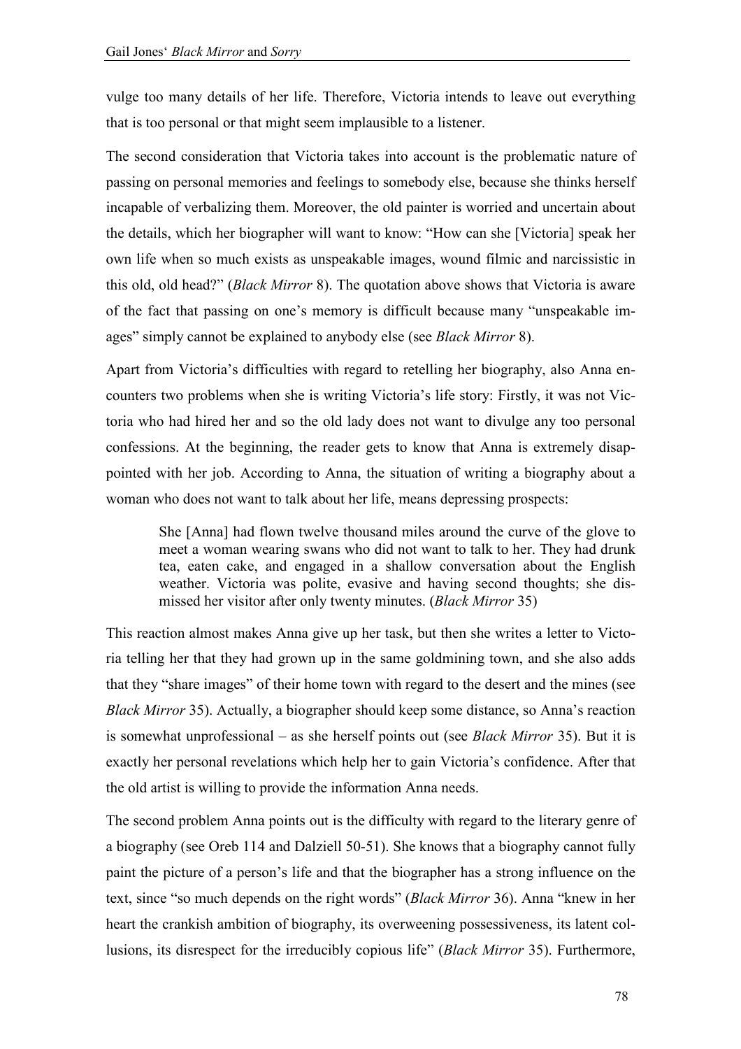vulge too many details of her life. Therefore, Victoria intends to leave out everything that is too personal or that might seem implausible to a listener.

The second consideration that Victoria takes into account is the problematic nature of passing on personal memories and feelings to somebody else, because she thinks herself incapable of verbalizing them. Moreover, the old painter is worried and uncertain about the details, which her biographer will want to know: "How can she [Victoria] speak her own life when so much exists as unspeakable images, wound filmic and narcissistic in this old, old head?" (*Black Mirror* 8). The quotation above shows that Victoria is aware of the fact that passing on one's memory is difficult because many "unspeakable images" simply cannot be explained to anybody else (see *Black Mirror* 8).

Apart from Victoria's difficulties with regard to retelling her biography, also Anna encounters two problems when she is writing Victoria's life story: Firstly, it was not Victoria who had hired her and so the old lady does not want to divulge any too personal confessions. At the beginning, the reader gets to know that Anna is extremely disappointed with her job. According to Anna, the situation of writing a biography about a woman who does not want to talk about her life, means depressing prospects:

> She [Anna] had flown twelve thousand miles around the curve of the glove to meet a woman wearing swans who did not want to talk to her. They had drunk tea, eaten cake, and engaged in a shallow conversation about the English weather. Victoria was polite, evasive and having second thoughts; she dismissed her visitor after only twenty minutes. (*Black Mirror* 35)

This reaction almost makes Anna give up her task, but then she writes a letter to Victoria telling her that they had grown up in the same goldmining town, and she also adds that they "share images" of their home town with regard to the desert and the mines (see *Black Mirror* 35). Actually, a biographer should keep some distance, so Anna's reaction is somewhat unprofessional – as she herself points out (see *Black Mirror* 35). But it is exactly her personal revelations which help her to gain Victoria's confidence. After that the old artist is willing to provide the information Anna needs.

The second problem Anna points out is the difficulty with regard to the literary genre of a biography (see Oreb 114 and Dalziell 50-51). She knows that a biography cannot fully paint the picture of a person's life and that the biographer has a strong influence on the text, since "so much depends on the right words" (*Black Mirror* 36). Anna "knew in her heart the crankish ambition of biography, its overweening possessiveness, its latent collusions, its disrespect for the irreducibly copious life" (*Black Mirror* 35). Furthermore,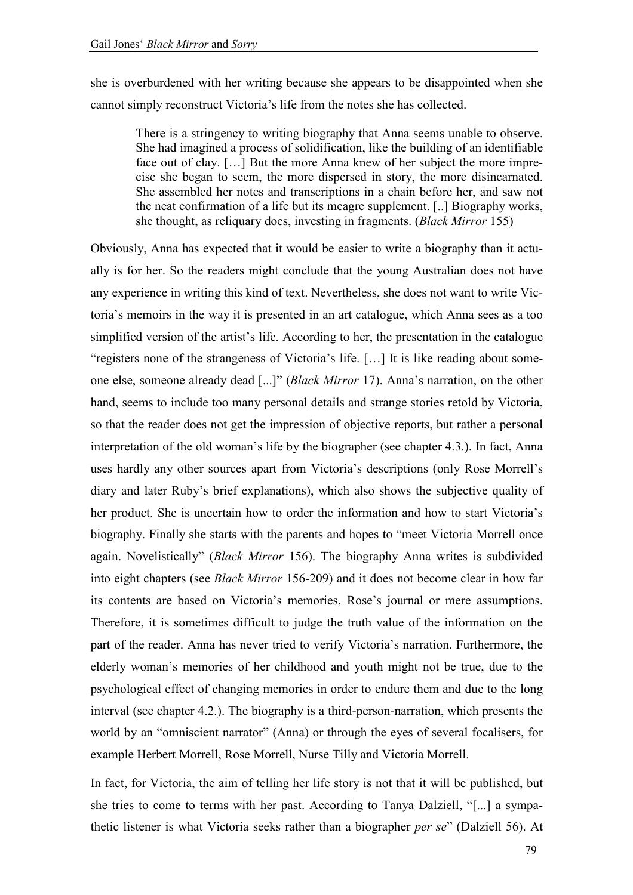she is overburdened with her writing because she appears to be disappointed when she cannot simply reconstruct Victoria's life from the notes she has collected.

> There is a stringency to writing biography that Anna seems unable to observe. She had imagined a process of solidification, like the building of an identifiable face out of clay. […] But the more Anna knew of her subject the more imprecise she began to seem, the more dispersed in story, the more disincarnated. She assembled her notes and transcriptions in a chain before her, and saw not the neat confirmation of a life but its meagre supplement. [..] Biography works, she thought, as reliquary does, investing in fragments. (*Black Mirror* 155)

Obviously, Anna has expected that it would be easier to write a biography than it actually is for her. So the readers might conclude that the young Australian does not have any experience in writing this kind of text. Nevertheless, she does not want to write Victoria's memoirs in the way it is presented in an art catalogue, which Anna sees as a too simplified version of the artist's life. According to her, the presentation in the catalogue "registers none of the strangeness of Victoria's life. […] It is like reading about someone else, someone already dead [...]" (*Black Mirror* 17). Anna's narration, on the other hand, seems to include too many personal details and strange stories retold by Victoria, so that the reader does not get the impression of objective reports, but rather a personal interpretation of the old woman's life by the biographer (see chapter 4.3.). In fact, Anna uses hardly any other sources apart from Victoria's descriptions (only Rose Morrell's diary and later Ruby's brief explanations), which also shows the subjective quality of her product. She is uncertain how to order the information and how to start Victoria's biography. Finally she starts with the parents and hopes to "meet Victoria Morrell once again. Novelistically" (*Black Mirror* 156). The biography Anna writes is subdivided into eight chapters (see *Black Mirror* 156-209) and it does not become clear in how far its contents are based on Victoria's memories, Rose's journal or mere assumptions. Therefore, it is sometimes difficult to judge the truth value of the information on the part of the reader. Anna has never tried to verify Victoria's narration. Furthermore, the elderly woman's memories of her childhood and youth might not be true, due to the psychological effect of changing memories in order to endure them and due to the long interval (see chapter 4.2.). The biography is a third-person-narration, which presents the world by an "omniscient narrator" (Anna) or through the eyes of several focalisers, for example Herbert Morrell, Rose Morrell, Nurse Tilly and Victoria Morrell.

In fact, for Victoria, the aim of telling her life story is not that it will be published, but she tries to come to terms with her past. According to Tanya Dalziell, "[...] a sympathetic listener is what Victoria seeks rather than a biographer *per se*" (Dalziell 56). At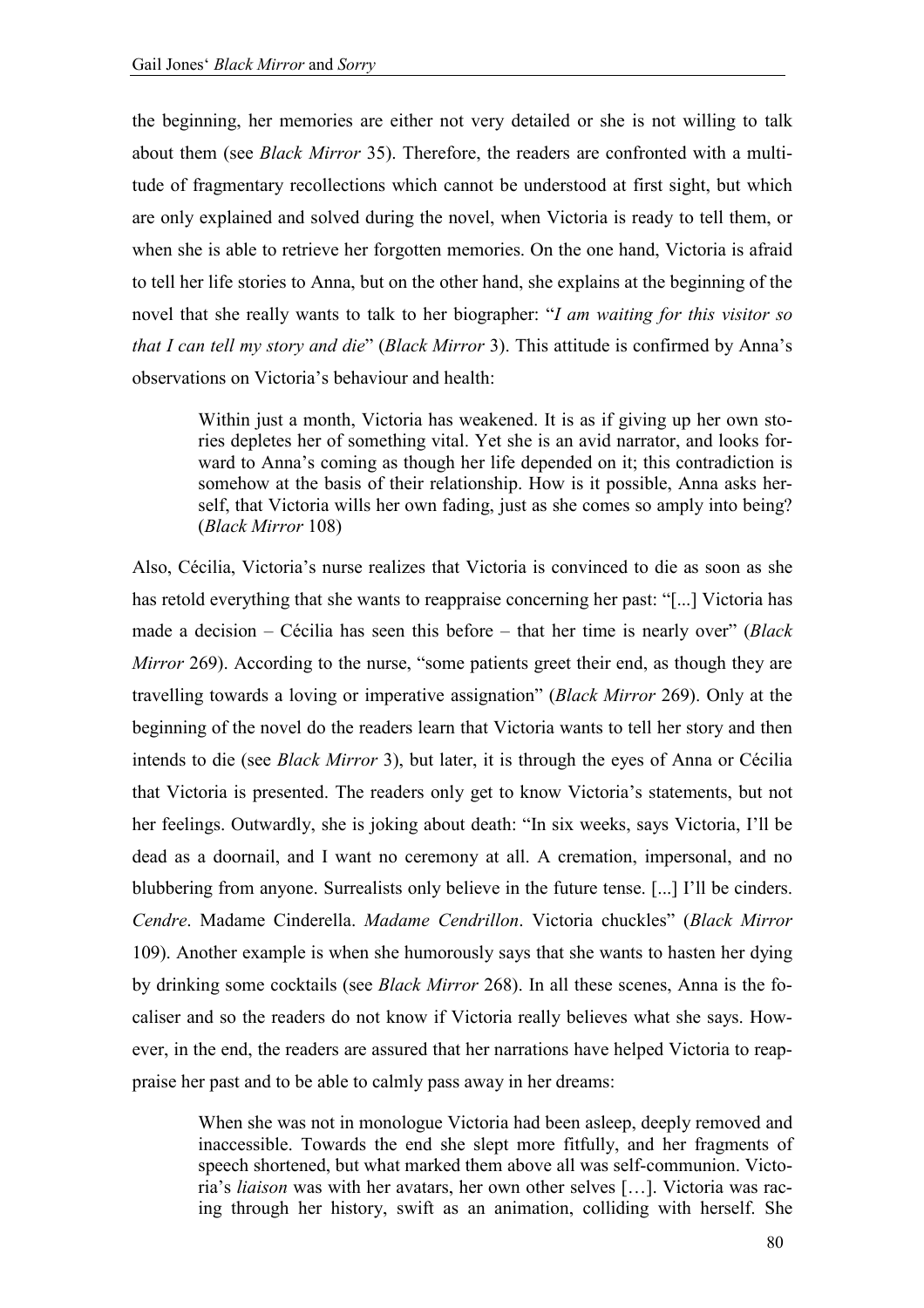the beginning, her memories are either not very detailed or she is not willing to talk about them (see *Black Mirror* 35). Therefore, the readers are confronted with a multitude of fragmentary recollections which cannot be understood at first sight, but which are only explained and solved during the novel, when Victoria is ready to tell them, or when she is able to retrieve her forgotten memories. On the one hand, Victoria is afraid to tell her life stories to Anna, but on the other hand, she explains at the beginning of the novel that she really wants to talk to her biographer: "*I am waiting for this visitor so that I can tell my story and die*" (*Black Mirror* 3). This attitude is confirmed by Anna's observations on Victoria's behaviour and health:

> Within just a month, Victoria has weakened. It is as if giving up her own stories depletes her of something vital. Yet she is an avid narrator, and looks forward to Anna's coming as though her life depended on it; this contradiction is somehow at the basis of their relationship. How is it possible, Anna asks herself, that Victoria wills her own fading, just as she comes so amply into being? (*Black Mirror* 108)

Also, Cécilia, Victoria's nurse realizes that Victoria is convinced to die as soon as she has retold everything that she wants to reappraise concerning her past: "[...] Victoria has made a decision – Cécilia has seen this before – that her time is nearly over" (*Black Mirror* 269). According to the nurse, "some patients greet their end, as though they are travelling towards a loving or imperative assignation" (*Black Mirror* 269). Only at the beginning of the novel do the readers learn that Victoria wants to tell her story and then intends to die (see *Black Mirror* 3), but later, it is through the eyes of Anna or Cécilia that Victoria is presented. The readers only get to know Victoria's statements, but not her feelings. Outwardly, she is joking about death: "In six weeks, says Victoria, I'll be dead as a doornail, and I want no ceremony at all. A cremation, impersonal, and no blubbering from anyone. Surrealists only believe in the future tense. [...] I'll be cinders. *Cendre*. Madame Cinderella. *Madame Cendrillon*. Victoria chuckles" (*Black Mirror* 109). Another example is when she humorously says that she wants to hasten her dying by drinking some cocktails (see *Black Mirror* 268). In all these scenes, Anna is the focaliser and so the readers do not know if Victoria really believes what she says. However, in the end, the readers are assured that her narrations have helped Victoria to reappraise her past and to be able to calmly pass away in her dreams:

> When she was not in monologue Victoria had been asleep, deeply removed and inaccessible. Towards the end she slept more fitfully, and her fragments of speech shortened, but what marked them above all was self-communion. Victoria's *liaison* was with her avatars, her own other selves […]. Victoria was racing through her history, swift as an animation, colliding with herself. She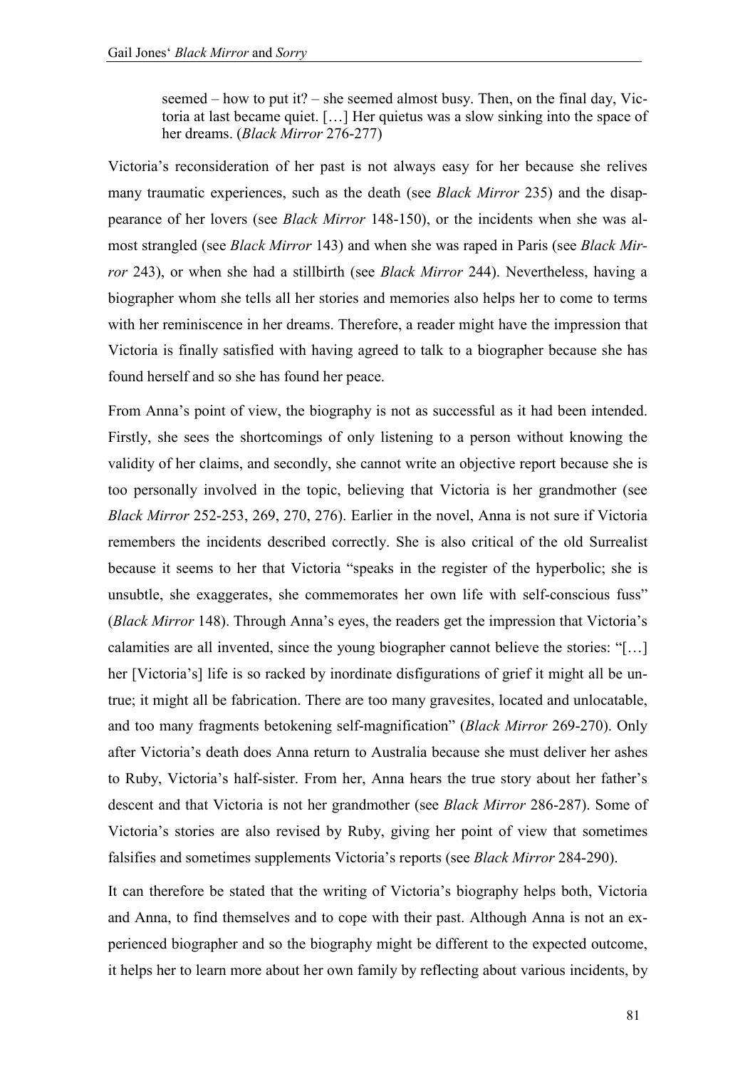> seemed – how to put it? – she seemed almost busy. Then, on the final day, Victoria at last became quiet. […] Her quietus was a slow sinking into the space of her dreams. (*Black Mirror* 276-277)

Victoria's reconsideration of her past is not always easy for her because she relives many traumatic experiences, such as the death (see *Black Mirror* 235) and the disappearance of her lovers (see *Black Mirror* 148-150), or the incidents when she was almost strangled (see *Black Mirror* 143) and when she was raped in Paris (see *Black Mirror* 243), or when she had a stillbirth (see *Black Mirror* 244). Nevertheless, having a biographer whom she tells all her stories and memories also helps her to come to terms with her reminiscence in her dreams. Therefore, a reader might have the impression that Victoria is finally satisfied with having agreed to talk to a biographer because she has found herself and so she has found her peace.

From Anna's point of view, the biography is not as successful as it had been intended. Firstly, she sees the shortcomings of only listening to a person without knowing the validity of her claims, and secondly, she cannot write an objective report because she is too personally involved in the topic, believing that Victoria is her grandmother (see *Black Mirror* 252-253, 269, 270, 276). Earlier in the novel, Anna is not sure if Victoria remembers the incidents described correctly. She is also critical of the old Surrealist because it seems to her that Victoria "speaks in the register of the hyperbolic; she is unsubtle, she exaggerates, she commemorates her own life with self-conscious fuss" (*Black Mirror* 148). Through Anna's eyes, the readers get the impression that Victoria's calamities are all invented, since the young biographer cannot believe the stories: "[…] her [Victoria's] life is so racked by inordinate disfigurations of grief it might all be untrue; it might all be fabrication. There are too many gravesites, located and unlocatable, and too many fragments betokening self-magnification" (*Black Mirror* 269-270). Only after Victoria's death does Anna return to Australia because she must deliver her ashes to Ruby, Victoria's half-sister. From her, Anna hears the true story about her father's descent and that Victoria is not her grandmother (see *Black Mirror* 286-287). Some of Victoria's stories are also revised by Ruby, giving her point of view that sometimes falsifies and sometimes supplements Victoria's reports (see *Black Mirror* 284-290).

It can therefore be stated that the writing of Victoria's biography helps both, Victoria and Anna, to find themselves and to cope with their past. Although Anna is not an experienced biographer and so the biography might be different to the expected outcome, it helps her to learn more about her own family by reflecting about various incidents, by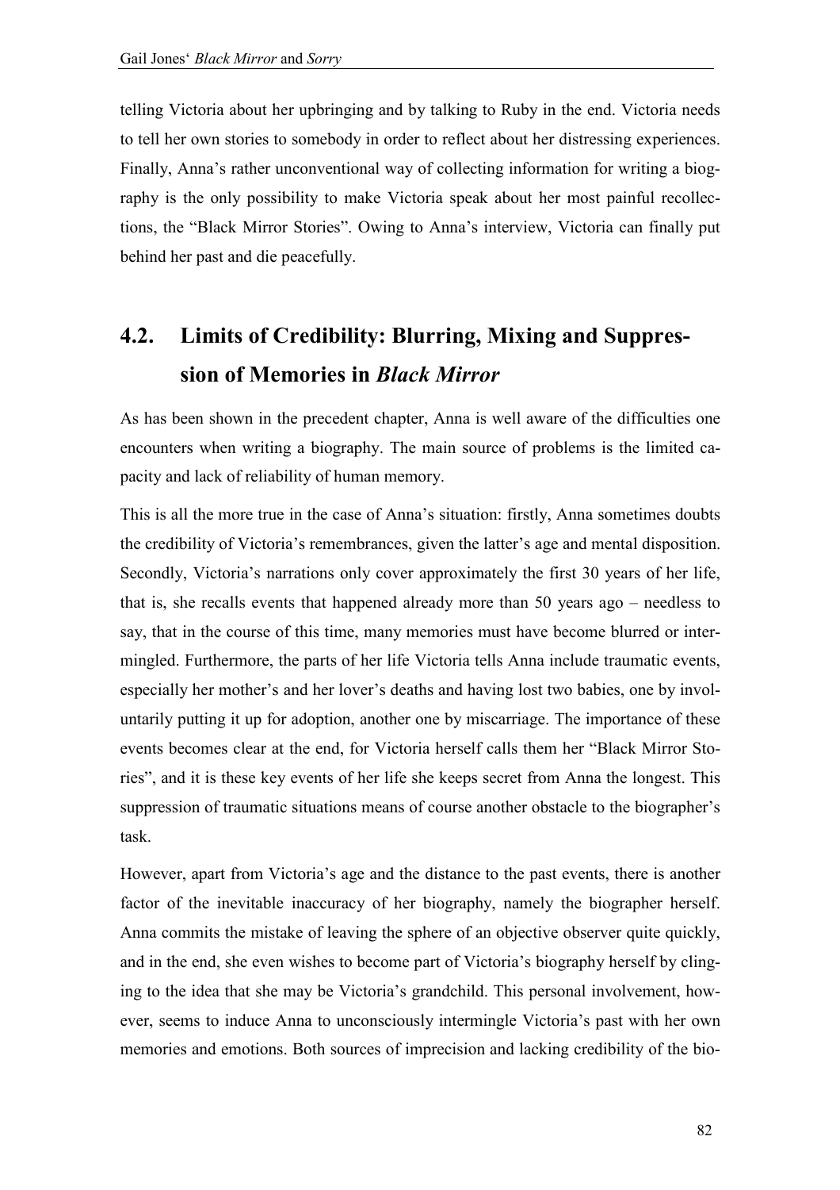telling Victoria about her upbringing and by talking to Ruby in the end. Victoria needs to tell her own stories to somebody in order to reflect about her distressing experiences. Finally, Anna's rather unconventional way of collecting information for writing a biography is the only possibility to make Victoria speak about her most painful recollections, the "Black Mirror Stories". Owing to Anna's interview, Victoria can finally put behind her past and die peacefully.

## 4.2. Limits of Credibility: Blurring, Mixing and Suppression of Memories in *Black Mirror*

As has been shown in the precedent chapter, Anna is well aware of the difficulties one encounters when writing a biography. The main source of problems is the limited capacity and lack of reliability of human memory.

This is all the more true in the case of Anna's situation: firstly, Anna sometimes doubts the credibility of Victoria's remembrances, given the latter's age and mental disposition. Secondly, Victoria's narrations only cover approximately the first 30 years of her life, that is, she recalls events that happened already more than 50 years ago – needless to say, that in the course of this time, many memories must have become blurred or intermingled. Furthermore, the parts of her life Victoria tells Anna include traumatic events, especially her mother's and her lover's deaths and having lost two babies, one by involuntarily putting it up for adoption, another one by miscarriage. The importance of these events becomes clear at the end, for Victoria herself calls them her "Black Mirror Stories", and it is these key events of her life she keeps secret from Anna the longest. This suppression of traumatic situations means of course another obstacle to the biographer's task.

However, apart from Victoria's age and the distance to the past events, there is another factor of the inevitable inaccuracy of her biography, namely the biographer herself. Anna commits the mistake of leaving the sphere of an objective observer quite quickly, and in the end, she even wishes to become part of Victoria's biography herself by clinging to the idea that she may be Victoria's grandchild. This personal involvement, however, seems to induce Anna to unconsciously intermingle Victoria's past with her own memories and emotions. Both sources of imprecision and lacking credibility of the bio-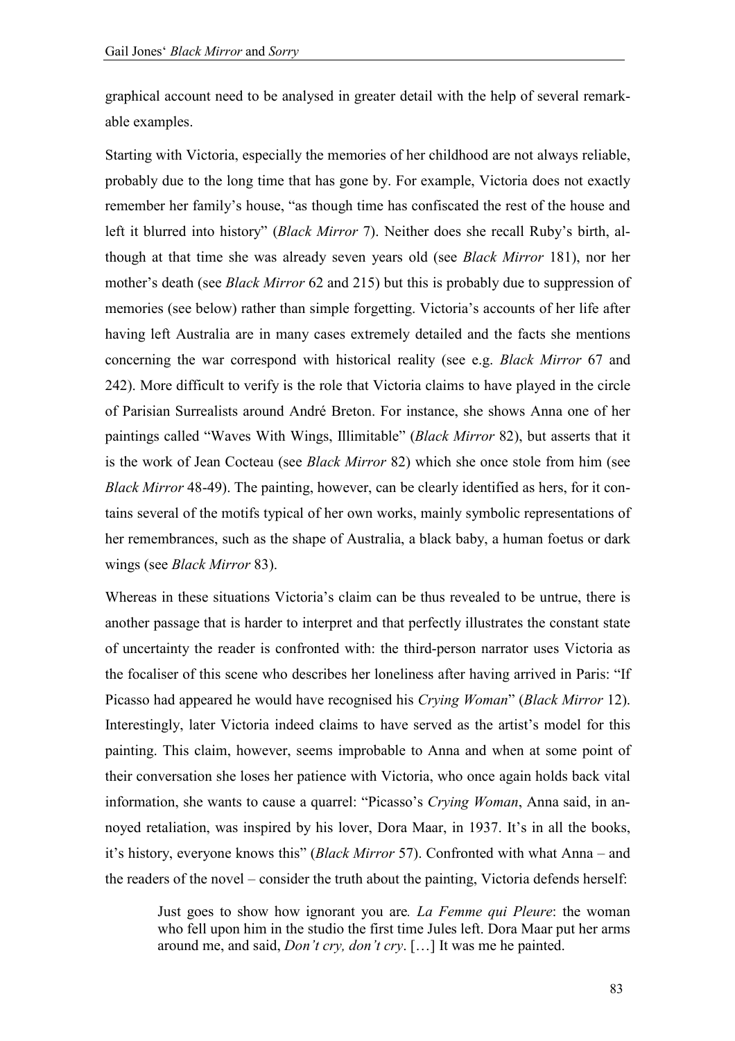graphical account need to be analysed in greater detail with the help of several remarkable examples.

Starting with Victoria, especially the memories of her childhood are not always reliable, probably due to the long time that has gone by. For example, Victoria does not exactly remember her family's house, "as though time has confiscated the rest of the house and left it blurred into history" (*Black Mirror* 7). Neither does she recall Ruby's birth, although at that time she was already seven years old (see *Black Mirror* 181), nor her mother's death (see *Black Mirror* 62 and 215) but this is probably due to suppression of memories (see below) rather than simple forgetting. Victoria's accounts of her life after having left Australia are in many cases extremely detailed and the facts she mentions concerning the war correspond with historical reality (see e.g. *Black Mirror* 67 and 242). More difficult to verify is the role that Victoria claims to have played in the circle of Parisian Surrealists around André Breton. For instance, she shows Anna one of her paintings called "Waves With Wings, Illimitable" (*Black Mirror* 82), but asserts that it is the work of Jean Cocteau (see *Black Mirror* 82) which she once stole from him (see *Black Mirror* 48-49). The painting, however, can be clearly identified as hers, for it contains several of the motifs typical of her own works, mainly symbolic representations of her remembrances, such as the shape of Australia, a black baby, a human foetus or dark wings (see *Black Mirror* 83).

Whereas in these situations Victoria's claim can be thus revealed to be untrue, there is another passage that is harder to interpret and that perfectly illustrates the constant state of uncertainty the reader is confronted with: the third-person narrator uses Victoria as the focaliser of this scene who describes her loneliness after having arrived in Paris: "If Picasso had appeared he would have recognised his *Crying Woman*" (*Black Mirror* 12). Interestingly, later Victoria indeed claims to have served as the artist's model for this painting. This claim, however, seems improbable to Anna and when at some point of their conversation she loses her patience with Victoria, who once again holds back vital information, she wants to cause a quarrel: "Picasso's *Crying Woman*, Anna said, in annoyed retaliation, was inspired by his lover, Dora Maar, in 1937. It's in all the books, it's history, everyone knows this" (*Black Mirror* 57). Confronted with what Anna – and the readers of the novel – consider the truth about the painting, Victoria defends herself:

> Just goes to show how ignorant you are. *La Femme qui Pleure*: the woman who fell upon him in the studio the first time Jules left. Dora Maar put her arms around me, and said, *Don't cry, don't cry*. […] It was me he painted.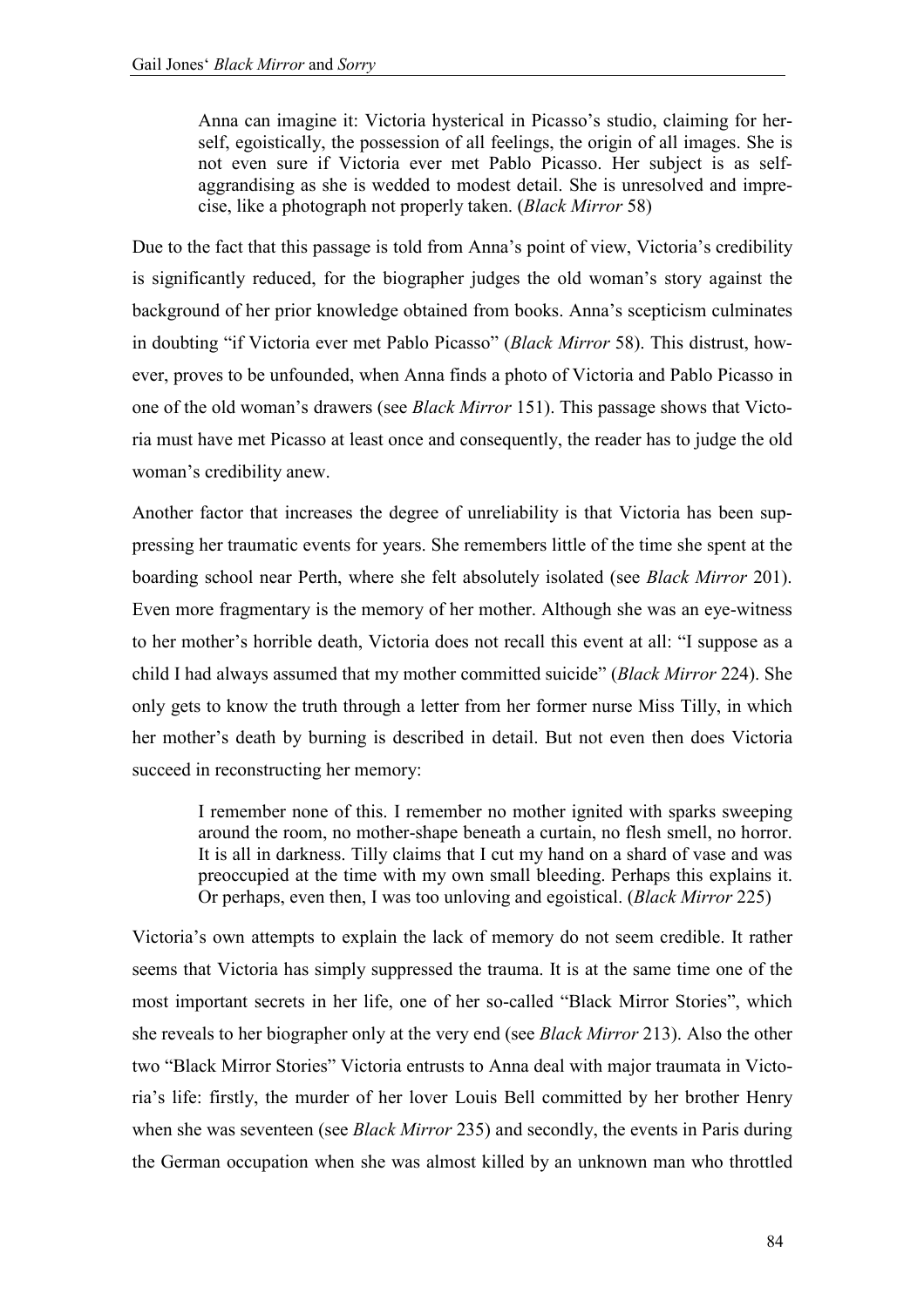> Anna can imagine it: Victoria hysterical in Picasso's studio, claiming for herself, egoistically, the possession of all feelings, the origin of all images. She is not even sure if Victoria ever met Pablo Picasso. Her subject is as self-aggrandising as she is wedded to modest detail. She is unresolved and imprecise, like a photograph not properly taken. (*Black Mirror* 58)

Due to the fact that this passage is told from Anna's point of view, Victoria's credibility is significantly reduced, for the biographer judges the old woman's story against the background of her prior knowledge obtained from books. Anna's scepticism culminates in doubting "if Victoria ever met Pablo Picasso" (*Black Mirror* 58). This distrust, however, proves to be unfounded, when Anna finds a photo of Victoria and Pablo Picasso in one of the old woman's drawers (see *Black Mirror* 151). This passage shows that Victoria must have met Picasso at least once and consequently, the reader has to judge the old woman's credibility anew.

Another factor that increases the degree of unreliability is that Victoria has been suppressing her traumatic events for years. She remembers little of the time she spent at the boarding school near Perth, where she felt absolutely isolated (see *Black Mirror* 201). Even more fragmentary is the memory of her mother. Although she was an eye-witness to her mother's horrible death, Victoria does not recall this event at all: "I suppose as a child I had always assumed that my mother committed suicide" (*Black Mirror* 224). She only gets to know the truth through a letter from her former nurse Miss Tilly, in which her mother's death by burning is described in detail. But not even then does Victoria succeed in reconstructing her memory:

> I remember none of this. I remember no mother ignited with sparks sweeping around the room, no mother-shape beneath a curtain, no flesh smell, no horror. It is all in darkness. Tilly claims that I cut my hand on a shard of vase and was preoccupied at the time with my own small bleeding. Perhaps this explains it. Or perhaps, even then, I was too unloving and egoistical. (*Black Mirror* 225)

Victoria's own attempts to explain the lack of memory do not seem credible. It rather seems that Victoria has simply suppressed the trauma. It is at the same time one of the most important secrets in her life, one of her so-called "Black Mirror Stories", which she reveals to her biographer only at the very end (see *Black Mirror* 213). Also the other two "Black Mirror Stories" Victoria entrusts to Anna deal with major traumata in Victoria's life: firstly, the murder of her lover Louis Bell committed by her brother Henry when she was seventeen (see *Black Mirror* 235) and secondly, the events in Paris during the German occupation when she was almost killed by an unknown man who throttled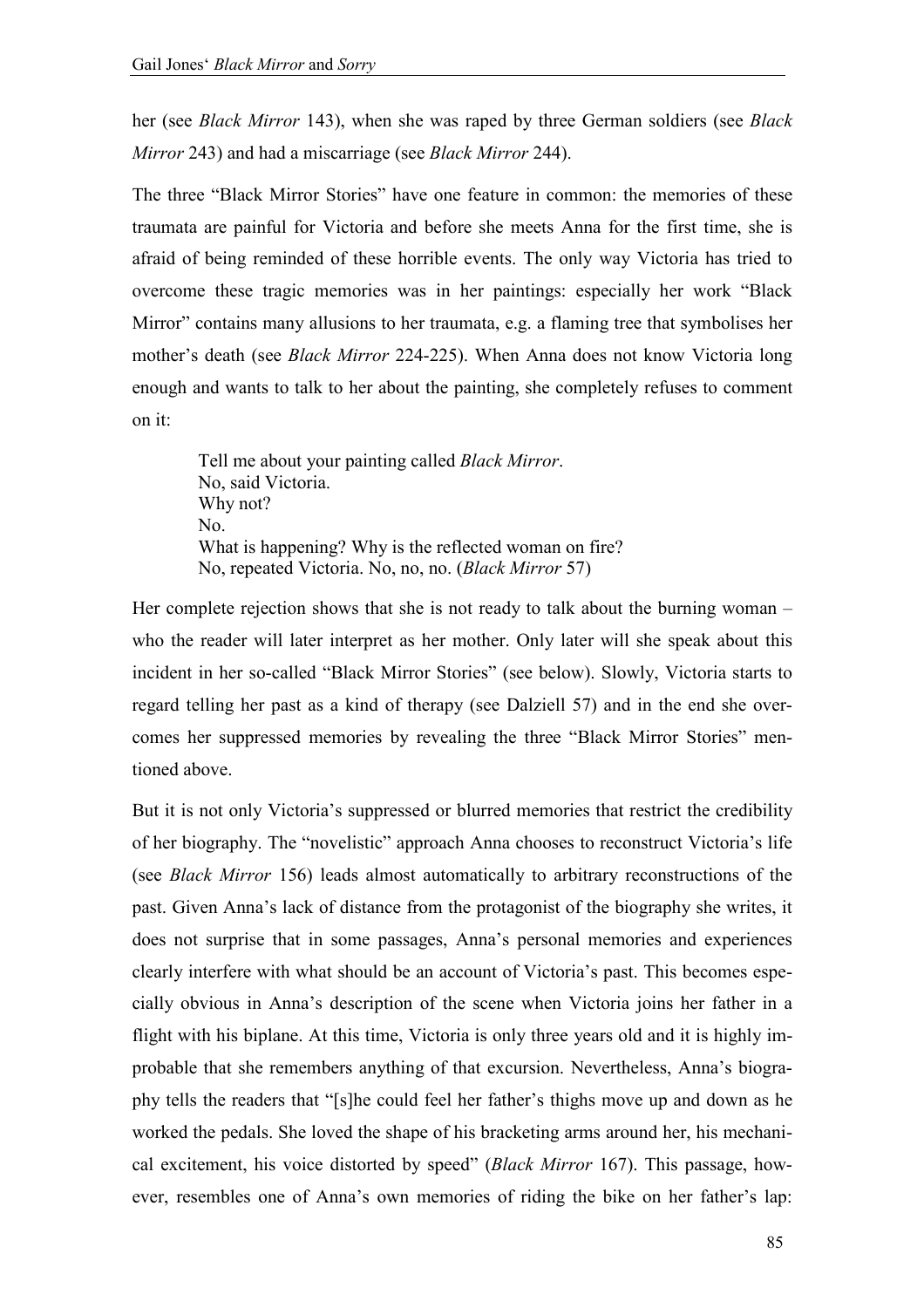her (see *Black Mirror* 143), when she was raped by three German soldiers (see *Black Mirror* 243) and had a miscarriage (see *Black Mirror* 244).

The three "Black Mirror Stories" have one feature in common: the memories of these traumata are painful for Victoria and before she meets Anna for the first time, she is afraid of being reminded of these horrible events. The only way Victoria has tried to overcome these tragic memories was in her paintings: especially her work "Black Mirror" contains many allusions to her traumata, e.g. a flaming tree that symbolises her mother's death (see *Black Mirror* 224-225). When Anna does not know Victoria long enough and wants to talk to her about the painting, she completely refuses to comment on it:

> Tell me about your painting called *Black Mirror*.
> No, said Victoria.
> Why not?
> No.
> What is happening? Why is the reflected woman on fire?
> No, repeated Victoria. No, no, no. (*Black Mirror* 57)

Her complete rejection shows that she is not ready to talk about the burning woman – who the reader will later interpret as her mother. Only later will she speak about this incident in her so-called "Black Mirror Stories" (see below). Slowly, Victoria starts to regard telling her past as a kind of therapy (see Dalziell 57) and in the end she overcomes her suppressed memories by revealing the three "Black Mirror Stories" mentioned above.

But it is not only Victoria's suppressed or blurred memories that restrict the credibility of her biography. The "novelistic" approach Anna chooses to reconstruct Victoria's life (see *Black Mirror* 156) leads almost automatically to arbitrary reconstructions of the past. Given Anna's lack of distance from the protagonist of the biography she writes, it does not surprise that in some passages, Anna's personal memories and experiences clearly interfere with what should be an account of Victoria's past. This becomes especially obvious in Anna's description of the scene when Victoria joins her father in a flight with his biplane. At this time, Victoria is only three years old and it is highly improbable that she remembers anything of that excursion. Nevertheless, Anna's biography tells the readers that "[s]he could feel her father's thighs move up and down as he worked the pedals. She loved the shape of his bracketing arms around her, his mechanical excitement, his voice distorted by speed" (*Black Mirror* 167). This passage, however, resembles one of Anna's own memories of riding the bike on her father's lap: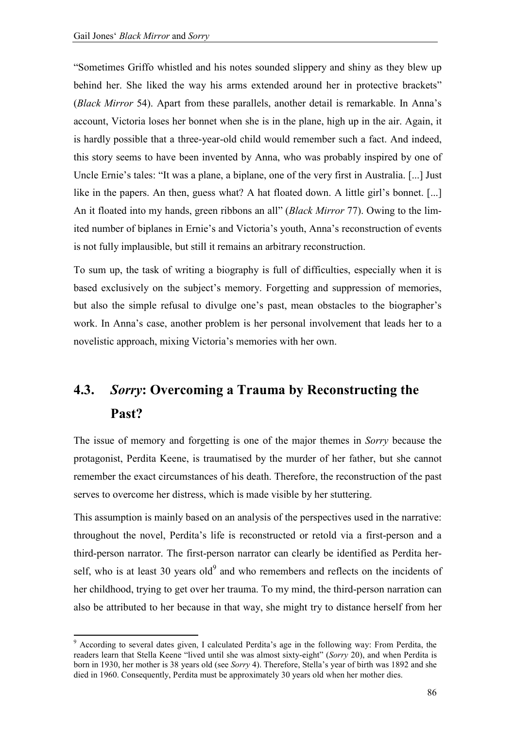"Sometimes Griffo whistled and his notes sounded slippery and shiny as they blew up behind her. She liked the way his arms extended around her in protective brackets" (*Black Mirror* 54). Apart from these parallels, another detail is remarkable. In Anna's account, Victoria loses her bonnet when she is in the plane, high up in the air. Again, it is hardly possible that a three-year-old child would remember such a fact. And indeed, this story seems to have been invented by Anna, who was probably inspired by one of Uncle Ernie's tales: "It was a plane, a biplane, one of the very first in Australia. [...] Just like in the papers. An then, guess what? A hat floated down. A little girl's bonnet. [...] An it floated into my hands, green ribbons an all" (*Black Mirror* 77). Owing to the limited number of biplanes in Ernie's and Victoria's youth, Anna's reconstruction of events is not fully implausible, but still it remains an arbitrary reconstruction.

To sum up, the task of writing a biography is full of difficulties, especially when it is based exclusively on the subject's memory. Forgetting and suppression of memories, but also the simple refusal to divulge one's past, mean obstacles to the biographer's work. In Anna's case, another problem is her personal involvement that leads her to a novelistic approach, mixing Victoria's memories with her own.

## 4.3. *Sorry*: Overcoming a Trauma by Reconstructing the Past?

The issue of memory and forgetting is one of the major themes in *Sorry* because the protagonist, Perdita Keene, is traumatised by the murder of her father, but she cannot remember the exact circumstances of his death. Therefore, the reconstruction of the past serves to overcome her distress, which is made visible by her stuttering.

This assumption is mainly based on an analysis of the perspectives used in the narrative: throughout the novel, Perdita's life is reconstructed or retold via a first-person and a third-person narrator. The first-person narrator can clearly be identified as Perdita herself, who is at least 30 years old[9] and who remembers and reflects on the incidents of her childhood, trying to get over her trauma. To my mind, the third-person narration can also be attributed to her because in that way, she might try to distance herself from her

[9] According to several dates given, I calculated Perdita's age in the following way: From Perdita, the readers learn that Stella Keene "lived until she was almost sixty-eight" (*Sorry* 20), and when Perdita is born in 1930, her mother is 38 years old (see *Sorry* 4). Therefore, Stella's year of birth was 1892 and she died in 1960. Consequently, Perdita must be approximately 30 years old when her mother dies.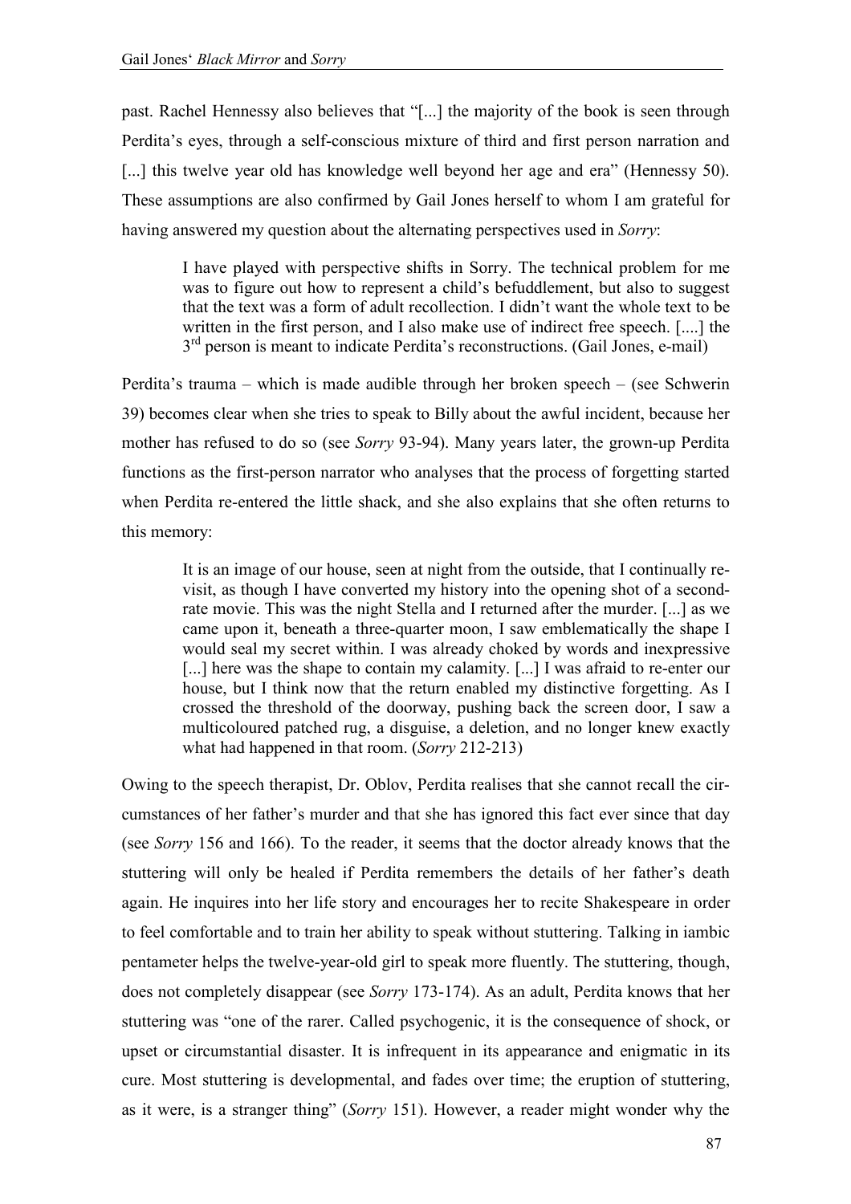past. Rachel Hennessy also believes that "[...] the majority of the book is seen through Perdita's eyes, through a self-conscious mixture of third and first person narration and [...] this twelve year old has knowledge well beyond her age and era" (Hennessy 50). These assumptions are also confirmed by Gail Jones herself to whom I am grateful for having answered my question about the alternating perspectives used in *Sorry*:

> I have played with perspective shifts in Sorry. The technical problem for me was to figure out how to represent a child's befuddlement, but also to suggest that the text was a form of adult recollection. I didn't want the whole text to be written in the first person, and I also make use of indirect free speech. [....] the 3rd person is meant to indicate Perdita's reconstructions. (Gail Jones, e-mail)

Perdita's trauma – which is made audible through her broken speech – (see Schwerin 39) becomes clear when she tries to speak to Billy about the awful incident, because her mother has refused to do so (see *Sorry* 93-94). Many years later, the grown-up Perdita functions as the first-person narrator who analyses that the process of forgetting started when Perdita re-entered the little shack, and she also explains that she often returns to this memory:

> It is an image of our house, seen at night from the outside, that I continually re-visit, as though I have converted my history into the opening shot of a second-rate movie. This was the night Stella and I returned after the murder. [...] as we came upon it, beneath a three-quarter moon, I saw emblematically the shape I would seal my secret within. I was already choked by words and inexpressive [...] here was the shape to contain my calamity. [...] I was afraid to re-enter our house, but I think now that the return enabled my distinctive forgetting. As I crossed the threshold of the doorway, pushing back the screen door, I saw a multicoloured patched rug, a disguise, a deletion, and no longer knew exactly what had happened in that room. (*Sorry* 212-213)

Owing to the speech therapist, Dr. Oblov, Perdita realises that she cannot recall the circumstances of her father's murder and that she has ignored this fact ever since that day (see *Sorry* 156 and 166). To the reader, it seems that the doctor already knows that the stuttering will only be healed if Perdita remembers the details of her father's death again. He inquires into her life story and encourages her to recite Shakespeare in order to feel comfortable and to train her ability to speak without stuttering. Talking in iambic pentameter helps the twelve-year-old girl to speak more fluently. The stuttering, though, does not completely disappear (see *Sorry* 173-174). As an adult, Perdita knows that her stuttering was "one of the rarer. Called psychogenic, it is the consequence of shock, or upset or circumstantial disaster. It is infrequent in its appearance and enigmatic in its cure. Most stuttering is developmental, and fades over time; the eruption of stuttering, as it were, is a stranger thing" (*Sorry* 151). However, a reader might wonder why the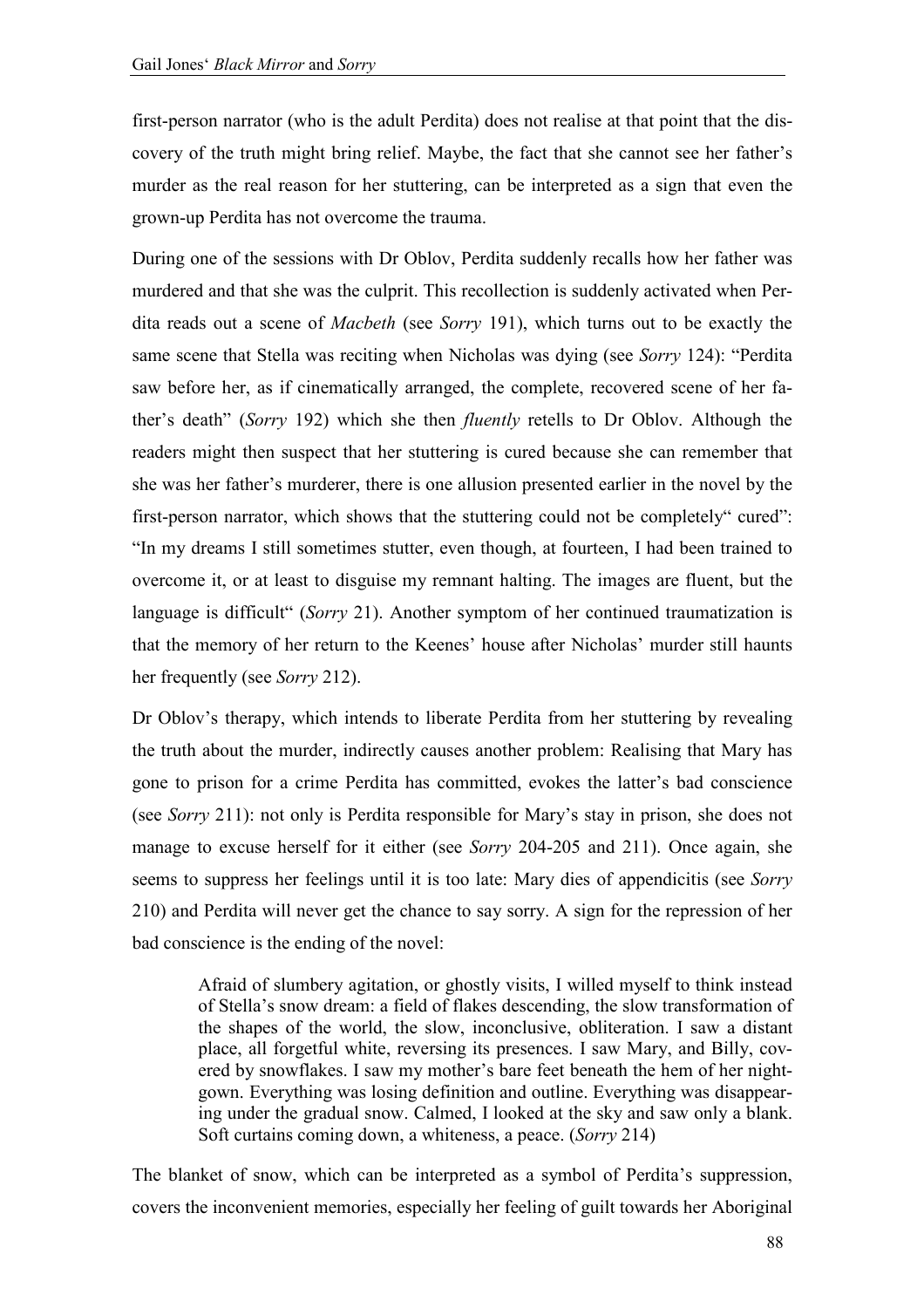first-person narrator (who is the adult Perdita) does not realise at that point that the discovery of the truth might bring relief. Maybe, the fact that she cannot see her father's murder as the real reason for her stuttering, can be interpreted as a sign that even the grown-up Perdita has not overcome the trauma.

During one of the sessions with Dr Oblov, Perdita suddenly recalls how her father was murdered and that she was the culprit. This recollection is suddenly activated when Perdita reads out a scene of *Macbeth* (see *Sorry* 191), which turns out to be exactly the same scene that Stella was reciting when Nicholas was dying (see *Sorry* 124): "Perdita saw before her, as if cinematically arranged, the complete, recovered scene of her father's death" (*Sorry* 192) which she then *fluently* retells to Dr Oblov. Although the readers might then suspect that her stuttering is cured because she can remember that she was her father's murderer, there is one allusion presented earlier in the novel by the first-person narrator, which shows that the stuttering could not be completely" cured": "In my dreams I still sometimes stutter, even though, at fourteen, I had been trained to overcome it, or at least to disguise my remnant halting. The images are fluent, but the language is difficult" (*Sorry* 21). Another symptom of her continued traumatization is that the memory of her return to the Keenes' house after Nicholas' murder still haunts her frequently (see *Sorry* 212).

Dr Oblov's therapy, which intends to liberate Perdita from her stuttering by revealing the truth about the murder, indirectly causes another problem: Realising that Mary has gone to prison for a crime Perdita has committed, evokes the latter's bad conscience (see *Sorry* 211): not only is Perdita responsible for Mary's stay in prison, she does not manage to excuse herself for it either (see *Sorry* 204-205 and 211). Once again, she seems to suppress her feelings until it is too late: Mary dies of appendicitis (see *Sorry* 210) and Perdita will never get the chance to say sorry. A sign for the repression of her bad conscience is the ending of the novel:

> Afraid of slumbery agitation, or ghostly visits, I willed myself to think instead of Stella's snow dream: a field of flakes descending, the slow transformation of the shapes of the world, the slow, inconclusive, obliteration. I saw a distant place, all forgetful white, reversing its presences. I saw Mary, and Billy, covered by snowflakes. I saw my mother's bare feet beneath the hem of her nightgown. Everything was losing definition and outline. Everything was disappearing under the gradual snow. Calmed, I looked at the sky and saw only a blank. Soft curtains coming down, a whiteness, a peace. (*Sorry* 214)

The blanket of snow, which can be interpreted as a symbol of Perdita's suppression, covers the inconvenient memories, especially her feeling of guilt towards her Aboriginal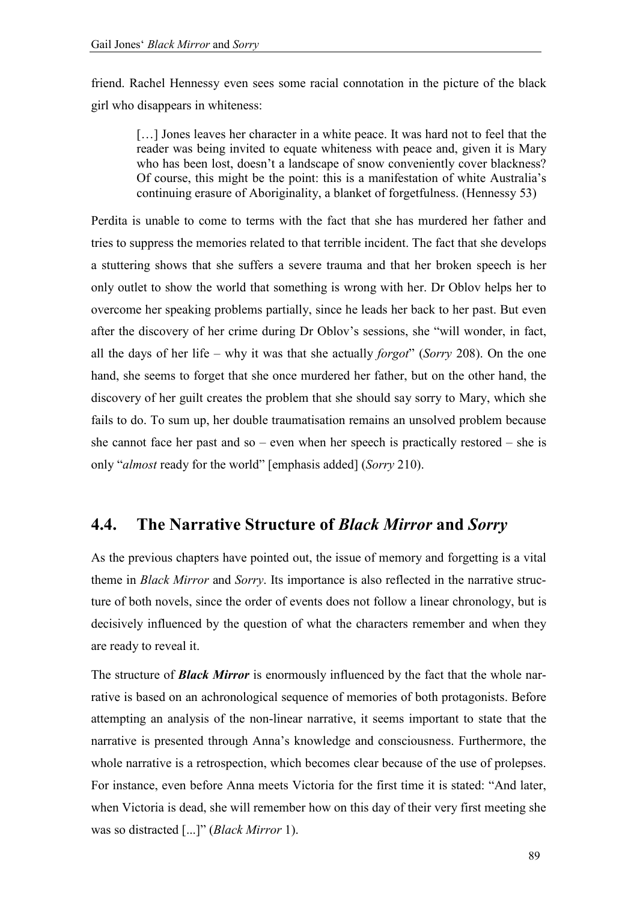friend. Rachel Hennessy even sees some racial connotation in the picture of the black girl who disappears in whiteness:

> […] Jones leaves her character in a white peace. It was hard not to feel that the reader was being invited to equate whiteness with peace and, given it is Mary who has been lost, doesn't a landscape of snow conveniently cover blackness? Of course, this might be the point: this is a manifestation of white Australia's continuing erasure of Aboriginality, a blanket of forgetfulness. (Hennessy 53)

Perdita is unable to come to terms with the fact that she has murdered her father and tries to suppress the memories related to that terrible incident. The fact that she develops a stuttering shows that she suffers a severe trauma and that her broken speech is her only outlet to show the world that something is wrong with her. Dr Oblov helps her to overcome her speaking problems partially, since he leads her back to her past. But even after the discovery of her crime during Dr Oblov's sessions, she "will wonder, in fact, all the days of her life – why it was that she actually *forgot*" (*Sorry* 208). On the one hand, she seems to forget that she once murdered her father, but on the other hand, the discovery of her guilt creates the problem that she should say sorry to Mary, which she fails to do. To sum up, her double traumatisation remains an unsolved problem because she cannot face her past and so – even when her speech is practically restored – she is only "*almost* ready for the world" [emphasis added] (*Sorry* 210).

## 4.4. The Narrative Structure of *Black Mirror* and *Sorry*

As the previous chapters have pointed out, the issue of memory and forgetting is a vital theme in *Black Mirror* and *Sorry*. Its importance is also reflected in the narrative structure of both novels, since the order of events does not follow a linear chronology, but is decisively influenced by the question of what the characters remember and when they are ready to reveal it.

The structure of ***Black Mirror*** is enormously influenced by the fact that the whole narrative is based on an achronological sequence of memories of both protagonists. Before attempting an analysis of the non-linear narrative, it seems important to state that the narrative is presented through Anna's knowledge and consciousness. Furthermore, the whole narrative is a retrospection, which becomes clear because of the use of prolepses. For instance, even before Anna meets Victoria for the first time it is stated: "And later, when Victoria is dead, she will remember how on this day of their very first meeting she was so distracted [...]" (*Black Mirror* 1).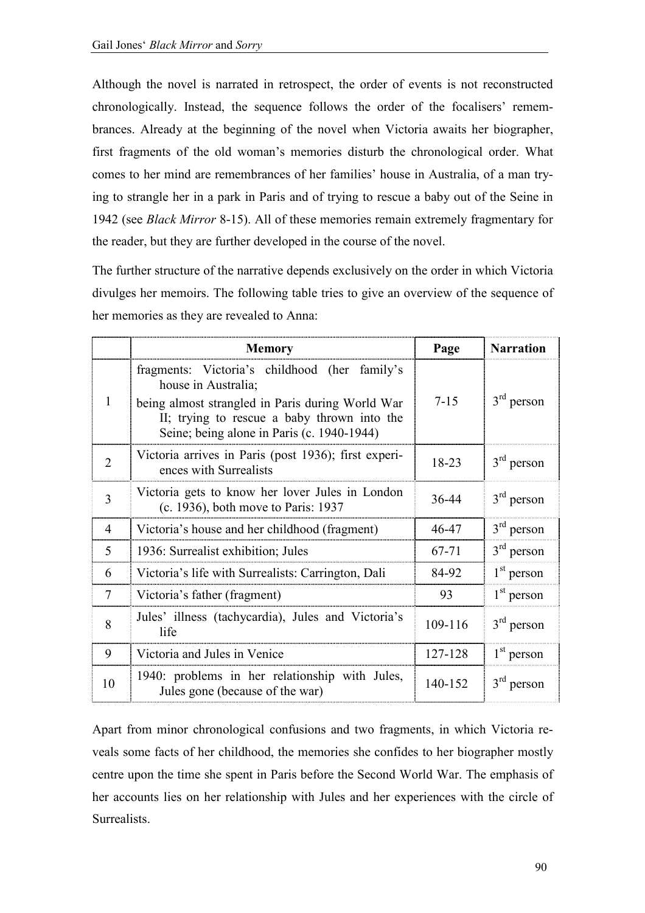Although the novel is narrated in retrospect, the order of events is not reconstructed chronologically. Instead, the sequence follows the order of the focalisers' remembrances. Already at the beginning of the novel when Victoria awaits her biographer, first fragments of the old woman's memories disturb the chronological order. What comes to her mind are remembrances of her families' house in Australia, of a man trying to strangle her in a park in Paris and of trying to rescue a baby out of the Seine in 1942 (see *Black Mirror* 8-15). All of these memories remain extremely fragmentary for the reader, but they are further developed in the course of the novel.

The further structure of the narrative depends exclusively on the order in which Victoria divulges her memoirs. The following table tries to give an overview of the sequence of her memories as they are revealed to Anna:

| | Memory | Page | Narration |
|---|---|---|---|
| 1 | fragments: Victoria's childhood (her family's house in Australia; being almost strangled in Paris during World War II; trying to rescue a baby thrown into the Seine; being alone in Paris (c. 1940-1944) | 7-15 | 3rd person |
| 2 | Victoria arrives in Paris (post 1936); first experiences with Surrealists | 18-23 | 3rd person |
| 3 | Victoria gets to know her lover Jules in London (c. 1936), both move to Paris: 1937 | 36-44 | 3rd person |
| 4 | Victoria's house and her childhood (fragment) | 46-47 | 3rd person |
| 5 | 1936: Surrealist exhibition; Jules | 67-71 | 3rd person |
| 6 | Victoria's life with Surrealists: Carrington, Dali | 84-92 | 1st person |
| 7 | Victoria's father (fragment) | 93 | 1st person |
| 8 | Jules' illness (tachycardia), Jules and Victoria's life | 109-116 | 3rd person |
| 9 | Victoria and Jules in Venice | 127-128 | 1st person |
| 10 | 1940: problems in her relationship with Jules, Jules gone (because of the war) | 140-152 | 3rd person |

Apart from minor chronological confusions and two fragments, in which Victoria reveals some facts of her childhood, the memories she confides to her biographer mostly centre upon the time she spent in Paris before the Second World War. The emphasis of her accounts lies on her relationship with Jules and her experiences with the circle of Surrealists.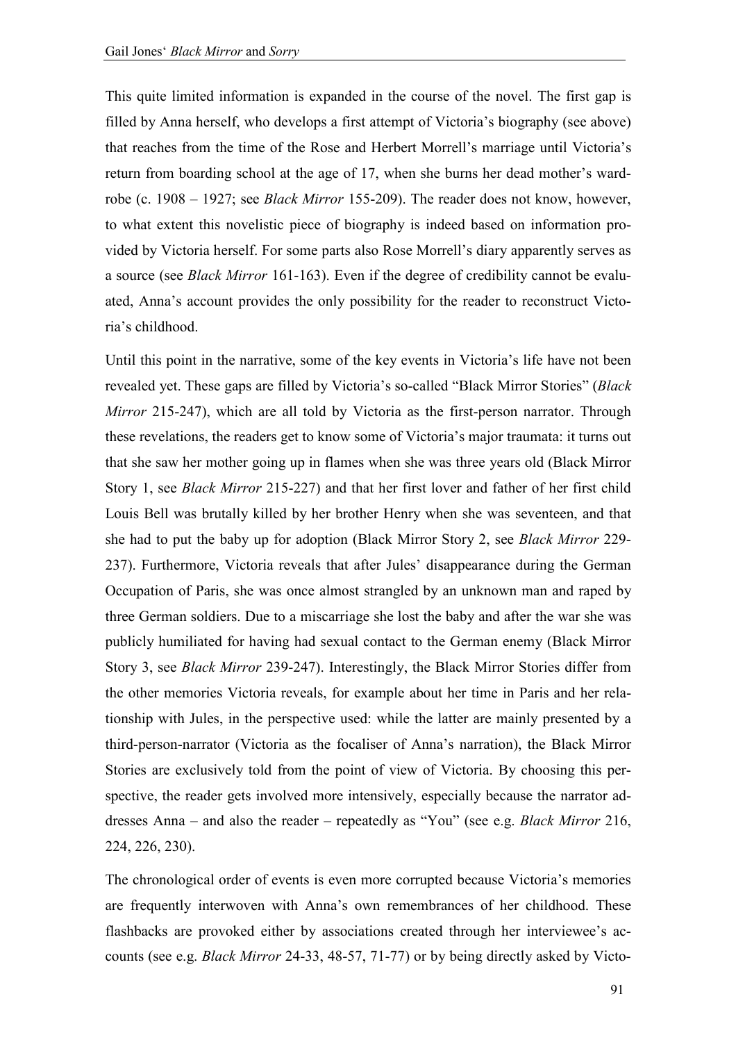This quite limited information is expanded in the course of the novel. The first gap is filled by Anna herself, who develops a first attempt of Victoria's biography (see above) that reaches from the time of the Rose and Herbert Morrell's marriage until Victoria's return from boarding school at the age of 17, when she burns her dead mother's wardrobe (c. 1908 – 1927; see *Black Mirror* 155-209). The reader does not know, however, to what extent this novelistic piece of biography is indeed based on information provided by Victoria herself. For some parts also Rose Morrell's diary apparently serves as a source (see *Black Mirror* 161-163). Even if the degree of credibility cannot be evaluated, Anna's account provides the only possibility for the reader to reconstruct Victoria's childhood.

Until this point in the narrative, some of the key events in Victoria's life have not been revealed yet. These gaps are filled by Victoria's so-called "Black Mirror Stories" (*Black Mirror* 215-247), which are all told by Victoria as the first-person narrator. Through these revelations, the readers get to know some of Victoria's major traumata: it turns out that she saw her mother going up in flames when she was three years old (Black Mirror Story 1, see *Black Mirror* 215-227) and that her first lover and father of her first child Louis Bell was brutally killed by her brother Henry when she was seventeen, and that she had to put the baby up for adoption (Black Mirror Story 2, see *Black Mirror* 229-237). Furthermore, Victoria reveals that after Jules' disappearance during the German Occupation of Paris, she was once almost strangled by an unknown man and raped by three German soldiers. Due to a miscarriage she lost the baby and after the war she was publicly humiliated for having had sexual contact to the German enemy (Black Mirror Story 3, see *Black Mirror* 239-247). Interestingly, the Black Mirror Stories differ from the other memories Victoria reveals, for example about her time in Paris and her relationship with Jules, in the perspective used: while the latter are mainly presented by a third-person-narrator (Victoria as the focaliser of Anna's narration), the Black Mirror Stories are exclusively told from the point of view of Victoria. By choosing this perspective, the reader gets involved more intensively, especially because the narrator addresses Anna – and also the reader – repeatedly as "You" (see e.g. *Black Mirror* 216, 224, 226, 230).

The chronological order of events is even more corrupted because Victoria's memories are frequently interwoven with Anna's own remembrances of her childhood. These flashbacks are provoked either by associations created through her interviewee's accounts (see e.g. *Black Mirror* 24-33, 48-57, 71-77) or by being directly asked by Victo-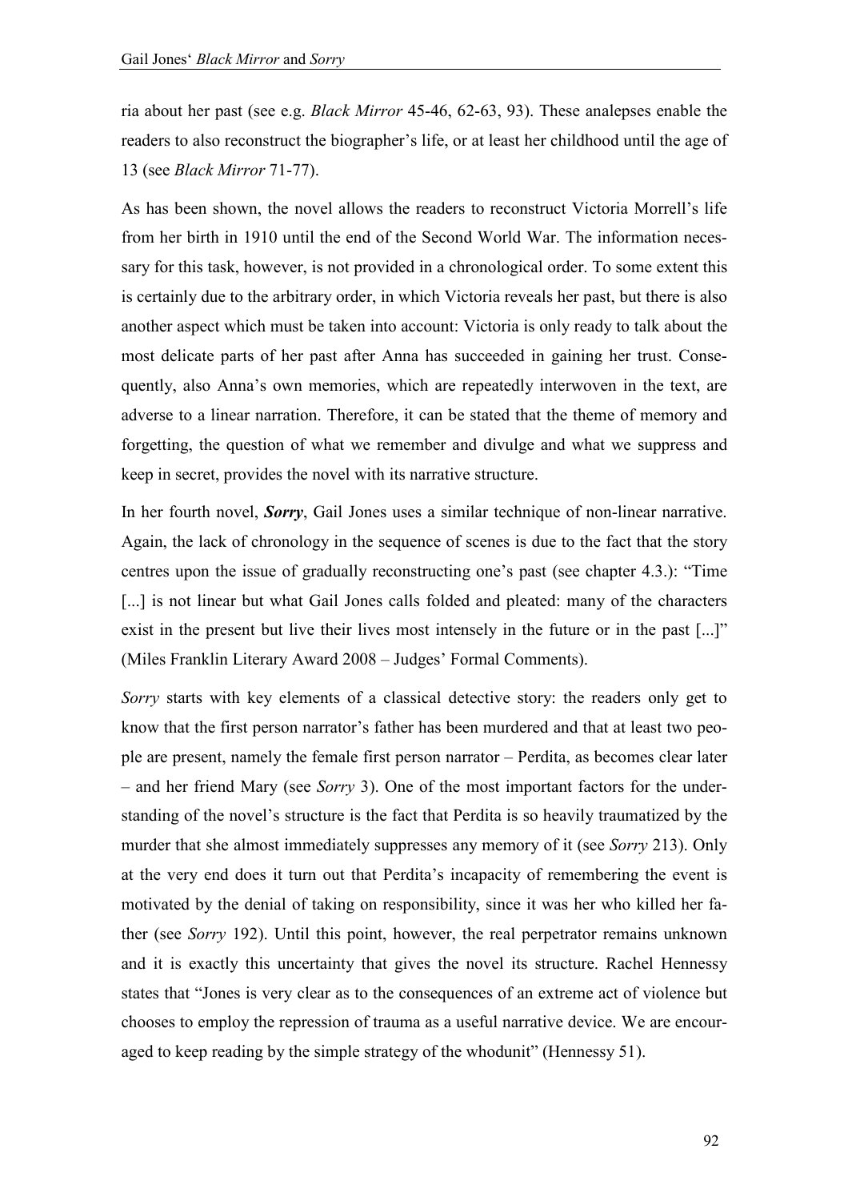ria about her past (see e.g. *Black Mirror* 45-46, 62-63, 93). These analepses enable the readers to also reconstruct the biographer's life, or at least her childhood until the age of 13 (see *Black Mirror* 71-77).

As has been shown, the novel allows the readers to reconstruct Victoria Morrell's life from her birth in 1910 until the end of the Second World War. The information necessary for this task, however, is not provided in a chronological order. To some extent this is certainly due to the arbitrary order, in which Victoria reveals her past, but there is also another aspect which must be taken into account: Victoria is only ready to talk about the most delicate parts of her past after Anna has succeeded in gaining her trust. Consequently, also Anna's own memories, which are repeatedly interwoven in the text, are adverse to a linear narration. Therefore, it can be stated that the theme of memory and forgetting, the question of what we remember and divulge and what we suppress and keep in secret, provides the novel with its narrative structure.

In her fourth novel, ***Sorry***, Gail Jones uses a similar technique of non-linear narrative. Again, the lack of chronology in the sequence of scenes is due to the fact that the story centres upon the issue of gradually reconstructing one's past (see chapter 4.3.): "Time [...] is not linear but what Gail Jones calls folded and pleated: many of the characters exist in the present but live their lives most intensely in the future or in the past [...]" (Miles Franklin Literary Award 2008 – Judges' Formal Comments).

*Sorry* starts with key elements of a classical detective story: the readers only get to know that the first person narrator's father has been murdered and that at least two people are present, namely the female first person narrator – Perdita, as becomes clear later – and her friend Mary (see *Sorry* 3). One of the most important factors for the understanding of the novel's structure is the fact that Perdita is so heavily traumatized by the murder that she almost immediately suppresses any memory of it (see *Sorry* 213). Only at the very end does it turn out that Perdita's incapacity of remembering the event is motivated by the denial of taking on responsibility, since it was her who killed her father (see *Sorry* 192). Until this point, however, the real perpetrator remains unknown and it is exactly this uncertainty that gives the novel its structure. Rachel Hennessy states that "Jones is very clear as to the consequences of an extreme act of violence but chooses to employ the repression of trauma as a useful narrative device. We are encouraged to keep reading by the simple strategy of the whodunit" (Hennessy 51).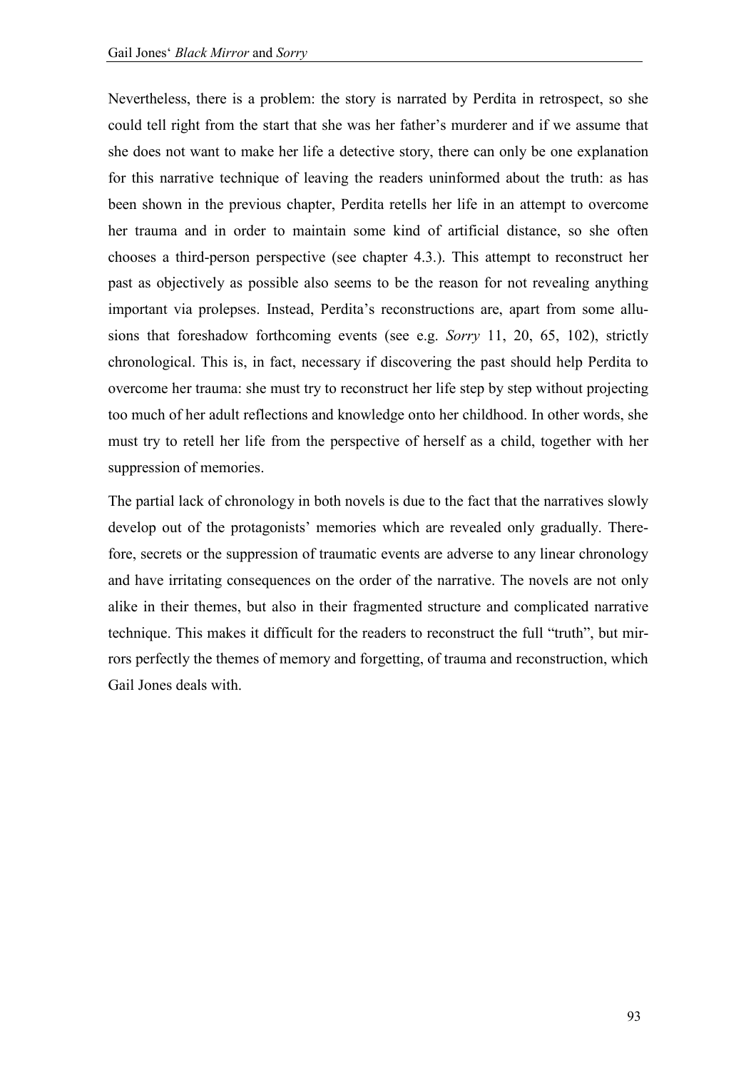Nevertheless, there is a problem: the story is narrated by Perdita in retrospect, so she could tell right from the start that she was her father's murderer and if we assume that she does not want to make her life a detective story, there can only be one explanation for this narrative technique of leaving the readers uninformed about the truth: as has been shown in the previous chapter, Perdita retells her life in an attempt to overcome her trauma and in order to maintain some kind of artificial distance, so she often chooses a third-person perspective (see chapter 4.3.). This attempt to reconstruct her past as objectively as possible also seems to be the reason for not revealing anything important via prolepses. Instead, Perdita's reconstructions are, apart from some allusions that foreshadow forthcoming events (see e.g. *Sorry* 11, 20, 65, 102), strictly chronological. This is, in fact, necessary if discovering the past should help Perdita to overcome her trauma: she must try to reconstruct her life step by step without projecting too much of her adult reflections and knowledge onto her childhood. In other words, she must try to retell her life from the perspective of herself as a child, together with her suppression of memories.

The partial lack of chronology in both novels is due to the fact that the narratives slowly develop out of the protagonists' memories which are revealed only gradually. Therefore, secrets or the suppression of traumatic events are adverse to any linear chronology and have irritating consequences on the order of the narrative. The novels are not only alike in their themes, but also in their fragmented structure and complicated narrative technique. This makes it difficult for the readers to reconstruct the full "truth", but mirrors perfectly the themes of memory and forgetting, of trauma and reconstruction, which Gail Jones deals with.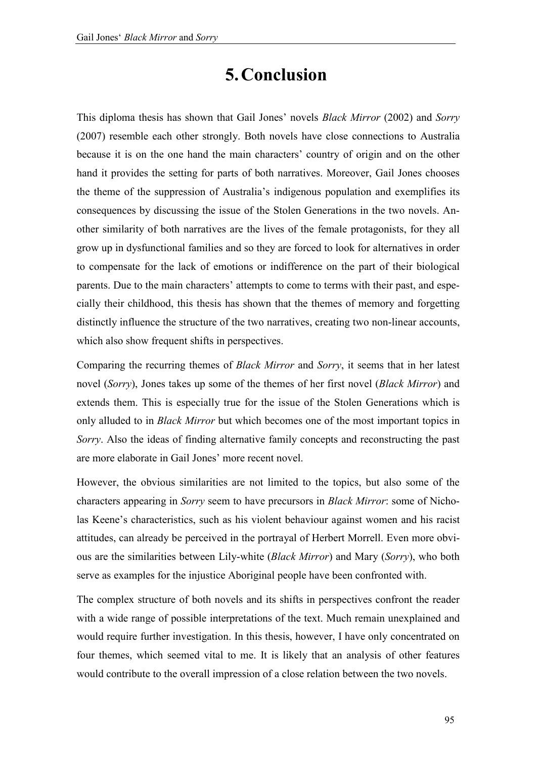# 5. Conclusion

This diploma thesis has shown that Gail Jones' novels *Black Mirror* (2002) and *Sorry* (2007) resemble each other strongly. Both novels have close connections to Australia because it is on the one hand the main characters' country of origin and on the other hand it provides the setting for parts of both narratives. Moreover, Gail Jones chooses the theme of the suppression of Australia's indigenous population and exemplifies its consequences by discussing the issue of the Stolen Generations in the two novels. Another similarity of both narratives are the lives of the female protagonists, for they all grow up in dysfunctional families and so they are forced to look for alternatives in order to compensate for the lack of emotions or indifference on the part of their biological parents. Due to the main characters' attempts to come to terms with their past, and especially their childhood, this thesis has shown that the themes of memory and forgetting distinctly influence the structure of the two narratives, creating two non-linear accounts, which also show frequent shifts in perspectives.

Comparing the recurring themes of *Black Mirror* and *Sorry*, it seems that in her latest novel (*Sorry*), Jones takes up some of the themes of her first novel (*Black Mirror*) and extends them. This is especially true for the issue of the Stolen Generations which is only alluded to in *Black Mirror* but which becomes one of the most important topics in *Sorry*. Also the ideas of finding alternative family concepts and reconstructing the past are more elaborate in Gail Jones' more recent novel.

However, the obvious similarities are not limited to the topics, but also some of the characters appearing in *Sorry* seem to have precursors in *Black Mirror*: some of Nicholas Keene's characteristics, such as his violent behaviour against women and his racist attitudes, can already be perceived in the portrayal of Herbert Morrell. Even more obvious are the similarities between Lily-white (*Black Mirror*) and Mary (*Sorry*), who both serve as examples for the injustice Aboriginal people have been confronted with.

The complex structure of both novels and its shifts in perspectives confront the reader with a wide range of possible interpretations of the text. Much remain unexplained and would require further investigation. In this thesis, however, I have only concentrated on four themes, which seemed vital to me. It is likely that an analysis of other features would contribute to the overall impression of a close relation between the two novels.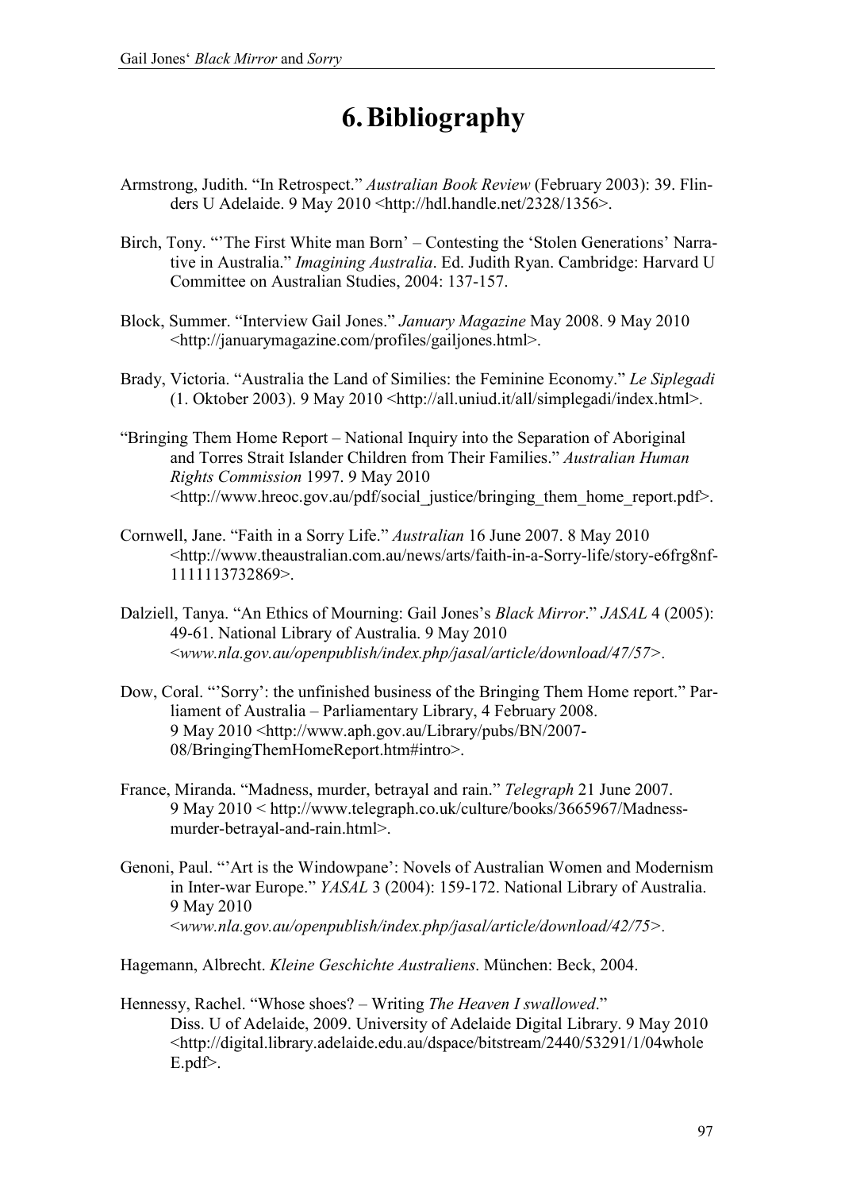# 6. Bibliography

Armstrong, Judith. "In Retrospect." *Australian Book Review* (February 2003): 39. Flinders U Adelaide. 9 May 2010 <http://hdl.handle.net/2328/1356>.

Birch, Tony. "'The First White man Born' – Contesting the 'Stolen Generations' Narrative in Australia." *Imagining Australia*. Ed. Judith Ryan. Cambridge: Harvard U Committee on Australian Studies, 2004: 137-157.

Block, Summer. "Interview Gail Jones." *January Magazine* May 2008. 9 May 2010 <http://januarymagazine.com/profiles/gailjones.html>.

Brady, Victoria. "Australia the Land of Similies: the Feminine Economy." *Le Siplegadi* (1. Oktober 2003). 9 May 2010 <http://all.uniud.it/all/simplegadi/index.html>.

"Bringing Them Home Report – National Inquiry into the Separation of Aboriginal and Torres Strait Islander Children from Their Families." *Australian Human Rights Commission* 1997. 9 May 2010 <http://www.hreoc.gov.au/pdf/social_justice/bringing_them_home_report.pdf>.

Cornwell, Jane. "Faith in a Sorry Life." *Australian* 16 June 2007. 8 May 2010 <http://www.theaustralian.com.au/news/arts/faith-in-a-Sorry-life/story-e6frg8nf-1111113732869>.

Dalziell, Tanya. "An Ethics of Mourning: Gail Jones's *Black Mirror*." *JASAL* 4 (2005): 49-61. National Library of Australia. 9 May 2010 <*www.nla.gov.au/openpublish/index.php/jasal/article/download/47/57*>.

Dow, Coral. "'Sorry': the unfinished business of the Bringing Them Home report." Parliament of Australia – Parliamentary Library, 4 February 2008. 9 May 2010 <http://www.aph.gov.au/Library/pubs/BN/2007-08/BringingThemHomeReport.htm#intro>.

France, Miranda. "Madness, murder, betrayal and rain." *Telegraph* 21 June 2007. 9 May 2010 < http://www.telegraph.co.uk/culture/books/3665967/Madness-murder-betrayal-and-rain.html>.

Genoni, Paul. "'Art is the Windowpane': Novels of Australian Women and Modernism in Inter-war Europe." *YASAL* 3 (2004): 159-172. National Library of Australia. 9 May 2010 <*www.nla.gov.au/openpublish/index.php/jasal/article/download/42/75*>.

Hagemann, Albrecht. *Kleine Geschichte Australiens*. München: Beck, 2004.

Hennessy, Rachel. "Whose shoes? – Writing *The Heaven I swallowed*." Diss. U of Adelaide, 2009. University of Adelaide Digital Library. 9 May 2010 <http://digital.library.adelaide.edu.au/dspace/bitstream/2440/53291/1/04wholeE.pdf>.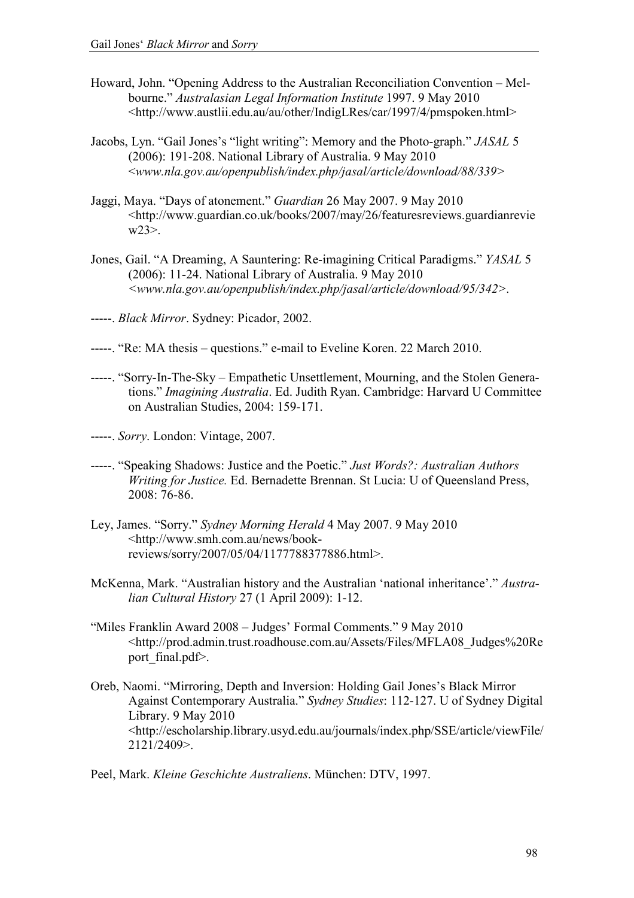Howard, John. "Opening Address to the Australian Reconciliation Convention – Melbourne." *Australasian Legal Information Institute* 1997. 9 May 2010 <http://www.austlii.edu.au/au/other/IndigLRes/car/1997/4/pmspoken.html>

Jacobs, Lyn. "Gail Jones's "light writing": Memory and the Photo-graph." *JASAL* 5 (2006): 191-208. National Library of Australia. 9 May 2010 <*www.nla.gov.au/openpublish/index.php/jasal/article/download/88/339*>

Jaggi, Maya. "Days of atonement." *Guardian* 26 May 2007. 9 May 2010 <http://www.guardian.co.uk/books/2007/may/26/featuresreviews.guardianreview23>.

Jones, Gail. "A Dreaming, A Sauntering: Re-imagining Critical Paradigms." *YASAL* 5 (2006): 11-24. National Library of Australia. 9 May 2010 *<www.nla.gov.au/openpublish/index.php/jasal/article/download/95/342>*.

-----. *Black Mirror*. Sydney: Picador, 2002.

-----. "Re: MA thesis – questions." e-mail to Eveline Koren. 22 March 2010.

-----. "Sorry-In-The-Sky – Empathetic Unsettlement, Mourning, and the Stolen Generations." *Imagining Australia*. Ed. Judith Ryan. Cambridge: Harvard U Committee on Australian Studies, 2004: 159-171.

-----. *Sorry*. London: Vintage, 2007.

-----. "Speaking Shadows: Justice and the Poetic." *Just Words?: Australian Authors Writing for Justice.* Ed. Bernadette Brennan. St Lucia: U of Queensland Press, 2008: 76-86.

Ley, James. "Sorry." *Sydney Morning Herald* 4 May 2007. 9 May 2010 <http://www.smh.com.au/news/book-reviews/sorry/2007/05/04/1177788377886.html>.

McKenna, Mark. "Australian history and the Australian 'national inheritance'." *Australian Cultural History* 27 (1 April 2009): 1-12.

"Miles Franklin Award 2008 – Judges' Formal Comments." 9 May 2010 <http://prod.admin.trust.roadhouse.com.au/Assets/Files/MFLA08_Judges%20Report_final.pdf>.

Oreb, Naomi. "Mirroring, Depth and Inversion: Holding Gail Jones's Black Mirror Against Contemporary Australia." *Sydney Studies*: 112-127. U of Sydney Digital Library. 9 May 2010 <http://escholarship.library.usyd.edu.au/journals/index.php/SSE/article/viewFile/2121/2409>.

Peel, Mark. *Kleine Geschichte Australiens*. München: DTV, 1997.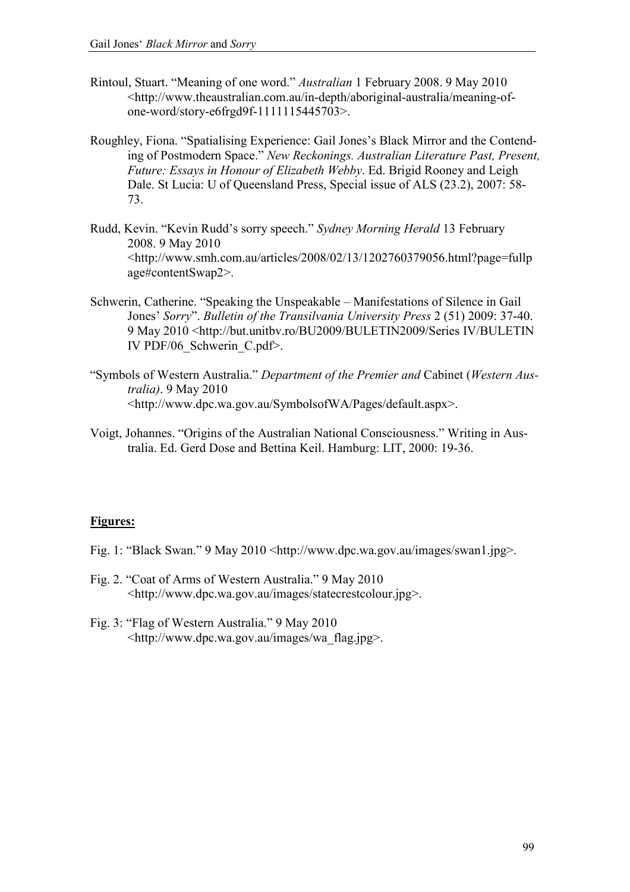Rintoul, Stuart. "Meaning of one word." *Australian* 1 February 2008. 9 May 2010 <http://www.theaustralian.com.au/in-depth/aboriginal-australia/meaning-of-one-word/story-e6frgd9f-1111115445703>.

Roughley, Fiona. "Spatialising Experience: Gail Jones's Black Mirror and the Contending of Postmodern Space." *New Reckonings. Australian Literature Past, Present, Future: Essays in Honour of Elizabeth Webby*. Ed. Brigid Rooney and Leigh Dale. St Lucia: U of Queensland Press, Special issue of ALS (23.2), 2007: 58-73.

Rudd, Kevin. "Kevin Rudd's sorry speech." *Sydney Morning Herald* 13 February 2008. 9 May 2010 <http://www.smh.com.au/articles/2008/02/13/1202760379056.html?page=fullpage#contentSwap2>.

Schwerin, Catherine. "Speaking the Unspeakable – Manifestations of Silence in Gail Jones' *Sorry*". *Bulletin of the Transilvania University Press* 2 (51) 2009: 37-40. 9 May 2010 <http://but.unitbv.ro/BU2009/BULETIN2009/Series IV/BULETIN IV PDF/06_Schwerin_C.pdf>.

"Symbols of Western Australia." *Department of the Premier and* Cabinet (*Western Australia)*. 9 May 2010 <http://www.dpc.wa.gov.au/SymbolsofWA/Pages/default.aspx>.

Voigt, Johannes. "Origins of the Australian National Consciousness." Writing in Australia. Ed. Gerd Dose and Bettina Keil. Hamburg: LIT, 2000: 19-36.

**Figures:**

Fig. 1: "Black Swan." 9 May 2010 <http://www.dpc.wa.gov.au/images/swan1.jpg>.

Fig. 2. "Coat of Arms of Western Australia." 9 May 2010 <http://www.dpc.wa.gov.au/images/statecrestcolour.jpg>.

Fig. 3: "Flag of Western Australia." 9 May 2010 <http://www.dpc.wa.gov.au/images/wa_flag.jpg>.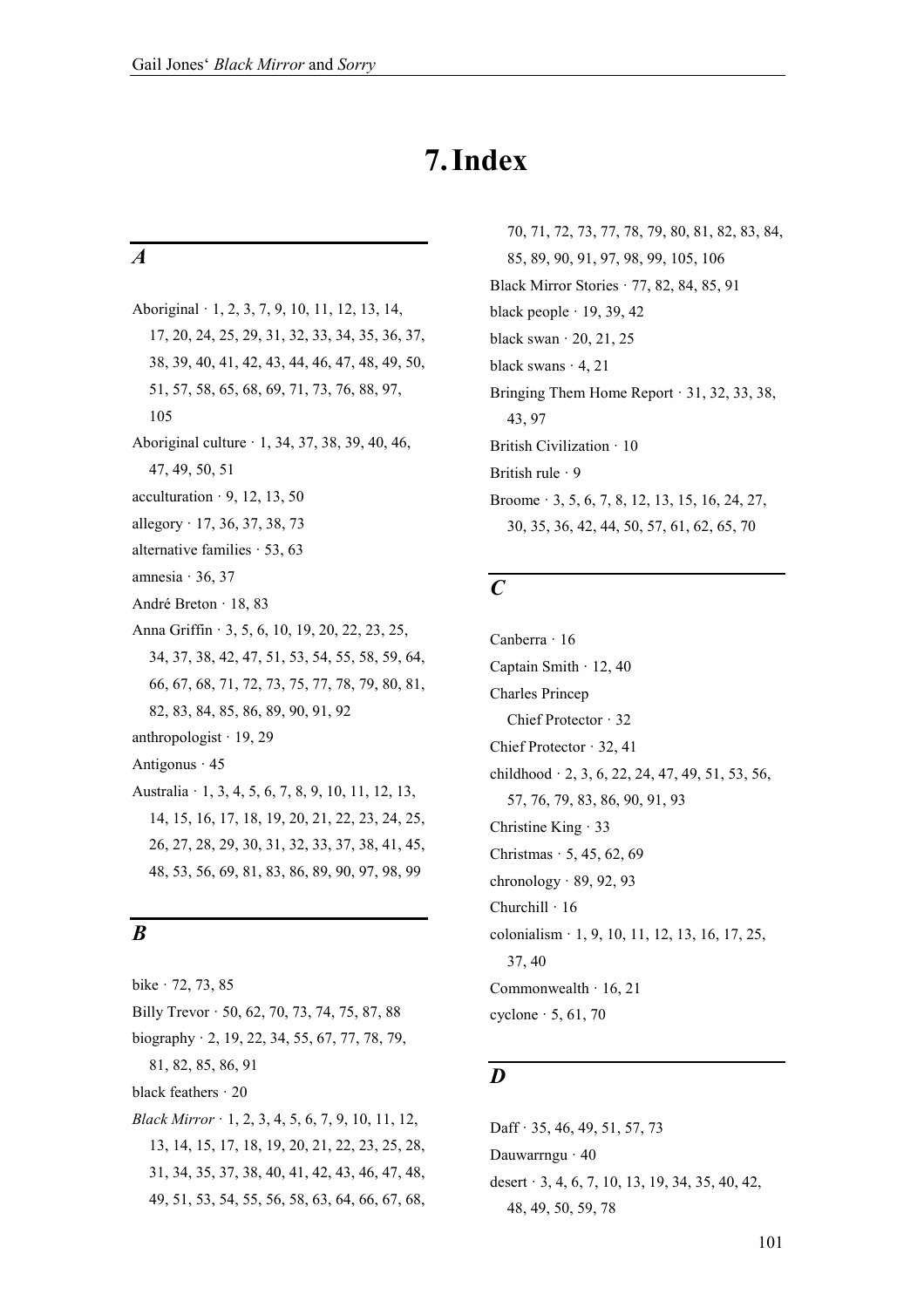# 7. Index

## *A*

Aboriginal · 1, 2, 3, 7, 9, 10, 11, 12, 13, 14, 17, 20, 24, 25, 29, 31, 32, 33, 34, 35, 36, 37, 38, 39, 40, 41, 42, 43, 44, 46, 47, 48, 49, 50, 51, 57, 58, 65, 68, 69, 71, 73, 76, 88, 97, 105

Aboriginal culture · 1, 34, 37, 38, 39, 40, 46, 47, 49, 50, 51

acculturation · 9, 12, 13, 50

allegory · 17, 36, 37, 38, 73

alternative families · 53, 63

amnesia · 36, 37

André Breton · 18, 83

Anna Griffin · 3, 5, 6, 10, 19, 20, 22, 23, 25, 34, 37, 38, 42, 47, 51, 53, 54, 55, 58, 59, 64, 66, 67, 68, 71, 72, 73, 75, 77, 78, 79, 80, 81, 82, 83, 84, 85, 86, 89, 90, 91, 92

anthropologist · 19, 29

Antigonus · 45

Australia · 1, 3, 4, 5, 6, 7, 8, 9, 10, 11, 12, 13, 14, 15, 16, 17, 18, 19, 20, 21, 22, 23, 24, 25, 26, 27, 28, 29, 30, 31, 32, 33, 37, 38, 41, 45, 48, 53, 56, 69, 81, 83, 86, 89, 90, 97, 98, 99

## *B*

bike · 72, 73, 85

Billy Trevor · 50, 62, 70, 73, 74, 75, 87, 88

biography · 2, 19, 22, 34, 55, 67, 77, 78, 79, 81, 82, 85, 86, 91

black feathers · 20

*Black Mirror* · 1, 2, 3, 4, 5, 6, 7, 9, 10, 11, 12, 13, 14, 15, 17, 18, 19, 20, 21, 22, 23, 25, 28, 31, 34, 35, 37, 38, 40, 41, 42, 43, 46, 47, 48, 49, 51, 53, 54, 55, 56, 58, 63, 64, 66, 67, 68, 70, 71, 72, 73, 77, 78, 79, 80, 81, 82, 83, 84, 85, 89, 90, 91, 97, 98, 99, 105, 106

Black Mirror Stories · 77, 82, 84, 85, 91

black people · 19, 39, 42

black swan · 20, 21, 25

black swans · 4, 21

Bringing Them Home Report · 31, 32, 33, 38, 43, 97

British Civilization · 10

British rule · 9

Broome · 3, 5, 6, 7, 8, 12, 13, 15, 16, 24, 27, 30, 35, 36, 42, 44, 50, 57, 61, 62, 65, 70

## *C*

Canberra · 16

Captain Smith · 12, 40

Charles Princep
    Chief Protector · 32

Chief Protector · 32, 41

childhood · 2, 3, 6, 22, 24, 47, 49, 51, 53, 56, 57, 76, 79, 83, 86, 90, 91, 93

Christine King · 33

Christmas · 5, 45, 62, 69

chronology · 89, 92, 93

Churchill · 16

colonialism · 1, 9, 10, 11, 12, 13, 16, 17, 25, 37, 40

Commonwealth · 16, 21

cyclone · 5, 61, 70

## *D*

Daff · 35, 46, 49, 51, 57, 73

Dauwarrngu · 40

desert · 3, 4, 6, 7, 10, 13, 19, 34, 35, 40, 42, 48, 49, 50, 59, 78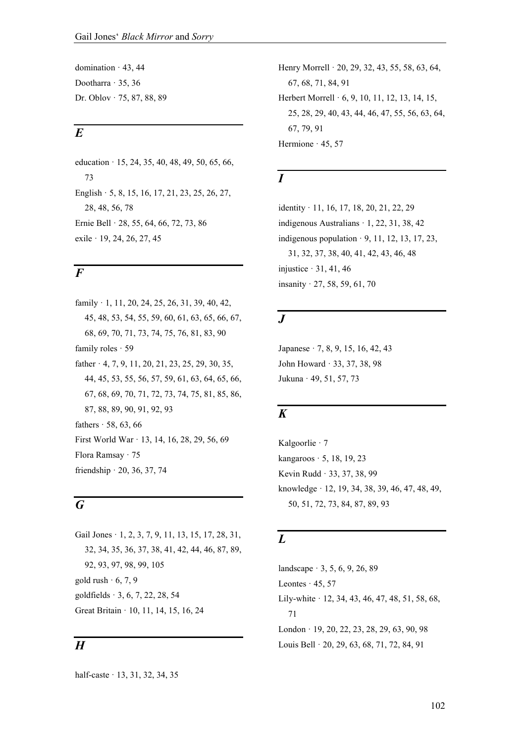domination · 43, 44
Dootharra · 35, 36
Dr. Oblov · 75, 87, 88, 89

## *E*

education · 15, 24, 35, 40, 48, 49, 50, 65, 66, 73
English · 5, 8, 15, 16, 17, 21, 23, 25, 26, 27, 28, 48, 56, 78
Ernie Bell · 28, 55, 64, 66, 72, 73, 86
exile · 19, 24, 26, 27, 45

## *F*

family · 1, 11, 20, 24, 25, 26, 31, 39, 40, 42, 45, 48, 53, 54, 55, 59, 60, 61, 63, 65, 66, 67, 68, 69, 70, 71, 73, 74, 75, 76, 81, 83, 90
family roles · 59
father · 4, 7, 9, 11, 20, 21, 23, 25, 29, 30, 35, 44, 45, 53, 55, 56, 57, 59, 61, 63, 64, 65, 66, 67, 68, 69, 70, 71, 72, 73, 74, 75, 81, 85, 86, 87, 88, 89, 90, 91, 92, 93
fathers · 58, 63, 66
First World War · 13, 14, 16, 28, 29, 56, 69
Flora Ramsay · 75
friendship · 20, 36, 37, 74

## *G*

Gail Jones · 1, 2, 3, 7, 9, 11, 13, 15, 17, 28, 31, 32, 34, 35, 36, 37, 38, 41, 42, 44, 46, 87, 89, 92, 93, 97, 98, 99, 105
gold rush · 6, 7, 9
goldfields · 3, 6, 7, 22, 28, 54
Great Britain · 10, 11, 14, 15, 16, 24

## *H*

half-caste · 13, 31, 32, 34, 35
Henry Morrell · 20, 29, 32, 43, 55, 58, 63, 64, 67, 68, 71, 84, 91
Herbert Morrell · 6, 9, 10, 11, 12, 13, 14, 15, 25, 28, 29, 40, 43, 44, 46, 47, 55, 56, 63, 64, 67, 79, 91
Hermione · 45, 57

## *I*

identity · 11, 16, 17, 18, 20, 21, 22, 29
indigenous Australians · 1, 22, 31, 38, 42
indigenous population · 9, 11, 12, 13, 17, 23, 31, 32, 37, 38, 40, 41, 42, 43, 46, 48
injustice · 31, 41, 46
insanity · 27, 58, 59, 61, 70

## *J*

Japanese · 7, 8, 9, 15, 16, 42, 43
John Howard · 33, 37, 38, 98
Jukuna · 49, 51, 57, 73

## *K*

Kalgoorlie · 7
kangaroos · 5, 18, 19, 23
Kevin Rudd · 33, 37, 38, 99
knowledge · 12, 19, 34, 38, 39, 46, 47, 48, 49, 50, 51, 72, 73, 84, 87, 89, 93

## *L*

landscape · 3, 5, 6, 9, 26, 89
Leontes · 45, 57
Lily-white · 12, 34, 43, 46, 47, 48, 51, 58, 68, 71
London · 19, 20, 22, 23, 28, 29, 63, 90, 98
Louis Bell · 20, 29, 63, 68, 71, 72, 84, 91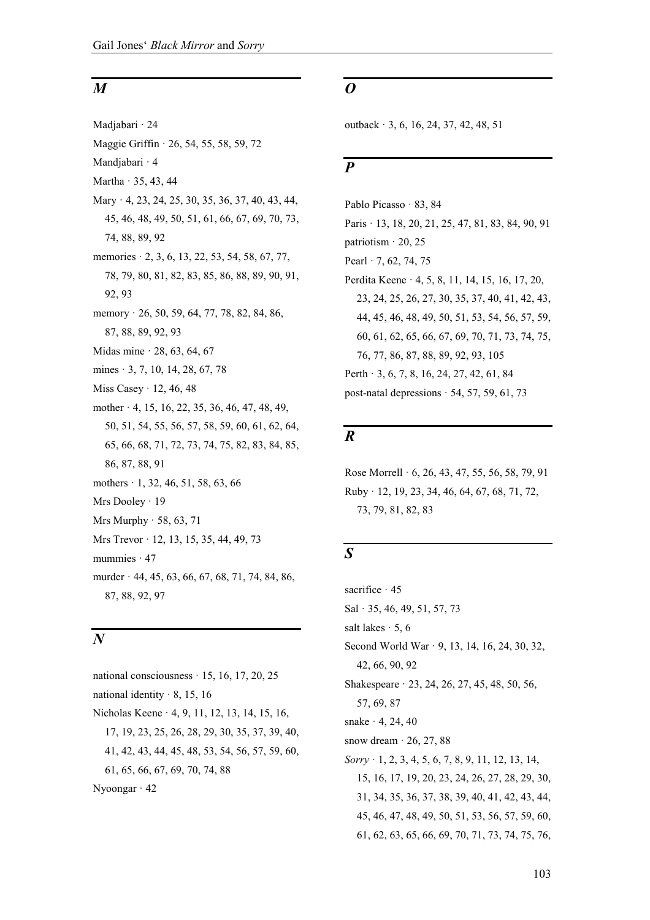## *M*

Madjabari · 24

Maggie Griffin · 26, 54, 55, 58, 59, 72

Mandjabari · 4

Martha · 35, 43, 44

Mary · 4, 23, 24, 25, 30, 35, 36, 37, 40, 43, 44, 45, 46, 48, 49, 50, 51, 61, 66, 67, 69, 70, 73, 74, 88, 89, 92

memories · 2, 3, 6, 13, 22, 53, 54, 58, 67, 77, 78, 79, 80, 81, 82, 83, 85, 86, 88, 89, 90, 91, 92, 93

memory · 26, 50, 59, 64, 77, 78, 82, 84, 86, 87, 88, 89, 92, 93

Midas mine · 28, 63, 64, 67

mines · 3, 7, 10, 14, 28, 67, 78

Miss Casey · 12, 46, 48

mother · 4, 15, 16, 22, 35, 36, 46, 47, 48, 49, 50, 51, 54, 55, 56, 57, 58, 59, 60, 61, 62, 64, 65, 66, 68, 71, 72, 73, 74, 75, 82, 83, 84, 85, 86, 87, 88, 91

mothers · 1, 32, 46, 51, 58, 63, 66

Mrs Dooley · 19

Mrs Murphy · 58, 63, 71

Mrs Trevor · 12, 13, 15, 35, 44, 49, 73

mummies · 47

murder · 44, 45, 63, 66, 67, 68, 71, 74, 84, 86, 87, 88, 92, 97

## *N*

national consciousness · 15, 16, 17, 20, 25

national identity · 8, 15, 16

Nicholas Keene · 4, 9, 11, 12, 13, 14, 15, 16, 17, 19, 23, 25, 26, 28, 29, 30, 35, 37, 39, 40, 41, 42, 43, 44, 45, 48, 53, 54, 56, 57, 59, 60, 61, 65, 66, 67, 69, 70, 74, 88

Nyoongar · 42

## *O*

outback · 3, 6, 16, 24, 37, 42, 48, 51

## *P*

Pablo Picasso · 83, 84

Paris · 13, 18, 20, 21, 25, 47, 81, 83, 84, 90, 91

patriotism · 20, 25

Pearl · 7, 62, 74, 75

Perdita Keene · 4, 5, 8, 11, 14, 15, 16, 17, 20, 23, 24, 25, 26, 27, 30, 35, 37, 40, 41, 42, 43, 44, 45, 46, 48, 49, 50, 51, 53, 54, 56, 57, 59, 60, 61, 62, 65, 66, 67, 69, 70, 71, 73, 74, 75, 76, 77, 86, 87, 88, 89, 92, 93, 105

Perth · 3, 6, 7, 8, 16, 24, 27, 42, 61, 84

post-natal depressions · 54, 57, 59, 61, 73

## *R*

Rose Morrell · 6, 26, 43, 47, 55, 56, 58, 79, 91

Ruby · 12, 19, 23, 34, 46, 64, 67, 68, 71, 72, 73, 79, 81, 82, 83

## *S*

sacrifice · 45

Sal · 35, 46, 49, 51, 57, 73

salt lakes · 5, 6

Second World War · 9, 13, 14, 16, 24, 30, 32, 42, 66, 90, 92

Shakespeare · 23, 24, 26, 27, 45, 48, 50, 56, 57, 69, 87

snake · 4, 24, 40

snow dream · 26, 27, 88

*Sorry* · 1, 2, 3, 4, 5, 6, 7, 8, 9, 11, 12, 13, 14, 15, 16, 17, 19, 20, 23, 24, 26, 27, 28, 29, 30, 31, 34, 35, 36, 37, 38, 39, 40, 41, 42, 43, 44, 45, 46, 47, 48, 49, 50, 51, 53, 56, 57, 59, 60, 61, 62, 63, 65, 66, 69, 70, 71, 73, 74, 75, 76,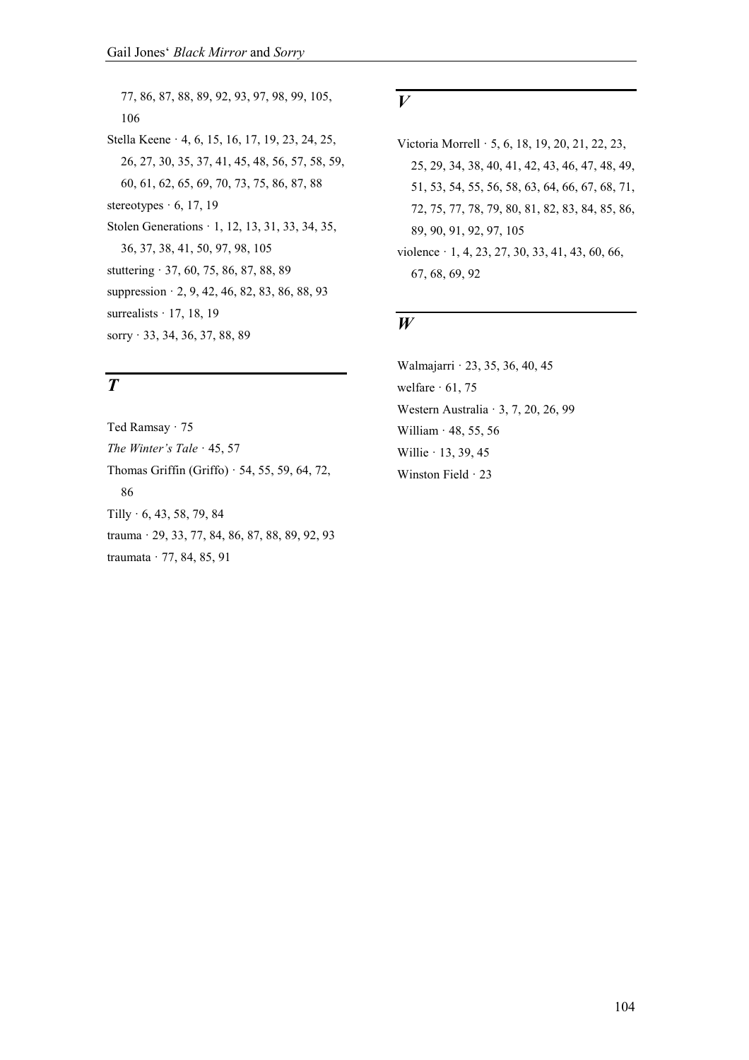77, 86, 87, 88, 89, 92, 93, 97, 98, 99, 105, 106

Stella Keene · 4, 6, 15, 16, 17, 19, 23, 24, 25, 26, 27, 30, 35, 37, 41, 45, 48, 56, 57, 58, 59, 60, 61, 62, 65, 69, 70, 73, 75, 86, 87, 88

stereotypes · 6, 17, 19

Stolen Generations · 1, 12, 13, 31, 33, 34, 35, 36, 37, 38, 41, 50, 97, 98, 105

stuttering · 37, 60, 75, 86, 87, 88, 89

suppression · 2, 9, 42, 46, 82, 83, 86, 88, 93

surrealists · 17, 18, 19

sorry · 33, 34, 36, 37, 88, 89

## *T*

Ted Ramsay · 75

*The Winter's Tale* · 45, 57

Thomas Griffin (Griffo) · 54, 55, 59, 64, 72, 86

Tilly · 6, 43, 58, 79, 84

trauma · 29, 33, 77, 84, 86, 87, 88, 89, 92, 93

traumata · 77, 84, 85, 91

## *V*

Victoria Morrell · 5, 6, 18, 19, 20, 21, 22, 23, 25, 29, 34, 38, 40, 41, 42, 43, 46, 47, 48, 49, 51, 53, 54, 55, 56, 58, 63, 64, 66, 67, 68, 71, 72, 75, 77, 78, 79, 80, 81, 82, 83, 84, 85, 86, 89, 90, 91, 92, 97, 105

violence · 1, 4, 23, 27, 30, 33, 41, 43, 60, 66, 67, 68, 69, 92

## *W*

Walmajarri · 23, 35, 36, 40, 45

welfare · 61, 75

Western Australia · 3, 7, 20, 26, 99

William · 48, 55, 56

Willie · 13, 39, 45

Winston Field · 23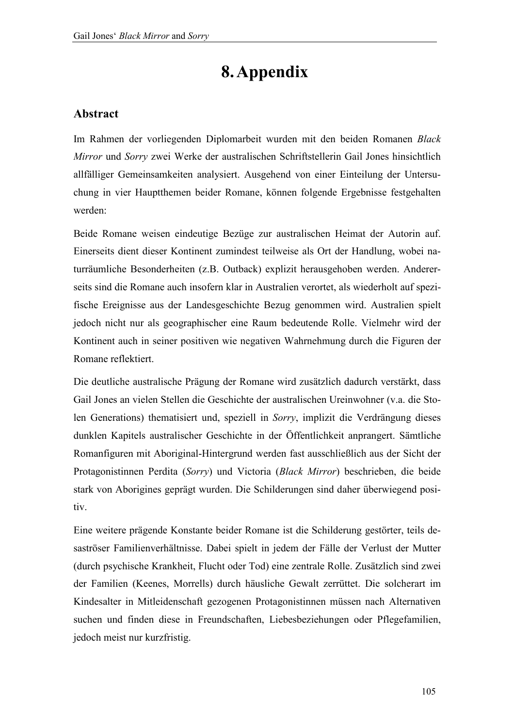# 8. Appendix

## Abstract

Im Rahmen der vorliegenden Diplomarbeit wurden mit den beiden Romanen *Black Mirror* und *Sorry* zwei Werke der australischen Schriftstellerin Gail Jones hinsichtlich allfälliger Gemeinsamkeiten analysiert. Ausgehend von einer Einteilung der Untersuchung in vier Hauptthemen beider Romane, können folgende Ergebnisse festgehalten werden:

Beide Romane weisen eindeutige Bezüge zur australischen Heimat der Autorin auf. Einerseits dient dieser Kontinent zumindest teilweise als Ort der Handlung, wobei naturräumliche Besonderheiten (z.B. Outback) explizit herausgehoben werden. Andererseits sind die Romane auch insofern klar in Australien verortet, als wiederholt auf spezifische Ereignisse aus der Landesgeschichte Bezug genommen wird. Australien spielt jedoch nicht nur als geographischer eine Raum bedeutende Rolle. Vielmehr wird der Kontinent auch in seiner positiven wie negativen Wahrnehmung durch die Figuren der Romane reflektiert.

Die deutliche australische Prägung der Romane wird zusätzlich dadurch verstärkt, dass Gail Jones an vielen Stellen die Geschichte der australischen Ureinwohner (v.a. die Stolen Generations) thematisiert und, speziell in *Sorry*, implizit die Verdrängung dieses dunklen Kapitels australischer Geschichte in der Öffentlichkeit anprangert. Sämtliche Romanfiguren mit Aboriginal-Hintergrund werden fast ausschließlich aus der Sicht der Protagonistinnen Perdita (*Sorry*) und Victoria (*Black Mirror*) beschrieben, die beide stark von Aborigines geprägt wurden. Die Schilderungen sind daher überwiegend positiv.

Eine weitere prägende Konstante beider Romane ist die Schilderung gestörter, teils desaströser Familienverhältnisse. Dabei spielt in jedem der Fälle der Verlust der Mutter (durch psychische Krankheit, Flucht oder Tod) eine zentrale Rolle. Zusätzlich sind zwei der Familien (Keenes, Morrells) durch häusliche Gewalt zerrüttet. Die solcherart im Kindesalter in Mitleidenschaft gezogenen Protagonistinnen müssen nach Alternativen suchen und finden diese in Freundschaften, Liebesbeziehungen oder Pflegefamilien, jedoch meist nur kurzfristig.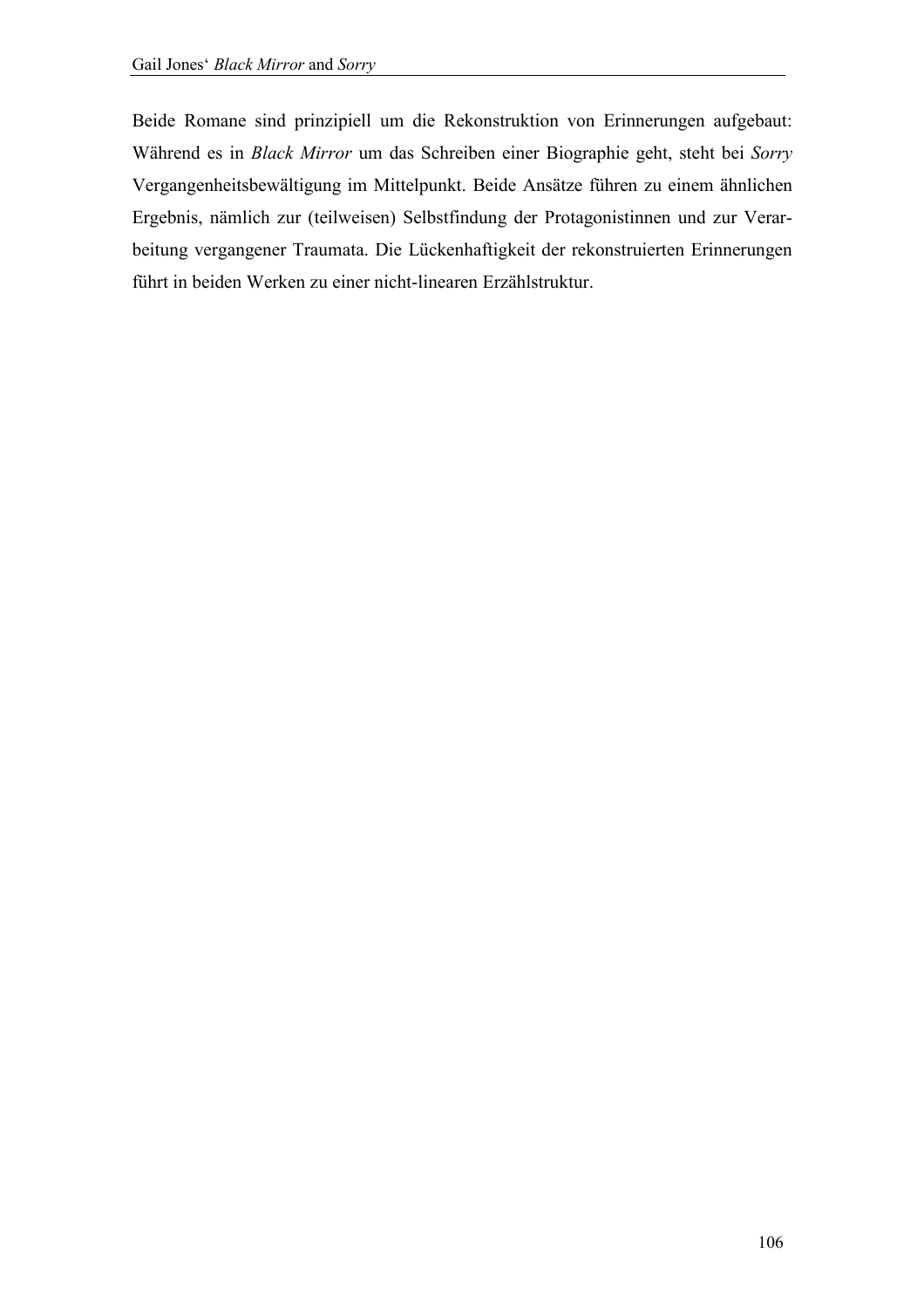Beide Romane sind prinzipiell um die Rekonstruktion von Erinnerungen aufgebaut: Während es in *Black Mirror* um das Schreiben einer Biographie geht, steht bei *Sorry* Vergangenheitsbewältigung im Mittelpunkt. Beide Ansätze führen zu einem ähnlichen Ergebnis, nämlich zur (teilweisen) Selbstfindung der Protagonistinnen und zur Verarbeitung vergangener Traumata. Die Lückenhaftigkeit der rekonstruierten Erinnerungen führt in beiden Werken zu einer nicht-linearen Erzählstruktur.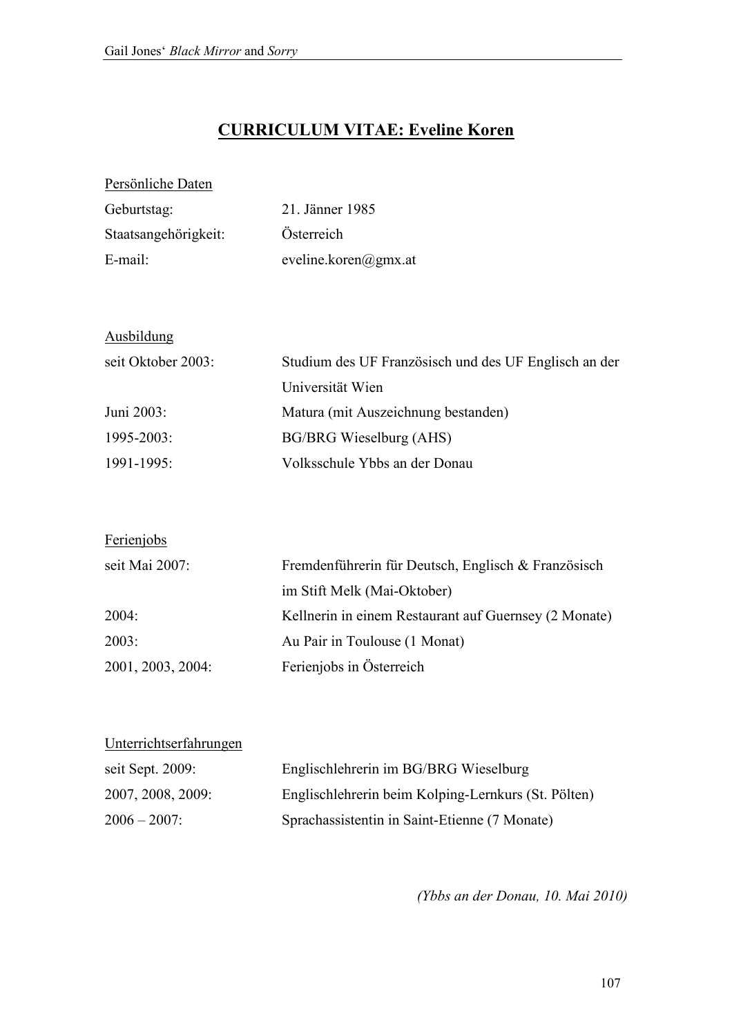# CURRICULUM VITAE: Eveline Koren

## Persönliche Daten

| | |
|---|---|
| Geburtstag: | 21. Jänner 1985 |
| Staatsangehörigkeit: | Österreich |
| E-mail: | eveline.koren@gmx.at |

## Ausbildung

| | |
|---|---|
| seit Oktober 2003: | Studium des UF Französisch und des UF Englisch an der Universität Wien |
| Juni 2003: | Matura (mit Auszeichnung bestanden) |
| 1995-2003: | BG/BRG Wieselburg (AHS) |
| 1991-1995: | Volksschule Ybbs an der Donau |

## Ferienjobs

| | |
|---|---|
| seit Mai 2007: | Fremdenführerin für Deutsch, Englisch & Französisch im Stift Melk (Mai-Oktober) |
| 2004: | Kellnerin in einem Restaurant auf Guernsey (2 Monate) |
| 2003: | Au Pair in Toulouse (1 Monat) |
| 2001, 2003, 2004: | Ferienjobs in Österreich |

## Unterrichtserfahrungen

| | |
|---|---|
| seit Sept. 2009: | Englischlehrerin im BG/BRG Wieselburg |
| 2007, 2008, 2009: | Englischlehrerin beim Kolping-Lernkurs (St. Pölten) |
| 2006 – 2007: | Sprachassistentin in Saint-Etienne (7 Monate) |

*(Ybbs an der Donau, 10. Mai 2010)*